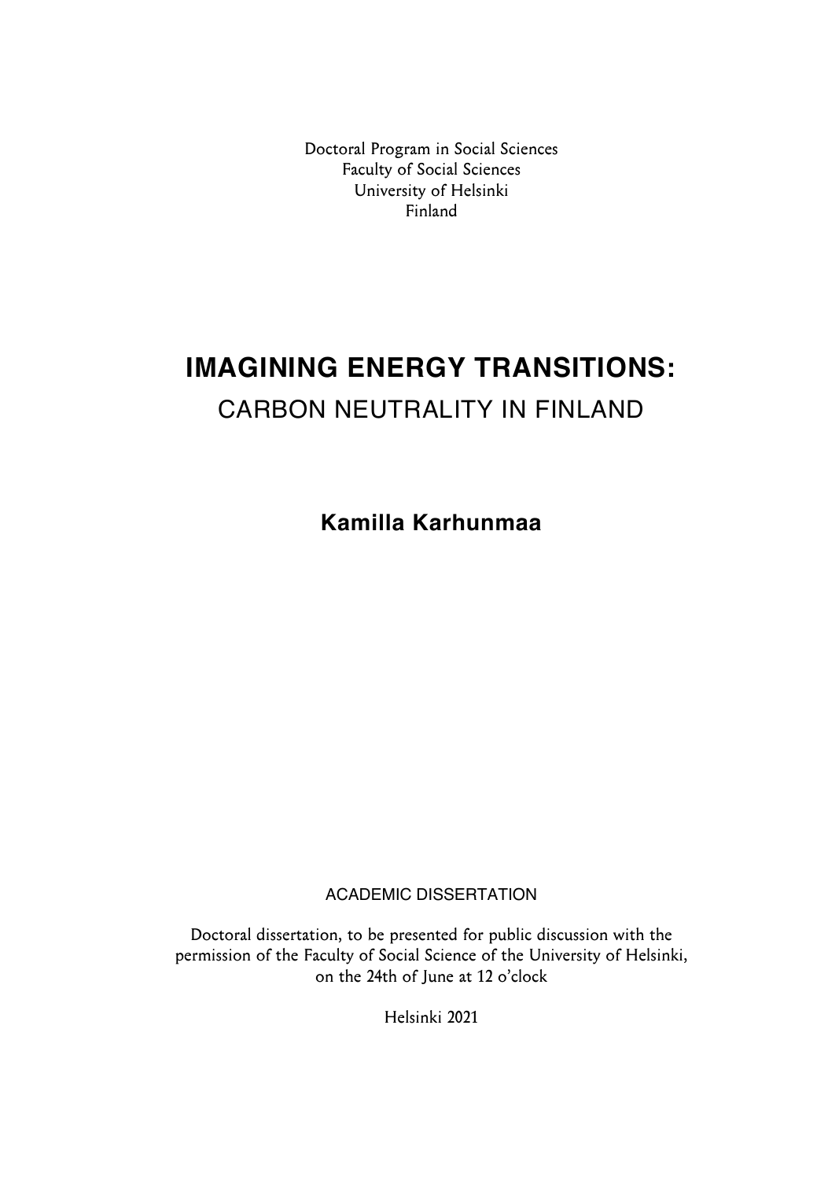Doctoral Program in Social Sciences
Faculty of Social Sciences
University of Helsinki
Finland

# IMAGINING ENERGY TRANSITIONS:
## CARBON NEUTRALITY IN FINLAND

**Kamilla Karhunmaa**

ACADEMIC DISSERTATION

Doctoral dissertation, to be presented for public discussion with the permission of the Faculty of Social Science of the University of Helsinki, on the 24th of June at 12 o'clock

Helsinki 2021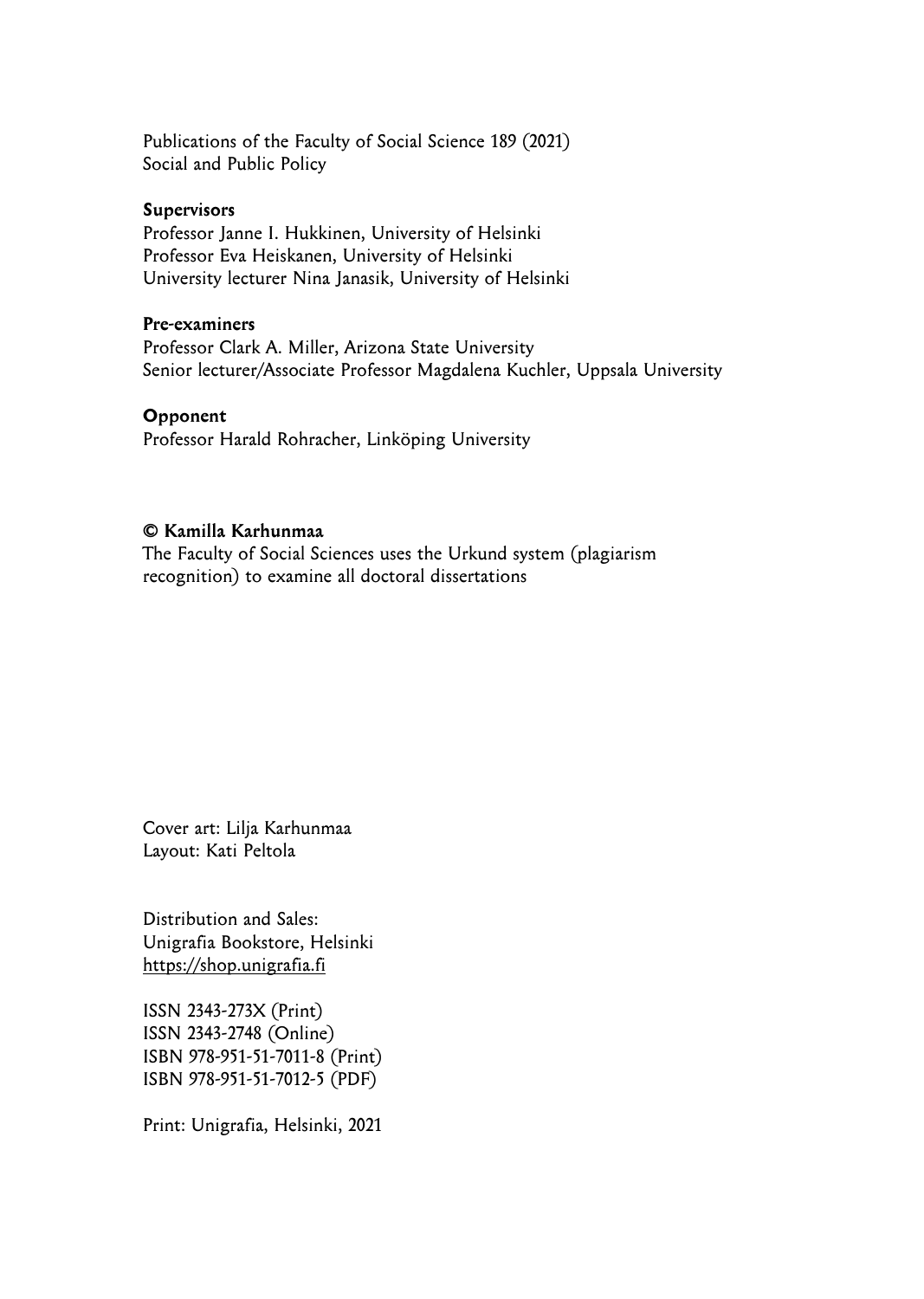Publications of the Faculty of Social Science 189 (2021)
Social and Public Policy

**Supervisors**
Professor Janne I. Hukkinen, University of Helsinki
Professor Eva Heiskanen, University of Helsinki
University lecturer Nina Janasik, University of Helsinki

**Pre-examiners**
Professor Clark A. Miller, Arizona State University
Senior lecturer/Associate Professor Magdalena Kuchler, Uppsala University

**Opponent**
Professor Harald Rohracher, Linköping University

**© Kamilla Karhunmaa**
The Faculty of Social Sciences uses the Urkund system (plagiarism recognition) to examine all doctoral dissertations

Cover art: Lilja Karhunmaa
Layout: Kati Peltola

Distribution and Sales:
Unigrafia Bookstore, Helsinki
https://shop.unigrafia.fi

ISSN 2343-273X (Print)
ISSN 2343-2748 (Online)
ISBN 978-951-51-7011-8 (Print)
ISBN 978-951-51-7012-5 (PDF)

Print: Unigrafia, Helsinki, 2021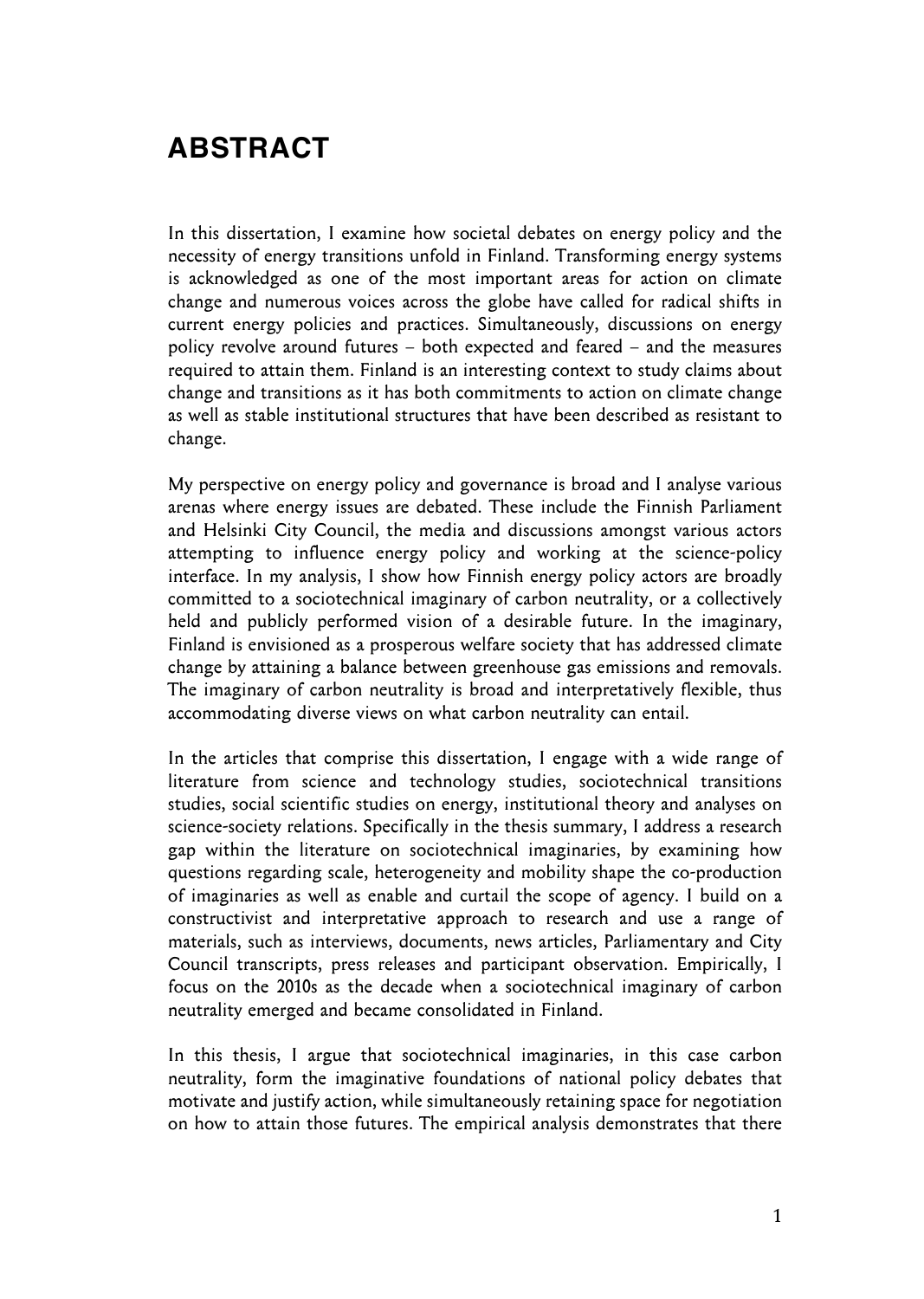# ABSTRACT

In this dissertation, I examine how societal debates on energy policy and the necessity of energy transitions unfold in Finland. Transforming energy systems is acknowledged as one of the most important areas for action on climate change and numerous voices across the globe have called for radical shifts in current energy policies and practices. Simultaneously, discussions on energy policy revolve around futures – both expected and feared – and the measures required to attain them. Finland is an interesting context to study claims about change and transitions as it has both commitments to action on climate change as well as stable institutional structures that have been described as resistant to change.

My perspective on energy policy and governance is broad and I analyse various arenas where energy issues are debated. These include the Finnish Parliament and Helsinki City Council, the media and discussions amongst various actors attempting to influence energy policy and working at the science-policy interface. In my analysis, I show how Finnish energy policy actors are broadly committed to a sociotechnical imaginary of carbon neutrality, or a collectively held and publicly performed vision of a desirable future. In the imaginary, Finland is envisioned as a prosperous welfare society that has addressed climate change by attaining a balance between greenhouse gas emissions and removals. The imaginary of carbon neutrality is broad and interpretatively flexible, thus accommodating diverse views on what carbon neutrality can entail.

In the articles that comprise this dissertation, I engage with a wide range of literature from science and technology studies, sociotechnical transitions studies, social scientific studies on energy, institutional theory and analyses on science-society relations. Specifically in the thesis summary, I address a research gap within the literature on sociotechnical imaginaries, by examining how questions regarding scale, heterogeneity and mobility shape the co-production of imaginaries as well as enable and curtail the scope of agency. I build on a constructivist and interpretative approach to research and use a range of materials, such as interviews, documents, news articles, Parliamentary and City Council transcripts, press releases and participant observation. Empirically, I focus on the 2010s as the decade when a sociotechnical imaginary of carbon neutrality emerged and became consolidated in Finland.

In this thesis, I argue that sociotechnical imaginaries, in this case carbon neutrality, form the imaginative foundations of national policy debates that motivate and justify action, while simultaneously retaining space for negotiation on how to attain those futures. The empirical analysis demonstrates that there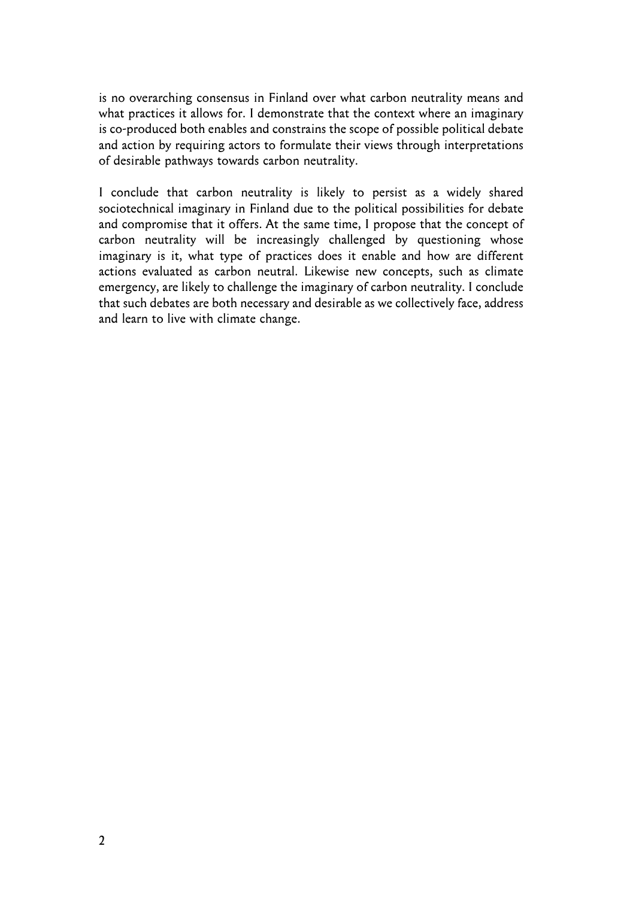is no overarching consensus in Finland over what carbon neutrality means and what practices it allows for. I demonstrate that the context where an imaginary is co-produced both enables and constrains the scope of possible political debate and action by requiring actors to formulate their views through interpretations of desirable pathways towards carbon neutrality.

I conclude that carbon neutrality is likely to persist as a widely shared sociotechnical imaginary in Finland due to the political possibilities for debate and compromise that it offers. At the same time, I propose that the concept of carbon neutrality will be increasingly challenged by questioning whose imaginary is it, what type of practices does it enable and how are different actions evaluated as carbon neutral. Likewise new concepts, such as climate emergency, are likely to challenge the imaginary of carbon neutrality. I conclude that such debates are both necessary and desirable as we collectively face, address and learn to live with climate change.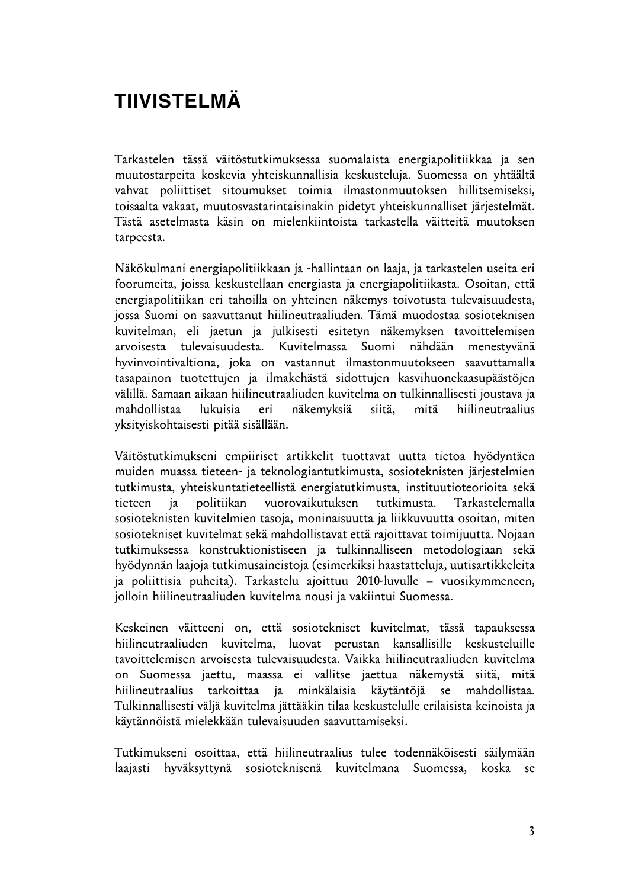# TIIVISTELMÄ

Tarkastelen tässä väitöstutkimuksessa suomalaista energiapolitiikkaa ja sen muutostarpeita koskevia yhteiskunnallisia keskusteluja. Suomessa on yhtäältä vahvat poliittiset sitoumukset toimia ilmastonmuutoksen hillitsemiseksi, toisaalta vakaat, muutosvastarintaisinakin pidetyt yhteiskunnalliset järjestelmät. Tästä asetelmasta käsin on mielenkiintoista tarkastella väitteitä muutoksen tarpeesta.

Näkökulmani energiapolitiikkaan ja -hallintaan on laaja, ja tarkastelen useita eri foorumeita, joissa keskustellaan energiasta ja energiapolitiikasta. Osoitan, että energiapolitiikan eri tahoilla on yhteinen näkemys toivotusta tulevaisuudesta, jossa Suomi on saavuttanut hiilineutraaliuden. Tämä muodostaa sosioteknisen kuvitelman, eli jaetun ja julkisesti esitetyn näkemyksen tavoittelemisen arvoisesta tulevaisuudesta. Kuvitelmassa Suomi nähdään menestyvänä hyvinvointivaltiona, joka on vastannut ilmastonmuutokseen saavuttamalla tasapainon tuotettujen ja ilmakehästä sidottujen kasvihuonekaasupäästöjen välillä. Samaan aikaan hiilineutraaliuden kuvitelma on tulkinnallisesti joustava ja mahdollistaa lukuisia eri näkemyksiä siitä, mitä hiilineutraalius yksityiskohtaisesti pitää sisällään.

Väitöstutkimukseni empiiriset artikkelit tuottavat uutta tietoa hyödyntäen muiden muassa tieteen- ja teknologiantutkimusta, sosioteknisten järjestelmien tutkimusta, yhteiskuntatieteellistä energiatutkimusta, instituutioteorioita sekä tieteen ja politiikan vuorovaikutuksen tutkimusta. Tarkastelemalla sosioteknisten kuvitelmien tasoja, moninaisuutta ja liikkuvuutta osoitan, miten sosiotekniset kuvitelmat sekä mahdollistavat että rajoittavat toimijuutta. Nojaan tutkimuksessa konstruktionistiseen ja tulkinnalliseen metodologiaan sekä hyödynnän laajoja tutkimusaineistoja (esimerkiksi haastatteluja, uutisartikkeleita ja poliittisia puheita). Tarkastelu ajoittuu 2010-luvulle – vuosikymmeneen, jolloin hiilineutraaliuden kuvitelma nousi ja vakiintui Suomessa.

Keskeinen väitteeni on, että sosiotekniset kuvitelmat, tässä tapauksessa hiilineutraaliuden kuvitelma, luovat perustan kansallisille keskusteluille tavoittelemisen arvoisesta tulevaisuudesta. Vaikka hiilineutraaliuden kuvitelma on Suomessa jaettu, maassa ei vallitse jaettua näkemystä siitä, mitä hiilineutraalius tarkoittaa ja minkälaisia käytäntöjä se mahdollistaa. Tulkinnallisesti väljä kuvitelma jättääkin tilaa keskustelulle erilaisista keinoista ja käytännöistä mielekkään tulevaisuuden saavuttamiseksi.

Tutkimukseni osoittaa, että hiilineutraalius tulee todennäköisesti säilymään laajasti hyväksyttynä sosioteknisenä kuvitelmana Suomessa, koska se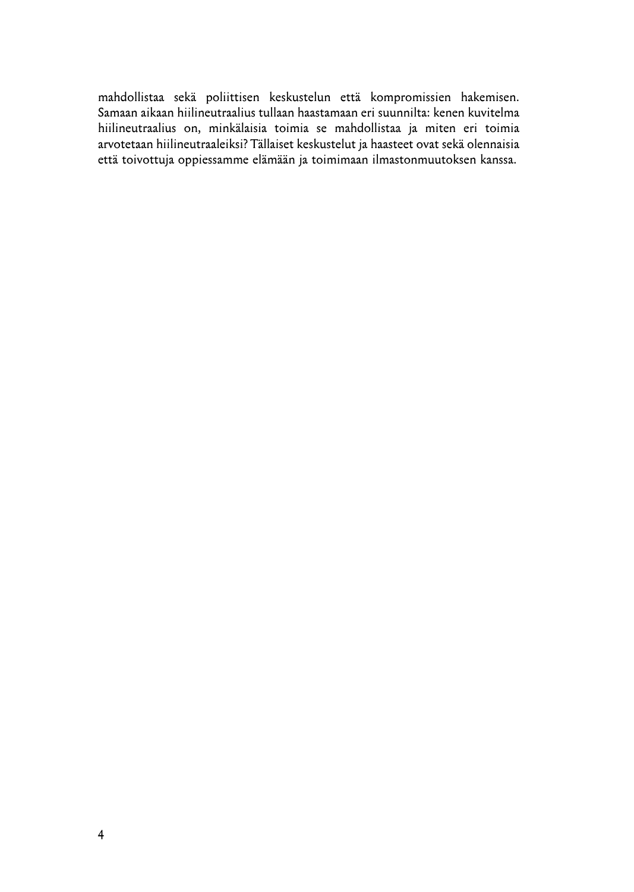mahdollistaa sekä poliittisen keskustelun että kompromissien hakemisen. Samaan aikaan hiilineutraalius tullaan haastamaan eri suunnilta: kenen kuvitelma hiilineutraalius on, minkälaisia toimia se mahdollistaa ja miten eri toimia arvotetaan hiilineutraaleiksi? Tällaiset keskustelut ja haasteet ovat sekä olennaisia että toivottuja oppiessamme elämään ja toimimaan ilmastonmuutoksen kanssa.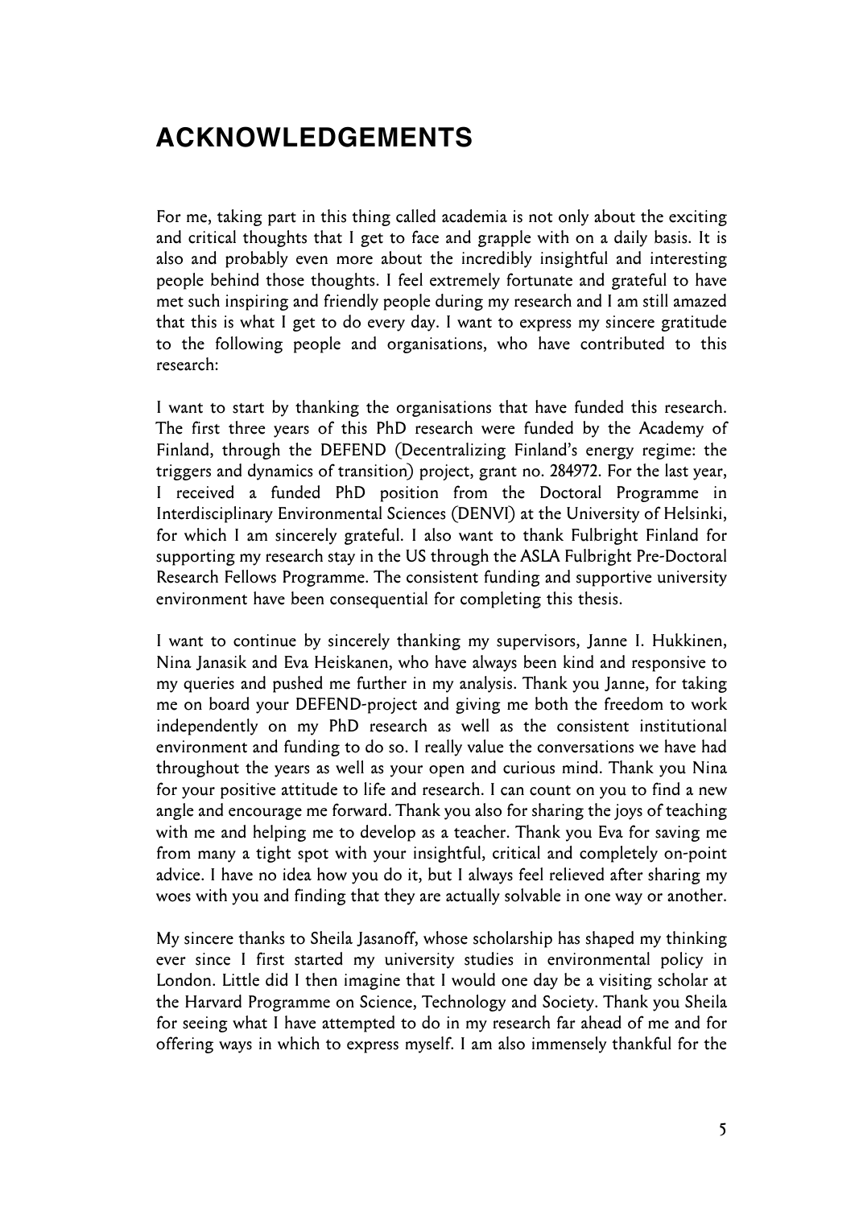# ACKNOWLEDGEMENTS

For me, taking part in this thing called academia is not only about the exciting and critical thoughts that I get to face and grapple with on a daily basis. It is also and probably even more about the incredibly insightful and interesting people behind those thoughts. I feel extremely fortunate and grateful to have met such inspiring and friendly people during my research and I am still amazed that this is what I get to do every day. I want to express my sincere gratitude to the following people and organisations, who have contributed to this research:

I want to start by thanking the organisations that have funded this research. The first three years of this PhD research were funded by the Academy of Finland, through the DEFEND (Decentralizing Finland's energy regime: the triggers and dynamics of transition) project, grant no. 284972. For the last year, I received a funded PhD position from the Doctoral Programme in Interdisciplinary Environmental Sciences (DENVI) at the University of Helsinki, for which I am sincerely grateful. I also want to thank Fulbright Finland for supporting my research stay in the US through the ASLA Fulbright Pre-Doctoral Research Fellows Programme. The consistent funding and supportive university environment have been consequential for completing this thesis.

I want to continue by sincerely thanking my supervisors, Janne I. Hukkinen, Nina Janasik and Eva Heiskanen, who have always been kind and responsive to my queries and pushed me further in my analysis. Thank you Janne, for taking me on board your DEFEND-project and giving me both the freedom to work independently on my PhD research as well as the consistent institutional environment and funding to do so. I really value the conversations we have had throughout the years as well as your open and curious mind. Thank you Nina for your positive attitude to life and research. I can count on you to find a new angle and encourage me forward. Thank you also for sharing the joys of teaching with me and helping me to develop as a teacher. Thank you Eva for saving me from many a tight spot with your insightful, critical and completely on-point advice. I have no idea how you do it, but I always feel relieved after sharing my woes with you and finding that they are actually solvable in one way or another.

My sincere thanks to Sheila Jasanoff, whose scholarship has shaped my thinking ever since I first started my university studies in environmental policy in London. Little did I then imagine that I would one day be a visiting scholar at the Harvard Programme on Science, Technology and Society. Thank you Sheila for seeing what I have attempted to do in my research far ahead of me and for offering ways in which to express myself. I am also immensely thankful for the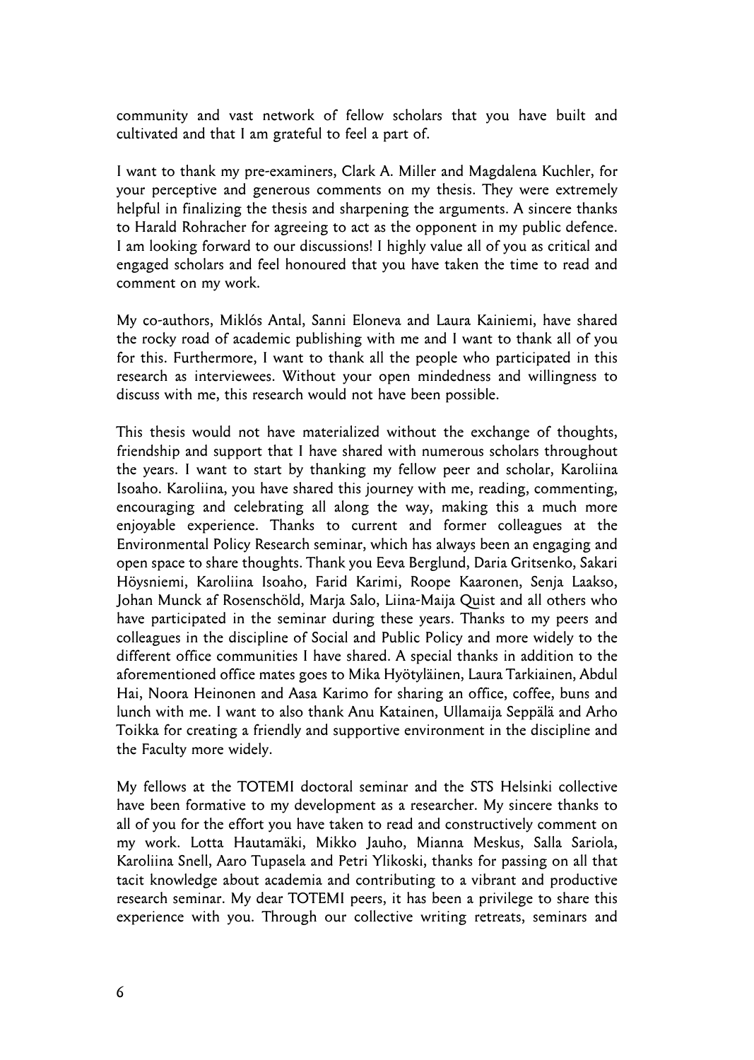community and vast network of fellow scholars that you have built and cultivated and that I am grateful to feel a part of.

I want to thank my pre-examiners, Clark A. Miller and Magdalena Kuchler, for your perceptive and generous comments on my thesis. They were extremely helpful in finalizing the thesis and sharpening the arguments. A sincere thanks to Harald Rohracher for agreeing to act as the opponent in my public defence. I am looking forward to our discussions! I highly value all of you as critical and engaged scholars and feel honoured that you have taken the time to read and comment on my work.

My co-authors, Miklós Antal, Sanni Eloneva and Laura Kainiemi, have shared the rocky road of academic publishing with me and I want to thank all of you for this. Furthermore, I want to thank all the people who participated in this research as interviewees. Without your open mindedness and willingness to discuss with me, this research would not have been possible.

This thesis would not have materialized without the exchange of thoughts, friendship and support that I have shared with numerous scholars throughout the years. I want to start by thanking my fellow peer and scholar, Karoliina Isoaho. Karoliina, you have shared this journey with me, reading, commenting, encouraging and celebrating all along the way, making this a much more enjoyable experience. Thanks to current and former colleagues at the Environmental Policy Research seminar, which has always been an engaging and open space to share thoughts. Thank you Eeva Berglund, Daria Gritsenko, Sakari Höysniemi, Karoliina Isoaho, Farid Karimi, Roope Kaaronen, Senja Laakso, Johan Munck af Rosenschöld, Marja Salo, Liina-Maija Quist and all others who have participated in the seminar during these years. Thanks to my peers and colleagues in the discipline of Social and Public Policy and more widely to the different office communities I have shared. A special thanks in addition to the aforementioned office mates goes to Mika Hyötyläinen, Laura Tarkiainen, Abdul Hai, Noora Heinonen and Aasa Karimo for sharing an office, coffee, buns and lunch with me. I want to also thank Anu Katainen, Ullamaija Seppälä and Arho Toikka for creating a friendly and supportive environment in the discipline and the Faculty more widely.

My fellows at the TOTEMI doctoral seminar and the STS Helsinki collective have been formative to my development as a researcher. My sincere thanks to all of you for the effort you have taken to read and constructively comment on my work. Lotta Hautamäki, Mikko Jauho, Mianna Meskus, Salla Sariola, Karoliina Snell, Aaro Tupasela and Petri Ylikoski, thanks for passing on all that tacit knowledge about academia and contributing to a vibrant and productive research seminar. My dear TOTEMI peers, it has been a privilege to share this experience with you. Through our collective writing retreats, seminars and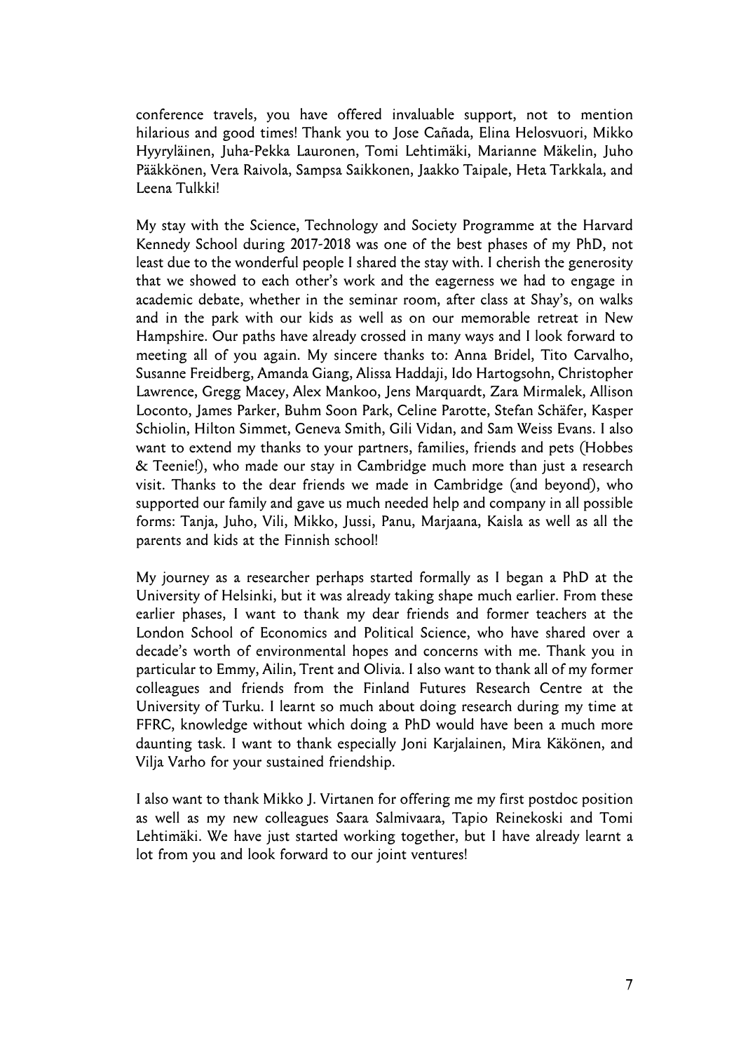conference travels, you have offered invaluable support, not to mention hilarious and good times! Thank you to Jose Cañada, Elina Helosvuori, Mikko Hyyryläinen, Juha-Pekka Lauronen, Tomi Lehtimäki, Marianne Mäkelin, Juho Pääkkönen, Vera Raivola, Sampsa Saikkonen, Jaakko Taipale, Heta Tarkkala, and Leena Tulkki!

My stay with the Science, Technology and Society Programme at the Harvard Kennedy School during 2017-2018 was one of the best phases of my PhD, not least due to the wonderful people I shared the stay with. I cherish the generosity that we showed to each other's work and the eagerness we had to engage in academic debate, whether in the seminar room, after class at Shay's, on walks and in the park with our kids as well as on our memorable retreat in New Hampshire. Our paths have already crossed in many ways and I look forward to meeting all of you again. My sincere thanks to: Anna Bridel, Tito Carvalho, Susanne Freidberg, Amanda Giang, Alissa Haddaji, Ido Hartogsohn, Christopher Lawrence, Gregg Macey, Alex Mankoo, Jens Marquardt, Zara Mirmalek, Allison Loconto, James Parker, Buhm Soon Park, Celine Parotte, Stefan Schäfer, Kasper Schiolin, Hilton Simmet, Geneva Smith, Gili Vidan, and Sam Weiss Evans. I also want to extend my thanks to your partners, families, friends and pets (Hobbes & Teenie!), who made our stay in Cambridge much more than just a research visit. Thanks to the dear friends we made in Cambridge (and beyond), who supported our family and gave us much needed help and company in all possible forms: Tanja, Juho, Vili, Mikko, Jussi, Panu, Marjaana, Kaisla as well as all the parents and kids at the Finnish school!

My journey as a researcher perhaps started formally as I began a PhD at the University of Helsinki, but it was already taking shape much earlier. From these earlier phases, I want to thank my dear friends and former teachers at the London School of Economics and Political Science, who have shared over a decade's worth of environmental hopes and concerns with me. Thank you in particular to Emmy, Ailin, Trent and Olivia. I also want to thank all of my former colleagues and friends from the Finland Futures Research Centre at the University of Turku. I learnt so much about doing research during my time at FFRC, knowledge without which doing a PhD would have been a much more daunting task. I want to thank especially Joni Karjalainen, Mira Käkönen, and Vilja Varho for your sustained friendship.

I also want to thank Mikko J. Virtanen for offering me my first postdoc position as well as my new colleagues Saara Salmivaara, Tapio Reinekoski and Tomi Lehtimäki. We have just started working together, but I have already learnt a lot from you and look forward to our joint ventures!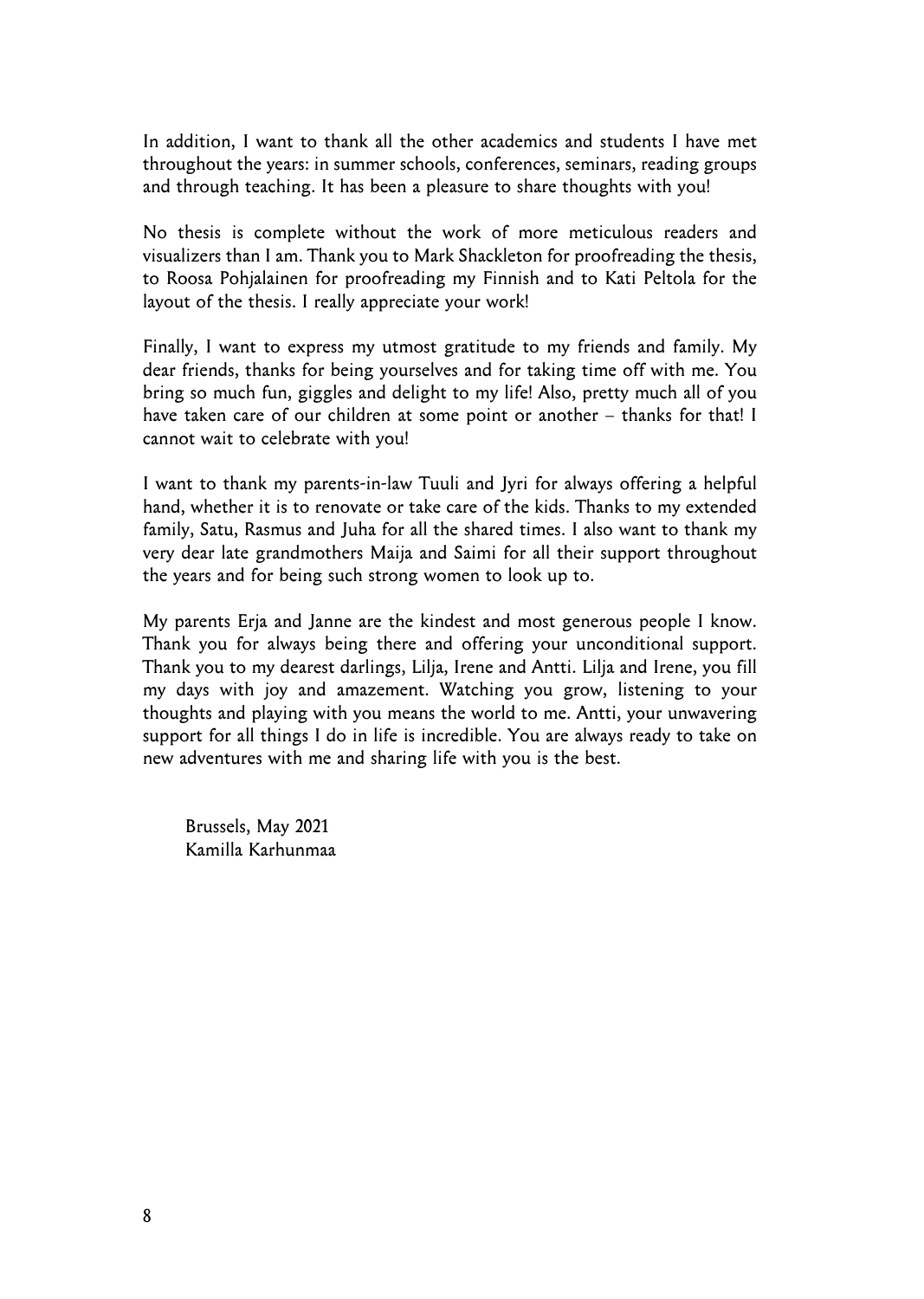In addition, I want to thank all the other academics and students I have met throughout the years: in summer schools, conferences, seminars, reading groups and through teaching. It has been a pleasure to share thoughts with you!

No thesis is complete without the work of more meticulous readers and visualizers than I am. Thank you to Mark Shackleton for proofreading the thesis, to Roosa Pohjalainen for proofreading my Finnish and to Kati Peltola for the layout of the thesis. I really appreciate your work!

Finally, I want to express my utmost gratitude to my friends and family. My dear friends, thanks for being yourselves and for taking time off with me. You bring so much fun, giggles and delight to my life! Also, pretty much all of you have taken care of our children at some point or another – thanks for that! I cannot wait to celebrate with you!

I want to thank my parents-in-law Tuuli and Jyri for always offering a helpful hand, whether it is to renovate or take care of the kids. Thanks to my extended family, Satu, Rasmus and Juha for all the shared times. I also want to thank my very dear late grandmothers Maija and Saimi for all their support throughout the years and for being such strong women to look up to.

My parents Erja and Janne are the kindest and most generous people I know. Thank you for always being there and offering your unconditional support. Thank you to my dearest darlings, Lilja, Irene and Antti. Lilja and Irene, you fill my days with joy and amazement. Watching you grow, listening to your thoughts and playing with you means the world to me. Antti, your unwavering support for all things I do in life is incredible. You are always ready to take on new adventures with me and sharing life with you is the best.

Brussels, May 2021
Kamilla Karhunmaa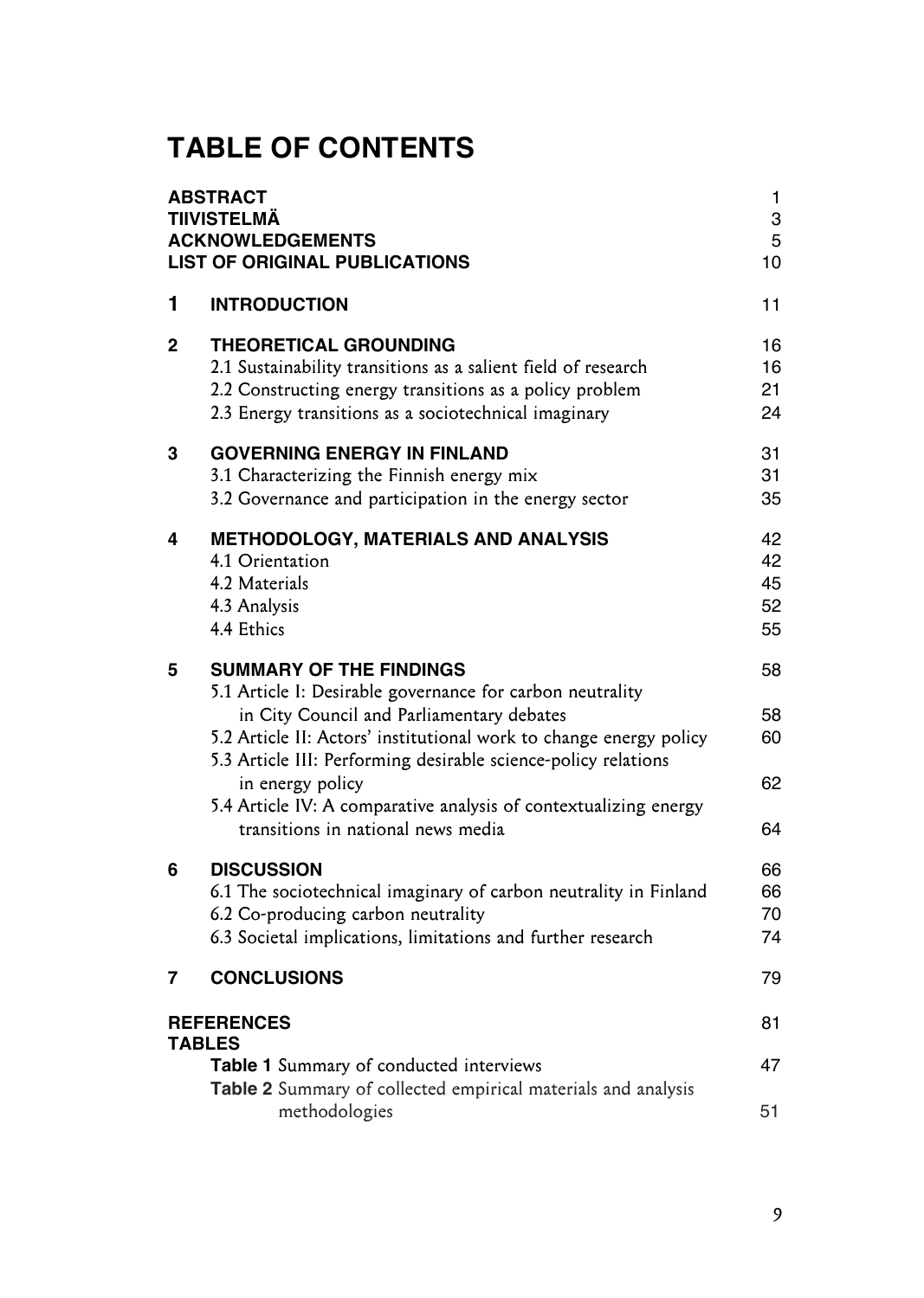# TABLE OF CONTENTS

| | | |
|---|---|---|
| **ABSTRACT** | | 1 |
| **TIIVISTELMÄ** | | 3 |
| **ACKNOWLEDGEMENTS** | | 5 |
| **LIST OF ORIGINAL PUBLICATIONS** | | 10 |
| **1** | **INTRODUCTION** | 11 |
| **2** | **THEORETICAL GROUNDING** | 16 |
| | 2.1 Sustainability transitions as a salient field of research | 16 |
| | 2.2 Constructing energy transitions as a policy problem | 21 |
| | 2.3 Energy transitions as a sociotechnical imaginary | 24 |
| **3** | **GOVERNING ENERGY IN FINLAND** | 31 |
| | 3.1 Characterizing the Finnish energy mix | 31 |
| | 3.2 Governance and participation in the energy sector | 35 |
| **4** | **METHODOLOGY, MATERIALS AND ANALYSIS** | 42 |
| | 4.1 Orientation | 42 |
| | 4.2 Materials | 45 |
| | 4.3 Analysis | 52 |
| | 4.4 Ethics | 55 |
| **5** | **SUMMARY OF THE FINDINGS** | 58 |
| | 5.1 Article I: Desirable governance for carbon neutrality in City Council and Parliamentary debates | 58 |
| | 5.2 Article II: Actors' institutional work to change energy policy | 60 |
| | 5.3 Article III: Performing desirable science-policy relations in energy policy | 62 |
| | 5.4 Article IV: A comparative analysis of contextualizing energy transitions in national news media | 64 |
| **6** | **DISCUSSION** | 66 |
| | 6.1 The sociotechnical imaginary of carbon neutrality in Finland | 66 |
| | 6.2 Co-producing carbon neutrality | 70 |
| | 6.3 Societal implications, limitations and further research | 74 |
| **7** | **CONCLUSIONS** | 79 |
| **REFERENCES** | | 81 |
| **TABLES** | | |
| | **Table 1** Summary of conducted interviews | 47 |
| | **Table 2** Summary of collected empirical materials and analysis methodologies | 51 |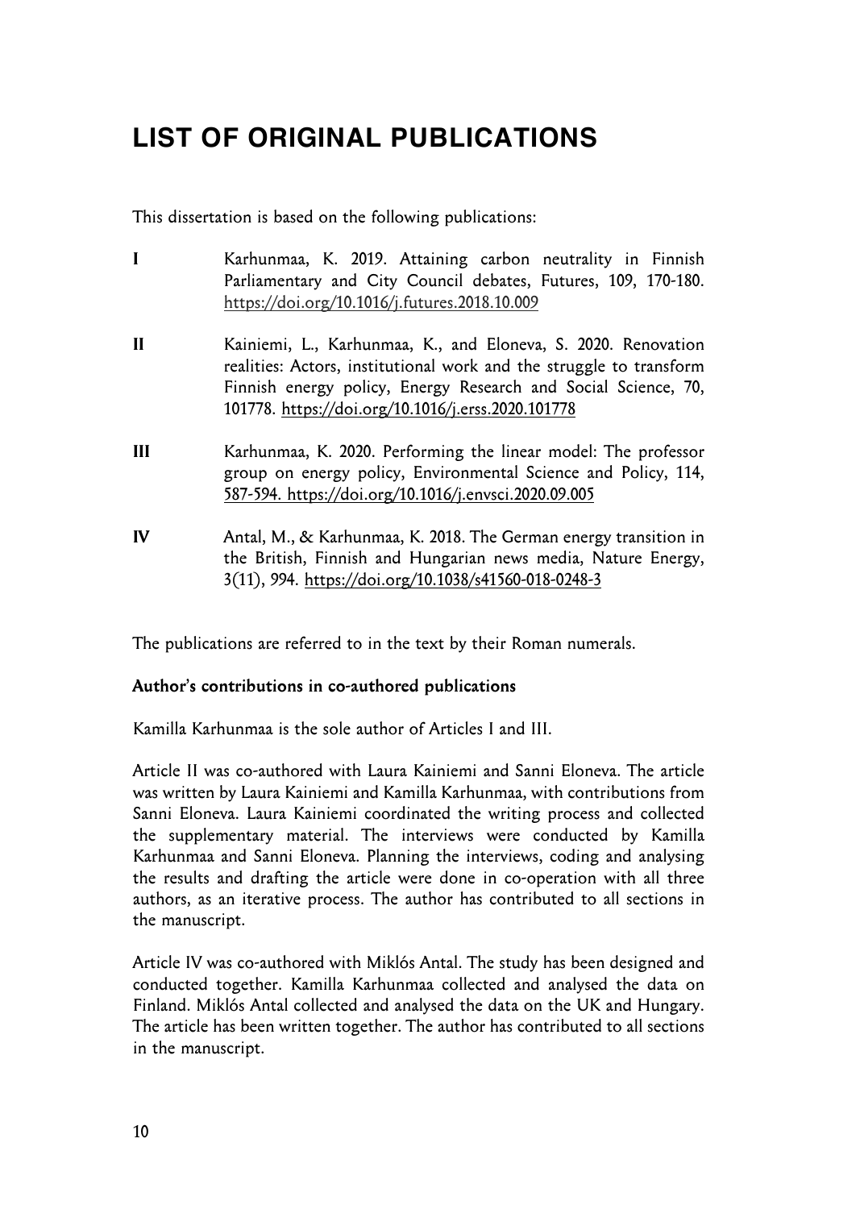# LIST OF ORIGINAL PUBLICATIONS

This dissertation is based on the following publications:

**I** Karhunmaa, K. 2019. Attaining carbon neutrality in Finnish Parliamentary and City Council debates, Futures, 109, 170-180. https://doi.org/10.1016/j.futures.2018.10.009

**II** Kainiemi, L., Karhunmaa, K., and Eloneva, S. 2020. Renovation realities: Actors, institutional work and the struggle to transform Finnish energy policy, Energy Research and Social Science, 70, 101778. https://doi.org/10.1016/j.erss.2020.101778

**III** Karhunmaa, K. 2020. Performing the linear model: The professor group on energy policy, Environmental Science and Policy, 114, 587-594. https://doi.org/10.1016/j.envsci.2020.09.005

**IV** Antal, M., & Karhunmaa, K. 2018. The German energy transition in the British, Finnish and Hungarian news media, Nature Energy, 3(11), 994. https://doi.org/10.1038/s41560-018-0248-3

The publications are referred to in the text by their Roman numerals.

**Author's contributions in co-authored publications**

Kamilla Karhunmaa is the sole author of Articles I and III.

Article II was co-authored with Laura Kainiemi and Sanni Eloneva. The article was written by Laura Kainiemi and Kamilla Karhunmaa, with contributions from Sanni Eloneva. Laura Kainiemi coordinated the writing process and collected the supplementary material. The interviews were conducted by Kamilla Karhunmaa and Sanni Eloneva. Planning the interviews, coding and analysing the results and drafting the article were done in co-operation with all three authors, as an iterative process. The author has contributed to all sections in the manuscript.

Article IV was co-authored with Miklós Antal. The study has been designed and conducted together. Kamilla Karhunmaa collected and analysed the data on Finland. Miklós Antal collected and analysed the data on the UK and Hungary. The article has been written together. The author has contributed to all sections in the manuscript.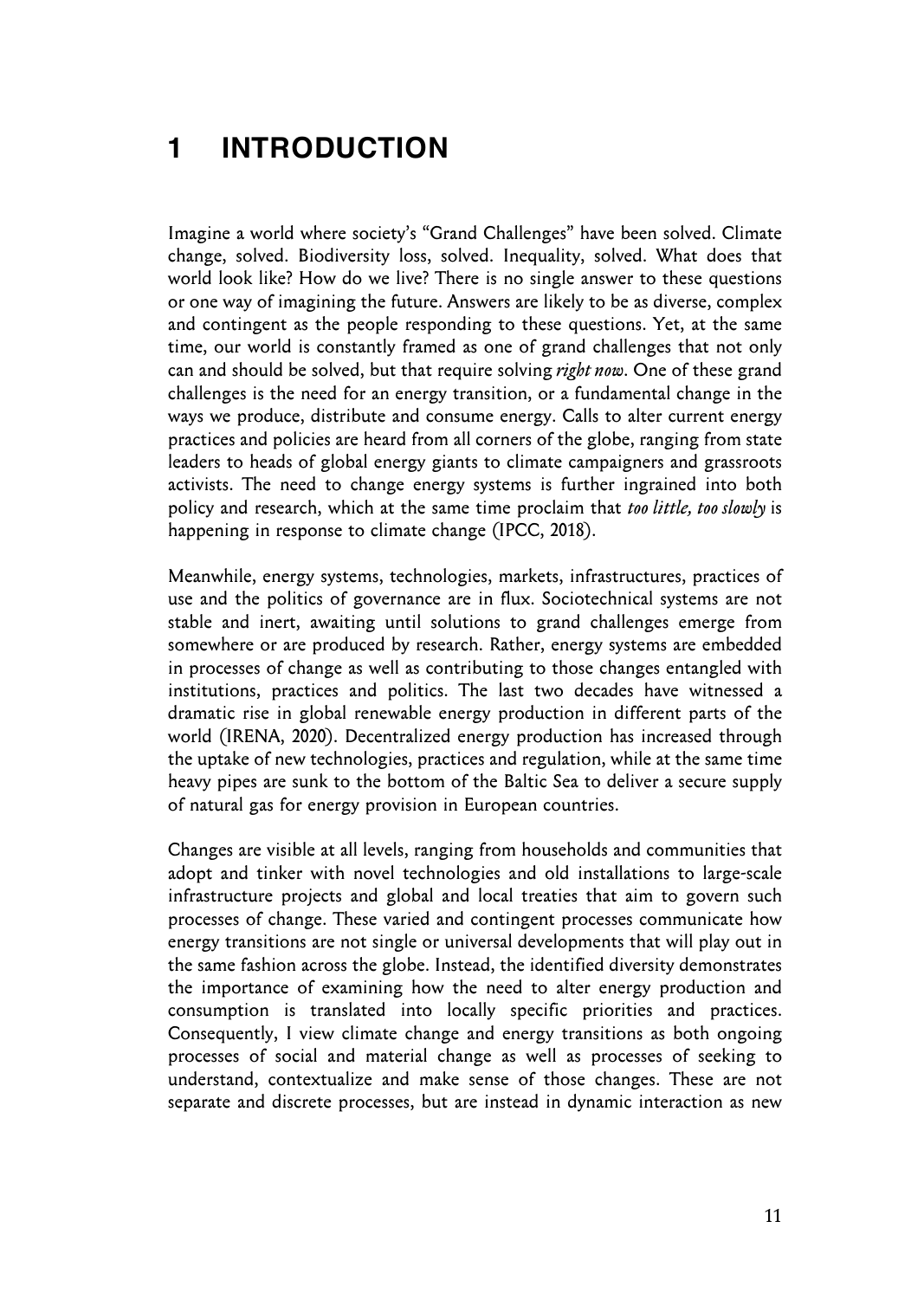# 1 INTRODUCTION

Imagine a world where society's "Grand Challenges" have been solved. Climate change, solved. Biodiversity loss, solved. Inequality, solved. What does that world look like? How do we live? There is no single answer to these questions or one way of imagining the future. Answers are likely to be as diverse, complex and contingent as the people responding to these questions. Yet, at the same time, our world is constantly framed as one of grand challenges that not only can and should be solved, but that require solving *right now*. One of these grand challenges is the need for an energy transition, or a fundamental change in the ways we produce, distribute and consume energy. Calls to alter current energy practices and policies are heard from all corners of the globe, ranging from state leaders to heads of global energy giants to climate campaigners and grassroots activists. The need to change energy systems is further ingrained into both policy and research, which at the same time proclaim that *too little, too slowly* is happening in response to climate change (IPCC, 2018).

Meanwhile, energy systems, technologies, markets, infrastructures, practices of use and the politics of governance are in flux. Sociotechnical systems are not stable and inert, awaiting until solutions to grand challenges emerge from somewhere or are produced by research. Rather, energy systems are embedded in processes of change as well as contributing to those changes entangled with institutions, practices and politics. The last two decades have witnessed a dramatic rise in global renewable energy production in different parts of the world (IRENA, 2020). Decentralized energy production has increased through the uptake of new technologies, practices and regulation, while at the same time heavy pipes are sunk to the bottom of the Baltic Sea to deliver a secure supply of natural gas for energy provision in European countries.

Changes are visible at all levels, ranging from households and communities that adopt and tinker with novel technologies and old installations to large-scale infrastructure projects and global and local treaties that aim to govern such processes of change. These varied and contingent processes communicate how energy transitions are not single or universal developments that will play out in the same fashion across the globe. Instead, the identified diversity demonstrates the importance of examining how the need to alter energy production and consumption is translated into locally specific priorities and practices. Consequently, I view climate change and energy transitions as both ongoing processes of social and material change as well as processes of seeking to understand, contextualize and make sense of those changes. These are not separate and discrete processes, but are instead in dynamic interaction as new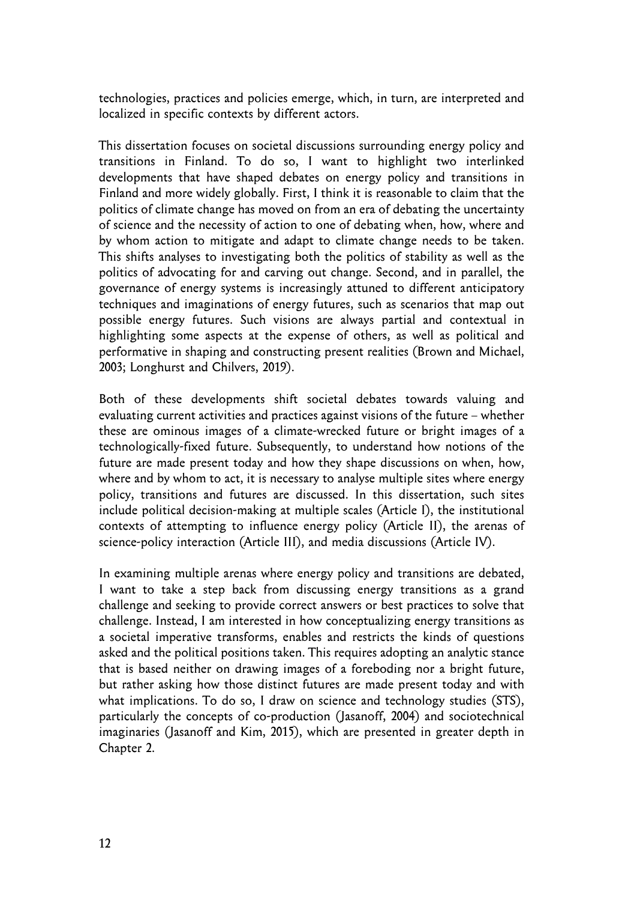technologies, practices and policies emerge, which, in turn, are interpreted and localized in specific contexts by different actors.

This dissertation focuses on societal discussions surrounding energy policy and transitions in Finland. To do so, I want to highlight two interlinked developments that have shaped debates on energy policy and transitions in Finland and more widely globally. First, I think it is reasonable to claim that the politics of climate change has moved on from an era of debating the uncertainty of science and the necessity of action to one of debating when, how, where and by whom action to mitigate and adapt to climate change needs to be taken. This shifts analyses to investigating both the politics of stability as well as the politics of advocating for and carving out change. Second, and in parallel, the governance of energy systems is increasingly attuned to different anticipatory techniques and imaginations of energy futures, such as scenarios that map out possible energy futures. Such visions are always partial and contextual in highlighting some aspects at the expense of others, as well as political and performative in shaping and constructing present realities (Brown and Michael, 2003; Longhurst and Chilvers, 2019).

Both of these developments shift societal debates towards valuing and evaluating current activities and practices against visions of the future – whether these are ominous images of a climate-wrecked future or bright images of a technologically-fixed future. Subsequently, to understand how notions of the future are made present today and how they shape discussions on when, how, where and by whom to act, it is necessary to analyse multiple sites where energy policy, transitions and futures are discussed. In this dissertation, such sites include political decision-making at multiple scales (Article I), the institutional contexts of attempting to influence energy policy (Article II), the arenas of science-policy interaction (Article III), and media discussions (Article IV).

In examining multiple arenas where energy policy and transitions are debated, I want to take a step back from discussing energy transitions as a grand challenge and seeking to provide correct answers or best practices to solve that challenge. Instead, I am interested in how conceptualizing energy transitions as a societal imperative transforms, enables and restricts the kinds of questions asked and the political positions taken. This requires adopting an analytic stance that is based neither on drawing images of a foreboding nor a bright future, but rather asking how those distinct futures are made present today and with what implications. To do so, I draw on science and technology studies (STS), particularly the concepts of co-production (Jasanoff, 2004) and sociotechnical imaginaries (Jasanoff and Kim, 2015), which are presented in greater depth in Chapter 2.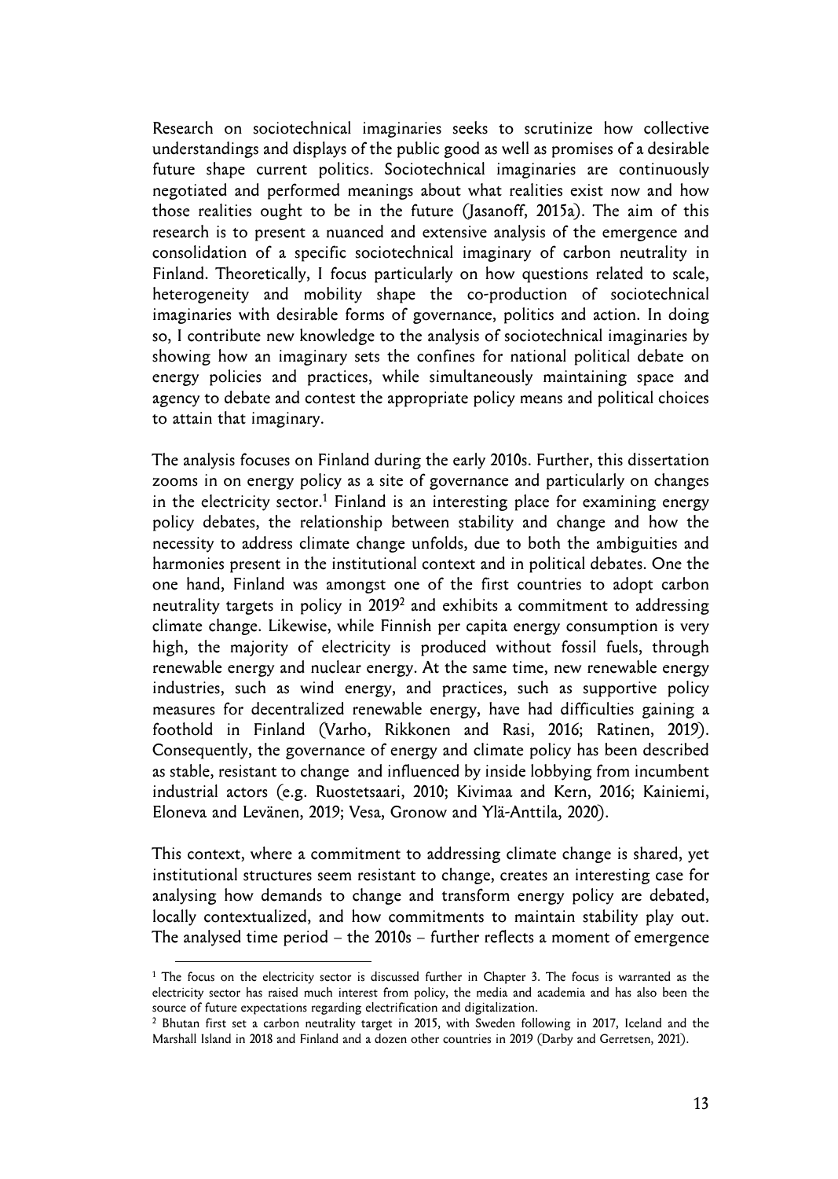Research on sociotechnical imaginaries seeks to scrutinize how collective understandings and displays of the public good as well as promises of a desirable future shape current politics. Sociotechnical imaginaries are continuously negotiated and performed meanings about what realities exist now and how those realities ought to be in the future (Jasanoff, 2015a). The aim of this research is to present a nuanced and extensive analysis of the emergence and consolidation of a specific sociotechnical imaginary of carbon neutrality in Finland. Theoretically, I focus particularly on how questions related to scale, heterogeneity and mobility shape the co-production of sociotechnical imaginaries with desirable forms of governance, politics and action. In doing so, I contribute new knowledge to the analysis of sociotechnical imaginaries by showing how an imaginary sets the confines for national political debate on energy policies and practices, while simultaneously maintaining space and agency to debate and contest the appropriate policy means and political choices to attain that imaginary.

The analysis focuses on Finland during the early 2010s. Further, this dissertation zooms in on energy policy as a site of governance and particularly on changes in the electricity sector.[1] Finland is an interesting place for examining energy policy debates, the relationship between stability and change and how the necessity to address climate change unfolds, due to both the ambiguities and harmonies present in the institutional context and in political debates. One the one hand, Finland was amongst one of the first countries to adopt carbon neutrality targets in policy in 2019[2] and exhibits a commitment to addressing climate change. Likewise, while Finnish per capita energy consumption is very high, the majority of electricity is produced without fossil fuels, through renewable energy and nuclear energy. At the same time, new renewable energy industries, such as wind energy, and practices, such as supportive policy measures for decentralized renewable energy, have had difficulties gaining a foothold in Finland (Varho, Rikkonen and Rasi, 2016; Ratinen, 2019). Consequently, the governance of energy and climate policy has been described as stable, resistant to change and influenced by inside lobbying from incumbent industrial actors (e.g. Ruostetsaari, 2010; Kivimaa and Kern, 2016; Kainiemi, Eloneva and Levänen, 2019; Vesa, Gronow and Ylä-Anttila, 2020).

This context, where a commitment to addressing climate change is shared, yet institutional structures seem resistant to change, creates an interesting case for analysing how demands to change and transform energy policy are debated, locally contextualized, and how commitments to maintain stability play out. The analysed time period – the 2010s – further reflects a moment of emergence

[1] The focus on the electricity sector is discussed further in Chapter 3. The focus is warranted as the electricity sector has raised much interest from policy, the media and academia and has also been the source of future expectations regarding electrification and digitalization.

[2] Bhutan first set a carbon neutrality target in 2015, with Sweden following in 2017, Iceland and the Marshall Island in 2018 and Finland and a dozen other countries in 2019 (Darby and Gerretsen, 2021).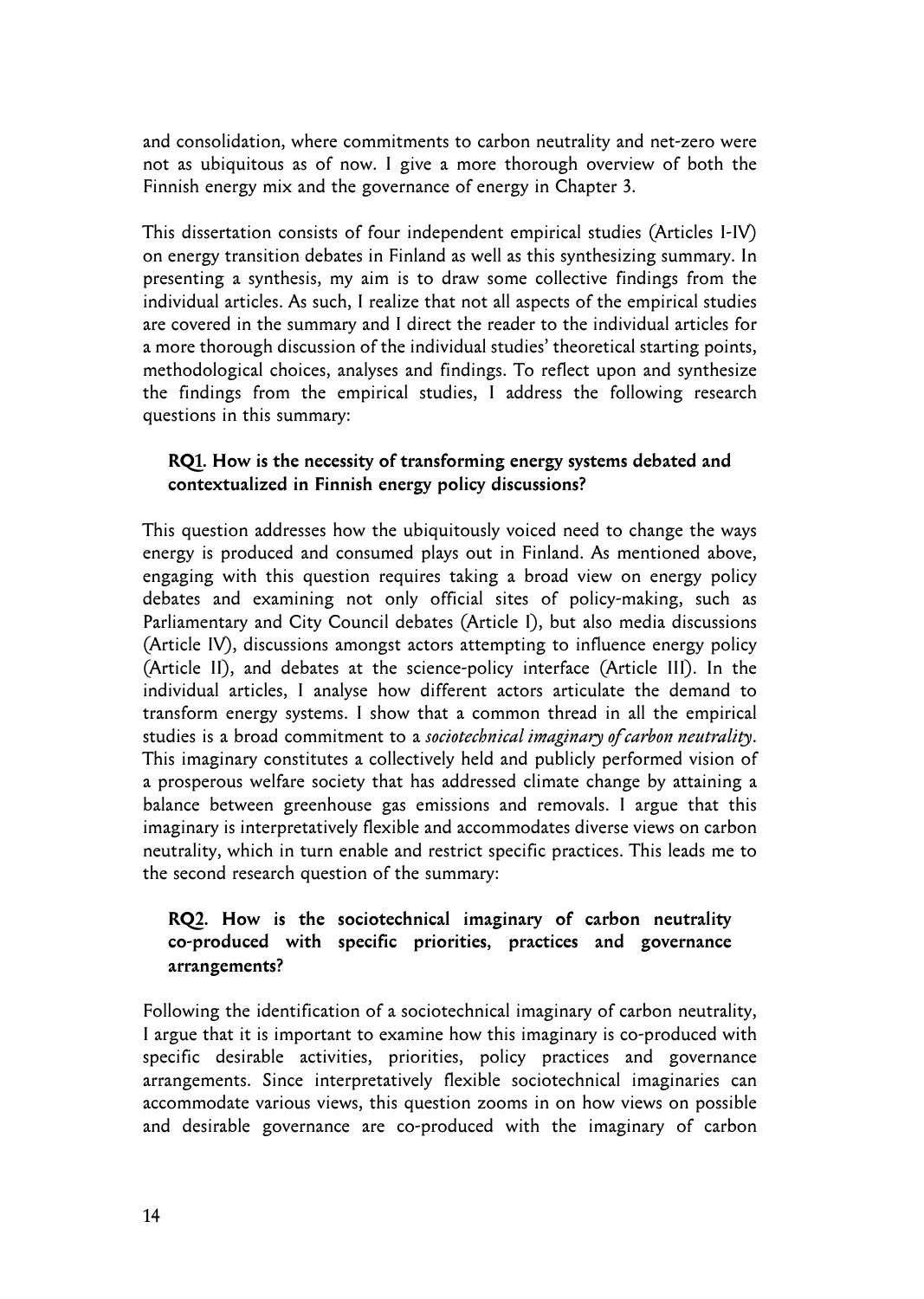and consolidation, where commitments to carbon neutrality and net-zero were not as ubiquitous as of now. I give a more thorough overview of both the Finnish energy mix and the governance of energy in Chapter 3.

This dissertation consists of four independent empirical studies (Articles I-IV) on energy transition debates in Finland as well as this synthesizing summary. In presenting a synthesis, my aim is to draw some collective findings from the individual articles. As such, I realize that not all aspects of the empirical studies are covered in the summary and I direct the reader to the individual articles for a more thorough discussion of the individual studies' theoretical starting points, methodological choices, analyses and findings. To reflect upon and synthesize the findings from the empirical studies, I address the following research questions in this summary:

**RQ1. How is the necessity of transforming energy systems debated and contextualized in Finnish energy policy discussions?**

This question addresses how the ubiquitously voiced need to change the ways energy is produced and consumed plays out in Finland. As mentioned above, engaging with this question requires taking a broad view on energy policy debates and examining not only official sites of policy-making, such as Parliamentary and City Council debates (Article I), but also media discussions (Article IV), discussions amongst actors attempting to influence energy policy (Article II), and debates at the science-policy interface (Article III). In the individual articles, I analyse how different actors articulate the demand to transform energy systems. I show that a common thread in all the empirical studies is a broad commitment to a *sociotechnical imaginary of carbon neutrality*. This imaginary constitutes a collectively held and publicly performed vision of a prosperous welfare society that has addressed climate change by attaining a balance between greenhouse gas emissions and removals. I argue that this imaginary is interpretatively flexible and accommodates diverse views on carbon neutrality, which in turn enable and restrict specific practices. This leads me to the second research question of the summary:

**RQ2. How is the sociotechnical imaginary of carbon neutrality co-produced with specific priorities, practices and governance arrangements?**

Following the identification of a sociotechnical imaginary of carbon neutrality, I argue that it is important to examine how this imaginary is co-produced with specific desirable activities, priorities, policy practices and governance arrangements. Since interpretatively flexible sociotechnical imaginaries can accommodate various views, this question zooms in on how views on possible and desirable governance are co-produced with the imaginary of carbon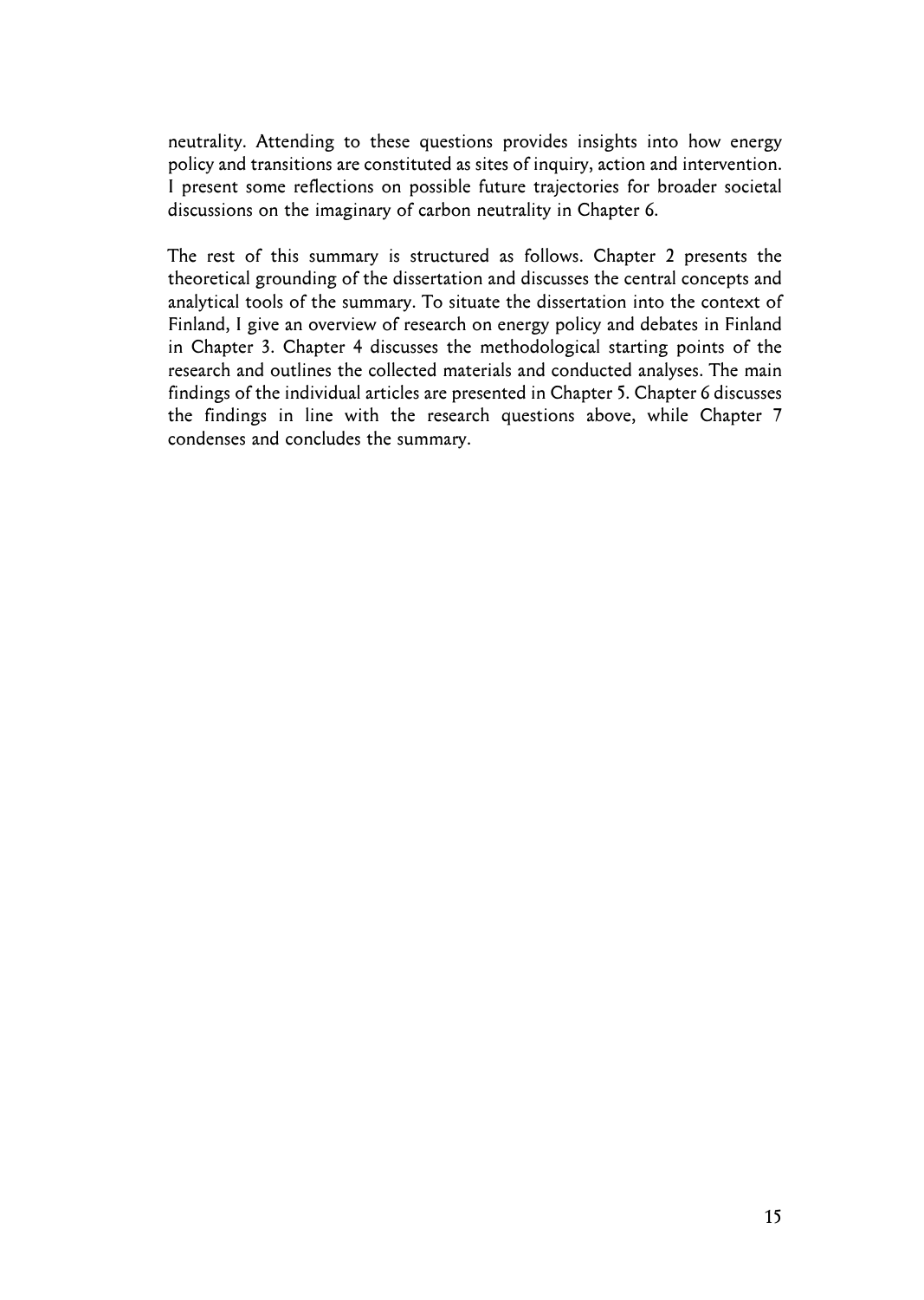neutrality. Attending to these questions provides insights into how energy policy and transitions are constituted as sites of inquiry, action and intervention. I present some reflections on possible future trajectories for broader societal discussions on the imaginary of carbon neutrality in Chapter 6.

The rest of this summary is structured as follows. Chapter 2 presents the theoretical grounding of the dissertation and discusses the central concepts and analytical tools of the summary. To situate the dissertation into the context of Finland, I give an overview of research on energy policy and debates in Finland in Chapter 3. Chapter 4 discusses the methodological starting points of the research and outlines the collected materials and conducted analyses. The main findings of the individual articles are presented in Chapter 5. Chapter 6 discusses the findings in line with the research questions above, while Chapter 7 condenses and concludes the summary.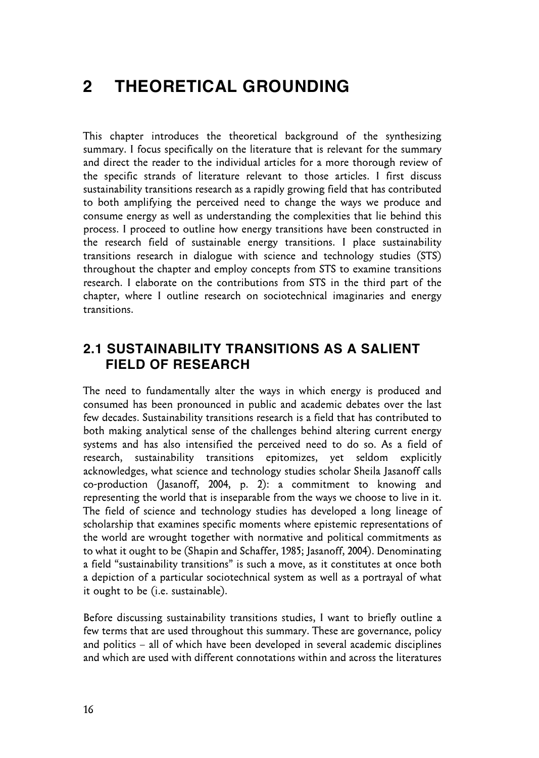# 2 THEORETICAL GROUNDING

This chapter introduces the theoretical background of the synthesizing summary. I focus specifically on the literature that is relevant for the summary and direct the reader to the individual articles for a more thorough review of the specific strands of literature relevant to those articles. I first discuss sustainability transitions research as a rapidly growing field that has contributed to both amplifying the perceived need to change the ways we produce and consume energy as well as understanding the complexities that lie behind this process. I proceed to outline how energy transitions have been constructed in the research field of sustainable energy transitions. I place sustainability transitions research in dialogue with science and technology studies (STS) throughout the chapter and employ concepts from STS to examine transitions research. I elaborate on the contributions from STS in the third part of the chapter, where I outline research on sociotechnical imaginaries and energy transitions.

## 2.1 SUSTAINABILITY TRANSITIONS AS A SALIENT FIELD OF RESEARCH

The need to fundamentally alter the ways in which energy is produced and consumed has been pronounced in public and academic debates over the last few decades. Sustainability transitions research is a field that has contributed to both making analytical sense of the challenges behind altering current energy systems and has also intensified the perceived need to do so. As a field of research, sustainability transitions epitomizes, yet seldom explicitly acknowledges, what science and technology studies scholar Sheila Jasanoff calls co-production (Jasanoff, 2004, p. 2): a commitment to knowing and representing the world that is inseparable from the ways we choose to live in it. The field of science and technology studies has developed a long lineage of scholarship that examines specific moments where epistemic representations of the world are wrought together with normative and political commitments as to what it ought to be (Shapin and Schaffer, 1985; Jasanoff, 2004). Denominating a field "sustainability transitions" is such a move, as it constitutes at once both a depiction of a particular sociotechnical system as well as a portrayal of what it ought to be (i.e. sustainable).

Before discussing sustainability transitions studies, I want to briefly outline a few terms that are used throughout this summary. These are governance, policy and politics – all of which have been developed in several academic disciplines and which are used with different connotations within and across the literatures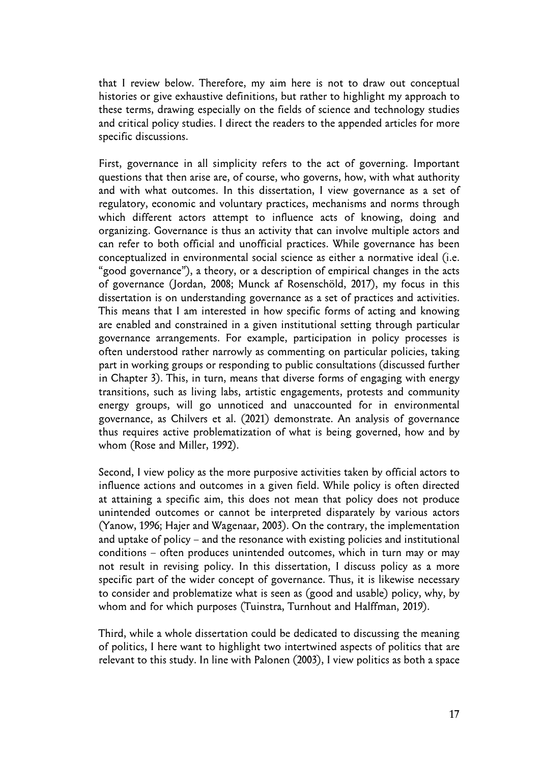that I review below. Therefore, my aim here is not to draw out conceptual histories or give exhaustive definitions, but rather to highlight my approach to these terms, drawing especially on the fields of science and technology studies and critical policy studies. I direct the readers to the appended articles for more specific discussions.

First, governance in all simplicity refers to the act of governing. Important questions that then arise are, of course, who governs, how, with what authority and with what outcomes. In this dissertation, I view governance as a set of regulatory, economic and voluntary practices, mechanisms and norms through which different actors attempt to influence acts of knowing, doing and organizing. Governance is thus an activity that can involve multiple actors and can refer to both official and unofficial practices. While governance has been conceptualized in environmental social science as either a normative ideal (i.e. "good governance"), a theory, or a description of empirical changes in the acts of governance (Jordan, 2008; Munck af Rosenschöld, 2017), my focus in this dissertation is on understanding governance as a set of practices and activities. This means that I am interested in how specific forms of acting and knowing are enabled and constrained in a given institutional setting through particular governance arrangements. For example, participation in policy processes is often understood rather narrowly as commenting on particular policies, taking part in working groups or responding to public consultations (discussed further in Chapter 3). This, in turn, means that diverse forms of engaging with energy transitions, such as living labs, artistic engagements, protests and community energy groups, will go unnoticed and unaccounted for in environmental governance, as Chilvers et al. (2021) demonstrate. An analysis of governance thus requires active problematization of what is being governed, how and by whom (Rose and Miller, 1992).

Second, I view policy as the more purposive activities taken by official actors to influence actions and outcomes in a given field. While policy is often directed at attaining a specific aim, this does not mean that policy does not produce unintended outcomes or cannot be interpreted disparately by various actors (Yanow, 1996; Hajer and Wagenaar, 2003). On the contrary, the implementation and uptake of policy – and the resonance with existing policies and institutional conditions – often produces unintended outcomes, which in turn may or may not result in revising policy. In this dissertation, I discuss policy as a more specific part of the wider concept of governance. Thus, it is likewise necessary to consider and problematize what is seen as (good and usable) policy, why, by whom and for which purposes (Tuinstra, Turnhout and Halffman, 2019).

Third, while a whole dissertation could be dedicated to discussing the meaning of politics, I here want to highlight two intertwined aspects of politics that are relevant to this study. In line with Palonen (2003), I view politics as both a space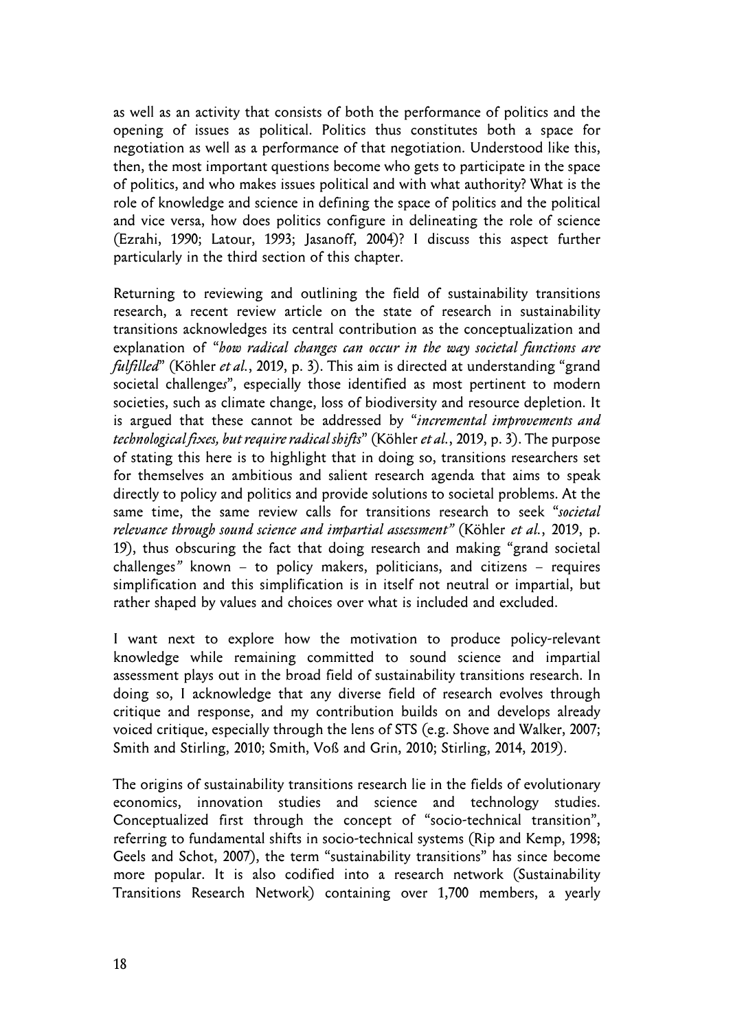as well as an activity that consists of both the performance of politics and the opening of issues as political. Politics thus constitutes both a space for negotiation as well as a performance of that negotiation. Understood like this, then, the most important questions become who gets to participate in the space of politics, and who makes issues political and with what authority? What is the role of knowledge and science in defining the space of politics and the political and vice versa, how does politics configure in delineating the role of science (Ezrahi, 1990; Latour, 1993; Jasanoff, 2004)? I discuss this aspect further particularly in the third section of this chapter.

Returning to reviewing and outlining the field of sustainability transitions research, a recent review article on the state of research in sustainability transitions acknowledges its central contribution as the conceptualization and explanation of "*how radical changes can occur in the way societal functions are fulfilled*" (Köhler *et al.*, 2019, p. 3). This aim is directed at understanding "grand societal challenges", especially those identified as most pertinent to modern societies, such as climate change, loss of biodiversity and resource depletion. It is argued that these cannot be addressed by "*incremental improvements and technological fixes, but require radical shifts*" (Köhler *et al.*, 2019, p. 3). The purpose of stating this here is to highlight that in doing so, transitions researchers set for themselves an ambitious and salient research agenda that aims to speak directly to policy and politics and provide solutions to societal problems. At the same time, the same review calls for transitions research to seek "*societal relevance through sound science and impartial assessment*" (Köhler *et al.*, 2019, p. 19), thus obscuring the fact that doing research and making "grand societal challenges" known – to policy makers, politicians, and citizens – requires simplification and this simplification is in itself not neutral or impartial, but rather shaped by values and choices over what is included and excluded.

I want next to explore how the motivation to produce policy-relevant knowledge while remaining committed to sound science and impartial assessment plays out in the broad field of sustainability transitions research. In doing so, I acknowledge that any diverse field of research evolves through critique and response, and my contribution builds on and develops already voiced critique, especially through the lens of STS (e.g. Shove and Walker, 2007; Smith and Stirling, 2010; Smith, Voß and Grin, 2010; Stirling, 2014, 2019).

The origins of sustainability transitions research lie in the fields of evolutionary economics, innovation studies and science and technology studies. Conceptualized first through the concept of "socio-technical transition", referring to fundamental shifts in socio-technical systems (Rip and Kemp, 1998; Geels and Schot, 2007), the term "sustainability transitions" has since become more popular. It is also codified into a research network (Sustainability Transitions Research Network) containing over 1,700 members, a yearly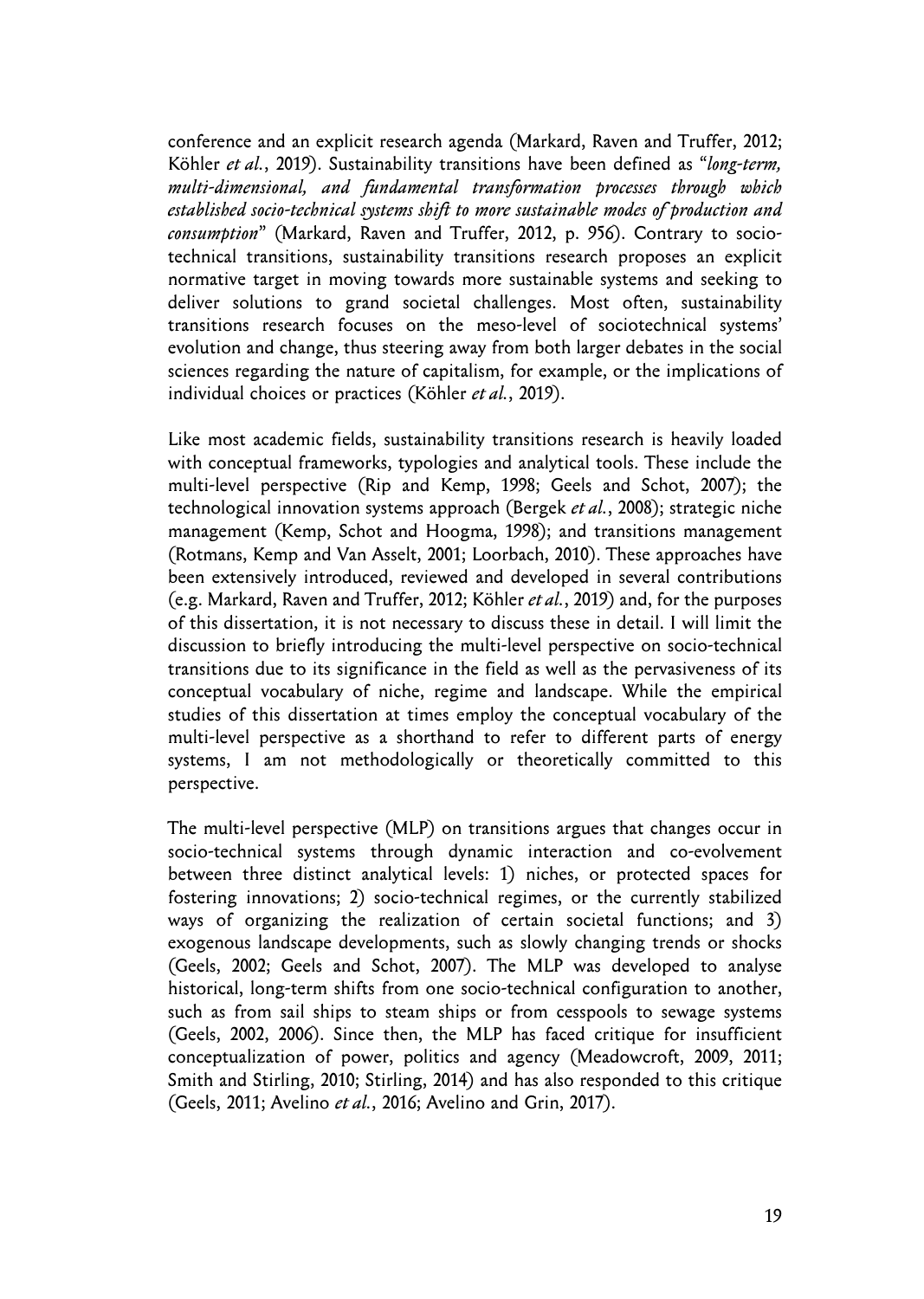conference and an explicit research agenda (Markard, Raven and Truffer, 2012; Köhler *et al.*, 2019). Sustainability transitions have been defined as "*long-term, multi-dimensional, and fundamental transformation processes through which established socio-technical systems shift to more sustainable modes of production and consumption*" (Markard, Raven and Truffer, 2012, p. 956). Contrary to socio-technical transitions, sustainability transitions research proposes an explicit normative target in moving towards more sustainable systems and seeking to deliver solutions to grand societal challenges. Most often, sustainability transitions research focuses on the meso-level of sociotechnical systems' evolution and change, thus steering away from both larger debates in the social sciences regarding the nature of capitalism, for example, or the implications of individual choices or practices (Köhler *et al.*, 2019).

Like most academic fields, sustainability transitions research is heavily loaded with conceptual frameworks, typologies and analytical tools. These include the multi-level perspective (Rip and Kemp, 1998; Geels and Schot, 2007); the technological innovation systems approach (Bergek *et al.*, 2008); strategic niche management (Kemp, Schot and Hoogma, 1998); and transitions management (Rotmans, Kemp and Van Asselt, 2001; Loorbach, 2010). These approaches have been extensively introduced, reviewed and developed in several contributions (e.g. Markard, Raven and Truffer, 2012; Köhler *et al.*, 2019) and, for the purposes of this dissertation, it is not necessary to discuss these in detail. I will limit the discussion to briefly introducing the multi-level perspective on socio-technical transitions due to its significance in the field as well as the pervasiveness of its conceptual vocabulary of niche, regime and landscape. While the empirical studies of this dissertation at times employ the conceptual vocabulary of the multi-level perspective as a shorthand to refer to different parts of energy systems, I am not methodologically or theoretically committed to this perspective.

The multi-level perspective (MLP) on transitions argues that changes occur in socio-technical systems through dynamic interaction and co-evolvement between three distinct analytical levels: 1) niches, or protected spaces for fostering innovations; 2) socio-technical regimes, or the currently stabilized ways of organizing the realization of certain societal functions; and 3) exogenous landscape developments, such as slowly changing trends or shocks (Geels, 2002; Geels and Schot, 2007). The MLP was developed to analyse historical, long-term shifts from one socio-technical configuration to another, such as from sail ships to steam ships or from cesspools to sewage systems (Geels, 2002, 2006). Since then, the MLP has faced critique for insufficient conceptualization of power, politics and agency (Meadowcroft, 2009, 2011; Smith and Stirling, 2010; Stirling, 2014) and has also responded to this critique (Geels, 2011; Avelino *et al.*, 2016; Avelino and Grin, 2017).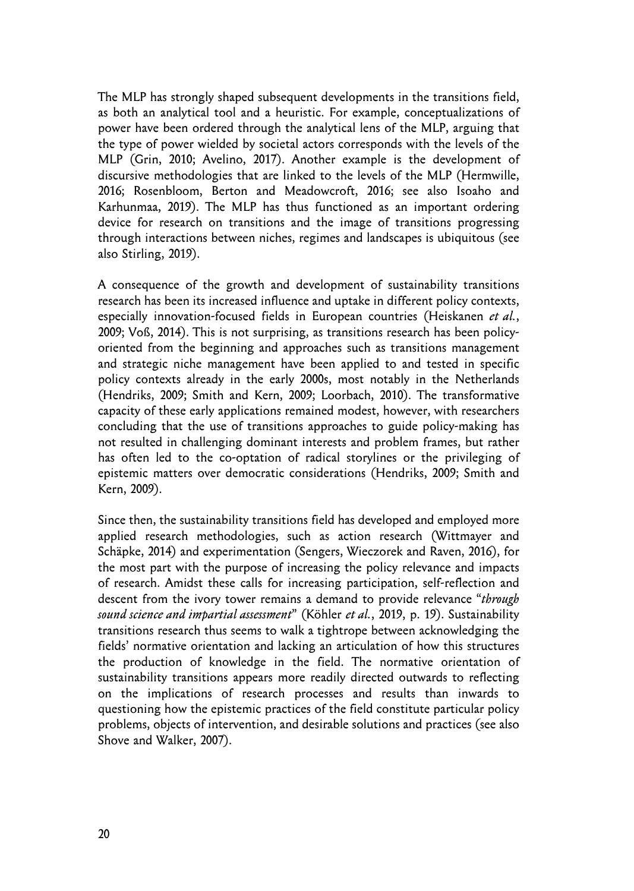The MLP has strongly shaped subsequent developments in the transitions field, as both an analytical tool and a heuristic. For example, conceptualizations of power have been ordered through the analytical lens of the MLP, arguing that the type of power wielded by societal actors corresponds with the levels of the MLP (Grin, 2010; Avelino, 2017). Another example is the development of discursive methodologies that are linked to the levels of the MLP (Hermwille, 2016; Rosenbloom, Berton and Meadowcroft, 2016; see also Isoaho and Karhunmaa, 2019). The MLP has thus functioned as an important ordering device for research on transitions and the image of transitions progressing through interactions between niches, regimes and landscapes is ubiquitous (see also Stirling, 2019).

A consequence of the growth and development of sustainability transitions research has been its increased influence and uptake in different policy contexts, especially innovation-focused fields in European countries (Heiskanen *et al.*, 2009; Voß, 2014). This is not surprising, as transitions research has been policy-oriented from the beginning and approaches such as transitions management and strategic niche management have been applied to and tested in specific policy contexts already in the early 2000s, most notably in the Netherlands (Hendriks, 2009; Smith and Kern, 2009; Loorbach, 2010). The transformative capacity of these early applications remained modest, however, with researchers concluding that the use of transitions approaches to guide policy-making has not resulted in challenging dominant interests and problem frames, but rather has often led to the co-optation of radical storylines or the privileging of epistemic matters over democratic considerations (Hendriks, 2009; Smith and Kern, 2009).

Since then, the sustainability transitions field has developed and employed more applied research methodologies, such as action research (Wittmayer and Schäpke, 2014) and experimentation (Sengers, Wieczorek and Raven, 2016), for the most part with the purpose of increasing the policy relevance and impacts of research. Amidst these calls for increasing participation, self-reflection and descent from the ivory tower remains a demand to provide relevance "*through sound science and impartial assessment*" (Köhler *et al.*, 2019, p. 19). Sustainability transitions research thus seems to walk a tightrope between acknowledging the fields' normative orientation and lacking an articulation of how this structures the production of knowledge in the field. The normative orientation of sustainability transitions appears more readily directed outwards to reflecting on the implications of research processes and results than inwards to questioning how the epistemic practices of the field constitute particular policy problems, objects of intervention, and desirable solutions and practices (see also Shove and Walker, 2007).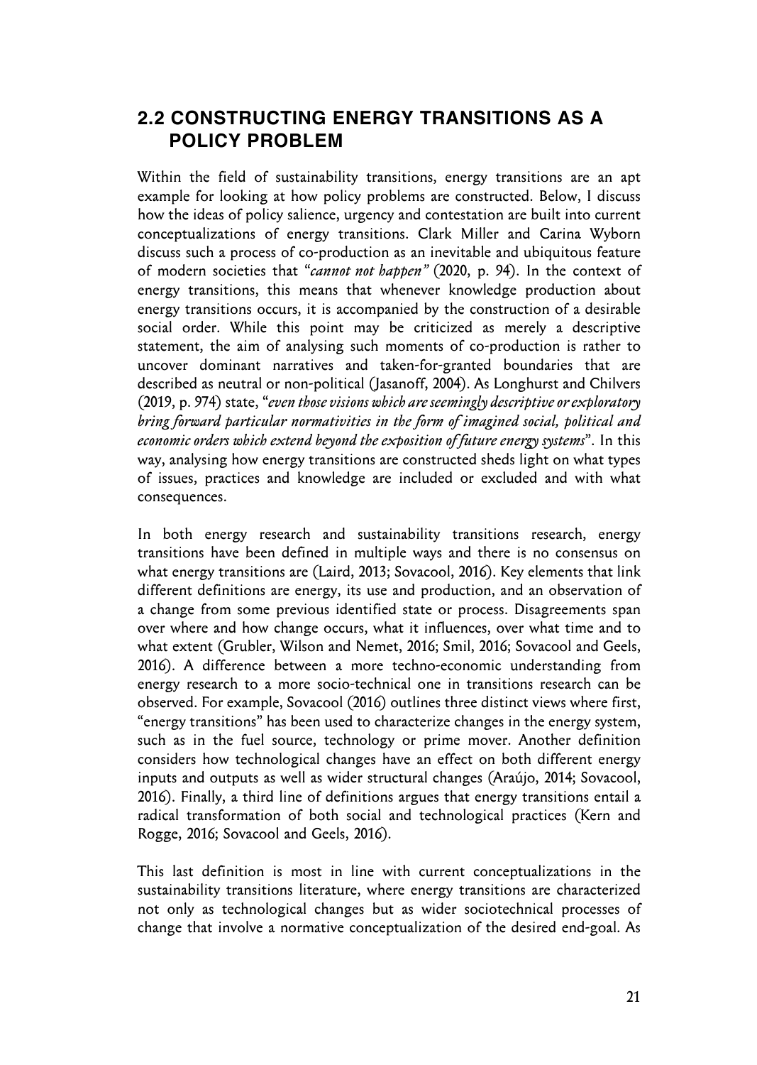## 2.2 CONSTRUCTING ENERGY TRANSITIONS AS A POLICY PROBLEM

Within the field of sustainability transitions, energy transitions are an apt example for looking at how policy problems are constructed. Below, I discuss how the ideas of policy salience, urgency and contestation are built into current conceptualizations of energy transitions. Clark Miller and Carina Wyborn discuss such a process of co-production as an inevitable and ubiquitous feature of modern societies that "*cannot not happen*" (2020, p. 94). In the context of energy transitions, this means that whenever knowledge production about energy transitions occurs, it is accompanied by the construction of a desirable social order. While this point may be criticized as merely a descriptive statement, the aim of analysing such moments of co-production is rather to uncover dominant narratives and taken-for-granted boundaries that are described as neutral or non-political (Jasanoff, 2004). As Longhurst and Chilvers (2019, p. 974) state, "*even those visions which are seemingly descriptive or exploratory bring forward particular normativities in the form of imagined social, political and economic orders which extend beyond the exposition of future energy systems*". In this way, analysing how energy transitions are constructed sheds light on what types of issues, practices and knowledge are included or excluded and with what consequences.

In both energy research and sustainability transitions research, energy transitions have been defined in multiple ways and there is no consensus on what energy transitions are (Laird, 2013; Sovacool, 2016). Key elements that link different definitions are energy, its use and production, and an observation of a change from some previous identified state or process. Disagreements span over where and how change occurs, what it influences, over what time and to what extent (Grubler, Wilson and Nemet, 2016; Smil, 2016; Sovacool and Geels, 2016). A difference between a more techno-economic understanding from energy research to a more socio-technical one in transitions research can be observed. For example, Sovacool (2016) outlines three distinct views where first, "energy transitions" has been used to characterize changes in the energy system, such as in the fuel source, technology or prime mover. Another definition considers how technological changes have an effect on both different energy inputs and outputs as well as wider structural changes (Araújo, 2014; Sovacool, 2016). Finally, a third line of definitions argues that energy transitions entail a radical transformation of both social and technological practices (Kern and Rogge, 2016; Sovacool and Geels, 2016).

This last definition is most in line with current conceptualizations in the sustainability transitions literature, where energy transitions are characterized not only as technological changes but as wider sociotechnical processes of change that involve a normative conceptualization of the desired end-goal. As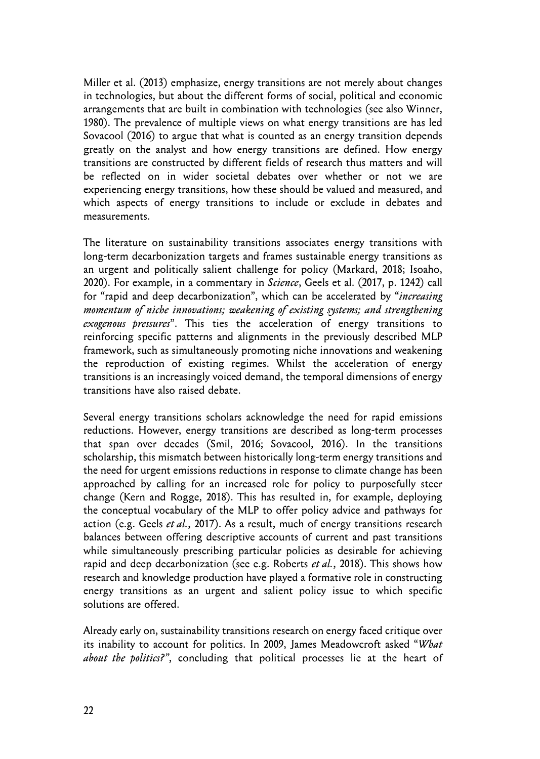Miller et al. (2013) emphasize, energy transitions are not merely about changes in technologies, but about the different forms of social, political and economic arrangements that are built in combination with technologies (see also Winner, 1980). The prevalence of multiple views on what energy transitions are has led Sovacool (2016) to argue that what is counted as an energy transition depends greatly on the analyst and how energy transitions are defined. How energy transitions are constructed by different fields of research thus matters and will be reflected on in wider societal debates over whether or not we are experiencing energy transitions, how these should be valued and measured, and which aspects of energy transitions to include or exclude in debates and measurements.

The literature on sustainability transitions associates energy transitions with long-term decarbonization targets and frames sustainable energy transitions as an urgent and politically salient challenge for policy (Markard, 2018; Isoaho, 2020). For example, in a commentary in *Science*, Geels et al. (2017, p. 1242) call for "rapid and deep decarbonization", which can be accelerated by "*increasing momentum of niche innovations; weakening of existing systems; and strengthening exogenous pressures*". This ties the acceleration of energy transitions to reinforcing specific patterns and alignments in the previously described MLP framework, such as simultaneously promoting niche innovations and weakening the reproduction of existing regimes. Whilst the acceleration of energy transitions is an increasingly voiced demand, the temporal dimensions of energy transitions have also raised debate.

Several energy transitions scholars acknowledge the need for rapid emissions reductions. However, energy transitions are described as long-term processes that span over decades (Smil, 2016; Sovacool, 2016). In the transitions scholarship, this mismatch between historically long-term energy transitions and the need for urgent emissions reductions in response to climate change has been approached by calling for an increased role for policy to purposefully steer change (Kern and Rogge, 2018). This has resulted in, for example, deploying the conceptual vocabulary of the MLP to offer policy advice and pathways for action (e.g. Geels *et al.*, 2017). As a result, much of energy transitions research balances between offering descriptive accounts of current and past transitions while simultaneously prescribing particular policies as desirable for achieving rapid and deep decarbonization (see e.g. Roberts *et al.*, 2018). This shows how research and knowledge production have played a formative role in constructing energy transitions as an urgent and salient policy issue to which specific solutions are offered.

Already early on, sustainability transitions research on energy faced critique over its inability to account for politics. In 2009, James Meadowcroft asked "*What about the politics?*", concluding that political processes lie at the heart of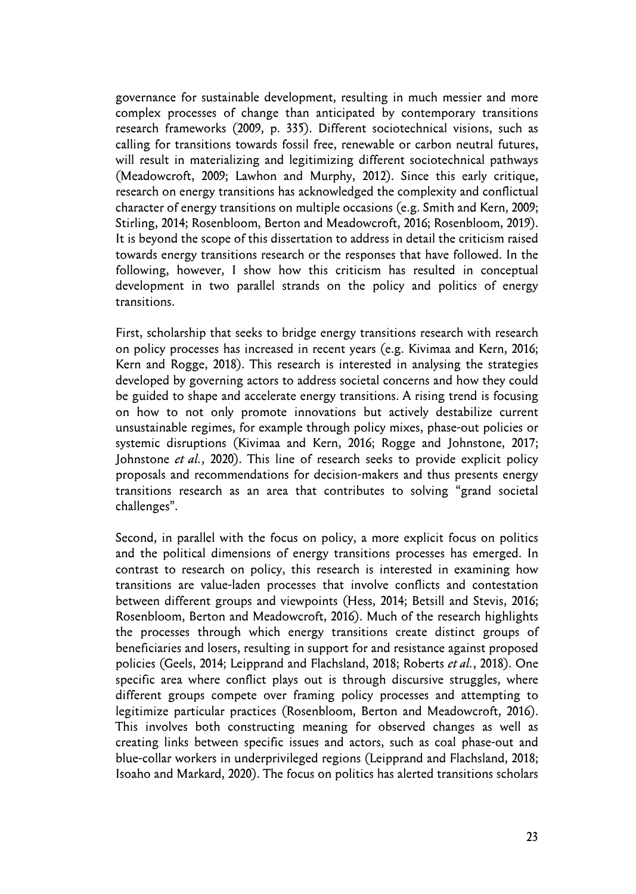governance for sustainable development, resulting in much messier and more complex processes of change than anticipated by contemporary transitions research frameworks (2009, p. 335). Different sociotechnical visions, such as calling for transitions towards fossil free, renewable or carbon neutral futures, will result in materializing and legitimizing different sociotechnical pathways (Meadowcroft, 2009; Lawhon and Murphy, 2012). Since this early critique, research on energy transitions has acknowledged the complexity and conflictual character of energy transitions on multiple occasions (e.g. Smith and Kern, 2009; Stirling, 2014; Rosenbloom, Berton and Meadowcroft, 2016; Rosenbloom, 2019). It is beyond the scope of this dissertation to address in detail the criticism raised towards energy transitions research or the responses that have followed. In the following, however, I show how this criticism has resulted in conceptual development in two parallel strands on the policy and politics of energy transitions.

First, scholarship that seeks to bridge energy transitions research with research on policy processes has increased in recent years (e.g. Kivimaa and Kern, 2016; Kern and Rogge, 2018). This research is interested in analysing the strategies developed by governing actors to address societal concerns and how they could be guided to shape and accelerate energy transitions. A rising trend is focusing on how to not only promote innovations but actively destabilize current unsustainable regimes, for example through policy mixes, phase-out policies or systemic disruptions (Kivimaa and Kern, 2016; Rogge and Johnstone, 2017; Johnstone *et al.*, 2020). This line of research seeks to provide explicit policy proposals and recommendations for decision-makers and thus presents energy transitions research as an area that contributes to solving "grand societal challenges".

Second, in parallel with the focus on policy, a more explicit focus on politics and the political dimensions of energy transitions processes has emerged. In contrast to research on policy, this research is interested in examining how transitions are value-laden processes that involve conflicts and contestation between different groups and viewpoints (Hess, 2014; Betsill and Stevis, 2016; Rosenbloom, Berton and Meadowcroft, 2016). Much of the research highlights the processes through which energy transitions create distinct groups of beneficiaries and losers, resulting in support for and resistance against proposed policies (Geels, 2014; Leipprand and Flachsland, 2018; Roberts *et al.*, 2018). One specific area where conflict plays out is through discursive struggles, where different groups compete over framing policy processes and attempting to legitimize particular practices (Rosenbloom, Berton and Meadowcroft, 2016). This involves both constructing meaning for observed changes as well as creating links between specific issues and actors, such as coal phase-out and blue-collar workers in underprivileged regions (Leipprand and Flachsland, 2018; Isoaho and Markard, 2020). The focus on politics has alerted transitions scholars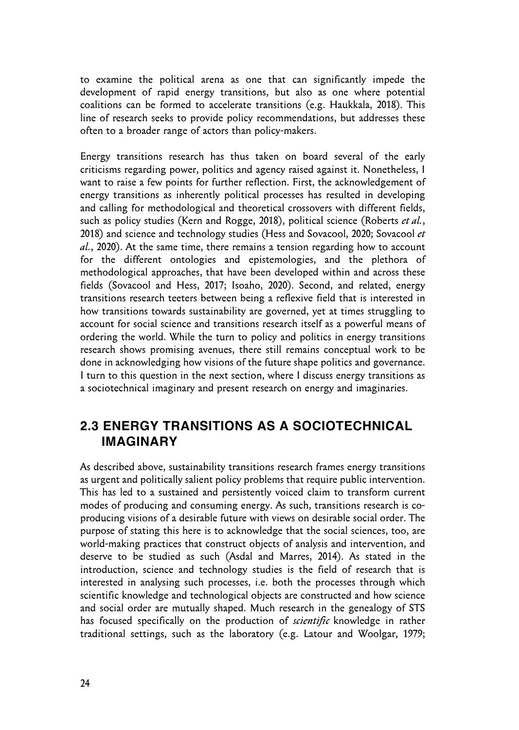to examine the political arena as one that can significantly impede the development of rapid energy transitions, but also as one where potential coalitions can be formed to accelerate transitions (e.g. Haukkala, 2018). This line of research seeks to provide policy recommendations, but addresses these often to a broader range of actors than policy-makers.

Energy transitions research has thus taken on board several of the early criticisms regarding power, politics and agency raised against it. Nonetheless, I want to raise a few points for further reflection. First, the acknowledgement of energy transitions as inherently political processes has resulted in developing and calling for methodological and theoretical crossovers with different fields, such as policy studies (Kern and Rogge, 2018), political science (Roberts *et al.*, 2018) and science and technology studies (Hess and Sovacool, 2020; Sovacool *et al.*, 2020). At the same time, there remains a tension regarding how to account for the different ontologies and epistemologies, and the plethora of methodological approaches, that have been developed within and across these fields (Sovacool and Hess, 2017; Isoaho, 2020). Second, and related, energy transitions research teeters between being a reflexive field that is interested in how transitions towards sustainability are governed, yet at times struggling to account for social science and transitions research itself as a powerful means of ordering the world. While the turn to policy and politics in energy transitions research shows promising avenues, there still remains conceptual work to be done in acknowledging how visions of the future shape politics and governance. I turn to this question in the next section, where I discuss energy transitions as a sociotechnical imaginary and present research on energy and imaginaries.

## 2.3 ENERGY TRANSITIONS AS A SOCIOTECHNICAL IMAGINARY

As described above, sustainability transitions research frames energy transitions as urgent and politically salient policy problems that require public intervention. This has led to a sustained and persistently voiced claim to transform current modes of producing and consuming energy. As such, transitions research is co-producing visions of a desirable future with views on desirable social order. The purpose of stating this here is to acknowledge that the social sciences, too, are world-making practices that construct objects of analysis and intervention, and deserve to be studied as such (Asdal and Marres, 2014). As stated in the introduction, science and technology studies is the field of research that is interested in analysing such processes, i.e. both the processes through which scientific knowledge and technological objects are constructed and how science and social order are mutually shaped. Much research in the genealogy of STS has focused specifically on the production of *scientific* knowledge in rather traditional settings, such as the laboratory (e.g. Latour and Woolgar, 1979;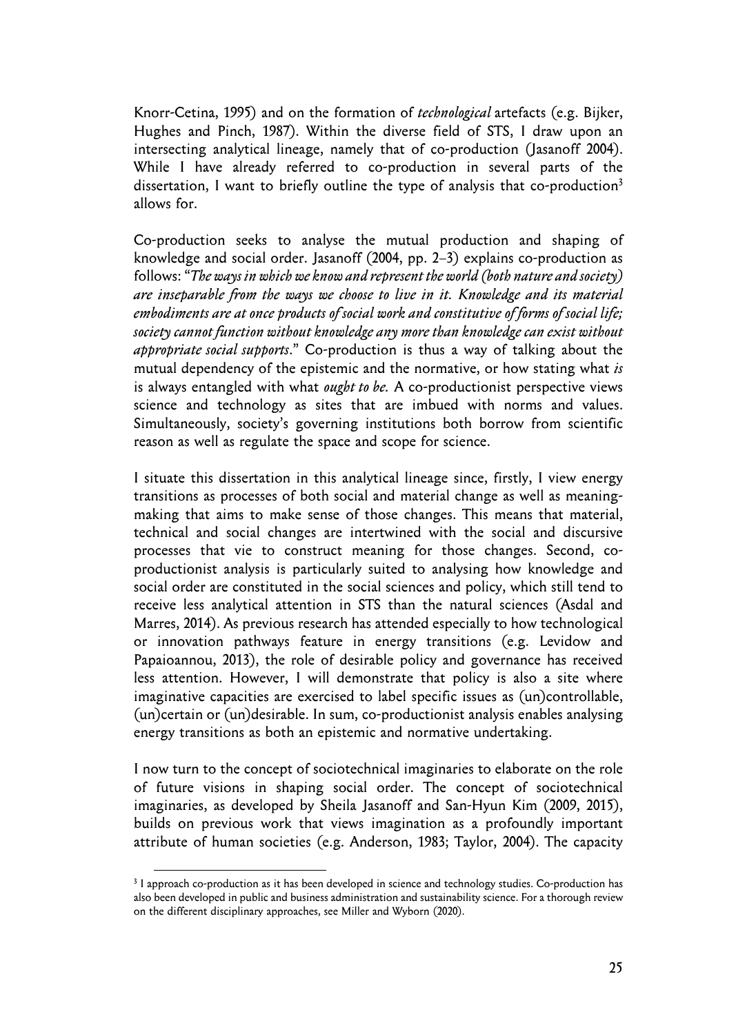Knorr-Cetina, 1995) and on the formation of *technological* artefacts (e.g. Bijker, Hughes and Pinch, 1987). Within the diverse field of STS, I draw upon an intersecting analytical lineage, namely that of co-production (Jasanoff 2004). While I have already referred to co-production in several parts of the dissertation, I want to briefly outline the type of analysis that co-production[3] allows for.

Co-production seeks to analyse the mutual production and shaping of knowledge and social order. Jasanoff (2004, pp. 2–3) explains co-production as follows: "*The ways in which we know and represent the world (both nature and society) are inseparable from the ways we choose to live in it. Knowledge and its material embodiments are at once products of social work and constitutive of forms of social life; society cannot function without knowledge any more than knowledge can exist without appropriate social supports*." Co-production is thus a way of talking about the mutual dependency of the epistemic and the normative, or how stating what *is* is always entangled with what *ought to be.* A co-productionist perspective views science and technology as sites that are imbued with norms and values. Simultaneously, society's governing institutions both borrow from scientific reason as well as regulate the space and scope for science.

I situate this dissertation in this analytical lineage since, firstly, I view energy transitions as processes of both social and material change as well as meaning-making that aims to make sense of those changes. This means that material, technical and social changes are intertwined with the social and discursive processes that vie to construct meaning for those changes. Second, co-productionist analysis is particularly suited to analysing how knowledge and social order are constituted in the social sciences and policy, which still tend to receive less analytical attention in STS than the natural sciences (Asdal and Marres, 2014). As previous research has attended especially to how technological or innovation pathways feature in energy transitions (e.g. Levidow and Papaioannou, 2013), the role of desirable policy and governance has received less attention. However, I will demonstrate that policy is also a site where imaginative capacities are exercised to label specific issues as (un)controllable, (un)certain or (un)desirable. In sum, co-productionist analysis enables analysing energy transitions as both an epistemic and normative undertaking.

I now turn to the concept of sociotechnical imaginaries to elaborate on the role of future visions in shaping social order. The concept of sociotechnical imaginaries, as developed by Sheila Jasanoff and San-Hyun Kim (2009, 2015), builds on previous work that views imagination as a profoundly important attribute of human societies (e.g. Anderson, 1983; Taylor, 2004). The capacity

[3] I approach co-production as it has been developed in science and technology studies. Co-production has also been developed in public and business administration and sustainability science. For a thorough review on the different disciplinary approaches, see Miller and Wyborn (2020).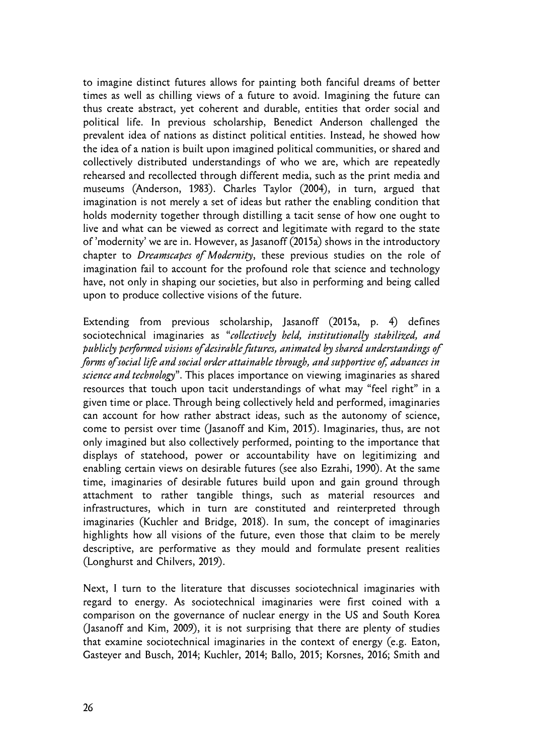to imagine distinct futures allows for painting both fanciful dreams of better times as well as chilling views of a future to avoid. Imagining the future can thus create abstract, yet coherent and durable, entities that order social and political life. In previous scholarship, Benedict Anderson challenged the prevalent idea of nations as distinct political entities. Instead, he showed how the idea of a nation is built upon imagined political communities, or shared and collectively distributed understandings of who we are, which are repeatedly rehearsed and recollected through different media, such as the print media and museums (Anderson, 1983). Charles Taylor (2004), in turn, argued that imagination is not merely a set of ideas but rather the enabling condition that holds modernity together through distilling a tacit sense of how one ought to live and what can be viewed as correct and legitimate with regard to the state of 'modernity' we are in. However, as Jasanoff (2015a) shows in the introductory chapter to *Dreamscapes of Modernity*, these previous studies on the role of imagination fail to account for the profound role that science and technology have, not only in shaping our societies, but also in performing and being called upon to produce collective visions of the future.

Extending from previous scholarship, Jasanoff (2015a, p. 4) defines sociotechnical imaginaries as "*collectively held, institutionally stabilized, and publicly performed visions of desirable futures, animated by shared understandings of forms of social life and social order attainable through, and supportive of, advances in science and technology*". This places importance on viewing imaginaries as shared resources that touch upon tacit understandings of what may "feel right" in a given time or place. Through being collectively held and performed, imaginaries can account for how rather abstract ideas, such as the autonomy of science, come to persist over time (Jasanoff and Kim, 2015). Imaginaries, thus, are not only imagined but also collectively performed, pointing to the importance that displays of statehood, power or accountability have on legitimizing and enabling certain views on desirable futures (see also Ezrahi, 1990). At the same time, imaginaries of desirable futures build upon and gain ground through attachment to rather tangible things, such as material resources and infrastructures, which in turn are constituted and reinterpreted through imaginaries (Kuchler and Bridge, 2018). In sum, the concept of imaginaries highlights how all visions of the future, even those that claim to be merely descriptive, are performative as they mould and formulate present realities (Longhurst and Chilvers, 2019).

Next, I turn to the literature that discusses sociotechnical imaginaries with regard to energy. As sociotechnical imaginaries were first coined with a comparison on the governance of nuclear energy in the US and South Korea (Jasanoff and Kim, 2009), it is not surprising that there are plenty of studies that examine sociotechnical imaginaries in the context of energy (e.g. Eaton, Gasteyer and Busch, 2014; Kuchler, 2014; Ballo, 2015; Korsnes, 2016; Smith and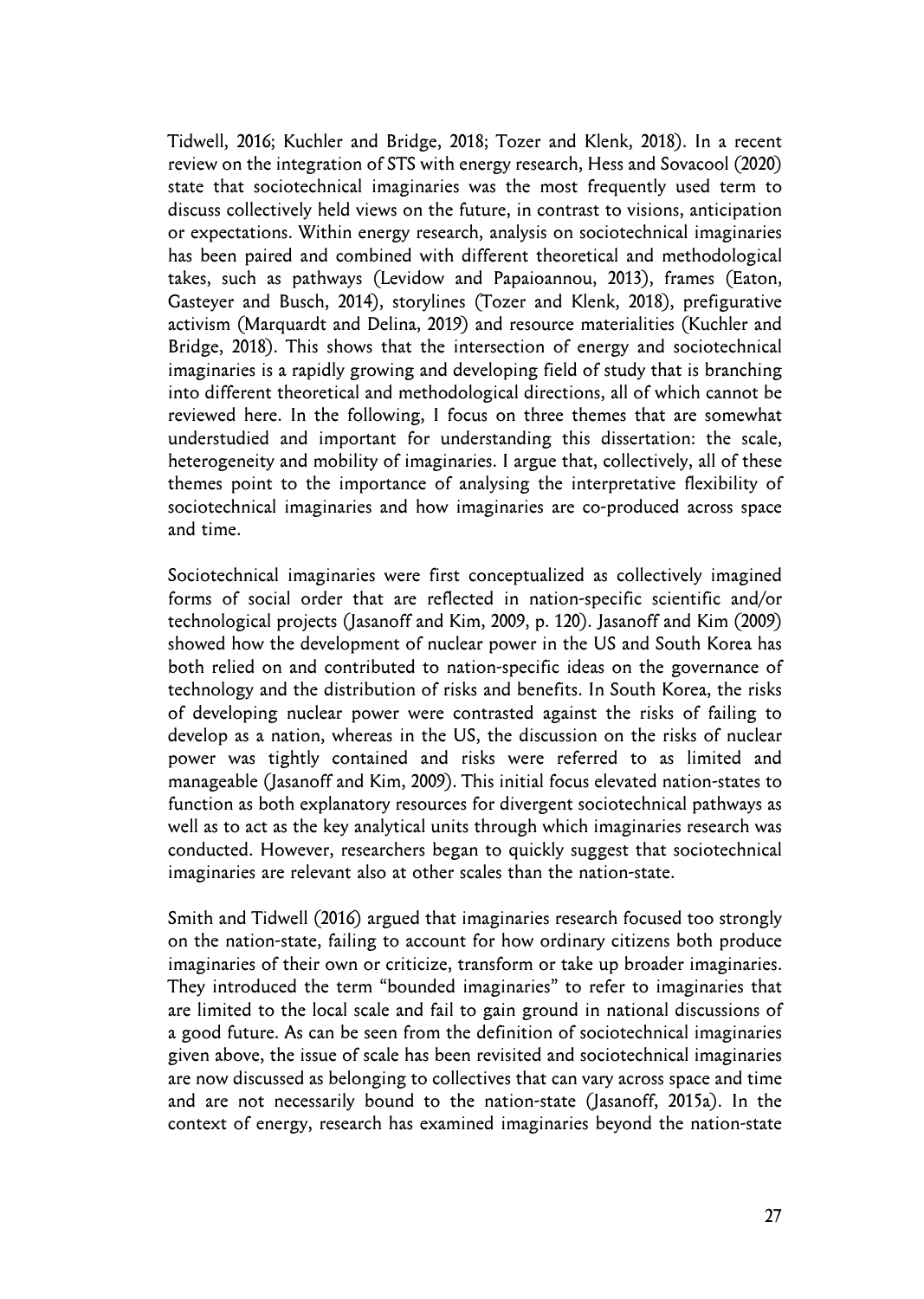Tidwell, 2016; Kuchler and Bridge, 2018; Tozer and Klenk, 2018). In a recent review on the integration of STS with energy research, Hess and Sovacool (2020) state that sociotechnical imaginaries was the most frequently used term to discuss collectively held views on the future, in contrast to visions, anticipation or expectations. Within energy research, analysis on sociotechnical imaginaries has been paired and combined with different theoretical and methodological takes, such as pathways (Levidow and Papaioannou, 2013), frames (Eaton, Gasteyer and Busch, 2014), storylines (Tozer and Klenk, 2018), prefigurative activism (Marquardt and Delina, 2019) and resource materialities (Kuchler and Bridge, 2018). This shows that the intersection of energy and sociotechnical imaginaries is a rapidly growing and developing field of study that is branching into different theoretical and methodological directions, all of which cannot be reviewed here. In the following, I focus on three themes that are somewhat understudied and important for understanding this dissertation: the scale, heterogeneity and mobility of imaginaries. I argue that, collectively, all of these themes point to the importance of analysing the interpretative flexibility of sociotechnical imaginaries and how imaginaries are co-produced across space and time.

Sociotechnical imaginaries were first conceptualized as collectively imagined forms of social order that are reflected in nation-specific scientific and/or technological projects (Jasanoff and Kim, 2009, p. 120). Jasanoff and Kim (2009) showed how the development of nuclear power in the US and South Korea has both relied on and contributed to nation-specific ideas on the governance of technology and the distribution of risks and benefits. In South Korea, the risks of developing nuclear power were contrasted against the risks of failing to develop as a nation, whereas in the US, the discussion on the risks of nuclear power was tightly contained and risks were referred to as limited and manageable (Jasanoff and Kim, 2009). This initial focus elevated nation-states to function as both explanatory resources for divergent sociotechnical pathways as well as to act as the key analytical units through which imaginaries research was conducted. However, researchers began to quickly suggest that sociotechnical imaginaries are relevant also at other scales than the nation-state.

Smith and Tidwell (2016) argued that imaginaries research focused too strongly on the nation-state, failing to account for how ordinary citizens both produce imaginaries of their own or criticize, transform or take up broader imaginaries. They introduced the term "bounded imaginaries" to refer to imaginaries that are limited to the local scale and fail to gain ground in national discussions of a good future. As can be seen from the definition of sociotechnical imaginaries given above, the issue of scale has been revisited and sociotechnical imaginaries are now discussed as belonging to collectives that can vary across space and time and are not necessarily bound to the nation-state (Jasanoff, 2015a). In the context of energy, research has examined imaginaries beyond the nation-state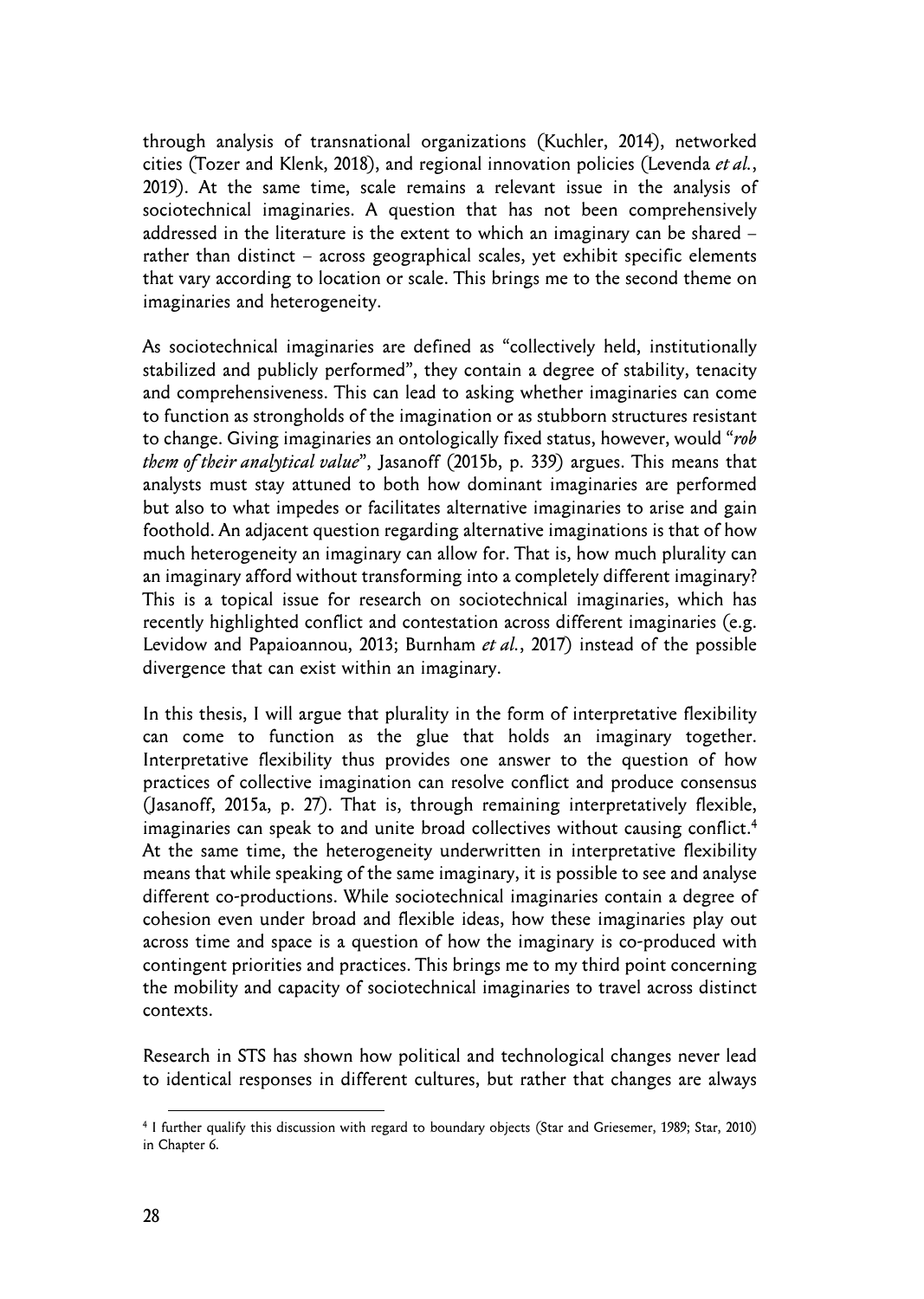through analysis of transnational organizations (Kuchler, 2014), networked cities (Tozer and Klenk, 2018), and regional innovation policies (Levenda *et al.*, 2019). At the same time, scale remains a relevant issue in the analysis of sociotechnical imaginaries. A question that has not been comprehensively addressed in the literature is the extent to which an imaginary can be shared – rather than distinct – across geographical scales, yet exhibit specific elements that vary according to location or scale. This brings me to the second theme on imaginaries and heterogeneity.

As sociotechnical imaginaries are defined as "collectively held, institutionally stabilized and publicly performed", they contain a degree of stability, tenacity and comprehensiveness. This can lead to asking whether imaginaries can come to function as strongholds of the imagination or as stubborn structures resistant to change. Giving imaginaries an ontologically fixed status, however, would "*rob them of their analytical value*", Jasanoff (2015b, p. 339) argues. This means that analysts must stay attuned to both how dominant imaginaries are performed but also to what impedes or facilitates alternative imaginaries to arise and gain foothold. An adjacent question regarding alternative imaginations is that of how much heterogeneity an imaginary can allow for. That is, how much plurality can an imaginary afford without transforming into a completely different imaginary? This is a topical issue for research on sociotechnical imaginaries, which has recently highlighted conflict and contestation across different imaginaries (e.g. Levidow and Papaioannou, 2013; Burnham *et al.*, 2017) instead of the possible divergence that can exist within an imaginary.

In this thesis, I will argue that plurality in the form of interpretative flexibility can come to function as the glue that holds an imaginary together. Interpretative flexibility thus provides one answer to the question of how practices of collective imagination can resolve conflict and produce consensus (Jasanoff, 2015a, p. 27). That is, through remaining interpretatively flexible, imaginaries can speak to and unite broad collectives without causing conflict.[4] At the same time, the heterogeneity underwritten in interpretative flexibility means that while speaking of the same imaginary, it is possible to see and analyse different co-productions. While sociotechnical imaginaries contain a degree of cohesion even under broad and flexible ideas, how these imaginaries play out across time and space is a question of how the imaginary is co-produced with contingent priorities and practices. This brings me to my third point concerning the mobility and capacity of sociotechnical imaginaries to travel across distinct contexts.

Research in STS has shown how political and technological changes never lead to identical responses in different cultures, but rather that changes are always

[4] I further qualify this discussion with regard to boundary objects (Star and Griesemer, 1989; Star, 2010) in Chapter 6.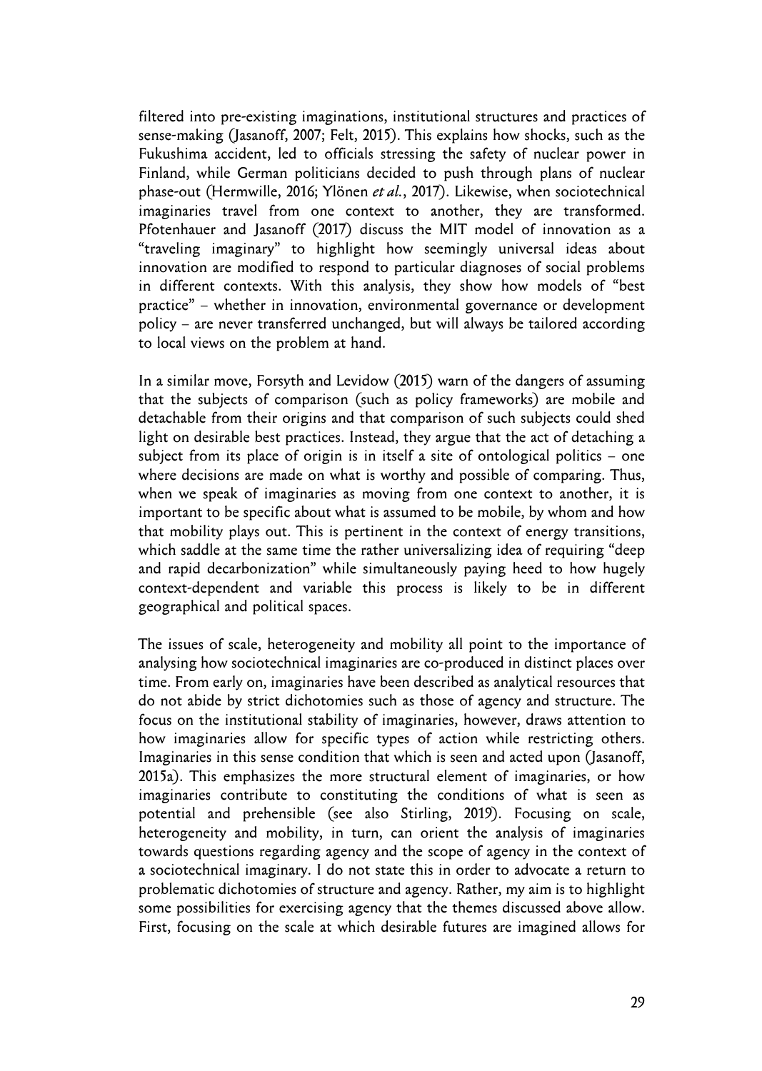filtered into pre-existing imaginations, institutional structures and practices of sense-making (Jasanoff, 2007; Felt, 2015). This explains how shocks, such as the Fukushima accident, led to officials stressing the safety of nuclear power in Finland, while German politicians decided to push through plans of nuclear phase-out (Hermwille, 2016; Ylönen *et al.*, 2017). Likewise, when sociotechnical imaginaries travel from one context to another, they are transformed. Pfotenhauer and Jasanoff (2017) discuss the MIT model of innovation as a "traveling imaginary" to highlight how seemingly universal ideas about innovation are modified to respond to particular diagnoses of social problems in different contexts. With this analysis, they show how models of "best practice" – whether in innovation, environmental governance or development policy – are never transferred unchanged, but will always be tailored according to local views on the problem at hand.

In a similar move, Forsyth and Levidow (2015) warn of the dangers of assuming that the subjects of comparison (such as policy frameworks) are mobile and detachable from their origins and that comparison of such subjects could shed light on desirable best practices. Instead, they argue that the act of detaching a subject from its place of origin is in itself a site of ontological politics – one where decisions are made on what is worthy and possible of comparing. Thus, when we speak of imaginaries as moving from one context to another, it is important to be specific about what is assumed to be mobile, by whom and how that mobility plays out. This is pertinent in the context of energy transitions, which saddle at the same time the rather universalizing idea of requiring "deep and rapid decarbonization" while simultaneously paying heed to how hugely context-dependent and variable this process is likely to be in different geographical and political spaces.

The issues of scale, heterogeneity and mobility all point to the importance of analysing how sociotechnical imaginaries are co-produced in distinct places over time. From early on, imaginaries have been described as analytical resources that do not abide by strict dichotomies such as those of agency and structure. The focus on the institutional stability of imaginaries, however, draws attention to how imaginaries allow for specific types of action while restricting others. Imaginaries in this sense condition that which is seen and acted upon (Jasanoff, 2015a). This emphasizes the more structural element of imaginaries, or how imaginaries contribute to constituting the conditions of what is seen as potential and prehensible (see also Stirling, 2019). Focusing on scale, heterogeneity and mobility, in turn, can orient the analysis of imaginaries towards questions regarding agency and the scope of agency in the context of a sociotechnical imaginary. I do not state this in order to advocate a return to problematic dichotomies of structure and agency. Rather, my aim is to highlight some possibilities for exercising agency that the themes discussed above allow. First, focusing on the scale at which desirable futures are imagined allows for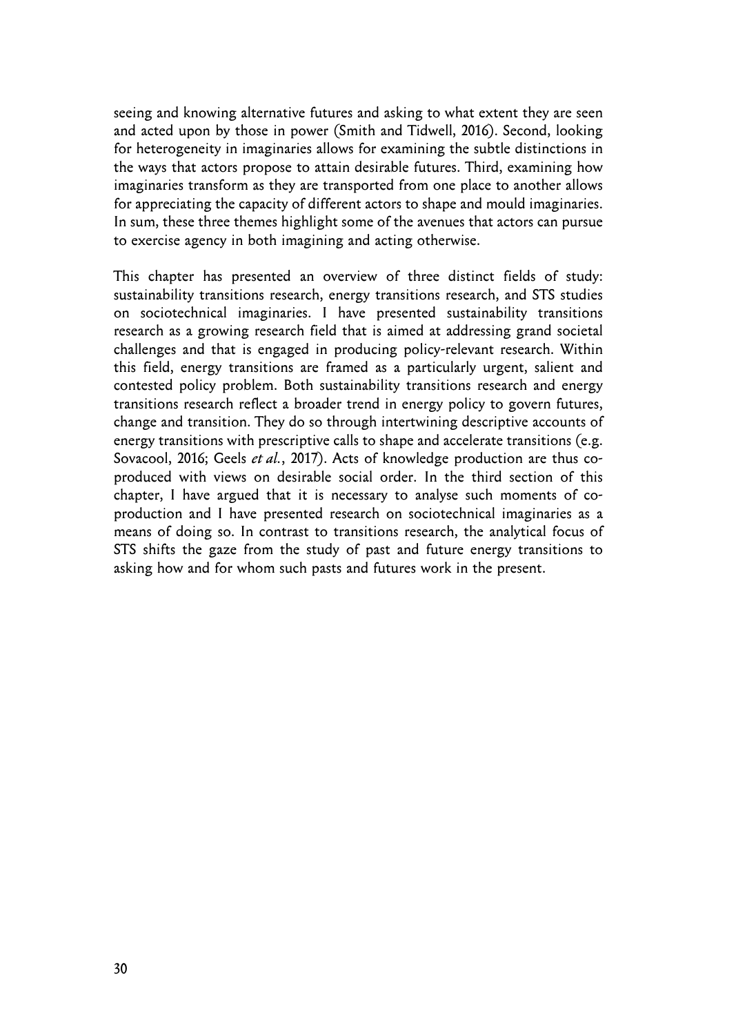seeing and knowing alternative futures and asking to what extent they are seen and acted upon by those in power (Smith and Tidwell, 2016). Second, looking for heterogeneity in imaginaries allows for examining the subtle distinctions in the ways that actors propose to attain desirable futures. Third, examining how imaginaries transform as they are transported from one place to another allows for appreciating the capacity of different actors to shape and mould imaginaries. In sum, these three themes highlight some of the avenues that actors can pursue to exercise agency in both imagining and acting otherwise.

This chapter has presented an overview of three distinct fields of study: sustainability transitions research, energy transitions research, and STS studies on sociotechnical imaginaries. I have presented sustainability transitions research as a growing research field that is aimed at addressing grand societal challenges and that is engaged in producing policy-relevant research. Within this field, energy transitions are framed as a particularly urgent, salient and contested policy problem. Both sustainability transitions research and energy transitions research reflect a broader trend in energy policy to govern futures, change and transition. They do so through intertwining descriptive accounts of energy transitions with prescriptive calls to shape and accelerate transitions (e.g. Sovacool, 2016; Geels *et al.*, 2017). Acts of knowledge production are thus co-produced with views on desirable social order. In the third section of this chapter, I have argued that it is necessary to analyse such moments of co-production and I have presented research on sociotechnical imaginaries as a means of doing so. In contrast to transitions research, the analytical focus of STS shifts the gaze from the study of past and future energy transitions to asking how and for whom such pasts and futures work in the present.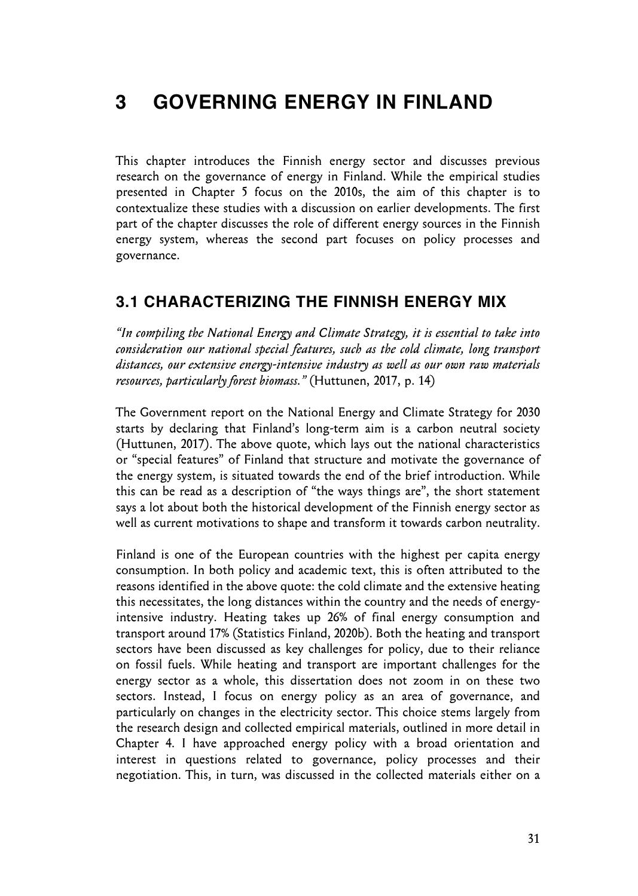# 3 GOVERNING ENERGY IN FINLAND

This chapter introduces the Finnish energy sector and discusses previous research on the governance of energy in Finland. While the empirical studies presented in Chapter 5 focus on the 2010s, the aim of this chapter is to contextualize these studies with a discussion on earlier developments. The first part of the chapter discusses the role of different energy sources in the Finnish energy system, whereas the second part focuses on policy processes and governance.

## 3.1 CHARACTERIZING THE FINNISH ENERGY MIX

*"In compiling the National Energy and Climate Strategy, it is essential to take into consideration our national special features, such as the cold climate, long transport distances, our extensive energy-intensive industry as well as our own raw materials resources, particularly forest biomass."* (Huttunen, 2017, p. 14)

The Government report on the National Energy and Climate Strategy for 2030 starts by declaring that Finland's long-term aim is a carbon neutral society (Huttunen, 2017). The above quote, which lays out the national characteristics or "special features" of Finland that structure and motivate the governance of the energy system, is situated towards the end of the brief introduction. While this can be read as a description of "the ways things are", the short statement says a lot about both the historical development of the Finnish energy sector as well as current motivations to shape and transform it towards carbon neutrality.

Finland is one of the European countries with the highest per capita energy consumption. In both policy and academic text, this is often attributed to the reasons identified in the above quote: the cold climate and the extensive heating this necessitates, the long distances within the country and the needs of energy-intensive industry. Heating takes up 26% of final energy consumption and transport around 17% (Statistics Finland, 2020b). Both the heating and transport sectors have been discussed as key challenges for policy, due to their reliance on fossil fuels. While heating and transport are important challenges for the energy sector as a whole, this dissertation does not zoom in on these two sectors. Instead, I focus on energy policy as an area of governance, and particularly on changes in the electricity sector. This choice stems largely from the research design and collected empirical materials, outlined in more detail in Chapter 4. I have approached energy policy with a broad orientation and interest in questions related to governance, policy processes and their negotiation. This, in turn, was discussed in the collected materials either on a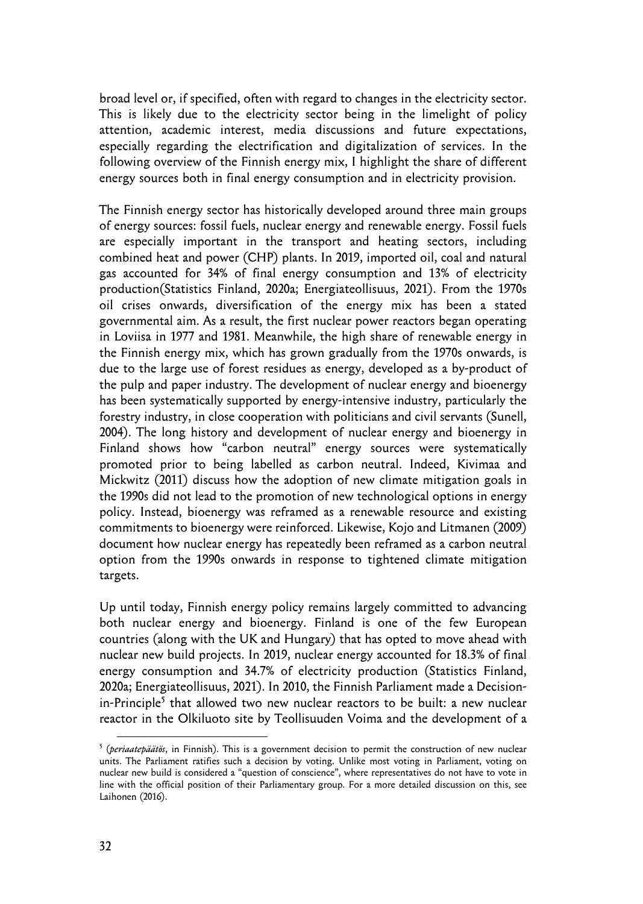broad level or, if specified, often with regard to changes in the electricity sector. This is likely due to the electricity sector being in the limelight of policy attention, academic interest, media discussions and future expectations, especially regarding the electrification and digitalization of services. In the following overview of the Finnish energy mix, I highlight the share of different energy sources both in final energy consumption and in electricity provision.

The Finnish energy sector has historically developed around three main groups of energy sources: fossil fuels, nuclear energy and renewable energy. Fossil fuels are especially important in the transport and heating sectors, including combined heat and power (CHP) plants. In 2019, imported oil, coal and natural gas accounted for 34% of final energy consumption and 13% of electricity production(Statistics Finland, 2020a; Energiateollisuus, 2021). From the 1970s oil crises onwards, diversification of the energy mix has been a stated governmental aim. As a result, the first nuclear power reactors began operating in Loviisa in 1977 and 1981. Meanwhile, the high share of renewable energy in the Finnish energy mix, which has grown gradually from the 1970s onwards, is due to the large use of forest residues as energy, developed as a by-product of the pulp and paper industry. The development of nuclear energy and bioenergy has been systematically supported by energy-intensive industry, particularly the forestry industry, in close cooperation with politicians and civil servants (Sunell, 2004). The long history and development of nuclear energy and bioenergy in Finland shows how "carbon neutral" energy sources were systematically promoted prior to being labelled as carbon neutral. Indeed, Kivimaa and Mickwitz (2011) discuss how the adoption of new climate mitigation goals in the 1990s did not lead to the promotion of new technological options in energy policy. Instead, bioenergy was reframed as a renewable resource and existing commitments to bioenergy were reinforced. Likewise, Kojo and Litmanen (2009) document how nuclear energy has repeatedly been reframed as a carbon neutral option from the 1990s onwards in response to tightened climate mitigation targets.

Up until today, Finnish energy policy remains largely committed to advancing both nuclear energy and bioenergy. Finland is one of the few European countries (along with the UK and Hungary) that has opted to move ahead with nuclear new build projects. In 2019, nuclear energy accounted for 18.3% of final energy consumption and 34.7% of electricity production (Statistics Finland, 2020a; Energiateollisuus, 2021). In 2010, the Finnish Parliament made a Decision-in-Principle[5] that allowed two new nuclear reactors to be built: a new nuclear reactor in the Olkiluoto site by Teollisuuden Voima and the development of a

[5] (*periaatepäätös*, in Finnish). This is a government decision to permit the construction of new nuclear units. The Parliament ratifies such a decision by voting. Unlike most voting in Parliament, voting on nuclear new build is considered a "question of conscience", where representatives do not have to vote in line with the official position of their Parliamentary group. For a more detailed discussion on this, see Laihonen (2016).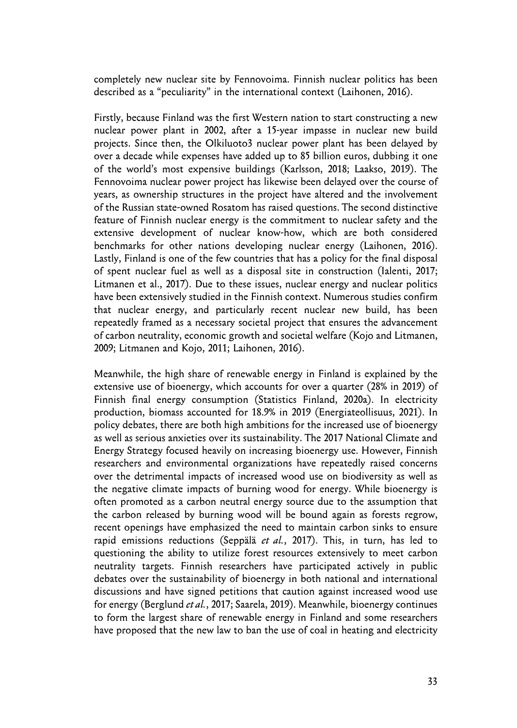completely new nuclear site by Fennovoima. Finnish nuclear politics has been described as a "peculiarity" in the international context (Laihonen, 2016).

Firstly, because Finland was the first Western nation to start constructing a new nuclear power plant in 2002, after a 15-year impasse in nuclear new build projects. Since then, the Olkiluoto3 nuclear power plant has been delayed by over a decade while expenses have added up to 85 billion euros, dubbing it one of the world's most expensive buildings (Karlsson, 2018; Laakso, 2019). The Fennovoima nuclear power project has likewise been delayed over the course of years, as ownership structures in the project have altered and the involvement of the Russian state-owned Rosatom has raised questions. The second distinctive feature of Finnish nuclear energy is the commitment to nuclear safety and the extensive development of nuclear know-how, which are both considered benchmarks for other nations developing nuclear energy (Laihonen, 2016). Lastly, Finland is one of the few countries that has a policy for the final disposal of spent nuclear fuel as well as a disposal site in construction (Ialenti, 2017; Litmanen et al., 2017). Due to these issues, nuclear energy and nuclear politics have been extensively studied in the Finnish context. Numerous studies confirm that nuclear energy, and particularly recent nuclear new build, has been repeatedly framed as a necessary societal project that ensures the advancement of carbon neutrality, economic growth and societal welfare (Kojo and Litmanen, 2009; Litmanen and Kojo, 2011; Laihonen, 2016).

Meanwhile, the high share of renewable energy in Finland is explained by the extensive use of bioenergy, which accounts for over a quarter (28% in 2019) of Finnish final energy consumption (Statistics Finland, 2020a). In electricity production, biomass accounted for 18.9% in 2019 (Energiateollisuus, 2021). In policy debates, there are both high ambitions for the increased use of bioenergy as well as serious anxieties over its sustainability. The 2017 National Climate and Energy Strategy focused heavily on increasing bioenergy use. However, Finnish researchers and environmental organizations have repeatedly raised concerns over the detrimental impacts of increased wood use on biodiversity as well as the negative climate impacts of burning wood for energy. While bioenergy is often promoted as a carbon neutral energy source due to the assumption that the carbon released by burning wood will be bound again as forests regrow, recent openings have emphasized the need to maintain carbon sinks to ensure rapid emissions reductions (Seppälä *et al.*, 2017). This, in turn, has led to questioning the ability to utilize forest resources extensively to meet carbon neutrality targets. Finnish researchers have participated actively in public debates over the sustainability of bioenergy in both national and international discussions and have signed petitions that caution against increased wood use for energy (Berglund *et al.*, 2017; Saarela, 2019). Meanwhile, bioenergy continues to form the largest share of renewable energy in Finland and some researchers have proposed that the new law to ban the use of coal in heating and electricity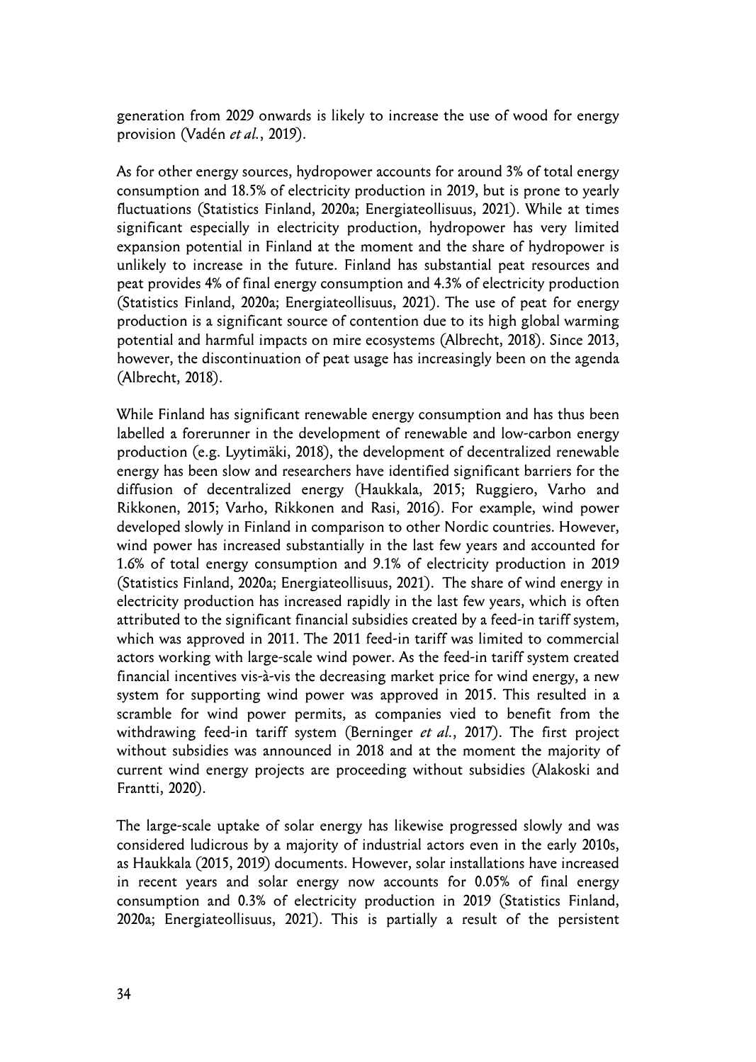generation from 2029 onwards is likely to increase the use of wood for energy provision (Vadén *et al.*, 2019).

As for other energy sources, hydropower accounts for around 3% of total energy consumption and 18.5% of electricity production in 2019, but is prone to yearly fluctuations (Statistics Finland, 2020a; Energiateollisuus, 2021). While at times significant especially in electricity production, hydropower has very limited expansion potential in Finland at the moment and the share of hydropower is unlikely to increase in the future. Finland has substantial peat resources and peat provides 4% of final energy consumption and 4.3% of electricity production (Statistics Finland, 2020a; Energiateollisuus, 2021). The use of peat for energy production is a significant source of contention due to its high global warming potential and harmful impacts on mire ecosystems (Albrecht, 2018). Since 2013, however, the discontinuation of peat usage has increasingly been on the agenda (Albrecht, 2018).

While Finland has significant renewable energy consumption and has thus been labelled a forerunner in the development of renewable and low-carbon energy production (e.g. Lyytimäki, 2018), the development of decentralized renewable energy has been slow and researchers have identified significant barriers for the diffusion of decentralized energy (Haukkala, 2015; Ruggiero, Varho and Rikkonen, 2015; Varho, Rikkonen and Rasi, 2016). For example, wind power developed slowly in Finland in comparison to other Nordic countries. However, wind power has increased substantially in the last few years and accounted for 1.6% of total energy consumption and 9.1% of electricity production in 2019 (Statistics Finland, 2020a; Energiateollisuus, 2021). The share of wind energy in electricity production has increased rapidly in the last few years, which is often attributed to the significant financial subsidies created by a feed-in tariff system, which was approved in 2011. The 2011 feed-in tariff was limited to commercial actors working with large-scale wind power. As the feed-in tariff system created financial incentives vis-à-vis the decreasing market price for wind energy, a new system for supporting wind power was approved in 2015. This resulted in a scramble for wind power permits, as companies vied to benefit from the withdrawing feed-in tariff system (Berninger *et al.*, 2017). The first project without subsidies was announced in 2018 and at the moment the majority of current wind energy projects are proceeding without subsidies (Alakoski and Frantti, 2020).

The large-scale uptake of solar energy has likewise progressed slowly and was considered ludicrous by a majority of industrial actors even in the early 2010s, as Haukkala (2015, 2019) documents. However, solar installations have increased in recent years and solar energy now accounts for 0.05% of final energy consumption and 0.3% of electricity production in 2019 (Statistics Finland, 2020a; Energiateollisuus, 2021). This is partially a result of the persistent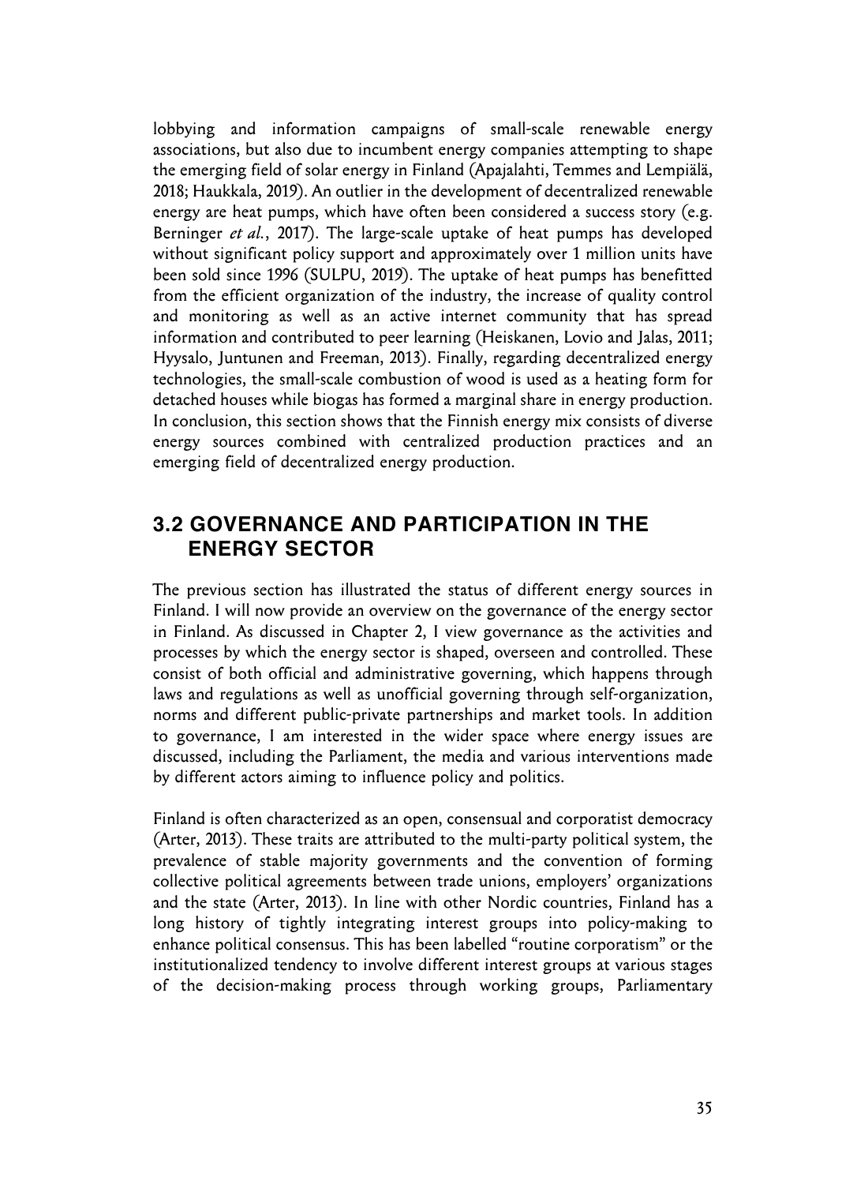lobbying and information campaigns of small-scale renewable energy associations, but also due to incumbent energy companies attempting to shape the emerging field of solar energy in Finland (Apajalahti, Temmes and Lempiälä, 2018; Haukkala, 2019). An outlier in the development of decentralized renewable energy are heat pumps, which have often been considered a success story (e.g. Berninger *et al.*, 2017). The large-scale uptake of heat pumps has developed without significant policy support and approximately over 1 million units have been sold since 1996 (SULPU, 2019). The uptake of heat pumps has benefitted from the efficient organization of the industry, the increase of quality control and monitoring as well as an active internet community that has spread information and contributed to peer learning (Heiskanen, Lovio and Jalas, 2011; Hyysalo, Juntunen and Freeman, 2013). Finally, regarding decentralized energy technologies, the small-scale combustion of wood is used as a heating form for detached houses while biogas has formed a marginal share in energy production. In conclusion, this section shows that the Finnish energy mix consists of diverse energy sources combined with centralized production practices and an emerging field of decentralized energy production.

## 3.2 GOVERNANCE AND PARTICIPATION IN THE ENERGY SECTOR

The previous section has illustrated the status of different energy sources in Finland. I will now provide an overview on the governance of the energy sector in Finland. As discussed in Chapter 2, I view governance as the activities and processes by which the energy sector is shaped, overseen and controlled. These consist of both official and administrative governing, which happens through laws and regulations as well as unofficial governing through self-organization, norms and different public-private partnerships and market tools. In addition to governance, I am interested in the wider space where energy issues are discussed, including the Parliament, the media and various interventions made by different actors aiming to influence policy and politics.

Finland is often characterized as an open, consensual and corporatist democracy (Arter, 2013). These traits are attributed to the multi-party political system, the prevalence of stable majority governments and the convention of forming collective political agreements between trade unions, employers' organizations and the state (Arter, 2013). In line with other Nordic countries, Finland has a long history of tightly integrating interest groups into policy-making to enhance political consensus. This has been labelled "routine corporatism" or the institutionalized tendency to involve different interest groups at various stages of the decision-making process through working groups, Parliamentary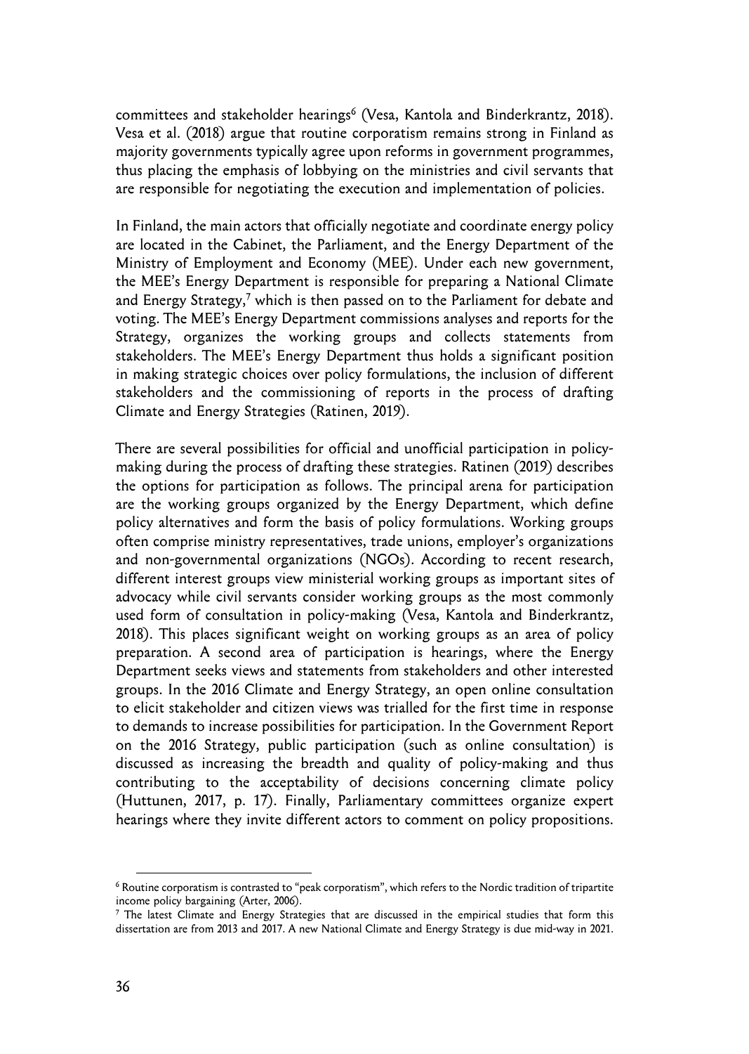committees and stakeholder hearings[6] (Vesa, Kantola and Binderkrantz, 2018). Vesa et al. (2018) argue that routine corporatism remains strong in Finland as majority governments typically agree upon reforms in government programmes, thus placing the emphasis of lobbying on the ministries and civil servants that are responsible for negotiating the execution and implementation of policies.

In Finland, the main actors that officially negotiate and coordinate energy policy are located in the Cabinet, the Parliament, and the Energy Department of the Ministry of Employment and Economy (MEE). Under each new government, the MEE's Energy Department is responsible for preparing a National Climate and Energy Strategy,[7] which is then passed on to the Parliament for debate and voting. The MEE's Energy Department commissions analyses and reports for the Strategy, organizes the working groups and collects statements from stakeholders. The MEE's Energy Department thus holds a significant position in making strategic choices over policy formulations, the inclusion of different stakeholders and the commissioning of reports in the process of drafting Climate and Energy Strategies (Ratinen, 2019).

There are several possibilities for official and unofficial participation in policy-making during the process of drafting these strategies. Ratinen (2019) describes the options for participation as follows. The principal arena for participation are the working groups organized by the Energy Department, which define policy alternatives and form the basis of policy formulations. Working groups often comprise ministry representatives, trade unions, employer's organizations and non-governmental organizations (NGOs). According to recent research, different interest groups view ministerial working groups as important sites of advocacy while civil servants consider working groups as the most commonly used form of consultation in policy-making (Vesa, Kantola and Binderkrantz, 2018). This places significant weight on working groups as an area of policy preparation. A second area of participation is hearings, where the Energy Department seeks views and statements from stakeholders and other interested groups. In the 2016 Climate and Energy Strategy, an open online consultation to elicit stakeholder and citizen views was trialled for the first time in response to demands to increase possibilities for participation. In the Government Report on the 2016 Strategy, public participation (such as online consultation) is discussed as increasing the breadth and quality of policy-making and thus contributing to the acceptability of decisions concerning climate policy (Huttunen, 2017, p. 17). Finally, Parliamentary committees organize expert hearings where they invite different actors to comment on policy propositions.

[6] Routine corporatism is contrasted to "peak corporatism", which refers to the Nordic tradition of tripartite income policy bargaining (Arter, 2006).

[7] The latest Climate and Energy Strategies that are discussed in the empirical studies that form this dissertation are from 2013 and 2017. A new National Climate and Energy Strategy is due mid-way in 2021.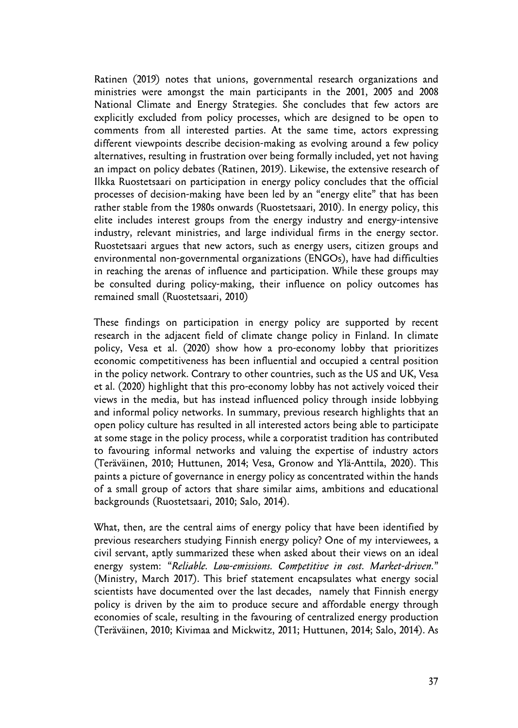Ratinen (2019) notes that unions, governmental research organizations and ministries were amongst the main participants in the 2001, 2005 and 2008 National Climate and Energy Strategies. She concludes that few actors are explicitly excluded from policy processes, which are designed to be open to comments from all interested parties. At the same time, actors expressing different viewpoints describe decision-making as evolving around a few policy alternatives, resulting in frustration over being formally included, yet not having an impact on policy debates (Ratinen, 2019). Likewise, the extensive research of Ilkka Ruostetsaari on participation in energy policy concludes that the official processes of decision-making have been led by an "energy elite" that has been rather stable from the 1980s onwards (Ruostetsaari, 2010). In energy policy, this elite includes interest groups from the energy industry and energy-intensive industry, relevant ministries, and large individual firms in the energy sector. Ruostetsaari argues that new actors, such as energy users, citizen groups and environmental non-governmental organizations (ENGOs), have had difficulties in reaching the arenas of influence and participation. While these groups may be consulted during policy-making, their influence on policy outcomes has remained small (Ruostetsaari, 2010)

These findings on participation in energy policy are supported by recent research in the adjacent field of climate change policy in Finland. In climate policy, Vesa et al. (2020) show how a pro-economy lobby that prioritizes economic competitiveness has been influential and occupied a central position in the policy network. Contrary to other countries, such as the US and UK, Vesa et al. (2020) highlight that this pro-economy lobby has not actively voiced their views in the media, but has instead influenced policy through inside lobbying and informal policy networks. In summary, previous research highlights that an open policy culture has resulted in all interested actors being able to participate at some stage in the policy process, while a corporatist tradition has contributed to favouring informal networks and valuing the expertise of industry actors (Teräväinen, 2010; Huttunen, 2014; Vesa, Gronow and Ylä-Anttila, 2020). This paints a picture of governance in energy policy as concentrated within the hands of a small group of actors that share similar aims, ambitions and educational backgrounds (Ruostetsaari, 2010; Salo, 2014).

What, then, are the central aims of energy policy that have been identified by previous researchers studying Finnish energy policy? One of my interviewees, a civil servant, aptly summarized these when asked about their views on an ideal energy system: "*Reliable. Low-emissions. Competitive in cost. Market-driven.*" (Ministry, March 2017). This brief statement encapsulates what energy social scientists have documented over the last decades, namely that Finnish energy policy is driven by the aim to produce secure and affordable energy through economies of scale, resulting in the favouring of centralized energy production (Teräväinen, 2010; Kivimaa and Mickwitz, 2011; Huttunen, 2014; Salo, 2014). As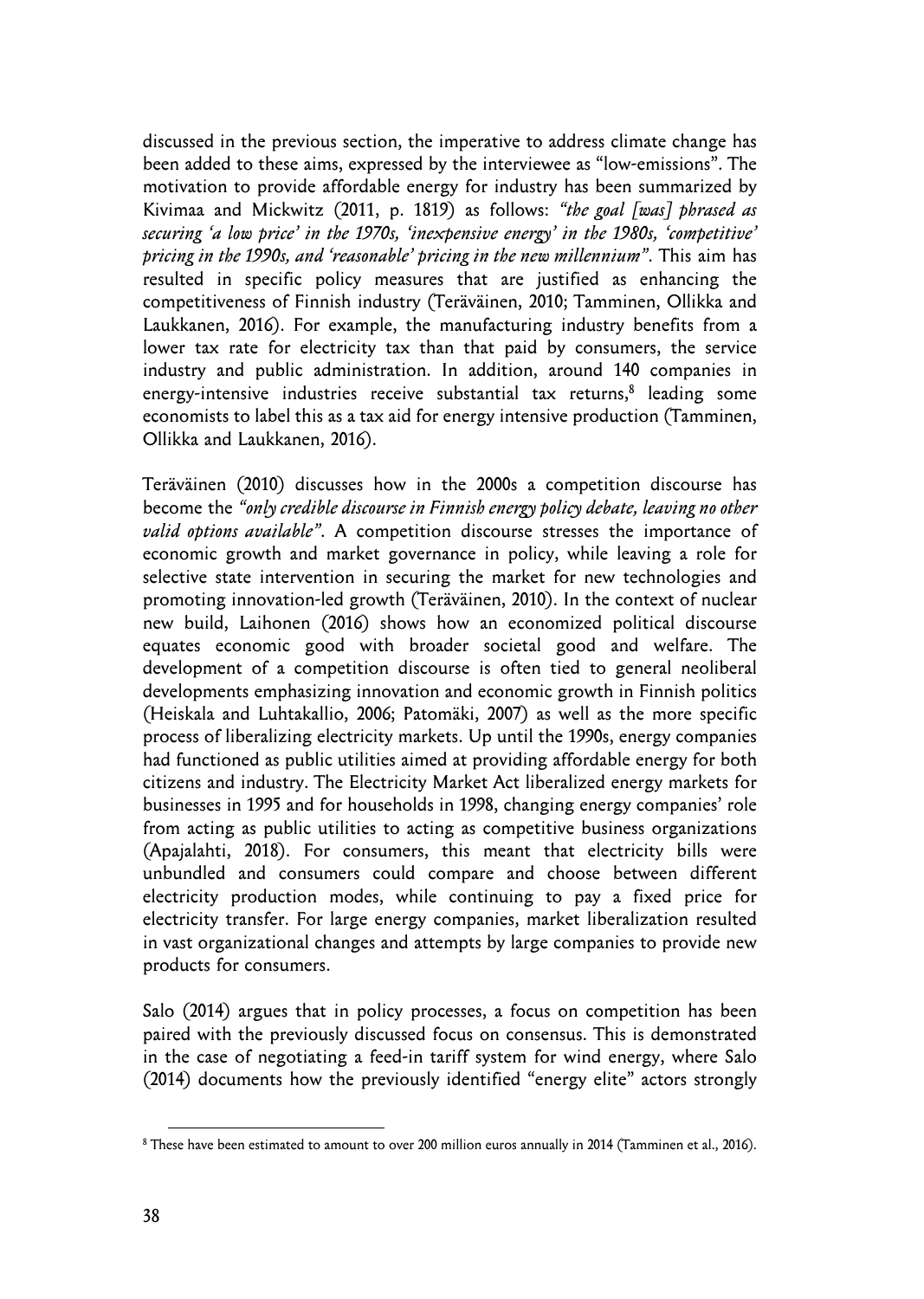discussed in the previous section, the imperative to address climate change has been added to these aims, expressed by the interviewee as "low-emissions". The motivation to provide affordable energy for industry has been summarized by Kivimaa and Mickwitz (2011, p. 1819) as follows: *"the goal [was] phrased as securing 'a low price' in the 1970s, 'inexpensive energy' in the 1980s, 'competitive' pricing in the 1990s, and 'reasonable' pricing in the new millennium"*. This aim has resulted in specific policy measures that are justified as enhancing the competitiveness of Finnish industry (Teräväinen, 2010; Tamminen, Ollikka and Laukkanen, 2016). For example, the manufacturing industry benefits from a lower tax rate for electricity tax than that paid by consumers, the service industry and public administration. In addition, around 140 companies in energy-intensive industries receive substantial tax returns,[8] leading some economists to label this as a tax aid for energy intensive production (Tamminen, Ollikka and Laukkanen, 2016).

Teräväinen (2010) discusses how in the 2000s a competition discourse has become the *"only credible discourse in Finnish energy policy debate, leaving no other valid options available"*. A competition discourse stresses the importance of economic growth and market governance in policy, while leaving a role for selective state intervention in securing the market for new technologies and promoting innovation-led growth (Teräväinen, 2010). In the context of nuclear new build, Laihonen (2016) shows how an economized political discourse equates economic good with broader societal good and welfare. The development of a competition discourse is often tied to general neoliberal developments emphasizing innovation and economic growth in Finnish politics (Heiskala and Luhtakallio, 2006; Patomäki, 2007) as well as the more specific process of liberalizing electricity markets. Up until the 1990s, energy companies had functioned as public utilities aimed at providing affordable energy for both citizens and industry. The Electricity Market Act liberalized energy markets for businesses in 1995 and for households in 1998, changing energy companies' role from acting as public utilities to acting as competitive business organizations (Apajalahti, 2018). For consumers, this meant that electricity bills were unbundled and consumers could compare and choose between different electricity production modes, while continuing to pay a fixed price for electricity transfer. For large energy companies, market liberalization resulted in vast organizational changes and attempts by large companies to provide new products for consumers.

Salo (2014) argues that in policy processes, a focus on competition has been paired with the previously discussed focus on consensus. This is demonstrated in the case of negotiating a feed-in tariff system for wind energy, where Salo (2014) documents how the previously identified "energy elite" actors strongly

[8] These have been estimated to amount to over 200 million euros annually in 2014 (Tamminen et al., 2016).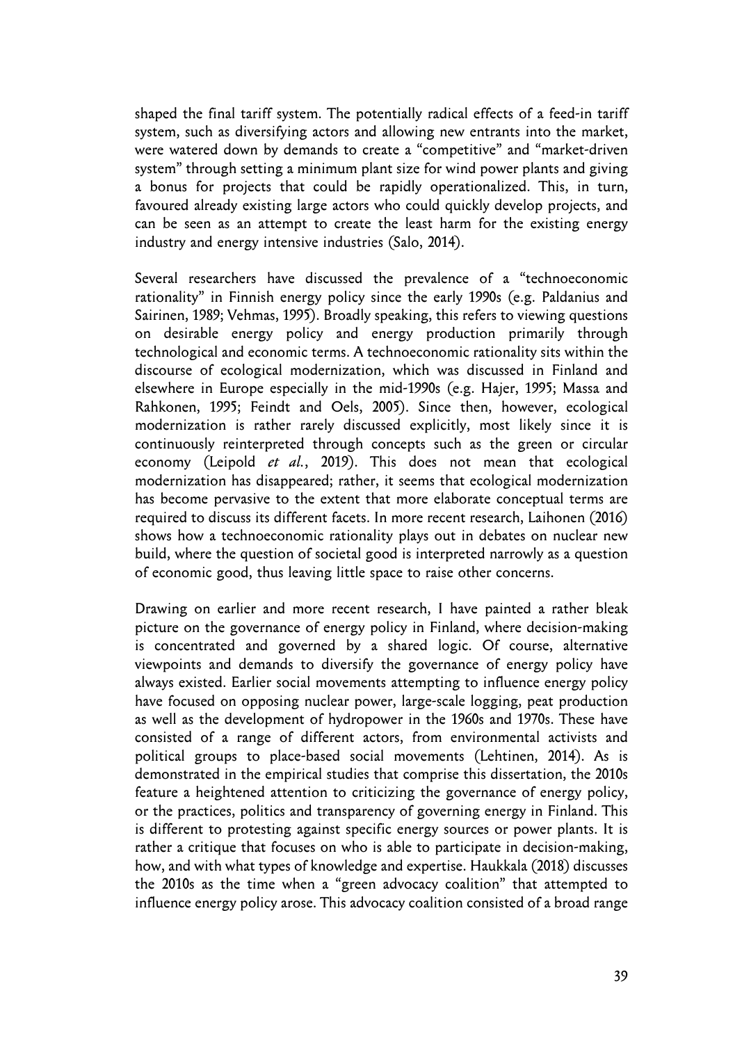shaped the final tariff system. The potentially radical effects of a feed-in tariff system, such as diversifying actors and allowing new entrants into the market, were watered down by demands to create a "competitive" and "market-driven system" through setting a minimum plant size for wind power plants and giving a bonus for projects that could be rapidly operationalized. This, in turn, favoured already existing large actors who could quickly develop projects, and can be seen as an attempt to create the least harm for the existing energy industry and energy intensive industries (Salo, 2014).

Several researchers have discussed the prevalence of a "technoeconomic rationality" in Finnish energy policy since the early 1990s (e.g. Paldanius and Sairinen, 1989; Vehmas, 1995). Broadly speaking, this refers to viewing questions on desirable energy policy and energy production primarily through technological and economic terms. A technoeconomic rationality sits within the discourse of ecological modernization, which was discussed in Finland and elsewhere in Europe especially in the mid-1990s (e.g. Hajer, 1995; Massa and Rahkonen, 1995; Feindt and Oels, 2005). Since then, however, ecological modernization is rather rarely discussed explicitly, most likely since it is continuously reinterpreted through concepts such as the green or circular economy (Leipold *et al.*, 2019). This does not mean that ecological modernization has disappeared; rather, it seems that ecological modernization has become pervasive to the extent that more elaborate conceptual terms are required to discuss its different facets. In more recent research, Laihonen (2016) shows how a technoeconomic rationality plays out in debates on nuclear new build, where the question of societal good is interpreted narrowly as a question of economic good, thus leaving little space to raise other concerns.

Drawing on earlier and more recent research, I have painted a rather bleak picture on the governance of energy policy in Finland, where decision-making is concentrated and governed by a shared logic. Of course, alternative viewpoints and demands to diversify the governance of energy policy have always existed. Earlier social movements attempting to influence energy policy have focused on opposing nuclear power, large-scale logging, peat production as well as the development of hydropower in the 1960s and 1970s. These have consisted of a range of different actors, from environmental activists and political groups to place-based social movements (Lehtinen, 2014). As is demonstrated in the empirical studies that comprise this dissertation, the 2010s feature a heightened attention to criticizing the governance of energy policy, or the practices, politics and transparency of governing energy in Finland. This is different to protesting against specific energy sources or power plants. It is rather a critique that focuses on who is able to participate in decision-making, how, and with what types of knowledge and expertise. Haukkala (2018) discusses the 2010s as the time when a "green advocacy coalition" that attempted to influence energy policy arose. This advocacy coalition consisted of a broad range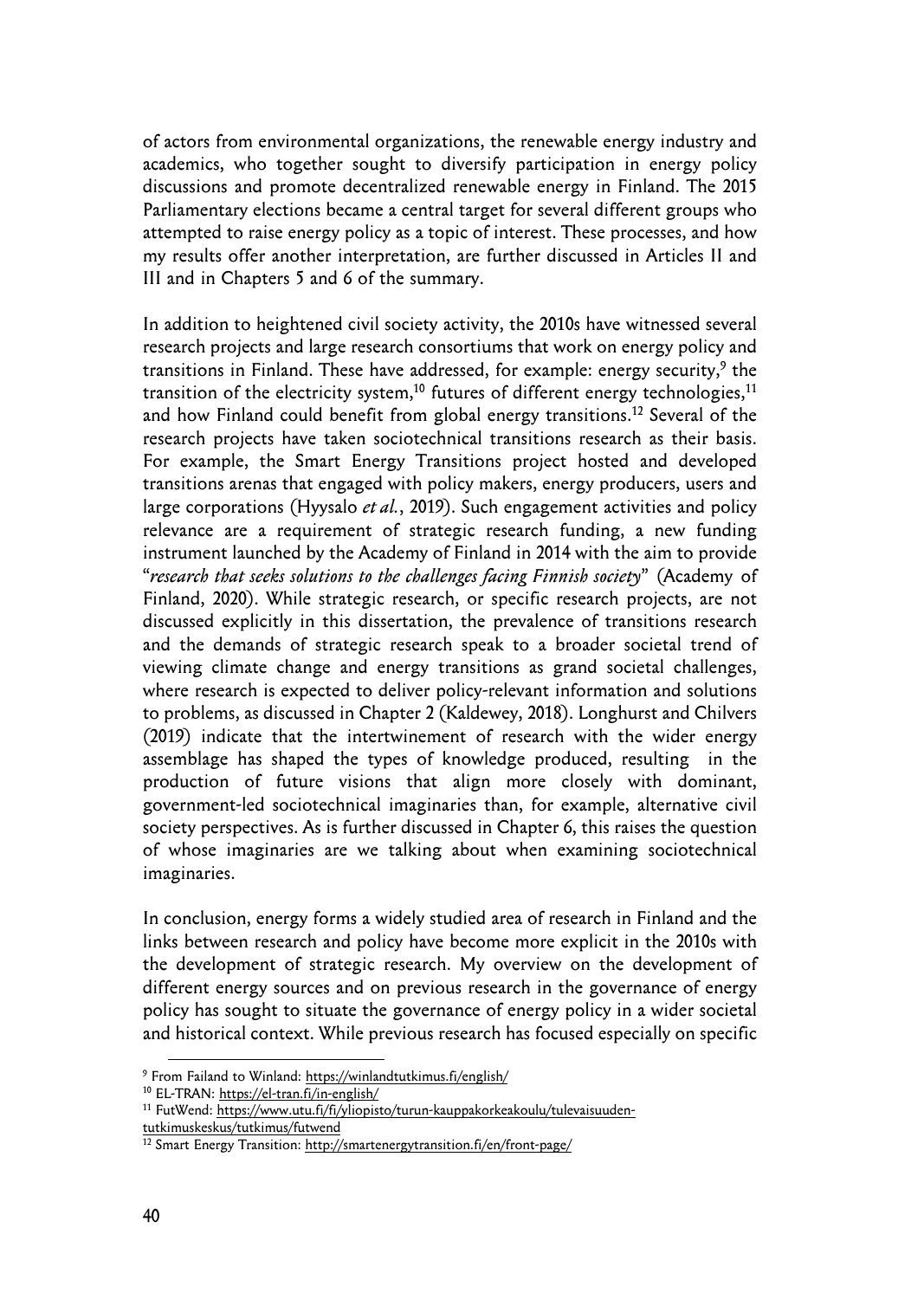of actors from environmental organizations, the renewable energy industry and academics, who together sought to diversify participation in energy policy discussions and promote decentralized renewable energy in Finland. The 2015 Parliamentary elections became a central target for several different groups who attempted to raise energy policy as a topic of interest. These processes, and how my results offer another interpretation, are further discussed in Articles II and III and in Chapters 5 and 6 of the summary.

In addition to heightened civil society activity, the 2010s have witnessed several research projects and large research consortiums that work on energy policy and transitions in Finland. These have addressed, for example: energy security,[9] the transition of the electricity system,[10] futures of different energy technologies,[11] and how Finland could benefit from global energy transitions.[12] Several of the research projects have taken sociotechnical transitions research as their basis. For example, the Smart Energy Transitions project hosted and developed transitions arenas that engaged with policy makers, energy producers, users and large corporations (Hyysalo *et al.*, 2019). Such engagement activities and policy relevance are a requirement of strategic research funding, a new funding instrument launched by the Academy of Finland in 2014 with the aim to provide "*research that seeks solutions to the challenges facing Finnish society*" (Academy of Finland, 2020). While strategic research, or specific research projects, are not discussed explicitly in this dissertation, the prevalence of transitions research and the demands of strategic research speak to a broader societal trend of viewing climate change and energy transitions as grand societal challenges, where research is expected to deliver policy-relevant information and solutions to problems, as discussed in Chapter 2 (Kaldewey, 2018). Longhurst and Chilvers (2019) indicate that the intertwinement of research with the wider energy assemblage has shaped the types of knowledge produced, resulting in the production of future visions that align more closely with dominant, government-led sociotechnical imaginaries than, for example, alternative civil society perspectives. As is further discussed in Chapter 6, this raises the question of whose imaginaries are we talking about when examining sociotechnical imaginaries.

In conclusion, energy forms a widely studied area of research in Finland and the links between research and policy have become more explicit in the 2010s with the development of strategic research. My overview on the development of different energy sources and on previous research in the governance of energy policy has sought to situate the governance of energy policy in a wider societal and historical context. While previous research has focused especially on specific

---

[9] From Failand to Winland: https://winlandtutkimus.fi/english/

[10] EL-TRAN: https://el-tran.fi/in-english/

[11] FutWend: https://www.utu.fi/fi/yliopisto/turun-kauppakorkeakoulu/tulevaisuuden-tutkimuskeskus/tutkimus/futwend

[12] Smart Energy Transition: http://smartenergytransition.fi/en/front-page/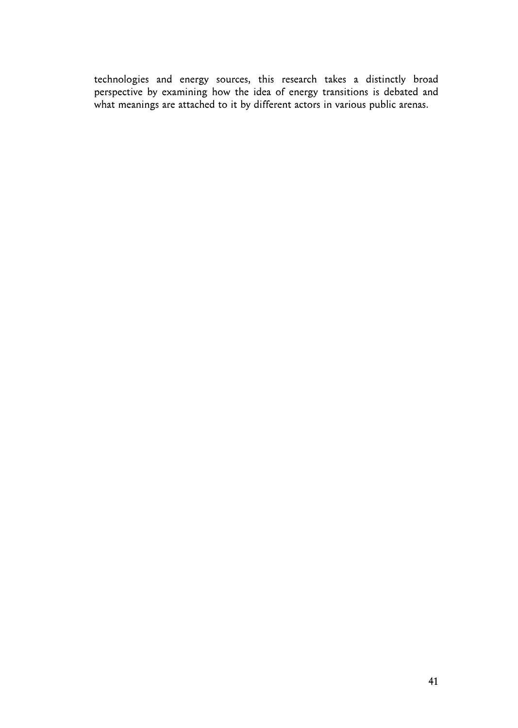technologies and energy sources, this research takes a distinctly broad perspective by examining how the idea of energy transitions is debated and what meanings are attached to it by different actors in various public arenas.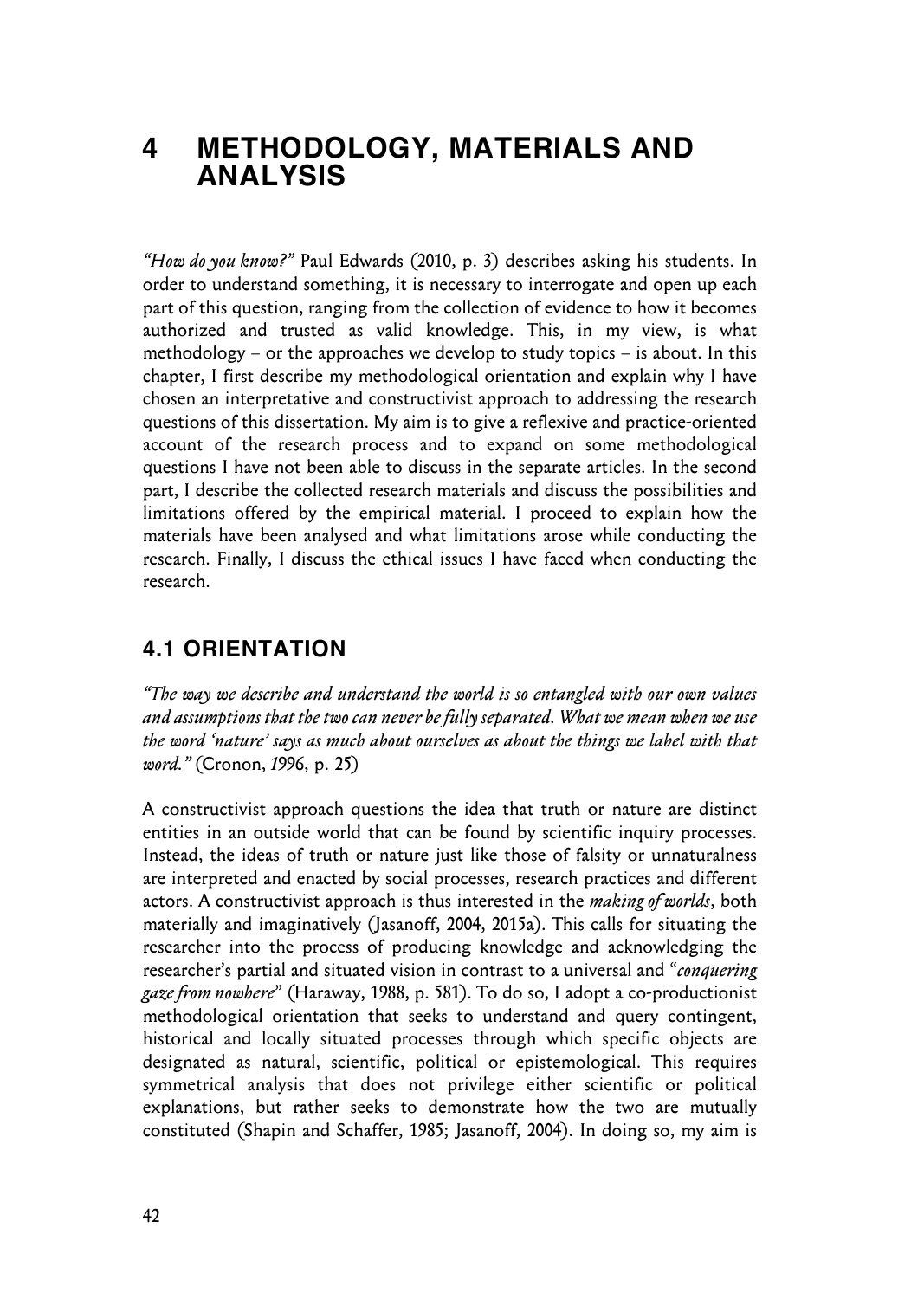# 4 METHODOLOGY, MATERIALS AND ANALYSIS

*"How do you know?"* Paul Edwards (2010, p. 3) describes asking his students. In order to understand something, it is necessary to interrogate and open up each part of this question, ranging from the collection of evidence to how it becomes authorized and trusted as valid knowledge. This, in my view, is what methodology – or the approaches we develop to study topics – is about. In this chapter, I first describe my methodological orientation and explain why I have chosen an interpretative and constructivist approach to addressing the research questions of this dissertation. My aim is to give a reflexive and practice-oriented account of the research process and to expand on some methodological questions I have not been able to discuss in the separate articles. In the second part, I describe the collected research materials and discuss the possibilities and limitations offered by the empirical material. I proceed to explain how the materials have been analysed and what limitations arose while conducting the research. Finally, I discuss the ethical issues I have faced when conducting the research.

## 4.1 ORIENTATION

*"The way we describe and understand the world is so entangled with our own values and assumptions that the two can never be fully separated. What we mean when we use the word 'nature' says as much about ourselves as about the things we label with that word."* (Cronon, 1996, p. 25)

A constructivist approach questions the idea that truth or nature are distinct entities in an outside world that can be found by scientific inquiry processes. Instead, the ideas of truth or nature just like those of falsity or unnaturalness are interpreted and enacted by social processes, research practices and different actors. A constructivist approach is thus interested in the *making of worlds*, both materially and imaginatively (Jasanoff, 2004, 2015a). This calls for situating the researcher into the process of producing knowledge and acknowledging the researcher's partial and situated vision in contrast to a universal and "*conquering gaze from nowhere*" (Haraway, 1988, p. 581). To do so, I adopt a co-productionist methodological orientation that seeks to understand and query contingent, historical and locally situated processes through which specific objects are designated as natural, scientific, political or epistemological. This requires symmetrical analysis that does not privilege either scientific or political explanations, but rather seeks to demonstrate how the two are mutually constituted (Shapin and Schaffer, 1985; Jasanoff, 2004). In doing so, my aim is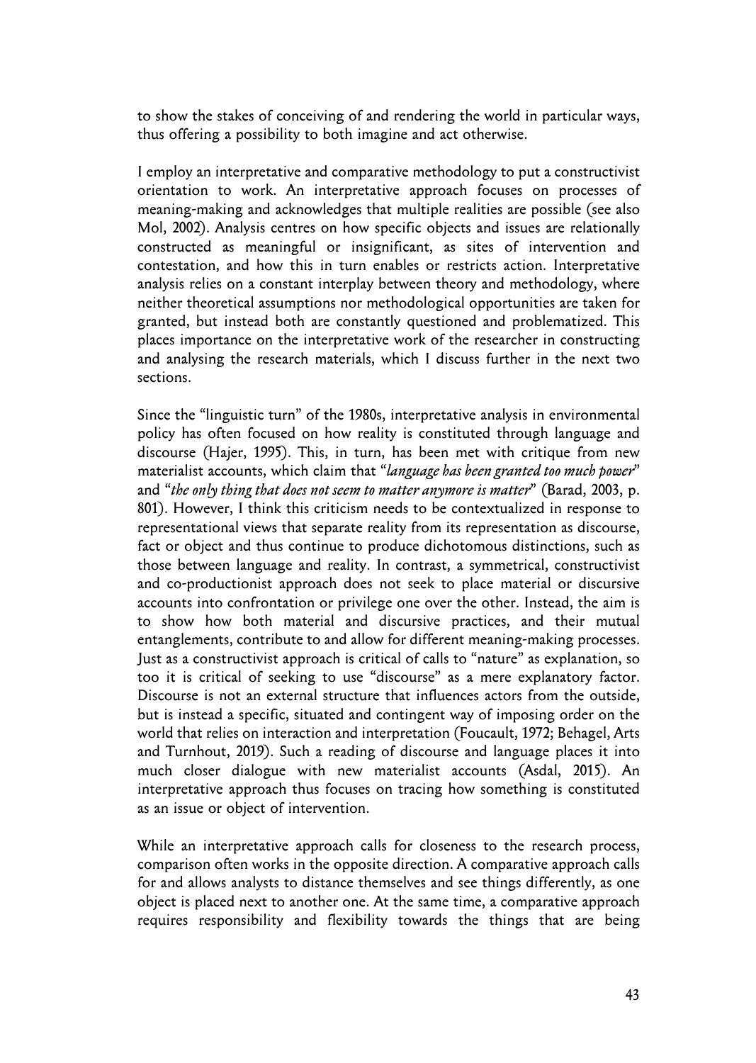to show the stakes of conceiving of and rendering the world in particular ways, thus offering a possibility to both imagine and act otherwise.

I employ an interpretative and comparative methodology to put a constructivist orientation to work. An interpretative approach focuses on processes of meaning-making and acknowledges that multiple realities are possible (see also Mol, 2002). Analysis centres on how specific objects and issues are relationally constructed as meaningful or insignificant, as sites of intervention and contestation, and how this in turn enables or restricts action. Interpretative analysis relies on a constant interplay between theory and methodology, where neither theoretical assumptions nor methodological opportunities are taken for granted, but instead both are constantly questioned and problematized. This places importance on the interpretative work of the researcher in constructing and analysing the research materials, which I discuss further in the next two sections.

Since the "linguistic turn" of the 1980s, interpretative analysis in environmental policy has often focused on how reality is constituted through language and discourse (Hajer, 1995). This, in turn, has been met with critique from new materialist accounts, which claim that "*language has been granted too much power*" and "*the only thing that does not seem to matter anymore is matter*" (Barad, 2003, p. 801). However, I think this criticism needs to be contextualized in response to representational views that separate reality from its representation as discourse, fact or object and thus continue to produce dichotomous distinctions, such as those between language and reality. In contrast, a symmetrical, constructivist and co-productionist approach does not seek to place material or discursive accounts into confrontation or privilege one over the other. Instead, the aim is to show how both material and discursive practices, and their mutual entanglements, contribute to and allow for different meaning-making processes. Just as a constructivist approach is critical of calls to "nature" as explanation, so too it is critical of seeking to use "discourse" as a mere explanatory factor. Discourse is not an external structure that influences actors from the outside, but is instead a specific, situated and contingent way of imposing order on the world that relies on interaction and interpretation (Foucault, 1972; Behagel, Arts and Turnhout, 2019). Such a reading of discourse and language places it into much closer dialogue with new materialist accounts (Asdal, 2015). An interpretative approach thus focuses on tracing how something is constituted as an issue or object of intervention.

While an interpretative approach calls for closeness to the research process, comparison often works in the opposite direction. A comparative approach calls for and allows analysts to distance themselves and see things differently, as one object is placed next to another one. At the same time, a comparative approach requires responsibility and flexibility towards the things that are being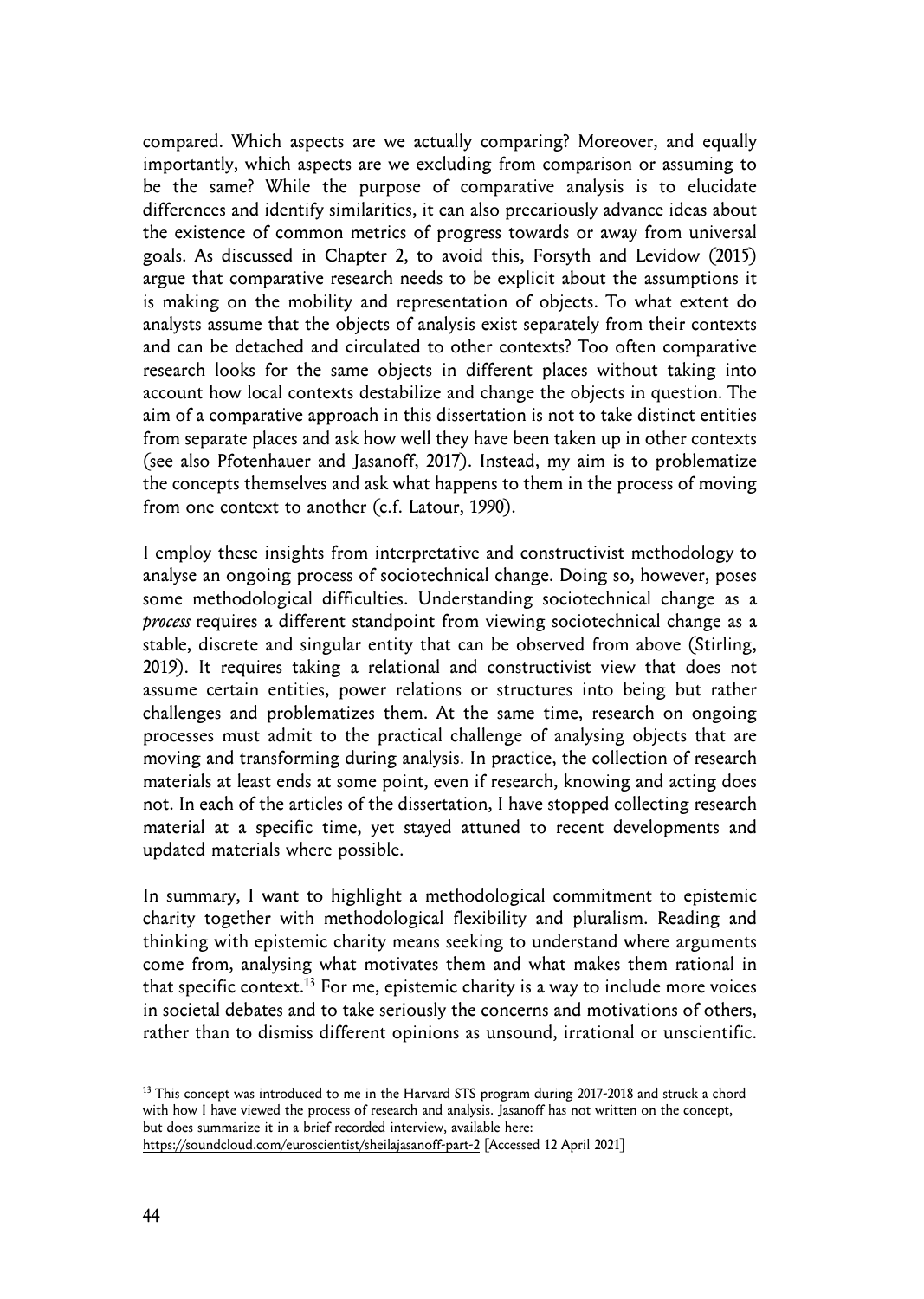compared. Which aspects are we actually comparing? Moreover, and equally importantly, which aspects are we excluding from comparison or assuming to be the same? While the purpose of comparative analysis is to elucidate differences and identify similarities, it can also precariously advance ideas about the existence of common metrics of progress towards or away from universal goals. As discussed in Chapter 2, to avoid this, Forsyth and Levidow (2015) argue that comparative research needs to be explicit about the assumptions it is making on the mobility and representation of objects. To what extent do analysts assume that the objects of analysis exist separately from their contexts and can be detached and circulated to other contexts? Too often comparative research looks for the same objects in different places without taking into account how local contexts destabilize and change the objects in question. The aim of a comparative approach in this dissertation is not to take distinct entities from separate places and ask how well they have been taken up in other contexts (see also Pfotenhauer and Jasanoff, 2017). Instead, my aim is to problematize the concepts themselves and ask what happens to them in the process of moving from one context to another (c.f. Latour, 1990).

I employ these insights from interpretative and constructivist methodology to analyse an ongoing process of sociotechnical change. Doing so, however, poses some methodological difficulties. Understanding sociotechnical change as a *process* requires a different standpoint from viewing sociotechnical change as a stable, discrete and singular entity that can be observed from above (Stirling, 2019). It requires taking a relational and constructivist view that does not assume certain entities, power relations or structures into being but rather challenges and problematizes them. At the same time, research on ongoing processes must admit to the practical challenge of analysing objects that are moving and transforming during analysis. In practice, the collection of research materials at least ends at some point, even if research, knowing and acting does not. In each of the articles of the dissertation, I have stopped collecting research material at a specific time, yet stayed attuned to recent developments and updated materials where possible.

In summary, I want to highlight a methodological commitment to epistemic charity together with methodological flexibility and pluralism. Reading and thinking with epistemic charity means seeking to understand where arguments come from, analysing what motivates them and what makes them rational in that specific context.[13] For me, epistemic charity is a way to include more voices in societal debates and to take seriously the concerns and motivations of others, rather than to dismiss different opinions as unsound, irrational or unscientific.

[13] This concept was introduced to me in the Harvard STS program during 2017-2018 and struck a chord with how I have viewed the process of research and analysis. Jasanoff has not written on the concept, but does summarize it in a brief recorded interview, available here: https://soundcloud.com/euroscientist/sheilajasanoff-part-2 [Accessed 12 April 2021]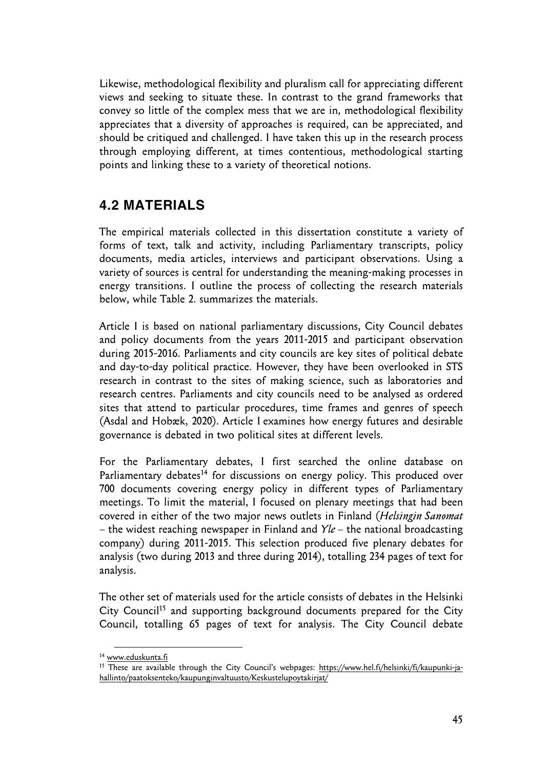Likewise, methodological flexibility and pluralism call for appreciating different views and seeking to situate these. In contrast to the grand frameworks that convey so little of the complex mess that we are in, methodological flexibility appreciates that a diversity of approaches is required, can be appreciated, and should be critiqued and challenged. I have taken this up in the research process through employing different, at times contentious, methodological starting points and linking these to a variety of theoretical notions.

## 4.2 MATERIALS

The empirical materials collected in this dissertation constitute a variety of forms of text, talk and activity, including Parliamentary transcripts, policy documents, media articles, interviews and participant observations. Using a variety of sources is central for understanding the meaning-making processes in energy transitions. I outline the process of collecting the research materials below, while Table 2. summarizes the materials.

Article I is based on national parliamentary discussions, City Council debates and policy documents from the years 2011-2015 and participant observation during 2015-2016. Parliaments and city councils are key sites of political debate and day-to-day political practice. However, they have been overlooked in STS research in contrast to the sites of making science, such as laboratories and research centres. Parliaments and city councils need to be analysed as ordered sites that attend to particular procedures, time frames and genres of speech (Asdal and Hobæk, 2020). Article I examines how energy futures and desirable governance is debated in two political sites at different levels.

For the Parliamentary debates, I first searched the online database on Parliamentary debates[14] for discussions on energy policy. This produced over 700 documents covering energy policy in different types of Parliamentary meetings. To limit the material, I focused on plenary meetings that had been covered in either of the two major news outlets in Finland (*Helsingin Sanomat* – the widest reaching newspaper in Finland and *Yle* – the national broadcasting company) during 2011-2015. This selection produced five plenary debates for analysis (two during 2013 and three during 2014), totalling 234 pages of text for analysis.

The other set of materials used for the article consists of debates in the Helsinki City Council[15] and supporting background documents prepared for the City Council, totalling 65 pages of text for analysis. The City Council debate

[14] www.eduskunta.fi

[15] These are available through the City Council's webpages: https://www.hel.fi/helsinki/fi/kaupunki-ja-hallinto/paatoksenteko/kaupunginvaltuusto/Keskustelupoytakirjat/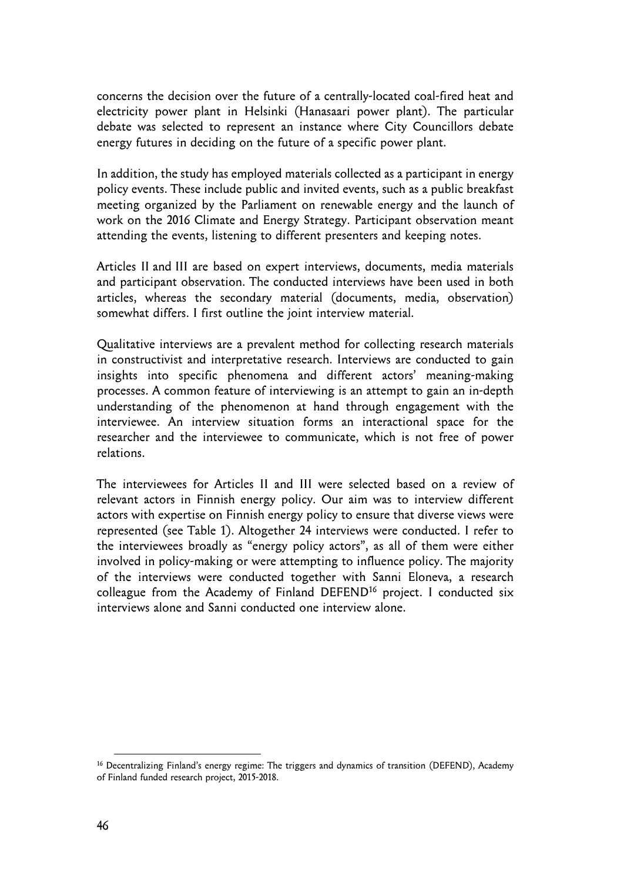concerns the decision over the future of a centrally-located coal-fired heat and electricity power plant in Helsinki (Hanasaari power plant). The particular debate was selected to represent an instance where City Councillors debate energy futures in deciding on the future of a specific power plant.

In addition, the study has employed materials collected as a participant in energy policy events. These include public and invited events, such as a public breakfast meeting organized by the Parliament on renewable energy and the launch of work on the 2016 Climate and Energy Strategy. Participant observation meant attending the events, listening to different presenters and keeping notes.

Articles II and III are based on expert interviews, documents, media materials and participant observation. The conducted interviews have been used in both articles, whereas the secondary material (documents, media, observation) somewhat differs. I first outline the joint interview material.

Qualitative interviews are a prevalent method for collecting research materials in constructivist and interpretative research. Interviews are conducted to gain insights into specific phenomena and different actors' meaning-making processes. A common feature of interviewing is an attempt to gain an in-depth understanding of the phenomenon at hand through engagement with the interviewee. An interview situation forms an interactional space for the researcher and the interviewee to communicate, which is not free of power relations.

The interviewees for Articles II and III were selected based on a review of relevant actors in Finnish energy policy. Our aim was to interview different actors with expertise on Finnish energy policy to ensure that diverse views were represented (see Table 1). Altogether 24 interviews were conducted. I refer to the interviewees broadly as "energy policy actors", as all of them were either involved in policy-making or were attempting to influence policy. The majority of the interviews were conducted together with Sanni Eloneva, a research colleague from the Academy of Finland DEFEND[16] project. I conducted six interviews alone and Sanni conducted one interview alone.

[16] Decentralizing Finland's energy regime: The triggers and dynamics of transition (DEFEND), Academy of Finland funded research project, 2015-2018.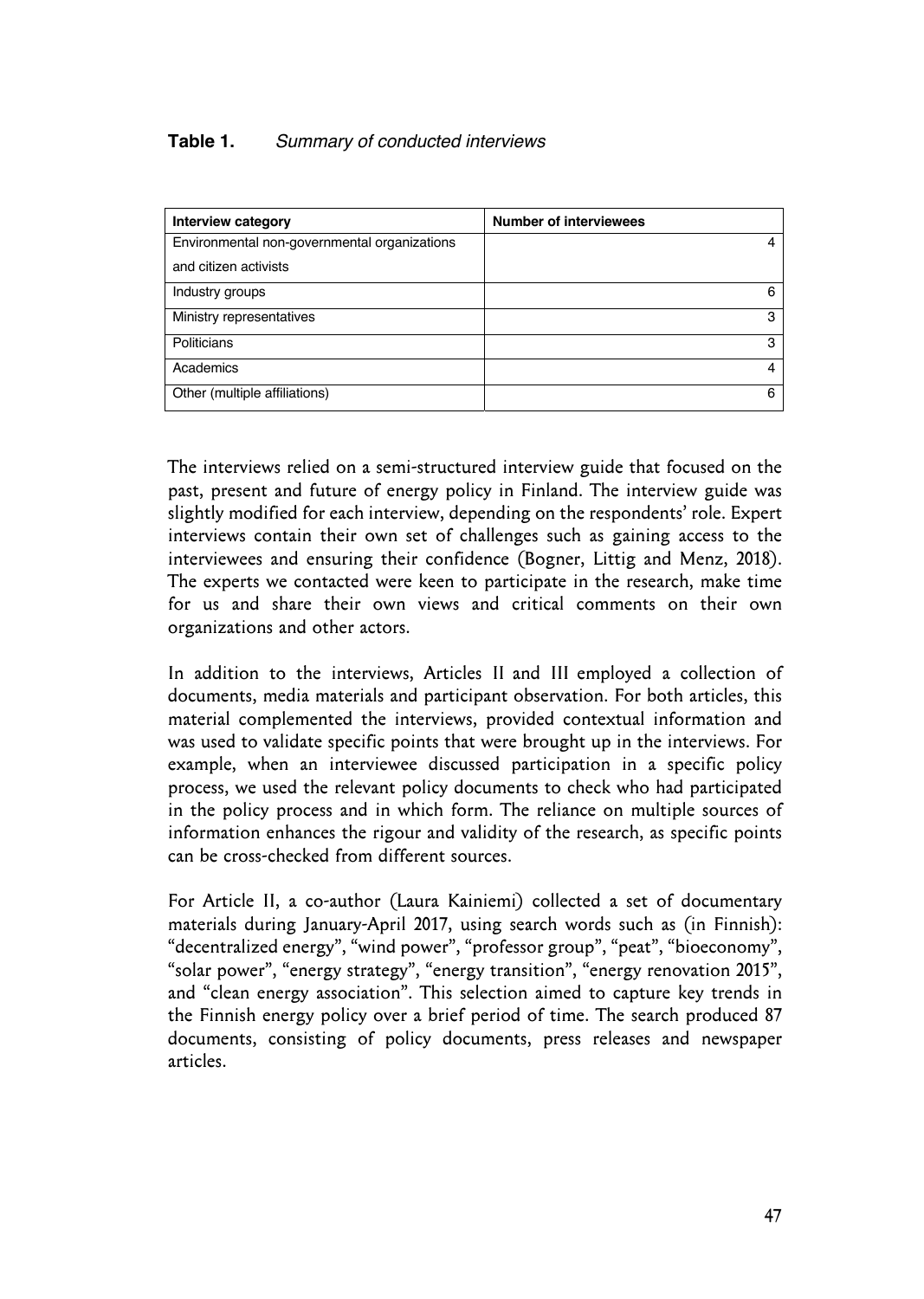**Table 1.** *Summary of conducted interviews*

| Interview category | Number of interviewees |
|---|---|
| Environmental non-governmental organizations and citizen activists | 4 |
| Industry groups | 6 |
| Ministry representatives | 3 |
| Politicians | 3 |
| Academics | 4 |
| Other (multiple affiliations) | 6 |

The interviews relied on a semi-structured interview guide that focused on the past, present and future of energy policy in Finland. The interview guide was slightly modified for each interview, depending on the respondents' role. Expert interviews contain their own set of challenges such as gaining access to the interviewees and ensuring their confidence (Bogner, Littig and Menz, 2018). The experts we contacted were keen to participate in the research, make time for us and share their own views and critical comments on their own organizations and other actors.

In addition to the interviews, Articles II and III employed a collection of documents, media materials and participant observation. For both articles, this material complemented the interviews, provided contextual information and was used to validate specific points that were brought up in the interviews. For example, when an interviewee discussed participation in a specific policy process, we used the relevant policy documents to check who had participated in the policy process and in which form. The reliance on multiple sources of information enhances the rigour and validity of the research, as specific points can be cross-checked from different sources.

For Article II, a co-author (Laura Kainiemi) collected a set of documentary materials during January-April 2017, using search words such as (in Finnish): "decentralized energy", "wind power", "professor group", "peat", "bioeconomy", "solar power", "energy strategy", "energy transition", "energy renovation 2015", and "clean energy association". This selection aimed to capture key trends in the Finnish energy policy over a brief period of time. The search produced 87 documents, consisting of policy documents, press releases and newspaper articles.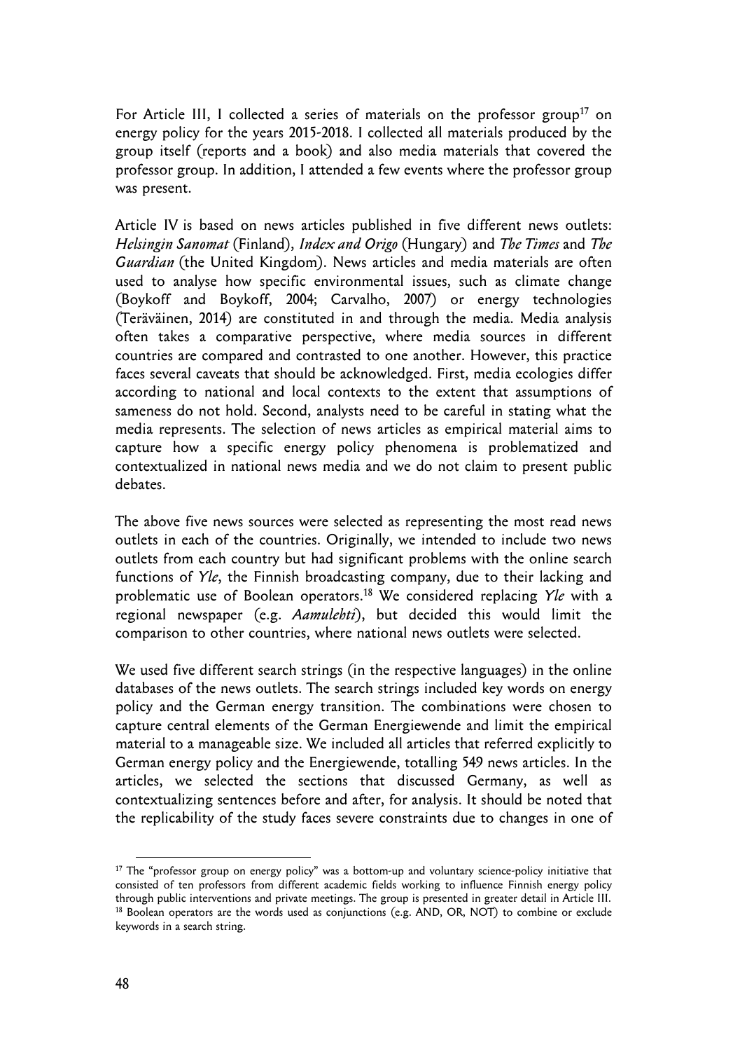For Article III, I collected a series of materials on the professor group[17] on energy policy for the years 2015-2018. I collected all materials produced by the group itself (reports and a book) and also media materials that covered the professor group. In addition, I attended a few events where the professor group was present.

Article IV is based on news articles published in five different news outlets: *Helsingin Sanomat* (Finland), *Index and Origo* (Hungary) and *The Times* and *The Guardian* (the United Kingdom). News articles and media materials are often used to analyse how specific environmental issues, such as climate change (Boykoff and Boykoff, 2004; Carvalho, 2007) or energy technologies (Teräväinen, 2014) are constituted in and through the media. Media analysis often takes a comparative perspective, where media sources in different countries are compared and contrasted to one another. However, this practice faces several caveats that should be acknowledged. First, media ecologies differ according to national and local contexts to the extent that assumptions of sameness do not hold. Second, analysts need to be careful in stating what the media represents. The selection of news articles as empirical material aims to capture how a specific energy policy phenomena is problematized and contextualized in national news media and we do not claim to present public debates.

The above five news sources were selected as representing the most read news outlets in each of the countries. Originally, we intended to include two news outlets from each country but had significant problems with the online search functions of *Yle*, the Finnish broadcasting company, due to their lacking and problematic use of Boolean operators.[18] We considered replacing *Yle* with a regional newspaper (e.g. *Aamulehti*), but decided this would limit the comparison to other countries, where national news outlets were selected.

We used five different search strings (in the respective languages) in the online databases of the news outlets. The search strings included key words on energy policy and the German energy transition. The combinations were chosen to capture central elements of the German Energiewende and limit the empirical material to a manageable size. We included all articles that referred explicitly to German energy policy and the Energiewende, totalling 549 news articles. In the articles, we selected the sections that discussed Germany, as well as contextualizing sentences before and after, for analysis. It should be noted that the replicability of the study faces severe constraints due to changes in one of

[17] The "professor group on energy policy" was a bottom-up and voluntary science-policy initiative that consisted of ten professors from different academic fields working to influence Finnish energy policy through public interventions and private meetings. The group is presented in greater detail in Article III.

[18] Boolean operators are the words used as conjunctions (e.g. AND, OR, NOT) to combine or exclude keywords in a search string.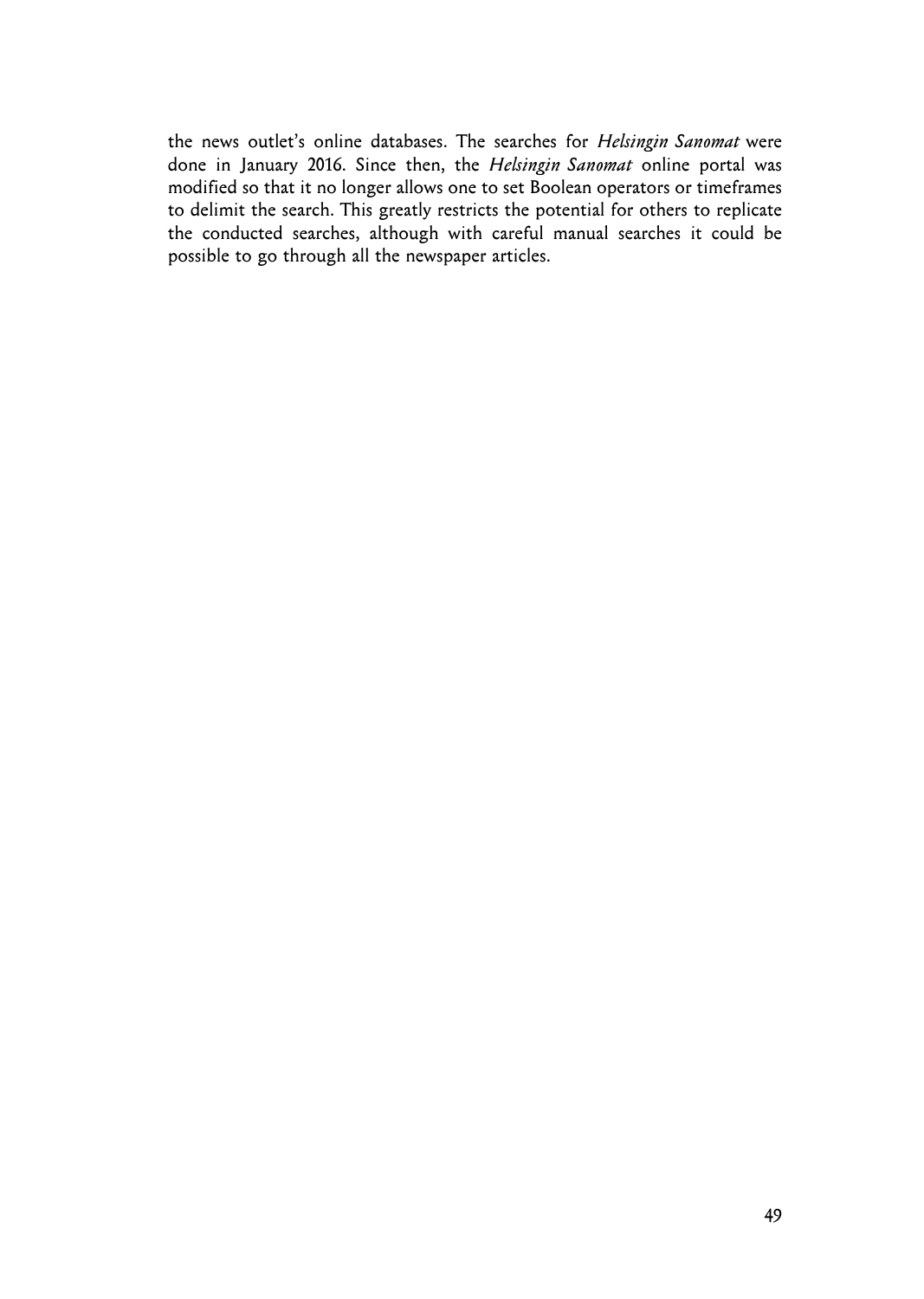the news outlet's online databases. The searches for *Helsingin Sanomat* were done in January 2016. Since then, the *Helsingin Sanomat* online portal was modified so that it no longer allows one to set Boolean operators or timeframes to delimit the search. This greatly restricts the potential for others to replicate the conducted searches, although with careful manual searches it could be possible to go through all the newspaper articles.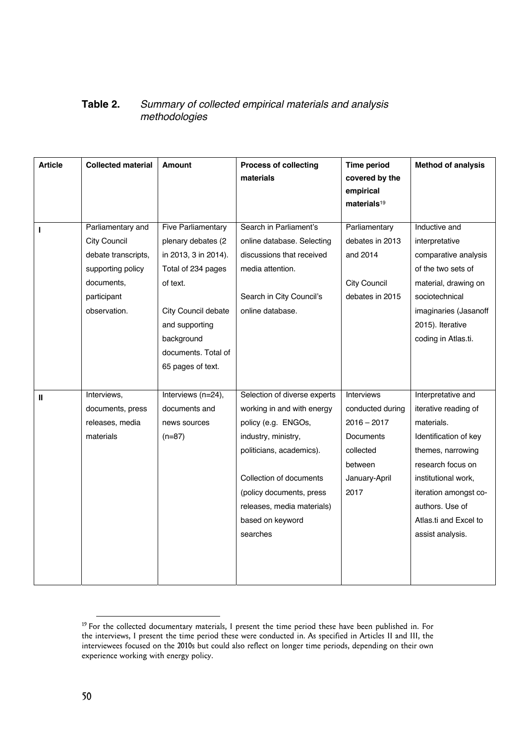**Table 2.** *Summary of collected empirical materials and analysis methodologies*

| Article | Collected material | Amount | Process of collecting materials | Time period covered by the empirical materials[19] | Method of analysis |
|---|---|---|---|---|---|
| I | Parliamentary and City Council debate transcripts, supporting policy documents, participant observation. | Five Parliamentary plenary debates (2 in 2013, 3 in 2014). Total of 234 pages of text.<br><br>City Council debate and supporting background documents. Total of 65 pages of text. | Search in Parliament's online database. Selecting discussions that received media attention.<br><br>Search in City Council's online database. | Parliamentary debates in 2013 and 2014<br><br>City Council debates in 2015 | Inductive and interpretative comparative analysis of the two sets of material, drawing on sociotechnical imaginaries (Jasanoff 2015). Iterative coding in Atlas.ti. |
| II | Interviews, documents, press releases, media materials | Interviews (n=24), documents and news sources (n=87) | Selection of diverse experts working in and with energy policy (e.g. ENGOs, industry, ministry, politicians, academics).<br><br>Collection of documents (policy documents, press releases, media materials) based on keyword searches | Interviews conducted during 2016 – 2017 Documents collected between January-April 2017 | Interpretative and iterative reading of materials. Identification of key themes, narrowing research focus on institutional work, iteration amongst co-authors. Use of Atlas.ti and Excel to assist analysis. |

[19] For the collected documentary materials, I present the time period these have been published in. For the interviews, I present the time period these were conducted in. As specified in Articles II and III, the interviewees focused on the 2010s but could also reflect on longer time periods, depending on their own experience working with energy policy.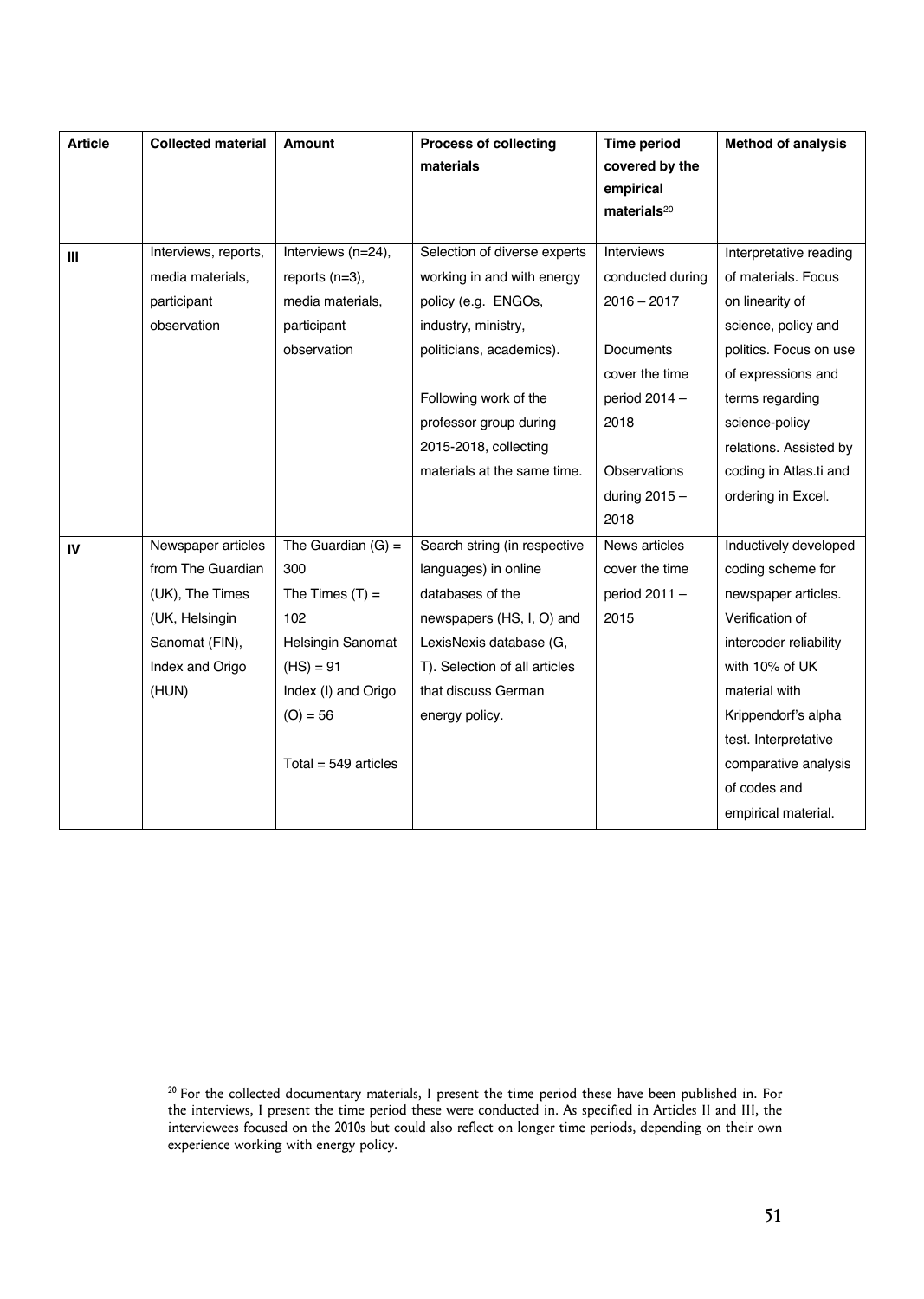| Article | Collected material | Amount | Process of collecting materials | Time period covered by the empirical materials[20] | Method of analysis |
|---|---|---|---|---|---|
| III | Interviews, reports, media materials, participant observation | Interviews (n=24), reports (n=3), media materials, participant observation | Selection of diverse experts working in and with energy policy (e.g. ENGOs, industry, ministry, politicians, academics).<br><br>Following work of the professor group during 2015-2018, collecting materials at the same time. | Interviews conducted during 2016 – 2017<br><br>Documents cover the time period 2014 – 2018<br><br>Observations during 2015 – 2018 | Interpretative reading of materials. Focus on linearity of science, policy and politics. Focus on use of expressions and terms regarding science-policy relations. Assisted by coding in Atlas.ti and ordering in Excel. |
| IV | Newspaper articles from The Guardian (UK), The Times (UK, Helsingin Sanomat (FIN), Index and Origo (HUN) | The Guardian (G) = 300<br>The Times (T) = 102<br>Helsingin Sanomat (HS) = 91<br>Index (I) and Origo (O) = 56<br><br>Total = 549 articles | Search string (in respective languages) in online databases of the newspapers (HS, I, O) and LexisNexis database (G, T). Selection of all articles that discuss German energy policy. | News articles cover the time period 2011 – 2015 | Inductively developed coding scheme for newspaper articles. Verification of intercoder reliability with 10% of UK material with Krippendorf's alpha test. Interpretative comparative analysis of codes and empirical material. |

[20] For the collected documentary materials, I present the time period these have been published in. For the interviews, I present the time period these were conducted in. As specified in Articles II and III, the interviewees focused on the 2010s but could also reflect on longer time periods, depending on their own experience working with energy policy.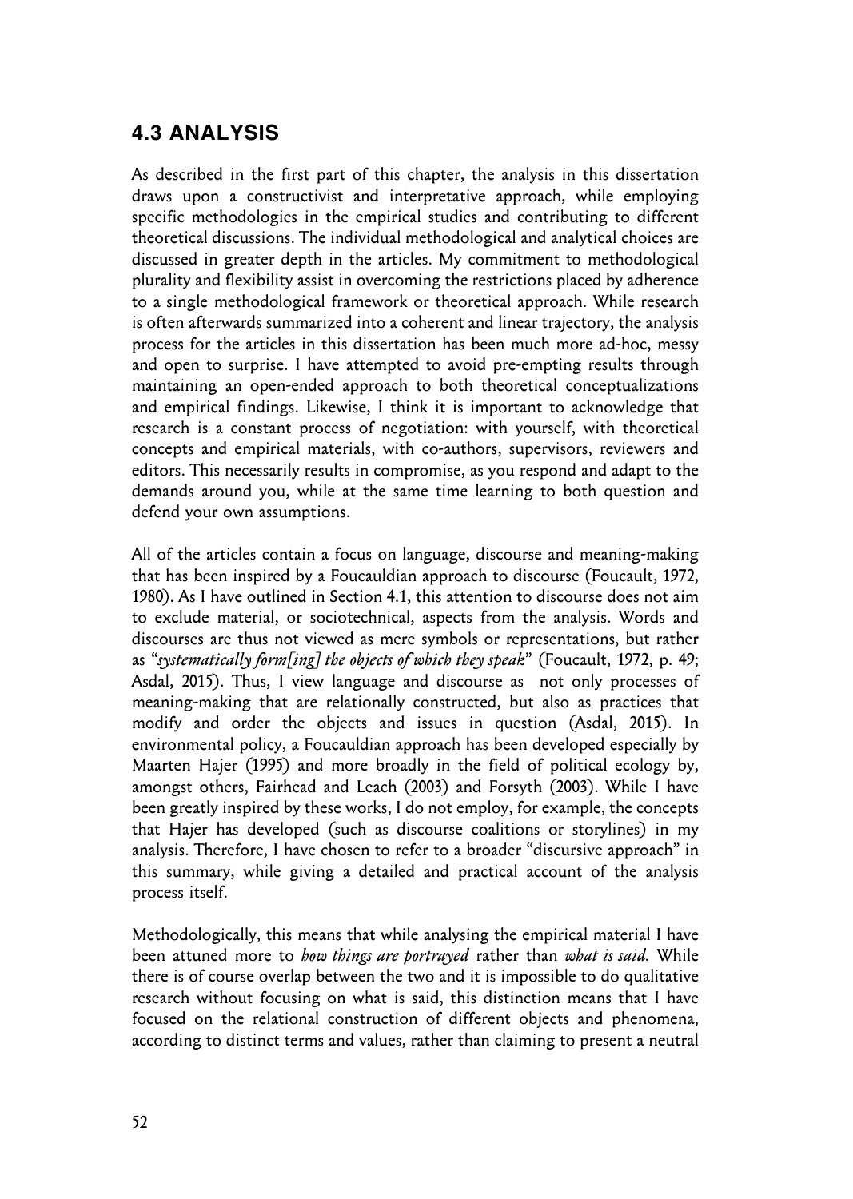## 4.3 ANALYSIS

As described in the first part of this chapter, the analysis in this dissertation draws upon a constructivist and interpretative approach, while employing specific methodologies in the empirical studies and contributing to different theoretical discussions. The individual methodological and analytical choices are discussed in greater depth in the articles. My commitment to methodological plurality and flexibility assist in overcoming the restrictions placed by adherence to a single methodological framework or theoretical approach. While research is often afterwards summarized into a coherent and linear trajectory, the analysis process for the articles in this dissertation has been much more ad-hoc, messy and open to surprise. I have attempted to avoid pre-empting results through maintaining an open-ended approach to both theoretical conceptualizations and empirical findings. Likewise, I think it is important to acknowledge that research is a constant process of negotiation: with yourself, with theoretical concepts and empirical materials, with co-authors, supervisors, reviewers and editors. This necessarily results in compromise, as you respond and adapt to the demands around you, while at the same time learning to both question and defend your own assumptions.

All of the articles contain a focus on language, discourse and meaning-making that has been inspired by a Foucauldian approach to discourse (Foucault, 1972, 1980). As I have outlined in Section 4.1, this attention to discourse does not aim to exclude material, or sociotechnical, aspects from the analysis. Words and discourses are thus not viewed as mere symbols or representations, but rather as "*systematically form[ing] the objects of which they speak*" (Foucault, 1972, p. 49; Asdal, 2015). Thus, I view language and discourse as not only processes of meaning-making that are relationally constructed, but also as practices that modify and order the objects and issues in question (Asdal, 2015). In environmental policy, a Foucauldian approach has been developed especially by Maarten Hajer (1995) and more broadly in the field of political ecology by, amongst others, Fairhead and Leach (2003) and Forsyth (2003). While I have been greatly inspired by these works, I do not employ, for example, the concepts that Hajer has developed (such as discourse coalitions or storylines) in my analysis. Therefore, I have chosen to refer to a broader "discursive approach" in this summary, while giving a detailed and practical account of the analysis process itself.

Methodologically, this means that while analysing the empirical material I have been attuned more to *how things are portrayed* rather than *what is said.* While there is of course overlap between the two and it is impossible to do qualitative research without focusing on what is said, this distinction means that I have focused on the relational construction of different objects and phenomena, according to distinct terms and values, rather than claiming to present a neutral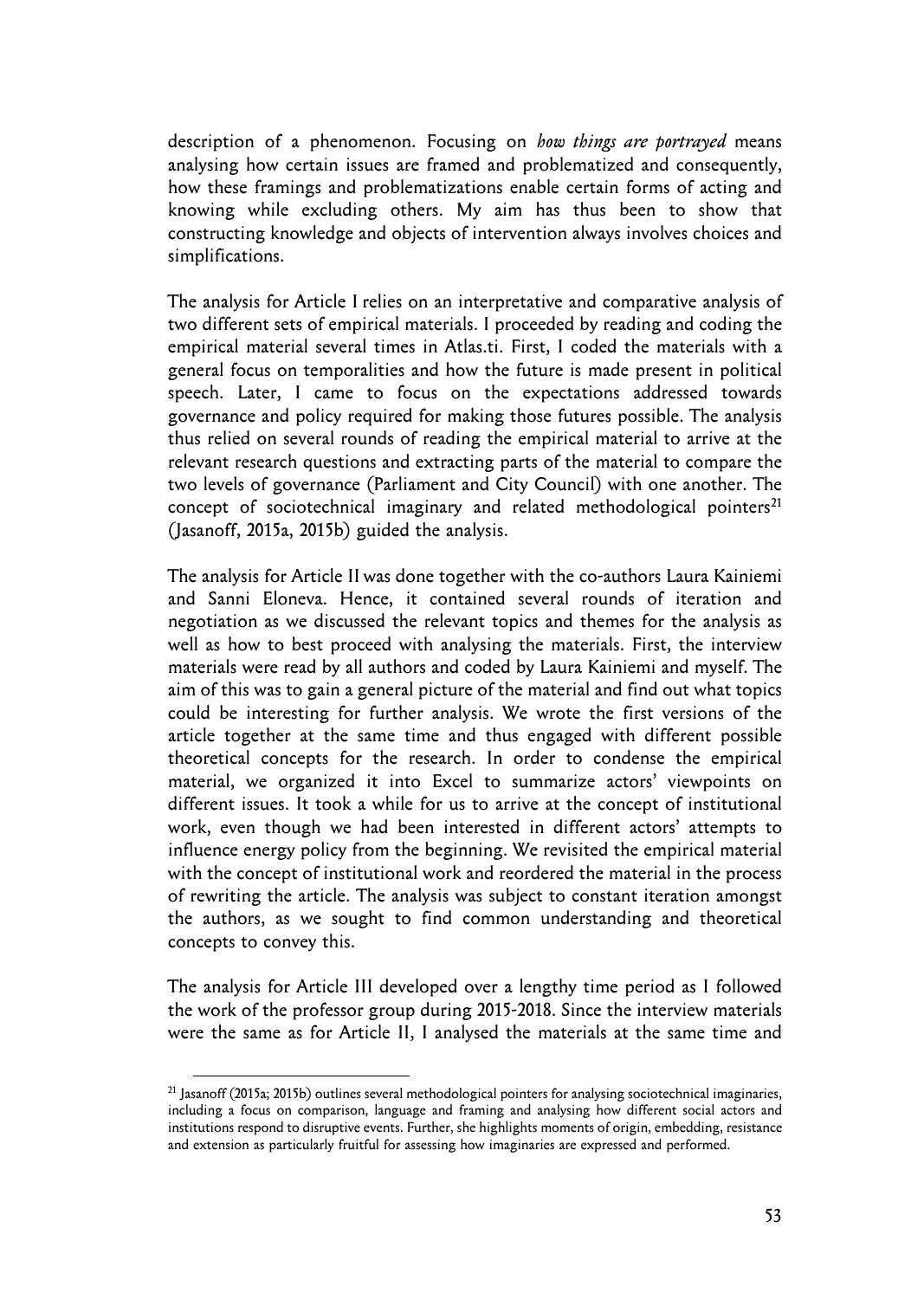description of a phenomenon. Focusing on *how things are portrayed* means analysing how certain issues are framed and problematized and consequently, how these framings and problematizations enable certain forms of acting and knowing while excluding others. My aim has thus been to show that constructing knowledge and objects of intervention always involves choices and simplifications.

The analysis for Article I relies on an interpretative and comparative analysis of two different sets of empirical materials. I proceeded by reading and coding the empirical material several times in Atlas.ti. First, I coded the materials with a general focus on temporalities and how the future is made present in political speech. Later, I came to focus on the expectations addressed towards governance and policy required for making those futures possible. The analysis thus relied on several rounds of reading the empirical material to arrive at the relevant research questions and extracting parts of the material to compare the two levels of governance (Parliament and City Council) with one another. The concept of sociotechnical imaginary and related methodological pointers[21] (Jasanoff, 2015a, 2015b) guided the analysis.

The analysis for Article II was done together with the co-authors Laura Kainiemi and Sanni Eloneva. Hence, it contained several rounds of iteration and negotiation as we discussed the relevant topics and themes for the analysis as well as how to best proceed with analysing the materials. First, the interview materials were read by all authors and coded by Laura Kainiemi and myself. The aim of this was to gain a general picture of the material and find out what topics could be interesting for further analysis. We wrote the first versions of the article together at the same time and thus engaged with different possible theoretical concepts for the research. In order to condense the empirical material, we organized it into Excel to summarize actors' viewpoints on different issues. It took a while for us to arrive at the concept of institutional work, even though we had been interested in different actors' attempts to influence energy policy from the beginning. We revisited the empirical material with the concept of institutional work and reordered the material in the process of rewriting the article. The analysis was subject to constant iteration amongst the authors, as we sought to find common understanding and theoretical concepts to convey this.

The analysis for Article III developed over a lengthy time period as I followed the work of the professor group during 2015-2018. Since the interview materials were the same as for Article II, I analysed the materials at the same time and

[21] Jasanoff (2015a; 2015b) outlines several methodological pointers for analysing sociotechnical imaginaries, including a focus on comparison, language and framing and analysing how different social actors and institutions respond to disruptive events. Further, she highlights moments of origin, embedding, resistance and extension as particularly fruitful for assessing how imaginaries are expressed and performed.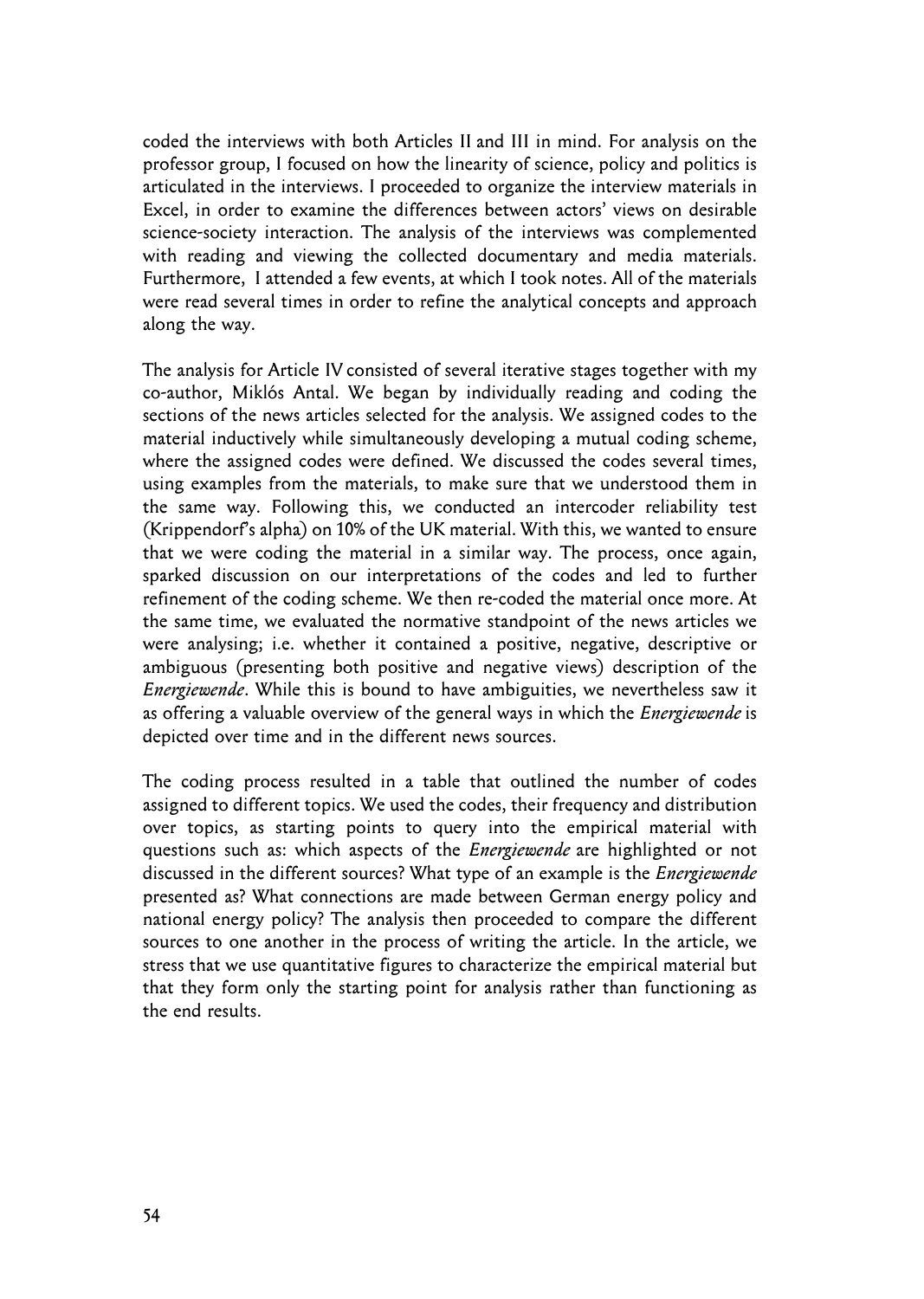coded the interviews with both Articles II and III in mind. For analysis on the professor group, I focused on how the linearity of science, policy and politics is articulated in the interviews. I proceeded to organize the interview materials in Excel, in order to examine the differences between actors' views on desirable science-society interaction. The analysis of the interviews was complemented with reading and viewing the collected documentary and media materials. Furthermore, I attended a few events, at which I took notes. All of the materials were read several times in order to refine the analytical concepts and approach along the way.

The analysis for Article IV consisted of several iterative stages together with my co-author, Miklós Antal. We began by individually reading and coding the sections of the news articles selected for the analysis. We assigned codes to the material inductively while simultaneously developing a mutual coding scheme, where the assigned codes were defined. We discussed the codes several times, using examples from the materials, to make sure that we understood them in the same way. Following this, we conducted an intercoder reliability test (Krippendorf's alpha) on 10% of the UK material. With this, we wanted to ensure that we were coding the material in a similar way. The process, once again, sparked discussion on our interpretations of the codes and led to further refinement of the coding scheme. We then re-coded the material once more. At the same time, we evaluated the normative standpoint of the news articles we were analysing; i.e. whether it contained a positive, negative, descriptive or ambiguous (presenting both positive and negative views) description of the *Energiewende*. While this is bound to have ambiguities, we nevertheless saw it as offering a valuable overview of the general ways in which the *Energiewende* is depicted over time and in the different news sources.

The coding process resulted in a table that outlined the number of codes assigned to different topics. We used the codes, their frequency and distribution over topics, as starting points to query into the empirical material with questions such as: which aspects of the *Energiewende* are highlighted or not discussed in the different sources? What type of an example is the *Energiewende* presented as? What connections are made between German energy policy and national energy policy? The analysis then proceeded to compare the different sources to one another in the process of writing the article. In the article, we stress that we use quantitative figures to characterize the empirical material but that they form only the starting point for analysis rather than functioning as the end results.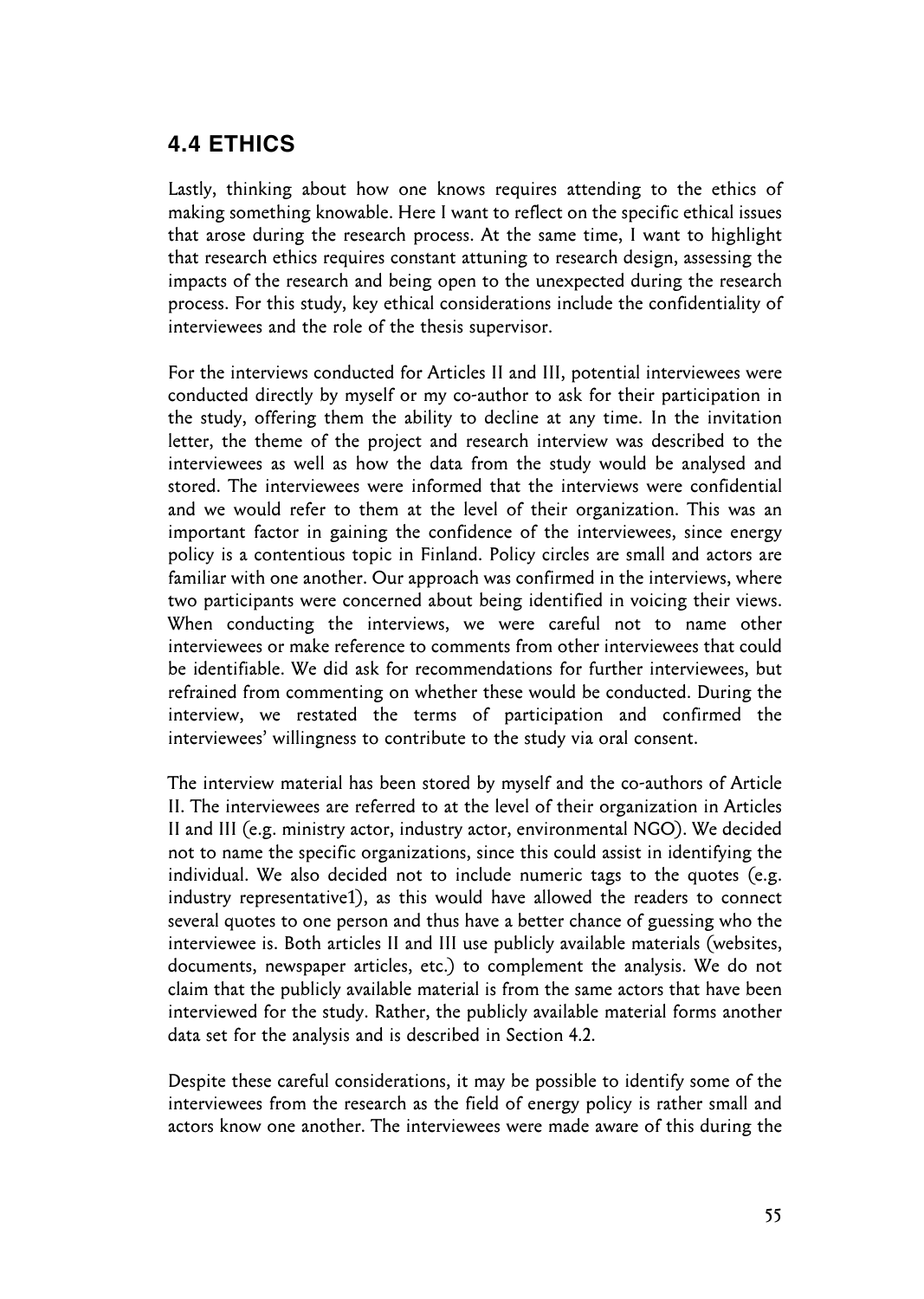## 4.4 ETHICS

Lastly, thinking about how one knows requires attending to the ethics of making something knowable. Here I want to reflect on the specific ethical issues that arose during the research process. At the same time, I want to highlight that research ethics requires constant attuning to research design, assessing the impacts of the research and being open to the unexpected during the research process. For this study, key ethical considerations include the confidentiality of interviewees and the role of the thesis supervisor.

For the interviews conducted for Articles II and III, potential interviewees were conducted directly by myself or my co-author to ask for their participation in the study, offering them the ability to decline at any time. In the invitation letter, the theme of the project and research interview was described to the interviewees as well as how the data from the study would be analysed and stored. The interviewees were informed that the interviews were confidential and we would refer to them at the level of their organization. This was an important factor in gaining the confidence of the interviewees, since energy policy is a contentious topic in Finland. Policy circles are small and actors are familiar with one another. Our approach was confirmed in the interviews, where two participants were concerned about being identified in voicing their views. When conducting the interviews, we were careful not to name other interviewees or make reference to comments from other interviewees that could be identifiable. We did ask for recommendations for further interviewees, but refrained from commenting on whether these would be conducted. During the interview, we restated the terms of participation and confirmed the interviewees' willingness to contribute to the study via oral consent.

The interview material has been stored by myself and the co-authors of Article II. The interviewees are referred to at the level of their organization in Articles II and III (e.g. ministry actor, industry actor, environmental NGO). We decided not to name the specific organizations, since this could assist in identifying the individual. We also decided not to include numeric tags to the quotes (e.g. industry representative1), as this would have allowed the readers to connect several quotes to one person and thus have a better chance of guessing who the interviewee is. Both articles II and III use publicly available materials (websites, documents, newspaper articles, etc.) to complement the analysis. We do not claim that the publicly available material is from the same actors that have been interviewed for the study. Rather, the publicly available material forms another data set for the analysis and is described in Section 4.2.

Despite these careful considerations, it may be possible to identify some of the interviewees from the research as the field of energy policy is rather small and actors know one another. The interviewees were made aware of this during the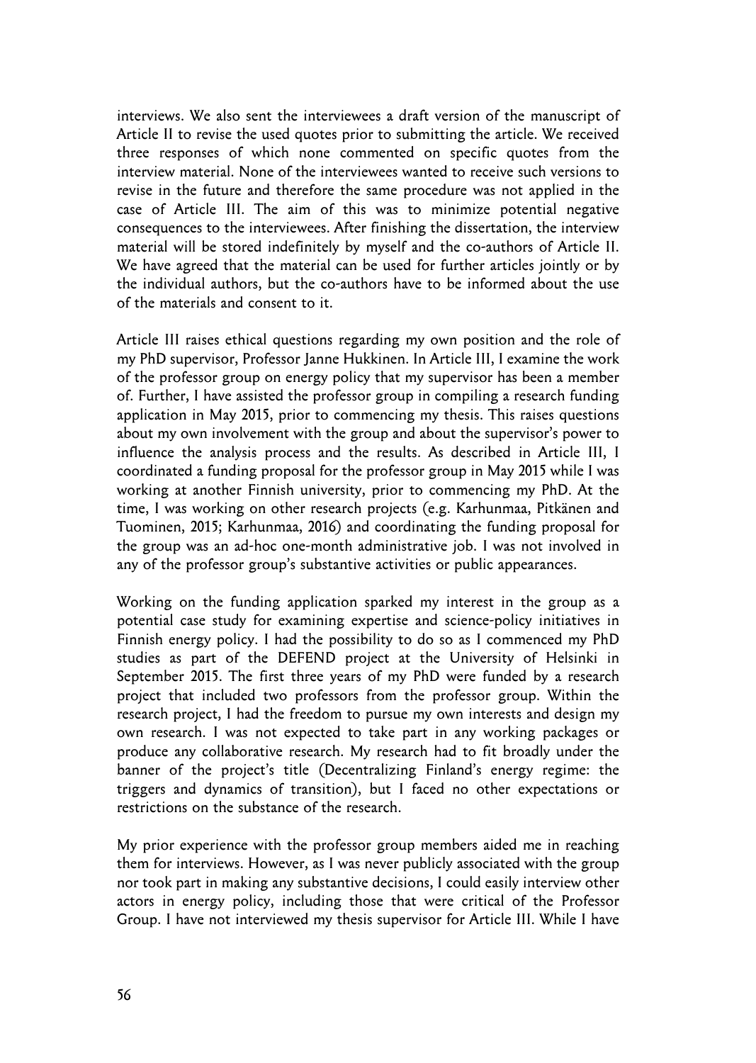interviews. We also sent the interviewees a draft version of the manuscript of Article II to revise the used quotes prior to submitting the article. We received three responses of which none commented on specific quotes from the interview material. None of the interviewees wanted to receive such versions to revise in the future and therefore the same procedure was not applied in the case of Article III. The aim of this was to minimize potential negative consequences to the interviewees. After finishing the dissertation, the interview material will be stored indefinitely by myself and the co-authors of Article II. We have agreed that the material can be used for further articles jointly or by the individual authors, but the co-authors have to be informed about the use of the materials and consent to it.

Article III raises ethical questions regarding my own position and the role of my PhD supervisor, Professor Janne Hukkinen. In Article III, I examine the work of the professor group on energy policy that my supervisor has been a member of. Further, I have assisted the professor group in compiling a research funding application in May 2015, prior to commencing my thesis. This raises questions about my own involvement with the group and about the supervisor's power to influence the analysis process and the results. As described in Article III, I coordinated a funding proposal for the professor group in May 2015 while I was working at another Finnish university, prior to commencing my PhD. At the time, I was working on other research projects (e.g. Karhunmaa, Pitkänen and Tuominen, 2015; Karhunmaa, 2016) and coordinating the funding proposal for the group was an ad-hoc one-month administrative job. I was not involved in any of the professor group's substantive activities or public appearances.

Working on the funding application sparked my interest in the group as a potential case study for examining expertise and science-policy initiatives in Finnish energy policy. I had the possibility to do so as I commenced my PhD studies as part of the DEFEND project at the University of Helsinki in September 2015. The first three years of my PhD were funded by a research project that included two professors from the professor group. Within the research project, I had the freedom to pursue my own interests and design my own research. I was not expected to take part in any working packages or produce any collaborative research. My research had to fit broadly under the banner of the project's title (Decentralizing Finland's energy regime: the triggers and dynamics of transition), but I faced no other expectations or restrictions on the substance of the research.

My prior experience with the professor group members aided me in reaching them for interviews. However, as I was never publicly associated with the group nor took part in making any substantive decisions, I could easily interview other actors in energy policy, including those that were critical of the Professor Group. I have not interviewed my thesis supervisor for Article III. While I have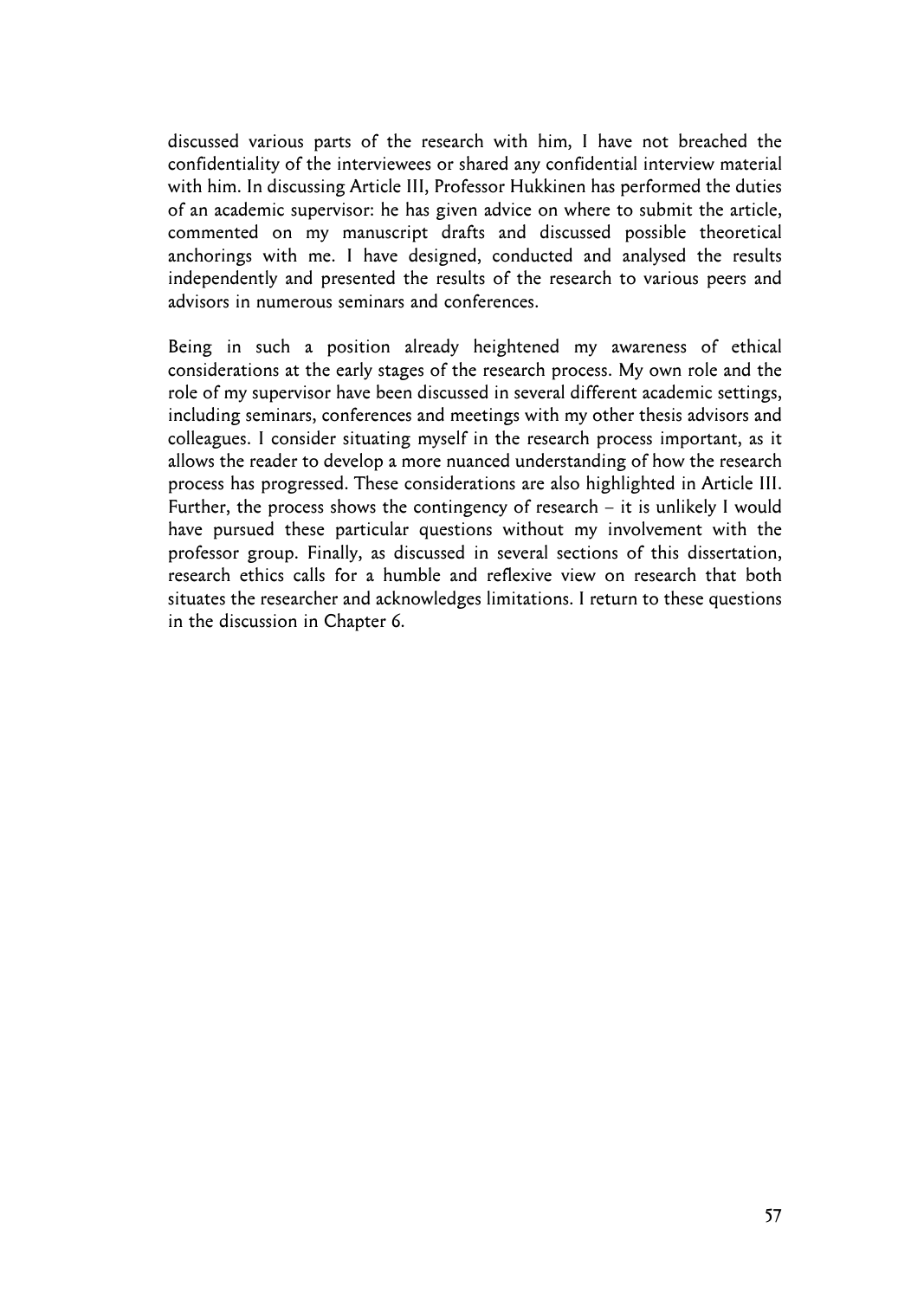discussed various parts of the research with him, I have not breached the confidentiality of the interviewees or shared any confidential interview material with him. In discussing Article III, Professor Hukkinen has performed the duties of an academic supervisor: he has given advice on where to submit the article, commented on my manuscript drafts and discussed possible theoretical anchorings with me. I have designed, conducted and analysed the results independently and presented the results of the research to various peers and advisors in numerous seminars and conferences.

Being in such a position already heightened my awareness of ethical considerations at the early stages of the research process. My own role and the role of my supervisor have been discussed in several different academic settings, including seminars, conferences and meetings with my other thesis advisors and colleagues. I consider situating myself in the research process important, as it allows the reader to develop a more nuanced understanding of how the research process has progressed. These considerations are also highlighted in Article III. Further, the process shows the contingency of research – it is unlikely I would have pursued these particular questions without my involvement with the professor group. Finally, as discussed in several sections of this dissertation, research ethics calls for a humble and reflexive view on research that both situates the researcher and acknowledges limitations. I return to these questions in the discussion in Chapter 6.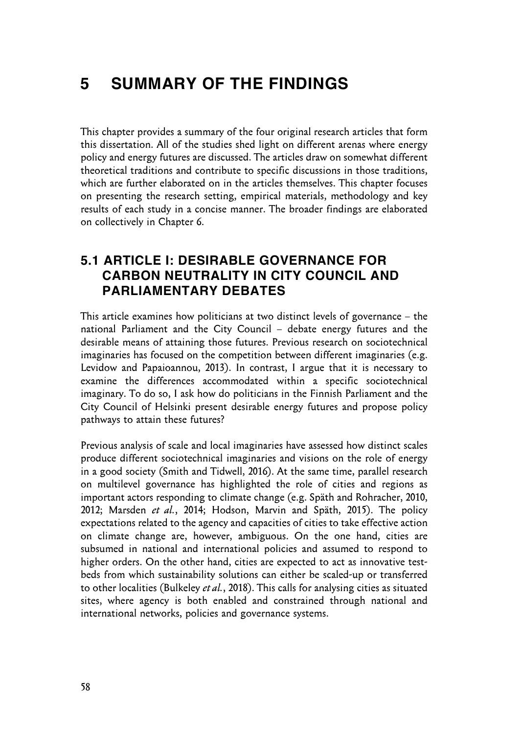# 5 SUMMARY OF THE FINDINGS

This chapter provides a summary of the four original research articles that form this dissertation. All of the studies shed light on different arenas where energy policy and energy futures are discussed. The articles draw on somewhat different theoretical traditions and contribute to specific discussions in those traditions, which are further elaborated on in the articles themselves. This chapter focuses on presenting the research setting, empirical materials, methodology and key results of each study in a concise manner. The broader findings are elaborated on collectively in Chapter 6.

## 5.1 ARTICLE I: DESIRABLE GOVERNANCE FOR CARBON NEUTRALITY IN CITY COUNCIL AND PARLIAMENTARY DEBATES

This article examines how politicians at two distinct levels of governance – the national Parliament and the City Council – debate energy futures and the desirable means of attaining those futures. Previous research on sociotechnical imaginaries has focused on the competition between different imaginaries (e.g. Levidow and Papaioannou, 2013). In contrast, I argue that it is necessary to examine the differences accommodated within a specific sociotechnical imaginary. To do so, I ask how do politicians in the Finnish Parliament and the City Council of Helsinki present desirable energy futures and propose policy pathways to attain these futures?

Previous analysis of scale and local imaginaries have assessed how distinct scales produce different sociotechnical imaginaries and visions on the role of energy in a good society (Smith and Tidwell, 2016). At the same time, parallel research on multilevel governance has highlighted the role of cities and regions as important actors responding to climate change (e.g. Späth and Rohracher, 2010, 2012; Marsden *et al.*, 2014; Hodson, Marvin and Späth, 2015). The policy expectations related to the agency and capacities of cities to take effective action on climate change are, however, ambiguous. On the one hand, cities are subsumed in national and international policies and assumed to respond to higher orders. On the other hand, cities are expected to act as innovative test-beds from which sustainability solutions can either be scaled-up or transferred to other localities (Bulkeley *et al.*, 2018). This calls for analysing cities as situated sites, where agency is both enabled and constrained through national and international networks, policies and governance systems.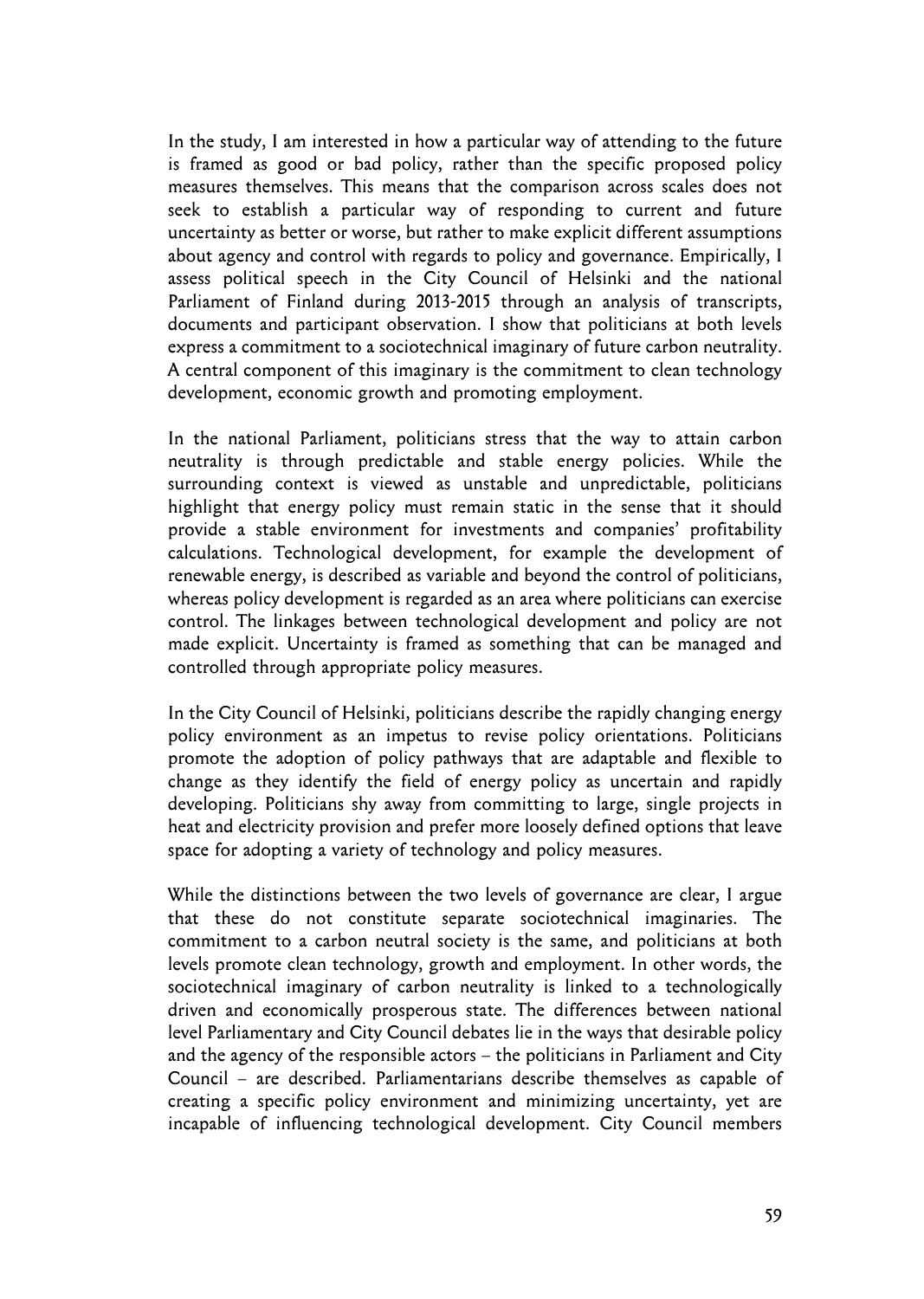In the study, I am interested in how a particular way of attending to the future is framed as good or bad policy, rather than the specific proposed policy measures themselves. This means that the comparison across scales does not seek to establish a particular way of responding to current and future uncertainty as better or worse, but rather to make explicit different assumptions about agency and control with regards to policy and governance. Empirically, I assess political speech in the City Council of Helsinki and the national Parliament of Finland during 2013-2015 through an analysis of transcripts, documents and participant observation. I show that politicians at both levels express a commitment to a sociotechnical imaginary of future carbon neutrality. A central component of this imaginary is the commitment to clean technology development, economic growth and promoting employment.

In the national Parliament, politicians stress that the way to attain carbon neutrality is through predictable and stable energy policies. While the surrounding context is viewed as unstable and unpredictable, politicians highlight that energy policy must remain static in the sense that it should provide a stable environment for investments and companies' profitability calculations. Technological development, for example the development of renewable energy, is described as variable and beyond the control of politicians, whereas policy development is regarded as an area where politicians can exercise control. The linkages between technological development and policy are not made explicit. Uncertainty is framed as something that can be managed and controlled through appropriate policy measures.

In the City Council of Helsinki, politicians describe the rapidly changing energy policy environment as an impetus to revise policy orientations. Politicians promote the adoption of policy pathways that are adaptable and flexible to change as they identify the field of energy policy as uncertain and rapidly developing. Politicians shy away from committing to large, single projects in heat and electricity provision and prefer more loosely defined options that leave space for adopting a variety of technology and policy measures.

While the distinctions between the two levels of governance are clear, I argue that these do not constitute separate sociotechnical imaginaries. The commitment to a carbon neutral society is the same, and politicians at both levels promote clean technology, growth and employment. In other words, the sociotechnical imaginary of carbon neutrality is linked to a technologically driven and economically prosperous state. The differences between national level Parliamentary and City Council debates lie in the ways that desirable policy and the agency of the responsible actors – the politicians in Parliament and City Council – are described. Parliamentarians describe themselves as capable of creating a specific policy environment and minimizing uncertainty, yet are incapable of influencing technological development. City Council members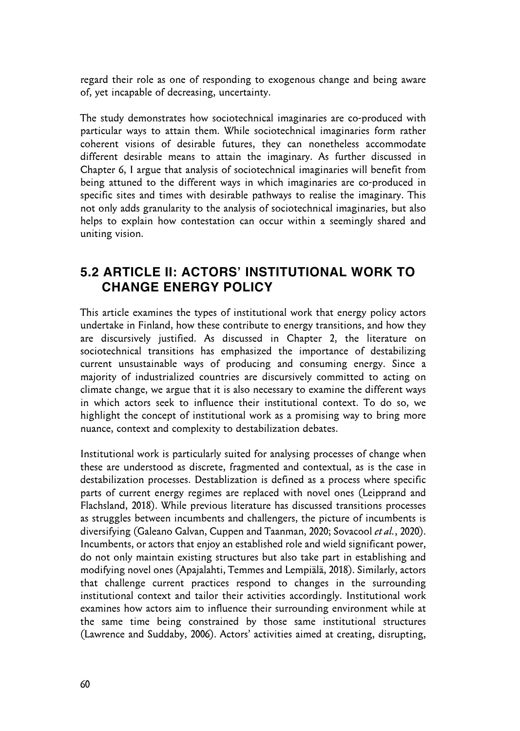regard their role as one of responding to exogenous change and being aware of, yet incapable of decreasing, uncertainty.

The study demonstrates how sociotechnical imaginaries are co-produced with particular ways to attain them. While sociotechnical imaginaries form rather coherent visions of desirable futures, they can nonetheless accommodate different desirable means to attain the imaginary. As further discussed in Chapter 6, I argue that analysis of sociotechnical imaginaries will benefit from being attuned to the different ways in which imaginaries are co-produced in specific sites and times with desirable pathways to realise the imaginary. This not only adds granularity to the analysis of sociotechnical imaginaries, but also helps to explain how contestation can occur within a seemingly shared and uniting vision.

## 5.2 ARTICLE II: ACTORS' INSTITUTIONAL WORK TO CHANGE ENERGY POLICY

This article examines the types of institutional work that energy policy actors undertake in Finland, how these contribute to energy transitions, and how they are discursively justified. As discussed in Chapter 2, the literature on sociotechnical transitions has emphasized the importance of destabilizing current unsustainable ways of producing and consuming energy. Since a majority of industrialized countries are discursively committed to acting on climate change, we argue that it is also necessary to examine the different ways in which actors seek to influence their institutional context. To do so, we highlight the concept of institutional work as a promising way to bring more nuance, context and complexity to destabilization debates.

Institutional work is particularly suited for analysing processes of change when these are understood as discrete, fragmented and contextual, as is the case in destabilization processes. Destablization is defined as a process where specific parts of current energy regimes are replaced with novel ones (Leipprand and Flachsland, 2018). While previous literature has discussed transitions processes as struggles between incumbents and challengers, the picture of incumbents is diversifying (Galeano Galvan, Cuppen and Taanman, 2020; Sovacool *et al.*, 2020). Incumbents, or actors that enjoy an established role and wield significant power, do not only maintain existing structures but also take part in establishing and modifying novel ones (Apajalahti, Temmes and Lempiälä, 2018). Similarly, actors that challenge current practices respond to changes in the surrounding institutional context and tailor their activities accordingly. Institutional work examines how actors aim to influence their surrounding environment while at the same time being constrained by those same institutional structures (Lawrence and Suddaby, 2006). Actors' activities aimed at creating, disrupting,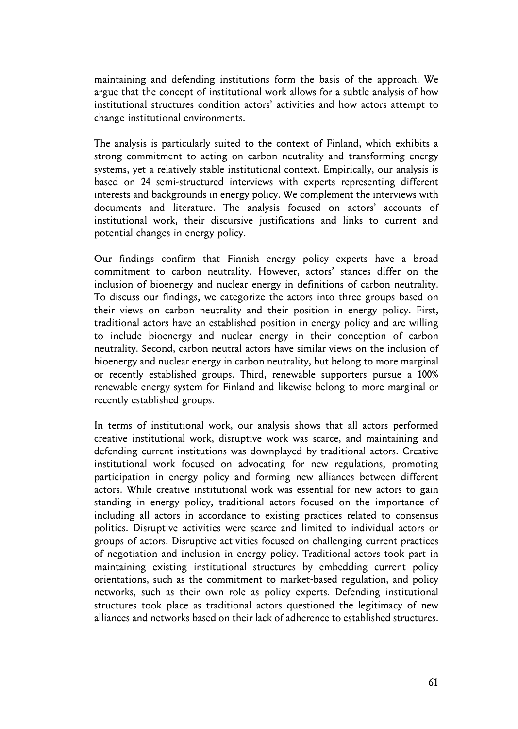maintaining and defending institutions form the basis of the approach. We argue that the concept of institutional work allows for a subtle analysis of how institutional structures condition actors' activities and how actors attempt to change institutional environments.

The analysis is particularly suited to the context of Finland, which exhibits a strong commitment to acting on carbon neutrality and transforming energy systems, yet a relatively stable institutional context. Empirically, our analysis is based on 24 semi-structured interviews with experts representing different interests and backgrounds in energy policy. We complement the interviews with documents and literature. The analysis focused on actors' accounts of institutional work, their discursive justifications and links to current and potential changes in energy policy.

Our findings confirm that Finnish energy policy experts have a broad commitment to carbon neutrality. However, actors' stances differ on the inclusion of bioenergy and nuclear energy in definitions of carbon neutrality. To discuss our findings, we categorize the actors into three groups based on their views on carbon neutrality and their position in energy policy. First, traditional actors have an established position in energy policy and are willing to include bioenergy and nuclear energy in their conception of carbon neutrality. Second, carbon neutral actors have similar views on the inclusion of bioenergy and nuclear energy in carbon neutrality, but belong to more marginal or recently established groups. Third, renewable supporters pursue a 100% renewable energy system for Finland and likewise belong to more marginal or recently established groups.

In terms of institutional work, our analysis shows that all actors performed creative institutional work, disruptive work was scarce, and maintaining and defending current institutions was downplayed by traditional actors. Creative institutional work focused on advocating for new regulations, promoting participation in energy policy and forming new alliances between different actors. While creative institutional work was essential for new actors to gain standing in energy policy, traditional actors focused on the importance of including all actors in accordance to existing practices related to consensus politics. Disruptive activities were scarce and limited to individual actors or groups of actors. Disruptive activities focused on challenging current practices of negotiation and inclusion in energy policy. Traditional actors took part in maintaining existing institutional structures by embedding current policy orientations, such as the commitment to market-based regulation, and policy networks, such as their own role as policy experts. Defending institutional structures took place as traditional actors questioned the legitimacy of new alliances and networks based on their lack of adherence to established structures.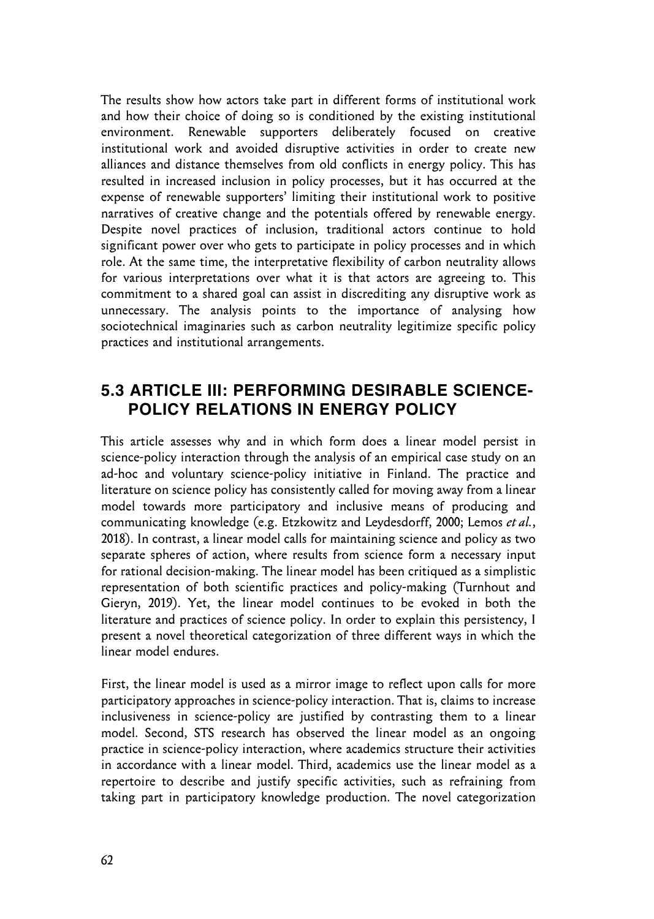The results show how actors take part in different forms of institutional work and how their choice of doing so is conditioned by the existing institutional environment. Renewable supporters deliberately focused on creative institutional work and avoided disruptive activities in order to create new alliances and distance themselves from old conflicts in energy policy. This has resulted in increased inclusion in policy processes, but it has occurred at the expense of renewable supporters' limiting their institutional work to positive narratives of creative change and the potentials offered by renewable energy. Despite novel practices of inclusion, traditional actors continue to hold significant power over who gets to participate in policy processes and in which role. At the same time, the interpretative flexibility of carbon neutrality allows for various interpretations over what it is that actors are agreeing to. This commitment to a shared goal can assist in discrediting any disruptive work as unnecessary. The analysis points to the importance of analysing how sociotechnical imaginaries such as carbon neutrality legitimize specific policy practices and institutional arrangements.

## 5.3 ARTICLE III: PERFORMING DESIRABLE SCIENCE-POLICY RELATIONS IN ENERGY POLICY

This article assesses why and in which form does a linear model persist in science-policy interaction through the analysis of an empirical case study on an ad-hoc and voluntary science-policy initiative in Finland. The practice and literature on science policy has consistently called for moving away from a linear model towards more participatory and inclusive means of producing and communicating knowledge (e.g. Etzkowitz and Leydesdorff, 2000; Lemos *et al.*, 2018). In contrast, a linear model calls for maintaining science and policy as two separate spheres of action, where results from science form a necessary input for rational decision-making. The linear model has been critiqued as a simplistic representation of both scientific practices and policy-making (Turnhout and Gieryn, 2019). Yet, the linear model continues to be evoked in both the literature and practices of science policy. In order to explain this persistency, I present a novel theoretical categorization of three different ways in which the linear model endures.

First, the linear model is used as a mirror image to reflect upon calls for more participatory approaches in science-policy interaction. That is, claims to increase inclusiveness in science-policy are justified by contrasting them to a linear model. Second, STS research has observed the linear model as an ongoing practice in science-policy interaction, where academics structure their activities in accordance with a linear model. Third, academics use the linear model as a repertoire to describe and justify specific activities, such as refraining from taking part in participatory knowledge production. The novel categorization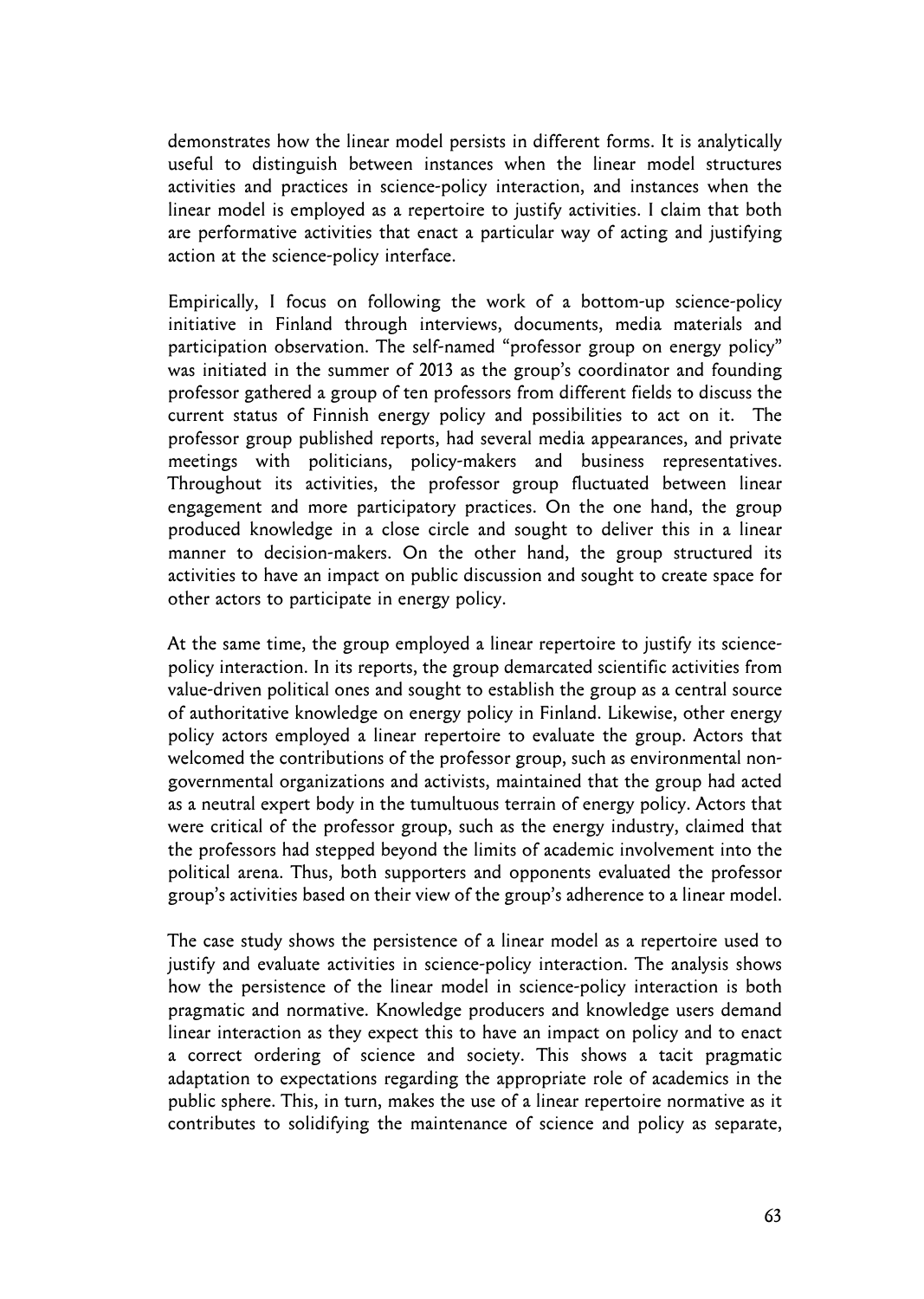demonstrates how the linear model persists in different forms. It is analytically useful to distinguish between instances when the linear model structures activities and practices in science-policy interaction, and instances when the linear model is employed as a repertoire to justify activities. I claim that both are performative activities that enact a particular way of acting and justifying action at the science-policy interface.

Empirically, I focus on following the work of a bottom-up science-policy initiative in Finland through interviews, documents, media materials and participation observation. The self-named "professor group on energy policy" was initiated in the summer of 2013 as the group's coordinator and founding professor gathered a group of ten professors from different fields to discuss the current status of Finnish energy policy and possibilities to act on it. The professor group published reports, had several media appearances, and private meetings with politicians, policy-makers and business representatives. Throughout its activities, the professor group fluctuated between linear engagement and more participatory practices. On the one hand, the group produced knowledge in a close circle and sought to deliver this in a linear manner to decision-makers. On the other hand, the group structured its activities to have an impact on public discussion and sought to create space for other actors to participate in energy policy.

At the same time, the group employed a linear repertoire to justify its science-policy interaction. In its reports, the group demarcated scientific activities from value-driven political ones and sought to establish the group as a central source of authoritative knowledge on energy policy in Finland. Likewise, other energy policy actors employed a linear repertoire to evaluate the group. Actors that welcomed the contributions of the professor group, such as environmental non-governmental organizations and activists, maintained that the group had acted as a neutral expert body in the tumultuous terrain of energy policy. Actors that were critical of the professor group, such as the energy industry, claimed that the professors had stepped beyond the limits of academic involvement into the political arena. Thus, both supporters and opponents evaluated the professor group's activities based on their view of the group's adherence to a linear model.

The case study shows the persistence of a linear model as a repertoire used to justify and evaluate activities in science-policy interaction. The analysis shows how the persistence of the linear model in science-policy interaction is both pragmatic and normative. Knowledge producers and knowledge users demand linear interaction as they expect this to have an impact on policy and to enact a correct ordering of science and society. This shows a tacit pragmatic adaptation to expectations regarding the appropriate role of academics in the public sphere. This, in turn, makes the use of a linear repertoire normative as it contributes to solidifying the maintenance of science and policy as separate,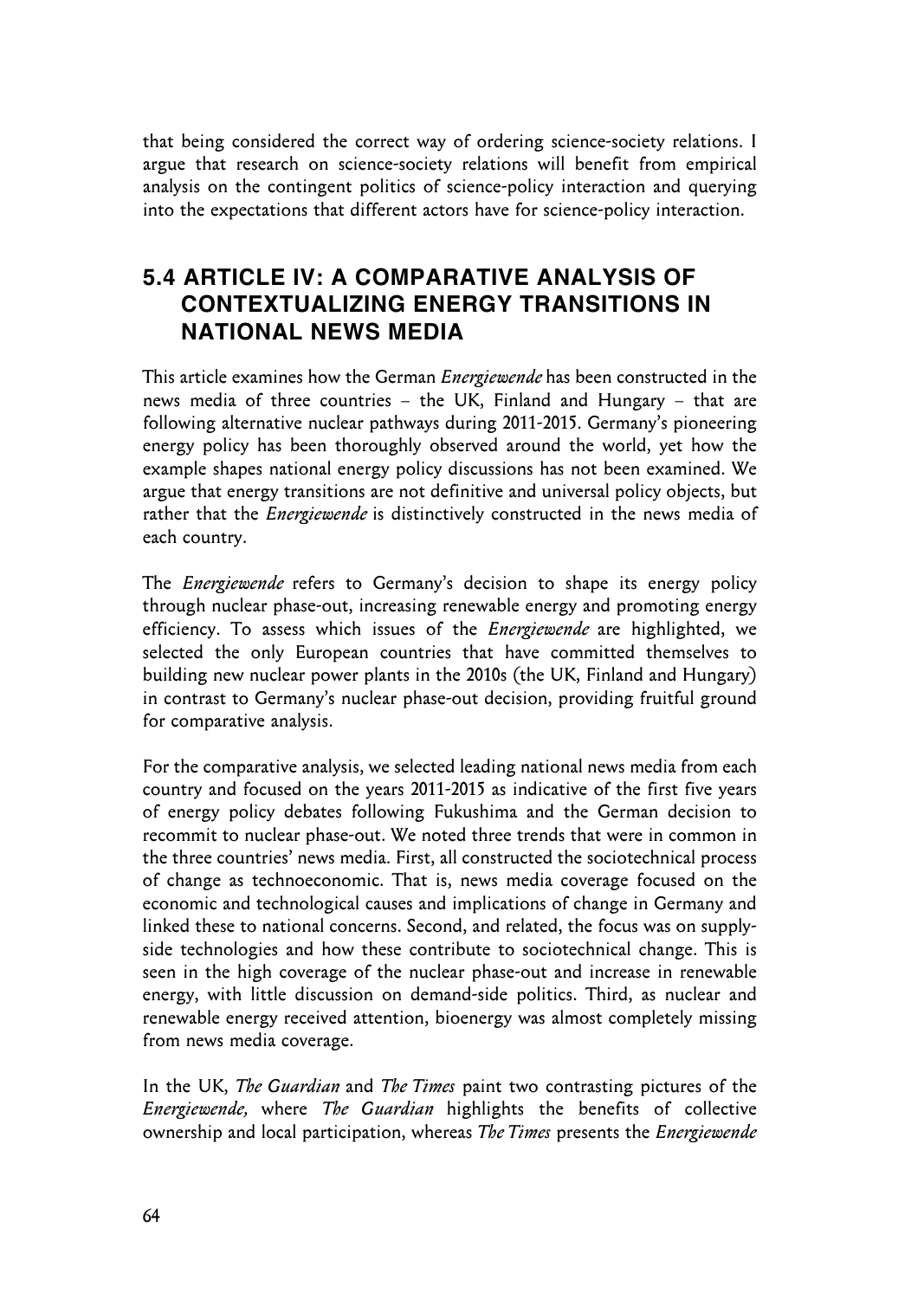that being considered the correct way of ordering science-society relations. I argue that research on science-society relations will benefit from empirical analysis on the contingent politics of science-policy interaction and querying into the expectations that different actors have for science-policy interaction.

## 5.4 ARTICLE IV: A COMPARATIVE ANALYSIS OF CONTEXTUALIZING ENERGY TRANSITIONS IN NATIONAL NEWS MEDIA

This article examines how the German *Energiewende* has been constructed in the news media of three countries – the UK, Finland and Hungary – that are following alternative nuclear pathways during 2011-2015. Germany's pioneering energy policy has been thoroughly observed around the world, yet how the example shapes national energy policy discussions has not been examined. We argue that energy transitions are not definitive and universal policy objects, but rather that the *Energiewende* is distinctively constructed in the news media of each country.

The *Energiewende* refers to Germany's decision to shape its energy policy through nuclear phase-out, increasing renewable energy and promoting energy efficiency. To assess which issues of the *Energiewende* are highlighted, we selected the only European countries that have committed themselves to building new nuclear power plants in the 2010s (the UK, Finland and Hungary) in contrast to Germany's nuclear phase-out decision, providing fruitful ground for comparative analysis.

For the comparative analysis, we selected leading national news media from each country and focused on the years 2011-2015 as indicative of the first five years of energy policy debates following Fukushima and the German decision to recommit to nuclear phase-out. We noted three trends that were in common in the three countries' news media. First, all constructed the sociotechnical process of change as technoeconomic. That is, news media coverage focused on the economic and technological causes and implications of change in Germany and linked these to national concerns. Second, and related, the focus was on supply-side technologies and how these contribute to sociotechnical change. This is seen in the high coverage of the nuclear phase-out and increase in renewable energy, with little discussion on demand-side politics. Third, as nuclear and renewable energy received attention, bioenergy was almost completely missing from news media coverage.

In the UK, *The Guardian* and *The Times* paint two contrasting pictures of the *Energiewende,* where *The Guardian* highlights the benefits of collective ownership and local participation, whereas *The Times* presents the *Energiewende*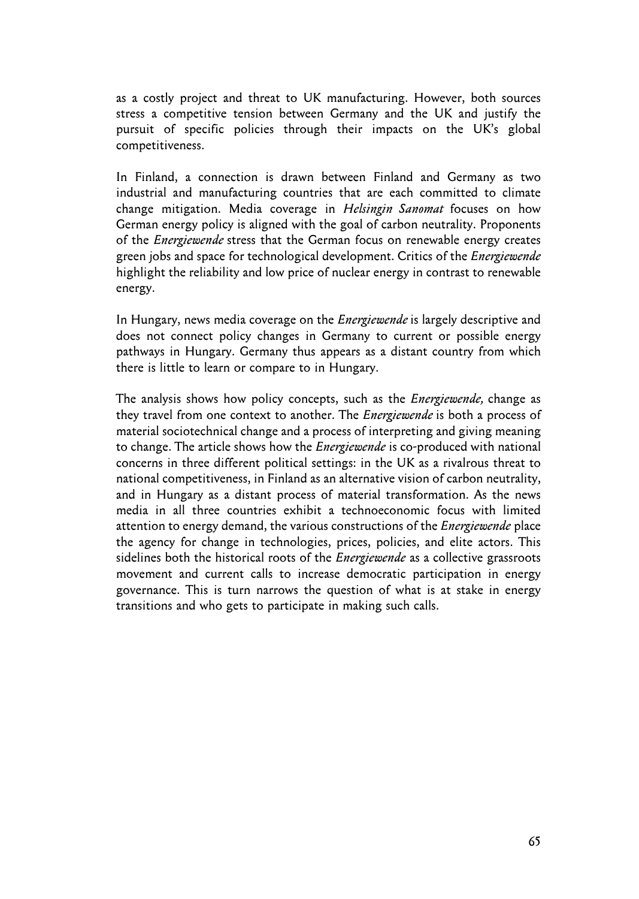as a costly project and threat to UK manufacturing. However, both sources stress a competitive tension between Germany and the UK and justify the pursuit of specific policies through their impacts on the UK's global competitiveness.

In Finland, a connection is drawn between Finland and Germany as two industrial and manufacturing countries that are each committed to climate change mitigation. Media coverage in *Helsingin Sanomat* focuses on how German energy policy is aligned with the goal of carbon neutrality. Proponents of the *Energiewende* stress that the German focus on renewable energy creates green jobs and space for technological development. Critics of the *Energiewende* highlight the reliability and low price of nuclear energy in contrast to renewable energy.

In Hungary, news media coverage on the *Energiewende* is largely descriptive and does not connect policy changes in Germany to current or possible energy pathways in Hungary. Germany thus appears as a distant country from which there is little to learn or compare to in Hungary.

The analysis shows how policy concepts, such as the *Energiewende,* change as they travel from one context to another. The *Energiewende* is both a process of material sociotechnical change and a process of interpreting and giving meaning to change. The article shows how the *Energiewende* is co-produced with national concerns in three different political settings: in the UK as a rivalrous threat to national competitiveness, in Finland as an alternative vision of carbon neutrality, and in Hungary as a distant process of material transformation. As the news media in all three countries exhibit a technoeconomic focus with limited attention to energy demand, the various constructions of the *Energiewende* place the agency for change in technologies, prices, policies, and elite actors. This sidelines both the historical roots of the *Energiewende* as a collective grassroots movement and current calls to increase democratic participation in energy governance. This is turn narrows the question of what is at stake in energy transitions and who gets to participate in making such calls.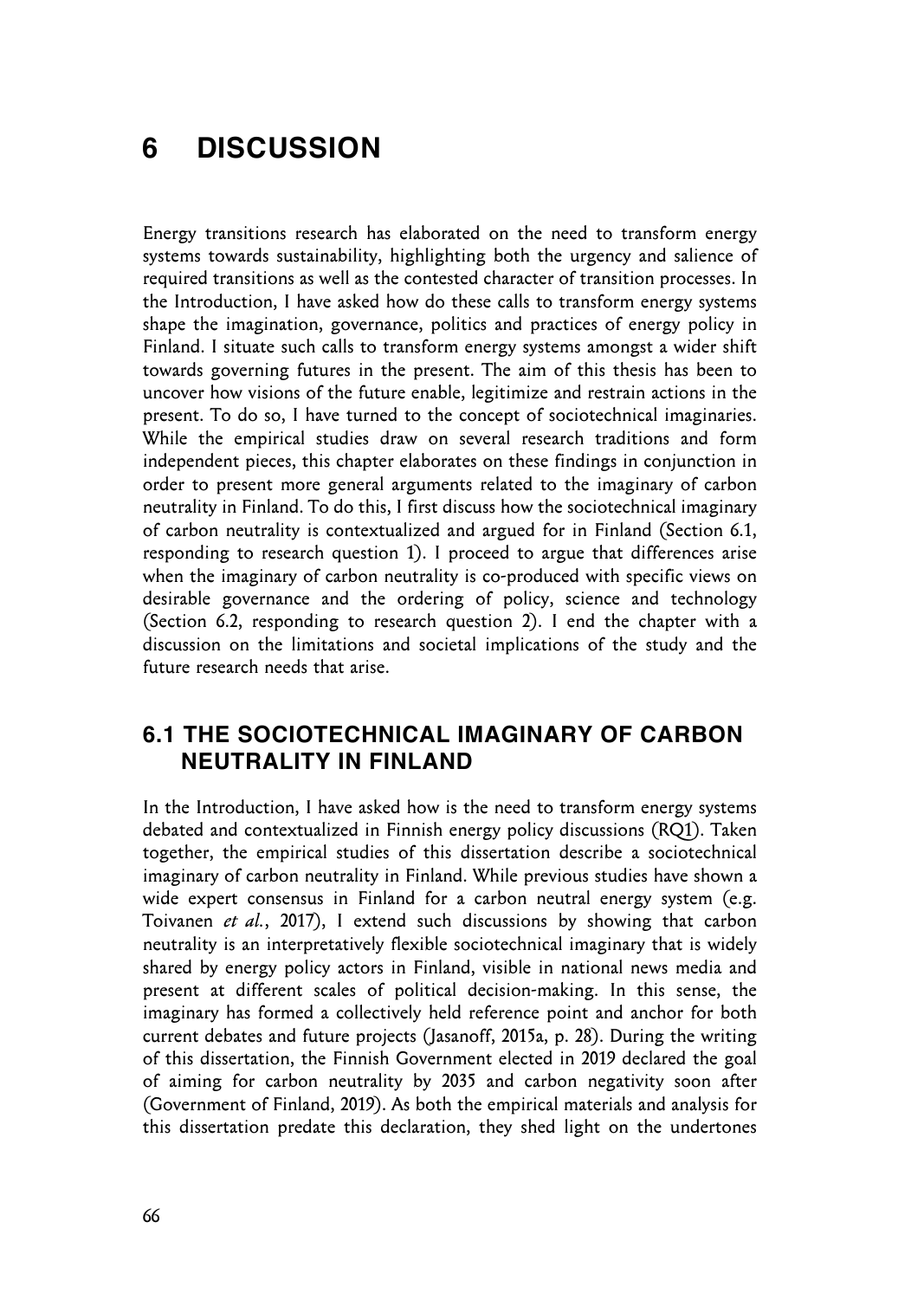# 6 DISCUSSION

Energy transitions research has elaborated on the need to transform energy systems towards sustainability, highlighting both the urgency and salience of required transitions as well as the contested character of transition processes. In the Introduction, I have asked how do these calls to transform energy systems shape the imagination, governance, politics and practices of energy policy in Finland. I situate such calls to transform energy systems amongst a wider shift towards governing futures in the present. The aim of this thesis has been to uncover how visions of the future enable, legitimize and restrain actions in the present. To do so, I have turned to the concept of sociotechnical imaginaries. While the empirical studies draw on several research traditions and form independent pieces, this chapter elaborates on these findings in conjunction in order to present more general arguments related to the imaginary of carbon neutrality in Finland. To do this, I first discuss how the sociotechnical imaginary of carbon neutrality is contextualized and argued for in Finland (Section 6.1, responding to research question 1). I proceed to argue that differences arise when the imaginary of carbon neutrality is co-produced with specific views on desirable governance and the ordering of policy, science and technology (Section 6.2, responding to research question 2). I end the chapter with a discussion on the limitations and societal implications of the study and the future research needs that arise.

## 6.1 THE SOCIOTECHNICAL IMAGINARY OF CARBON NEUTRALITY IN FINLAND

In the Introduction, I have asked how is the need to transform energy systems debated and contextualized in Finnish energy policy discussions (RQ1). Taken together, the empirical studies of this dissertation describe a sociotechnical imaginary of carbon neutrality in Finland. While previous studies have shown a wide expert consensus in Finland for a carbon neutral energy system (e.g. Toivanen *et al.*, 2017), I extend such discussions by showing that carbon neutrality is an interpretatively flexible sociotechnical imaginary that is widely shared by energy policy actors in Finland, visible in national news media and present at different scales of political decision-making. In this sense, the imaginary has formed a collectively held reference point and anchor for both current debates and future projects (Jasanoff, 2015a, p. 28). During the writing of this dissertation, the Finnish Government elected in 2019 declared the goal of aiming for carbon neutrality by 2035 and carbon negativity soon after (Government of Finland, 2019). As both the empirical materials and analysis for this dissertation predate this declaration, they shed light on the undertones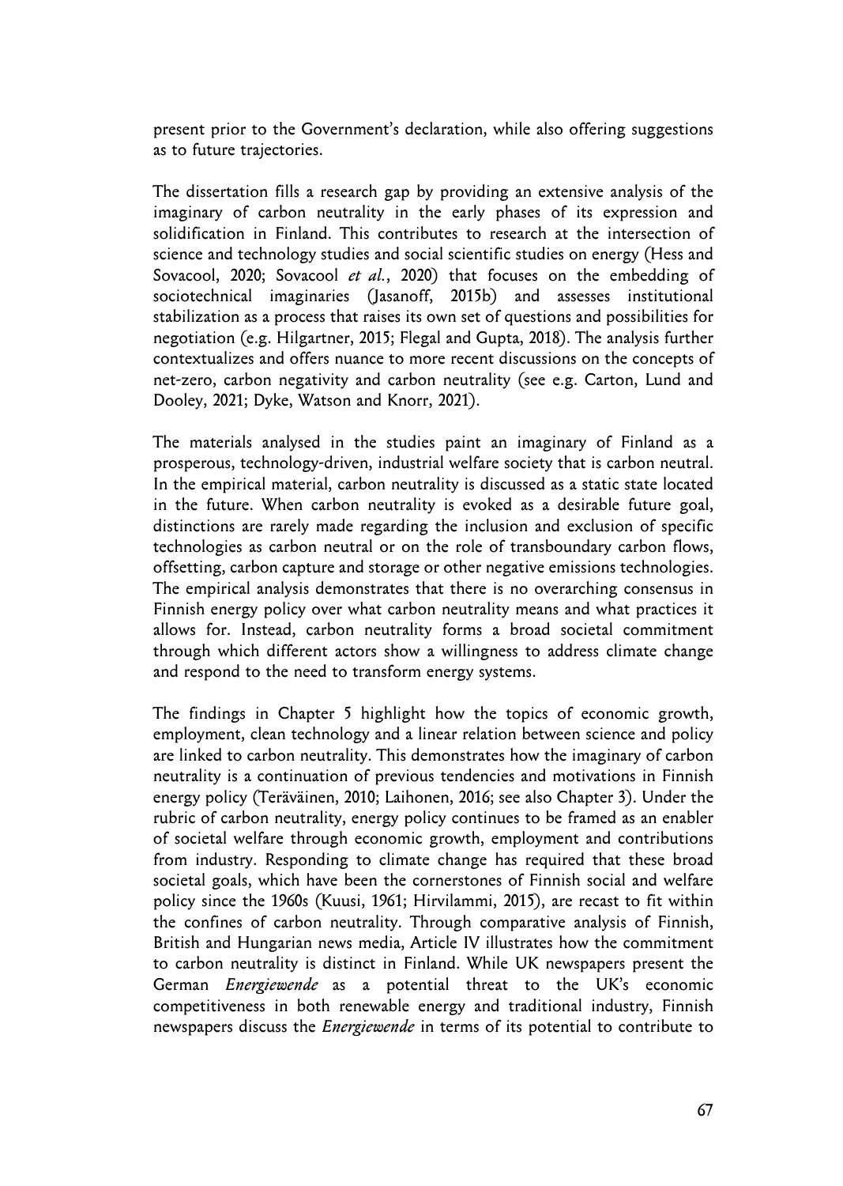present prior to the Government's declaration, while also offering suggestions as to future trajectories.

The dissertation fills a research gap by providing an extensive analysis of the imaginary of carbon neutrality in the early phases of its expression and solidification in Finland. This contributes to research at the intersection of science and technology studies and social scientific studies on energy (Hess and Sovacool, 2020; Sovacool *et al.*, 2020) that focuses on the embedding of sociotechnical imaginaries (Jasanoff, 2015b) and assesses institutional stabilization as a process that raises its own set of questions and possibilities for negotiation (e.g. Hilgartner, 2015; Flegal and Gupta, 2018). The analysis further contextualizes and offers nuance to more recent discussions on the concepts of net-zero, carbon negativity and carbon neutrality (see e.g. Carton, Lund and Dooley, 2021; Dyke, Watson and Knorr, 2021).

The materials analysed in the studies paint an imaginary of Finland as a prosperous, technology-driven, industrial welfare society that is carbon neutral. In the empirical material, carbon neutrality is discussed as a static state located in the future. When carbon neutrality is evoked as a desirable future goal, distinctions are rarely made regarding the inclusion and exclusion of specific technologies as carbon neutral or on the role of transboundary carbon flows, offsetting, carbon capture and storage or other negative emissions technologies. The empirical analysis demonstrates that there is no overarching consensus in Finnish energy policy over what carbon neutrality means and what practices it allows for. Instead, carbon neutrality forms a broad societal commitment through which different actors show a willingness to address climate change and respond to the need to transform energy systems.

The findings in Chapter 5 highlight how the topics of economic growth, employment, clean technology and a linear relation between science and policy are linked to carbon neutrality. This demonstrates how the imaginary of carbon neutrality is a continuation of previous tendencies and motivations in Finnish energy policy (Teräväinen, 2010; Laihonen, 2016; see also Chapter 3). Under the rubric of carbon neutrality, energy policy continues to be framed as an enabler of societal welfare through economic growth, employment and contributions from industry. Responding to climate change has required that these broad societal goals, which have been the cornerstones of Finnish social and welfare policy since the 1960s (Kuusi, 1961; Hirvilammi, 2015), are recast to fit within the confines of carbon neutrality. Through comparative analysis of Finnish, British and Hungarian news media, Article IV illustrates how the commitment to carbon neutrality is distinct in Finland. While UK newspapers present the German *Energiewende* as a potential threat to the UK's economic competitiveness in both renewable energy and traditional industry, Finnish newspapers discuss the *Energiewende* in terms of its potential to contribute to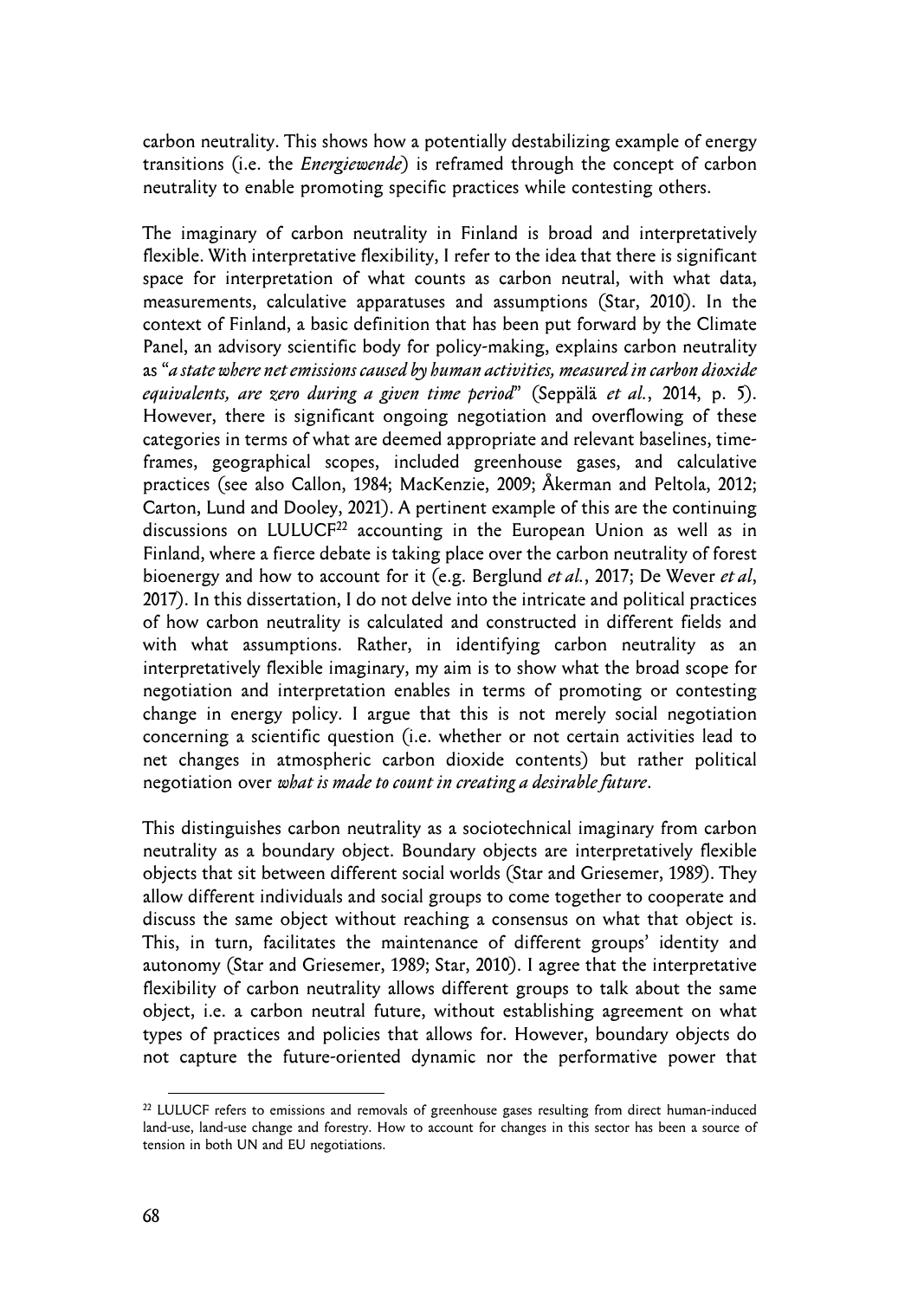carbon neutrality. This shows how a potentially destabilizing example of energy transitions (i.e. the *Energiewende*) is reframed through the concept of carbon neutrality to enable promoting specific practices while contesting others.

The imaginary of carbon neutrality in Finland is broad and interpretatively flexible. With interpretative flexibility, I refer to the idea that there is significant space for interpretation of what counts as carbon neutral, with what data, measurements, calculative apparatuses and assumptions (Star, 2010). In the context of Finland, a basic definition that has been put forward by the Climate Panel, an advisory scientific body for policy-making, explains carbon neutrality as "*a state where net emissions caused by human activities, measured in carbon dioxide equivalents, are zero during a given time period*" (Seppälä *et al.*, 2014, p. 5). However, there is significant ongoing negotiation and overflowing of these categories in terms of what are deemed appropriate and relevant baselines, time-frames, geographical scopes, included greenhouse gases, and calculative practices (see also Callon, 1984; MacKenzie, 2009; Åkerman and Peltola, 2012; Carton, Lund and Dooley, 2021). A pertinent example of this are the continuing discussions on LULUCF[22] accounting in the European Union as well as in Finland, where a fierce debate is taking place over the carbon neutrality of forest bioenergy and how to account for it (e.g. Berglund *et al.*, 2017; De Wever *et al*, 2017). In this dissertation, I do not delve into the intricate and political practices of how carbon neutrality is calculated and constructed in different fields and with what assumptions. Rather, in identifying carbon neutrality as an interpretatively flexible imaginary, my aim is to show what the broad scope for negotiation and interpretation enables in terms of promoting or contesting change in energy policy. I argue that this is not merely social negotiation concerning a scientific question (i.e. whether or not certain activities lead to net changes in atmospheric carbon dioxide contents) but rather political negotiation over *what is made to count in creating a desirable future*.

This distinguishes carbon neutrality as a sociotechnical imaginary from carbon neutrality as a boundary object. Boundary objects are interpretatively flexible objects that sit between different social worlds (Star and Griesemer, 1989). They allow different individuals and social groups to come together to cooperate and discuss the same object without reaching a consensus on what that object is. This, in turn, facilitates the maintenance of different groups' identity and autonomy (Star and Griesemer, 1989; Star, 2010). I agree that the interpretative flexibility of carbon neutrality allows different groups to talk about the same object, i.e. a carbon neutral future, without establishing agreement on what types of practices and policies that allows for. However, boundary objects do not capture the future-oriented dynamic nor the performative power that

[22] LULUCF refers to emissions and removals of greenhouse gases resulting from direct human-induced land-use, land-use change and forestry. How to account for changes in this sector has been a source of tension in both UN and EU negotiations.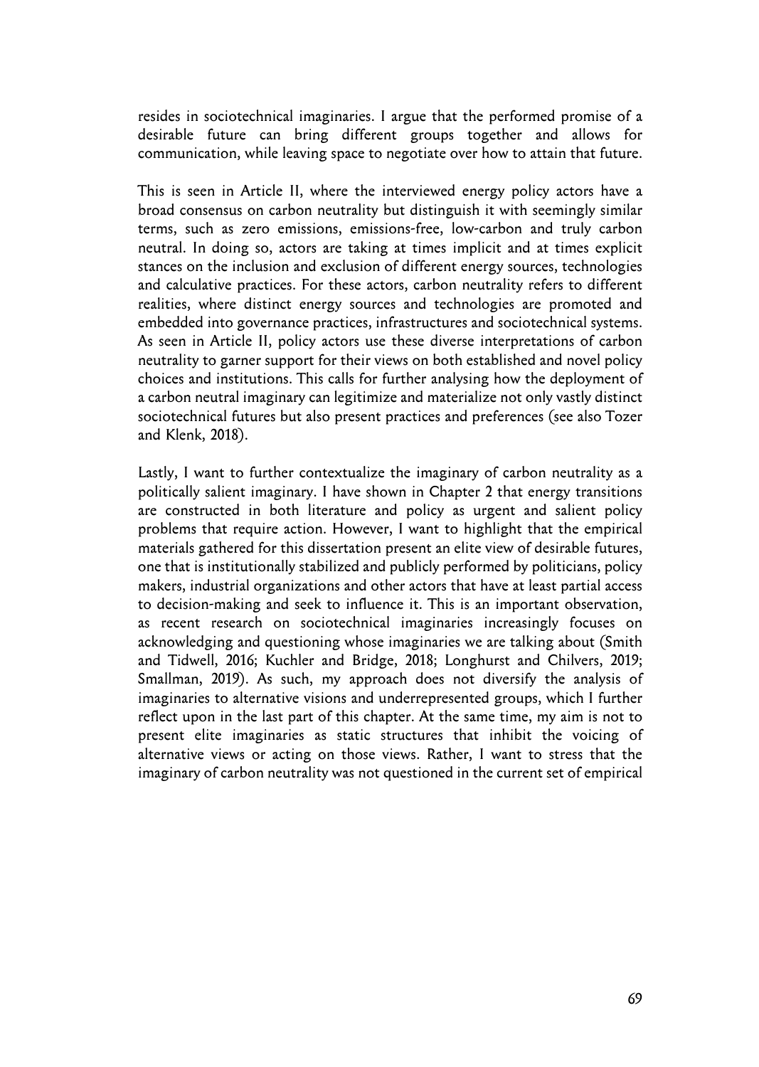resides in sociotechnical imaginaries. I argue that the performed promise of a desirable future can bring different groups together and allows for communication, while leaving space to negotiate over how to attain that future.

This is seen in Article II, where the interviewed energy policy actors have a broad consensus on carbon neutrality but distinguish it with seemingly similar terms, such as zero emissions, emissions-free, low-carbon and truly carbon neutral. In doing so, actors are taking at times implicit and at times explicit stances on the inclusion and exclusion of different energy sources, technologies and calculative practices. For these actors, carbon neutrality refers to different realities, where distinct energy sources and technologies are promoted and embedded into governance practices, infrastructures and sociotechnical systems. As seen in Article II, policy actors use these diverse interpretations of carbon neutrality to garner support for their views on both established and novel policy choices and institutions. This calls for further analysing how the deployment of a carbon neutral imaginary can legitimize and materialize not only vastly distinct sociotechnical futures but also present practices and preferences (see also Tozer and Klenk, 2018).

Lastly, I want to further contextualize the imaginary of carbon neutrality as a politically salient imaginary. I have shown in Chapter 2 that energy transitions are constructed in both literature and policy as urgent and salient policy problems that require action. However, I want to highlight that the empirical materials gathered for this dissertation present an elite view of desirable futures, one that is institutionally stabilized and publicly performed by politicians, policy makers, industrial organizations and other actors that have at least partial access to decision-making and seek to influence it. This is an important observation, as recent research on sociotechnical imaginaries increasingly focuses on acknowledging and questioning whose imaginaries we are talking about (Smith and Tidwell, 2016; Kuchler and Bridge, 2018; Longhurst and Chilvers, 2019; Smallman, 2019). As such, my approach does not diversify the analysis of imaginaries to alternative visions and underrepresented groups, which I further reflect upon in the last part of this chapter. At the same time, my aim is not to present elite imaginaries as static structures that inhibit the voicing of alternative views or acting on those views. Rather, I want to stress that the imaginary of carbon neutrality was not questioned in the current set of empirical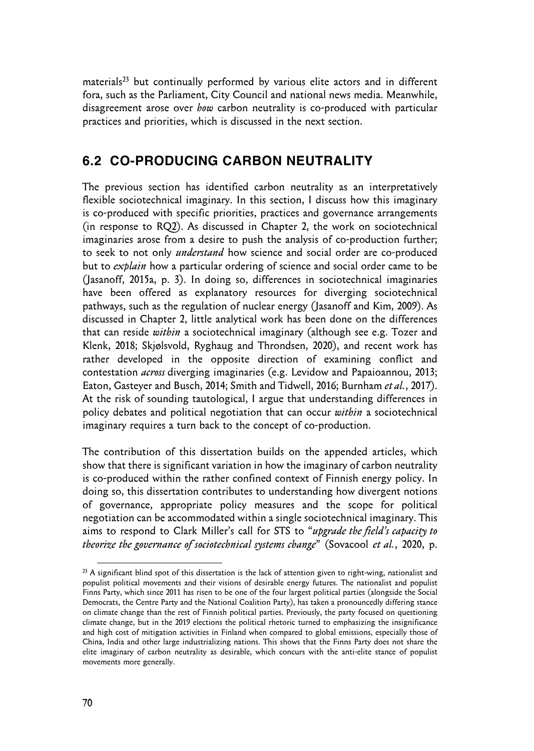materials[23] but continually performed by various elite actors and in different fora, such as the Parliament, City Council and national news media. Meanwhile, disagreement arose over *how* carbon neutrality is co-produced with particular practices and priorities, which is discussed in the next section.

## 6.2 CO-PRODUCING CARBON NEUTRALITY

The previous section has identified carbon neutrality as an interpretatively flexible sociotechnical imaginary. In this section, I discuss how this imaginary is co-produced with specific priorities, practices and governance arrangements (in response to RQ2). As discussed in Chapter 2, the work on sociotechnical imaginaries arose from a desire to push the analysis of co-production further; to seek to not only *understand* how science and social order are co-produced but to *explain* how a particular ordering of science and social order came to be (Jasanoff, 2015a, p. 3). In doing so, differences in sociotechnical imaginaries have been offered as explanatory resources for diverging sociotechnical pathways, such as the regulation of nuclear energy (Jasanoff and Kim, 2009). As discussed in Chapter 2, little analytical work has been done on the differences that can reside *within* a sociotechnical imaginary (although see e.g. Tozer and Klenk, 2018; Skjølsvold, Ryghaug and Throndsen, 2020), and recent work has rather developed in the opposite direction of examining conflict and contestation *across* diverging imaginaries (e.g. Levidow and Papaioannou, 2013; Eaton, Gasteyer and Busch, 2014; Smith and Tidwell, 2016; Burnham *et al.*, 2017). At the risk of sounding tautological, I argue that understanding differences in policy debates and political negotiation that can occur *within* a sociotechnical imaginary requires a turn back to the concept of co-production.

The contribution of this dissertation builds on the appended articles, which show that there is significant variation in how the imaginary of carbon neutrality is co-produced within the rather confined context of Finnish energy policy. In doing so, this dissertation contributes to understanding how divergent notions of governance, appropriate policy measures and the scope for political negotiation can be accommodated within a single sociotechnical imaginary. This aims to respond to Clark Miller's call for STS to "*upgrade the field's capacity to theorize the governance of sociotechnical systems change*" (Sovacool *et al.*, 2020, p.

[23] A significant blind spot of this dissertation is the lack of attention given to right-wing, nationalist and populist political movements and their visions of desirable energy futures. The nationalist and populist Finns Party, which since 2011 has risen to be one of the four largest political parties (alongside the Social Democrats, the Centre Party and the National Coalition Party), has taken a pronouncedly differing stance on climate change than the rest of Finnish political parties. Previously, the party focused on questioning climate change, but in the 2019 elections the political rhetoric turned to emphasizing the insignificance and high cost of mitigation activities in Finland when compared to global emissions, especially those of China, India and other large industrializing nations. This shows that the Finns Party does not share the elite imaginary of carbon neutrality as desirable, which concurs with the anti-elite stance of populist movements more generally.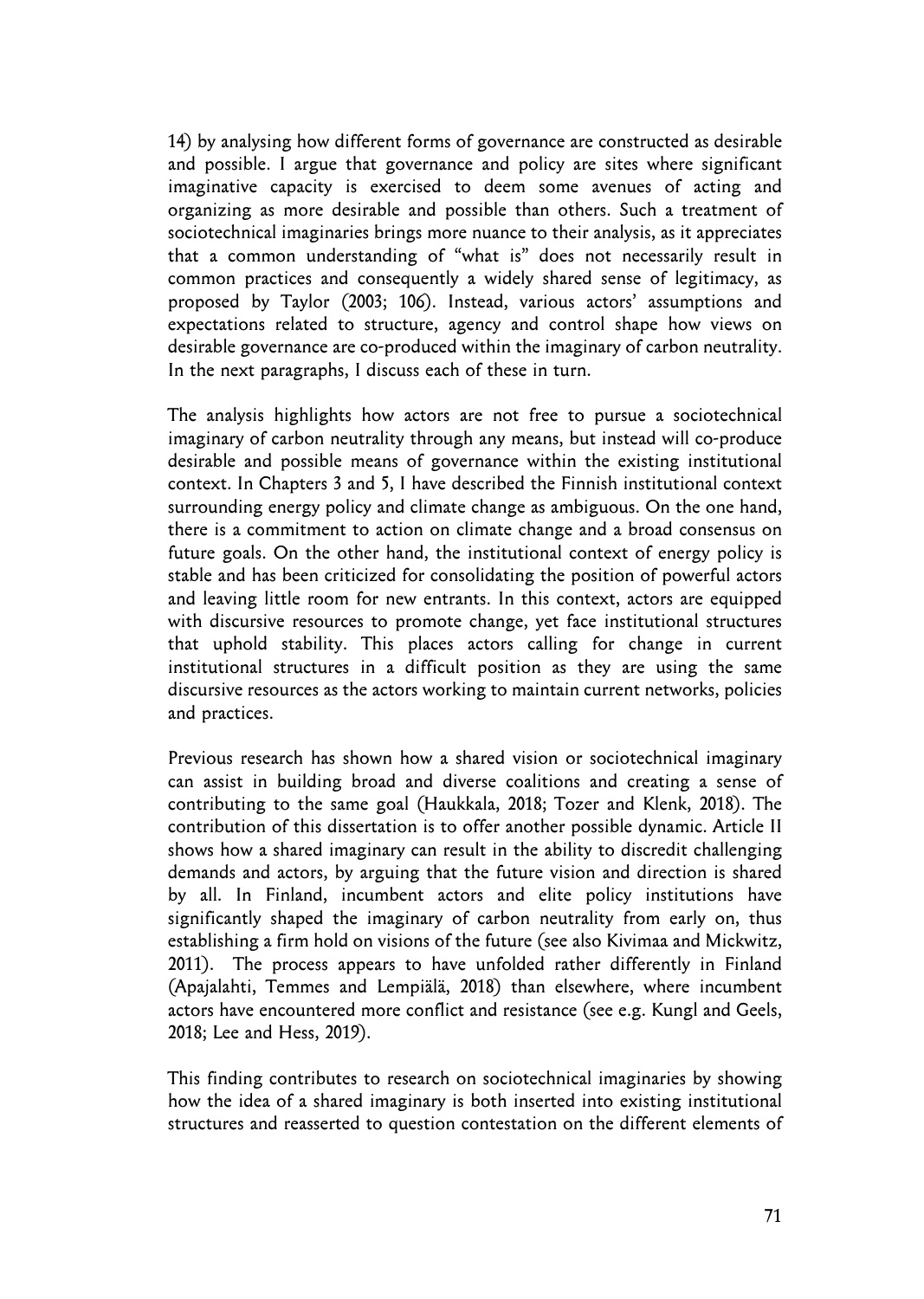14) by analysing how different forms of governance are constructed as desirable and possible. I argue that governance and policy are sites where significant imaginative capacity is exercised to deem some avenues of acting and organizing as more desirable and possible than others. Such a treatment of sociotechnical imaginaries brings more nuance to their analysis, as it appreciates that a common understanding of "what is" does not necessarily result in common practices and consequently a widely shared sense of legitimacy, as proposed by Taylor (2003; 106). Instead, various actors' assumptions and expectations related to structure, agency and control shape how views on desirable governance are co-produced within the imaginary of carbon neutrality. In the next paragraphs, I discuss each of these in turn.

The analysis highlights how actors are not free to pursue a sociotechnical imaginary of carbon neutrality through any means, but instead will co-produce desirable and possible means of governance within the existing institutional context. In Chapters 3 and 5, I have described the Finnish institutional context surrounding energy policy and climate change as ambiguous. On the one hand, there is a commitment to action on climate change and a broad consensus on future goals. On the other hand, the institutional context of energy policy is stable and has been criticized for consolidating the position of powerful actors and leaving little room for new entrants. In this context, actors are equipped with discursive resources to promote change, yet face institutional structures that uphold stability. This places actors calling for change in current institutional structures in a difficult position as they are using the same discursive resources as the actors working to maintain current networks, policies and practices.

Previous research has shown how a shared vision or sociotechnical imaginary can assist in building broad and diverse coalitions and creating a sense of contributing to the same goal (Haukkala, 2018; Tozer and Klenk, 2018). The contribution of this dissertation is to offer another possible dynamic. Article II shows how a shared imaginary can result in the ability to discredit challenging demands and actors, by arguing that the future vision and direction is shared by all. In Finland, incumbent actors and elite policy institutions have significantly shaped the imaginary of carbon neutrality from early on, thus establishing a firm hold on visions of the future (see also Kivimaa and Mickwitz, 2011). The process appears to have unfolded rather differently in Finland (Apajalahti, Temmes and Lempiälä, 2018) than elsewhere, where incumbent actors have encountered more conflict and resistance (see e.g. Kungl and Geels, 2018; Lee and Hess, 2019).

This finding contributes to research on sociotechnical imaginaries by showing how the idea of a shared imaginary is both inserted into existing institutional structures and reasserted to question contestation on the different elements of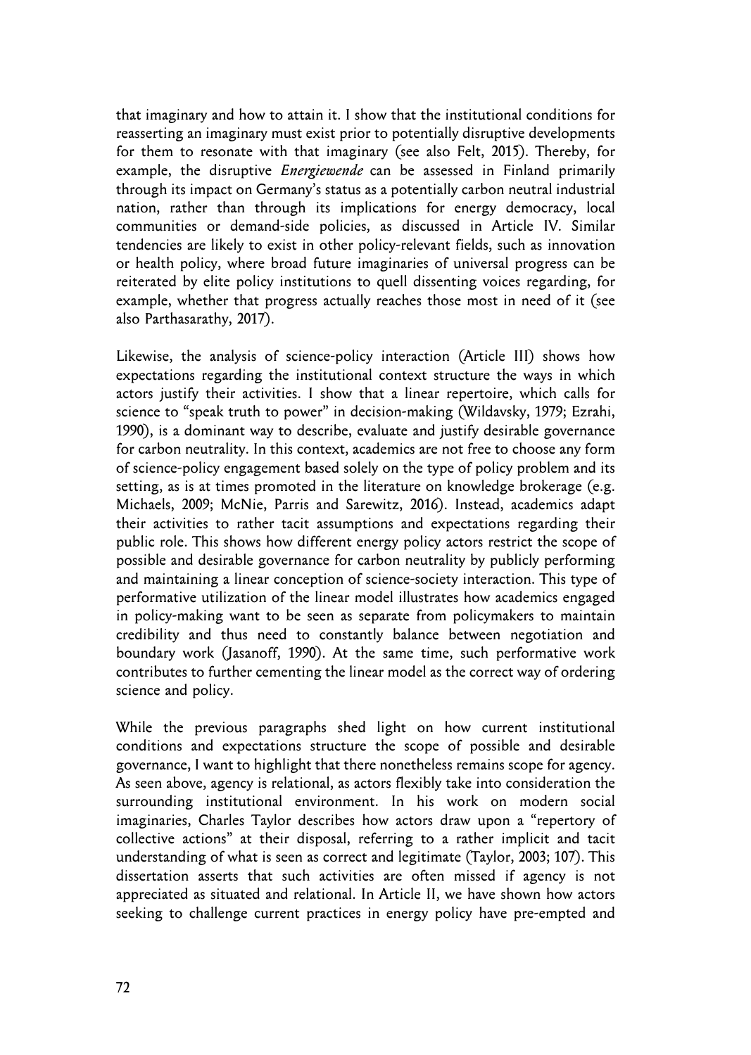that imaginary and how to attain it. I show that the institutional conditions for reasserting an imaginary must exist prior to potentially disruptive developments for them to resonate with that imaginary (see also Felt, 2015). Thereby, for example, the disruptive *Energiewende* can be assessed in Finland primarily through its impact on Germany's status as a potentially carbon neutral industrial nation, rather than through its implications for energy democracy, local communities or demand-side policies, as discussed in Article IV. Similar tendencies are likely to exist in other policy-relevant fields, such as innovation or health policy, where broad future imaginaries of universal progress can be reiterated by elite policy institutions to quell dissenting voices regarding, for example, whether that progress actually reaches those most in need of it (see also Parthasarathy, 2017).

Likewise, the analysis of science-policy interaction (Article III) shows how expectations regarding the institutional context structure the ways in which actors justify their activities. I show that a linear repertoire, which calls for science to "speak truth to power" in decision-making (Wildavsky, 1979; Ezrahi, 1990), is a dominant way to describe, evaluate and justify desirable governance for carbon neutrality. In this context, academics are not free to choose any form of science-policy engagement based solely on the type of policy problem and its setting, as is at times promoted in the literature on knowledge brokerage (e.g. Michaels, 2009; McNie, Parris and Sarewitz, 2016). Instead, academics adapt their activities to rather tacit assumptions and expectations regarding their public role. This shows how different energy policy actors restrict the scope of possible and desirable governance for carbon neutrality by publicly performing and maintaining a linear conception of science-society interaction. This type of performative utilization of the linear model illustrates how academics engaged in policy-making want to be seen as separate from policymakers to maintain credibility and thus need to constantly balance between negotiation and boundary work (Jasanoff, 1990). At the same time, such performative work contributes to further cementing the linear model as the correct way of ordering science and policy.

While the previous paragraphs shed light on how current institutional conditions and expectations structure the scope of possible and desirable governance, I want to highlight that there nonetheless remains scope for agency. As seen above, agency is relational, as actors flexibly take into consideration the surrounding institutional environment. In his work on modern social imaginaries, Charles Taylor describes how actors draw upon a "repertory of collective actions" at their disposal, referring to a rather implicit and tacit understanding of what is seen as correct and legitimate (Taylor, 2003; 107). This dissertation asserts that such activities are often missed if agency is not appreciated as situated and relational. In Article II, we have shown how actors seeking to challenge current practices in energy policy have pre-empted and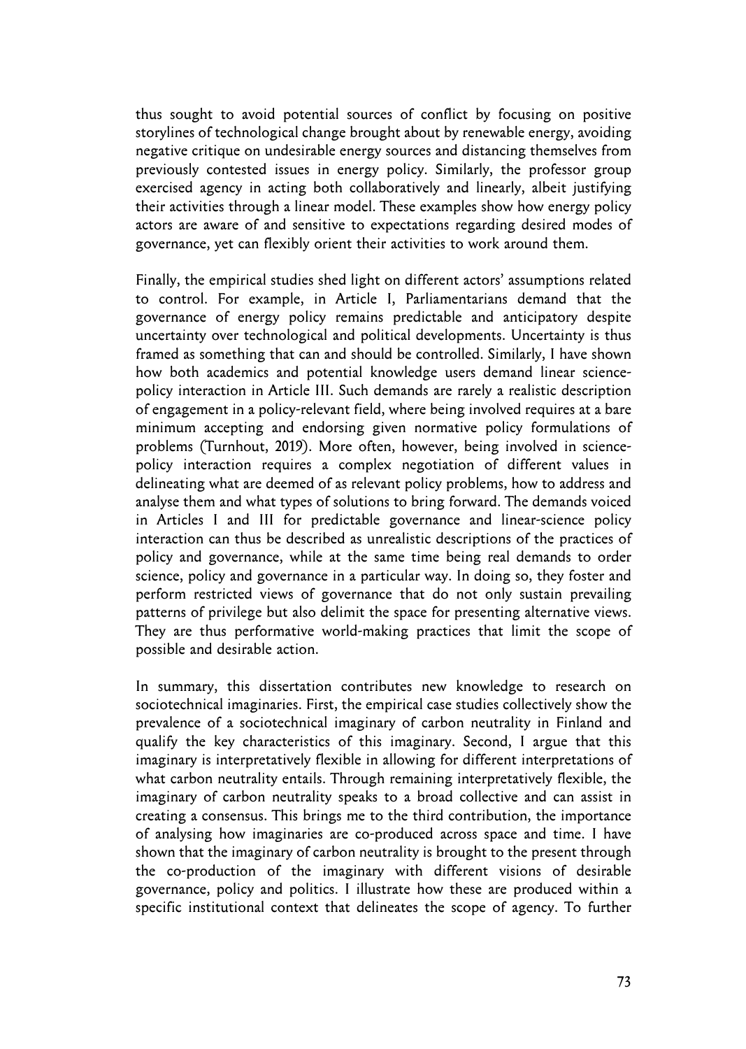thus sought to avoid potential sources of conflict by focusing on positive storylines of technological change brought about by renewable energy, avoiding negative critique on undesirable energy sources and distancing themselves from previously contested issues in energy policy. Similarly, the professor group exercised agency in acting both collaboratively and linearly, albeit justifying their activities through a linear model. These examples show how energy policy actors are aware of and sensitive to expectations regarding desired modes of governance, yet can flexibly orient their activities to work around them.

Finally, the empirical studies shed light on different actors' assumptions related to control. For example, in Article I, Parliamentarians demand that the governance of energy policy remains predictable and anticipatory despite uncertainty over technological and political developments. Uncertainty is thus framed as something that can and should be controlled. Similarly, I have shown how both academics and potential knowledge users demand linear science-policy interaction in Article III. Such demands are rarely a realistic description of engagement in a policy-relevant field, where being involved requires at a bare minimum accepting and endorsing given normative policy formulations of problems (Turnhout, 2019). More often, however, being involved in science-policy interaction requires a complex negotiation of different values in delineating what are deemed of as relevant policy problems, how to address and analyse them and what types of solutions to bring forward. The demands voiced in Articles I and III for predictable governance and linear-science policy interaction can thus be described as unrealistic descriptions of the practices of policy and governance, while at the same time being real demands to order science, policy and governance in a particular way. In doing so, they foster and perform restricted views of governance that do not only sustain prevailing patterns of privilege but also delimit the space for presenting alternative views. They are thus performative world-making practices that limit the scope of possible and desirable action.

In summary, this dissertation contributes new knowledge to research on sociotechnical imaginaries. First, the empirical case studies collectively show the prevalence of a sociotechnical imaginary of carbon neutrality in Finland and qualify the key characteristics of this imaginary. Second, I argue that this imaginary is interpretatively flexible in allowing for different interpretations of what carbon neutrality entails. Through remaining interpretatively flexible, the imaginary of carbon neutrality speaks to a broad collective and can assist in creating a consensus. This brings me to the third contribution, the importance of analysing how imaginaries are co-produced across space and time. I have shown that the imaginary of carbon neutrality is brought to the present through the co-production of the imaginary with different visions of desirable governance, policy and politics. I illustrate how these are produced within a specific institutional context that delineates the scope of agency. To further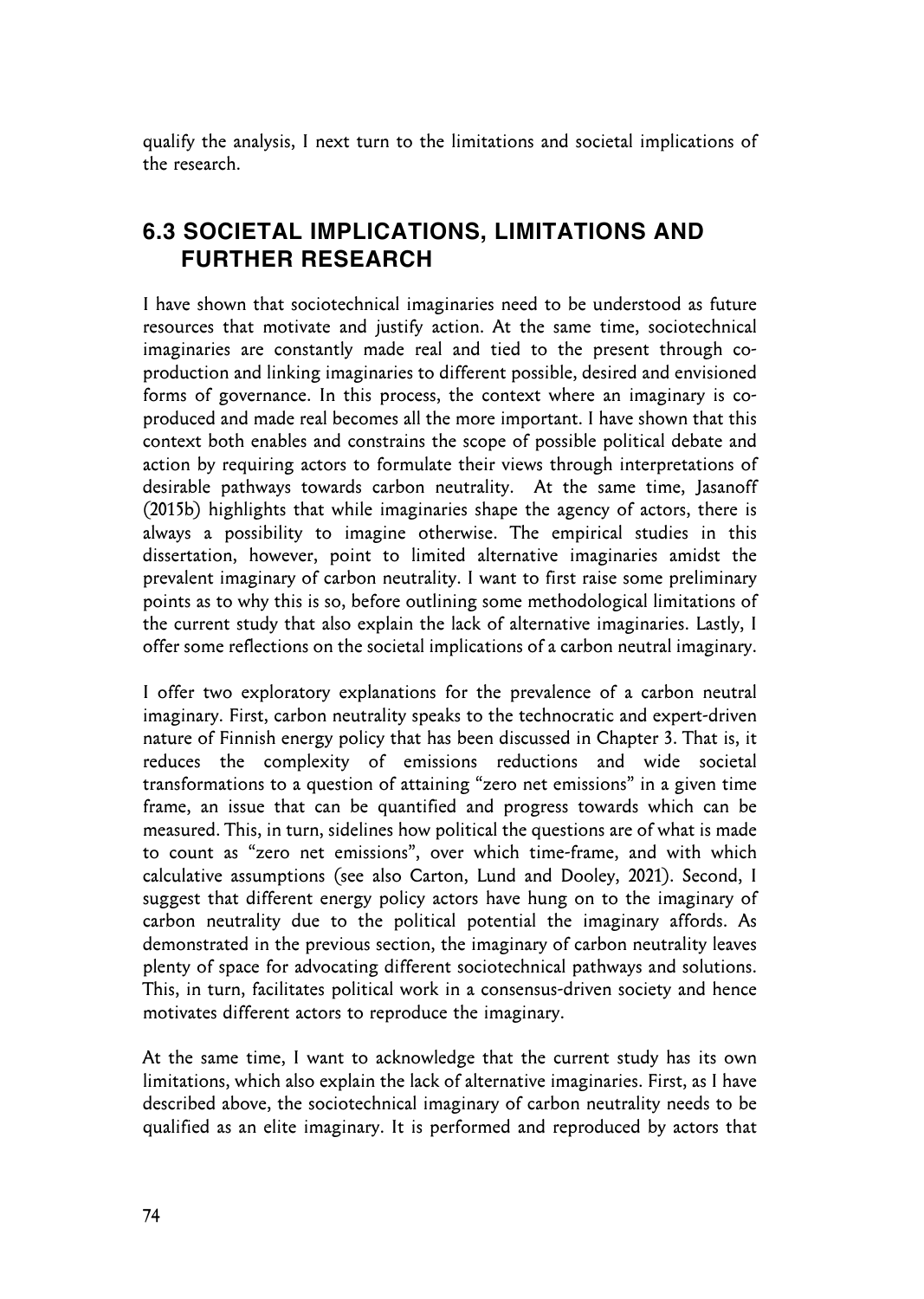qualify the analysis, I next turn to the limitations and societal implications of the research.

## 6.3 SOCIETAL IMPLICATIONS, LIMITATIONS AND FURTHER RESEARCH

I have shown that sociotechnical imaginaries need to be understood as future resources that motivate and justify action. At the same time, sociotechnical imaginaries are constantly made real and tied to the present through co-production and linking imaginaries to different possible, desired and envisioned forms of governance. In this process, the context where an imaginary is co-produced and made real becomes all the more important. I have shown that this context both enables and constrains the scope of possible political debate and action by requiring actors to formulate their views through interpretations of desirable pathways towards carbon neutrality. At the same time, Jasanoff (2015b) highlights that while imaginaries shape the agency of actors, there is always a possibility to imagine otherwise. The empirical studies in this dissertation, however, point to limited alternative imaginaries amidst the prevalent imaginary of carbon neutrality. I want to first raise some preliminary points as to why this is so, before outlining some methodological limitations of the current study that also explain the lack of alternative imaginaries. Lastly, I offer some reflections on the societal implications of a carbon neutral imaginary.

I offer two exploratory explanations for the prevalence of a carbon neutral imaginary. First, carbon neutrality speaks to the technocratic and expert-driven nature of Finnish energy policy that has been discussed in Chapter 3. That is, it reduces the complexity of emissions reductions and wide societal transformations to a question of attaining "zero net emissions" in a given time frame, an issue that can be quantified and progress towards which can be measured. This, in turn, sidelines how political the questions are of what is made to count as "zero net emissions", over which time-frame, and with which calculative assumptions (see also Carton, Lund and Dooley, 2021). Second, I suggest that different energy policy actors have hung on to the imaginary of carbon neutrality due to the political potential the imaginary affords. As demonstrated in the previous section, the imaginary of carbon neutrality leaves plenty of space for advocating different sociotechnical pathways and solutions. This, in turn, facilitates political work in a consensus-driven society and hence motivates different actors to reproduce the imaginary.

At the same time, I want to acknowledge that the current study has its own limitations, which also explain the lack of alternative imaginaries. First, as I have described above, the sociotechnical imaginary of carbon neutrality needs to be qualified as an elite imaginary. It is performed and reproduced by actors that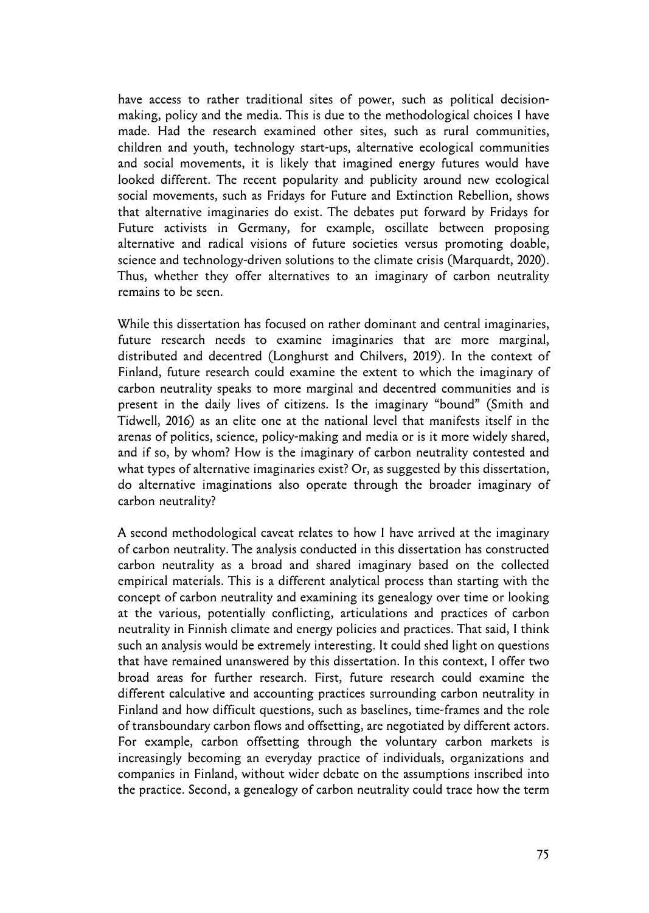have access to rather traditional sites of power, such as political decision-making, policy and the media. This is due to the methodological choices I have made. Had the research examined other sites, such as rural communities, children and youth, technology start-ups, alternative ecological communities and social movements, it is likely that imagined energy futures would have looked different. The recent popularity and publicity around new ecological social movements, such as Fridays for Future and Extinction Rebellion, shows that alternative imaginaries do exist. The debates put forward by Fridays for Future activists in Germany, for example, oscillate between proposing alternative and radical visions of future societies versus promoting doable, science and technology-driven solutions to the climate crisis (Marquardt, 2020). Thus, whether they offer alternatives to an imaginary of carbon neutrality remains to be seen.

While this dissertation has focused on rather dominant and central imaginaries, future research needs to examine imaginaries that are more marginal, distributed and decentred (Longhurst and Chilvers, 2019). In the context of Finland, future research could examine the extent to which the imaginary of carbon neutrality speaks to more marginal and decentred communities and is present in the daily lives of citizens. Is the imaginary "bound" (Smith and Tidwell, 2016) as an elite one at the national level that manifests itself in the arenas of politics, science, policy-making and media or is it more widely shared, and if so, by whom? How is the imaginary of carbon neutrality contested and what types of alternative imaginaries exist? Or, as suggested by this dissertation, do alternative imaginations also operate through the broader imaginary of carbon neutrality?

A second methodological caveat relates to how I have arrived at the imaginary of carbon neutrality. The analysis conducted in this dissertation has constructed carbon neutrality as a broad and shared imaginary based on the collected empirical materials. This is a different analytical process than starting with the concept of carbon neutrality and examining its genealogy over time or looking at the various, potentially conflicting, articulations and practices of carbon neutrality in Finnish climate and energy policies and practices. That said, I think such an analysis would be extremely interesting. It could shed light on questions that have remained unanswered by this dissertation. In this context, I offer two broad areas for further research. First, future research could examine the different calculative and accounting practices surrounding carbon neutrality in Finland and how difficult questions, such as baselines, time-frames and the role of transboundary carbon flows and offsetting, are negotiated by different actors. For example, carbon offsetting through the voluntary carbon markets is increasingly becoming an everyday practice of individuals, organizations and companies in Finland, without wider debate on the assumptions inscribed into the practice. Second, a genealogy of carbon neutrality could trace how the term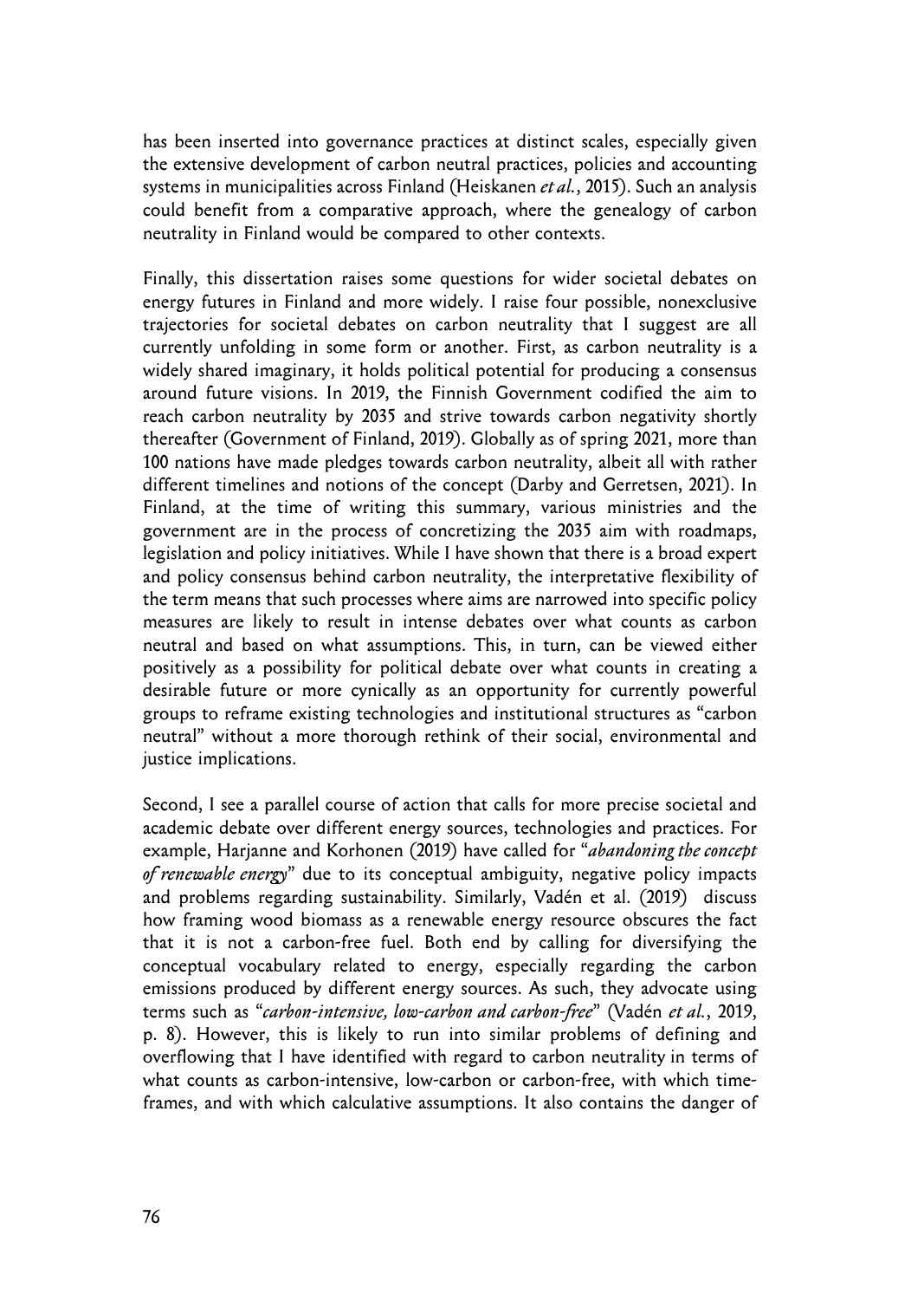has been inserted into governance practices at distinct scales, especially given the extensive development of carbon neutral practices, policies and accounting systems in municipalities across Finland (Heiskanen *et al.*, 2015). Such an analysis could benefit from a comparative approach, where the genealogy of carbon neutrality in Finland would be compared to other contexts.

Finally, this dissertation raises some questions for wider societal debates on energy futures in Finland and more widely. I raise four possible, nonexclusive trajectories for societal debates on carbon neutrality that I suggest are all currently unfolding in some form or another. First, as carbon neutrality is a widely shared imaginary, it holds political potential for producing a consensus around future visions. In 2019, the Finnish Government codified the aim to reach carbon neutrality by 2035 and strive towards carbon negativity shortly thereafter (Government of Finland, 2019). Globally as of spring 2021, more than 100 nations have made pledges towards carbon neutrality, albeit all with rather different timelines and notions of the concept (Darby and Gerretsen, 2021). In Finland, at the time of writing this summary, various ministries and the government are in the process of concretizing the 2035 aim with roadmaps, legislation and policy initiatives. While I have shown that there is a broad expert and policy consensus behind carbon neutrality, the interpretative flexibility of the term means that such processes where aims are narrowed into specific policy measures are likely to result in intense debates over what counts as carbon neutral and based on what assumptions. This, in turn, can be viewed either positively as a possibility for political debate over what counts in creating a desirable future or more cynically as an opportunity for currently powerful groups to reframe existing technologies and institutional structures as "carbon neutral" without a more thorough rethink of their social, environmental and justice implications.

Second, I see a parallel course of action that calls for more precise societal and academic debate over different energy sources, technologies and practices. For example, Harjanne and Korhonen (2019) have called for "*abandoning the concept of renewable energy*" due to its conceptual ambiguity, negative policy impacts and problems regarding sustainability. Similarly, Vadén et al. (2019) discuss how framing wood biomass as a renewable energy resource obscures the fact that it is not a carbon-free fuel. Both end by calling for diversifying the conceptual vocabulary related to energy, especially regarding the carbon emissions produced by different energy sources. As such, they advocate using terms such as "*carbon-intensive, low-carbon and carbon-free*" (Vadén *et al.*, 2019, p. 8). However, this is likely to run into similar problems of defining and overflowing that I have identified with regard to carbon neutrality in terms of what counts as carbon-intensive, low-carbon or carbon-free, with which time-frames, and with which calculative assumptions. It also contains the danger of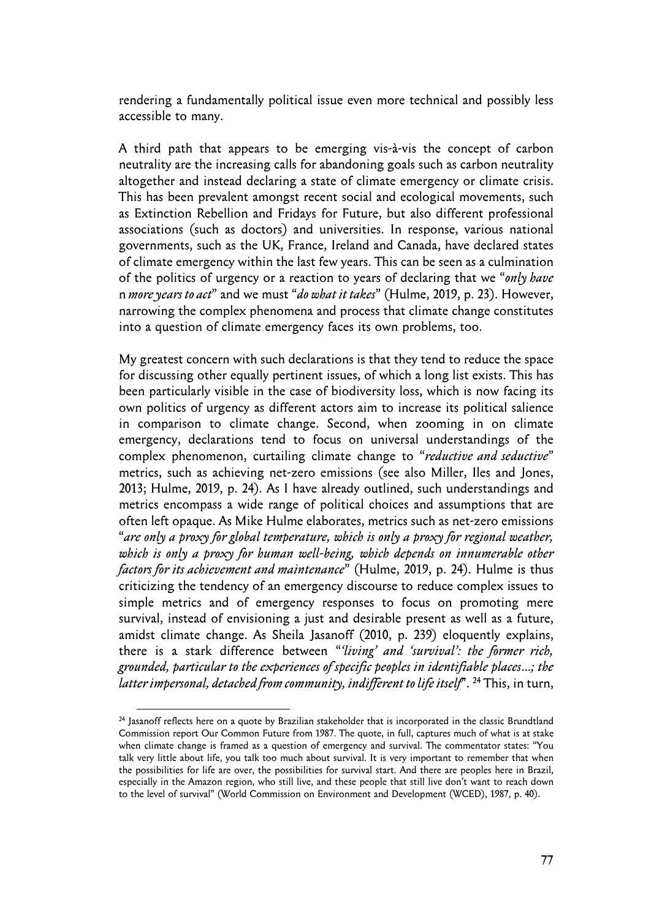rendering a fundamentally political issue even more technical and possibly less accessible to many.

A third path that appears to be emerging vis-à-vis the concept of carbon neutrality are the increasing calls for abandoning goals such as carbon neutrality altogether and instead declaring a state of climate emergency or climate crisis. This has been prevalent amongst recent social and ecological movements, such as Extinction Rebellion and Fridays for Future, but also different professional associations (such as doctors) and universities. In response, various national governments, such as the UK, France, Ireland and Canada, have declared states of climate emergency within the last few years. This can be seen as a culmination of the politics of urgency or a reaction to years of declaring that we "*only have n more years to act*" and we must "*do what it takes*" (Hulme, 2019, p. 23). However, narrowing the complex phenomena and process that climate change constitutes into a question of climate emergency faces its own problems, too.

My greatest concern with such declarations is that they tend to reduce the space for discussing other equally pertinent issues, of which a long list exists. This has been particularly visible in the case of biodiversity loss, which is now facing its own politics of urgency as different actors aim to increase its political salience in comparison to climate change. Second, when zooming in on climate emergency, declarations tend to focus on universal understandings of the complex phenomenon, curtailing climate change to "*reductive and seductive*" metrics, such as achieving net-zero emissions (see also Miller, Iles and Jones, 2013; Hulme, 2019, p. 24). As I have already outlined, such understandings and metrics encompass a wide range of political choices and assumptions that are often left opaque. As Mike Hulme elaborates, metrics such as net-zero emissions "*are only a proxy for global temperature, which is only a proxy for regional weather, which is only a proxy for human well-being, which depends on innumerable other factors for its achievement and maintenance*" (Hulme, 2019, p. 24). Hulme is thus criticizing the tendency of an emergency discourse to reduce complex issues to simple metrics and of emergency responses to focus on promoting mere survival, instead of envisioning a just and desirable present as well as a future, amidst climate change. As Sheila Jasanoff (2010, p. 239) eloquently explains, there is a stark difference between "*'living' and 'survival': the former rich, grounded, particular to the experiences of specific peoples in identifiable places…; the latter impersonal, detached from community, indifferent to life itself*".[24] This, in turn,

[24] Jasanoff reflects here on a quote by Brazilian stakeholder that is incorporated in the classic Brundtland Commission report Our Common Future from 1987. The quote, in full, captures much of what is at stake when climate change is framed as a question of emergency and survival. The commentator states: "You talk very little about life, you talk too much about survival. It is very important to remember that when the possibilities for life are over, the possibilities for survival start. And there are peoples here in Brazil, especially in the Amazon region, who still live, and these people that still live don't want to reach down to the level of survival" (World Commission on Environment and Development (WCED), 1987, p. 40).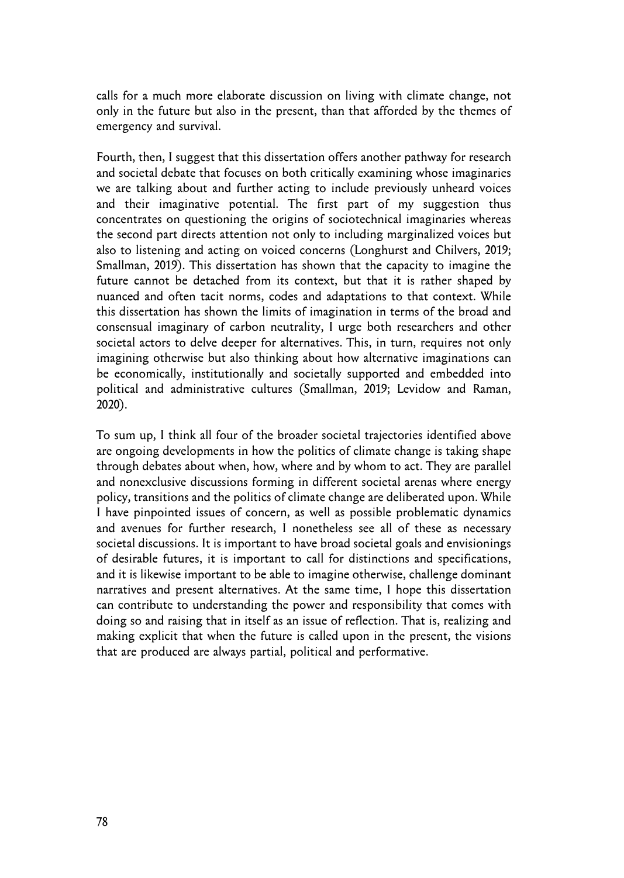calls for a much more elaborate discussion on living with climate change, not only in the future but also in the present, than that afforded by the themes of emergency and survival.

Fourth, then, I suggest that this dissertation offers another pathway for research and societal debate that focuses on both critically examining whose imaginaries we are talking about and further acting to include previously unheard voices and their imaginative potential. The first part of my suggestion thus concentrates on questioning the origins of sociotechnical imaginaries whereas the second part directs attention not only to including marginalized voices but also to listening and acting on voiced concerns (Longhurst and Chilvers, 2019; Smallman, 2019). This dissertation has shown that the capacity to imagine the future cannot be detached from its context, but that it is rather shaped by nuanced and often tacit norms, codes and adaptations to that context. While this dissertation has shown the limits of imagination in terms of the broad and consensual imaginary of carbon neutrality, I urge both researchers and other societal actors to delve deeper for alternatives. This, in turn, requires not only imagining otherwise but also thinking about how alternative imaginations can be economically, institutionally and societally supported and embedded into political and administrative cultures (Smallman, 2019; Levidow and Raman, 2020).

To sum up, I think all four of the broader societal trajectories identified above are ongoing developments in how the politics of climate change is taking shape through debates about when, how, where and by whom to act. They are parallel and nonexclusive discussions forming in different societal arenas where energy policy, transitions and the politics of climate change are deliberated upon. While I have pinpointed issues of concern, as well as possible problematic dynamics and avenues for further research, I nonetheless see all of these as necessary societal discussions. It is important to have broad societal goals and envisionings of desirable futures, it is important to call for distinctions and specifications, and it is likewise important to be able to imagine otherwise, challenge dominant narratives and present alternatives. At the same time, I hope this dissertation can contribute to understanding the power and responsibility that comes with doing so and raising that in itself as an issue of reflection. That is, realizing and making explicit that when the future is called upon in the present, the visions that are produced are always partial, political and performative.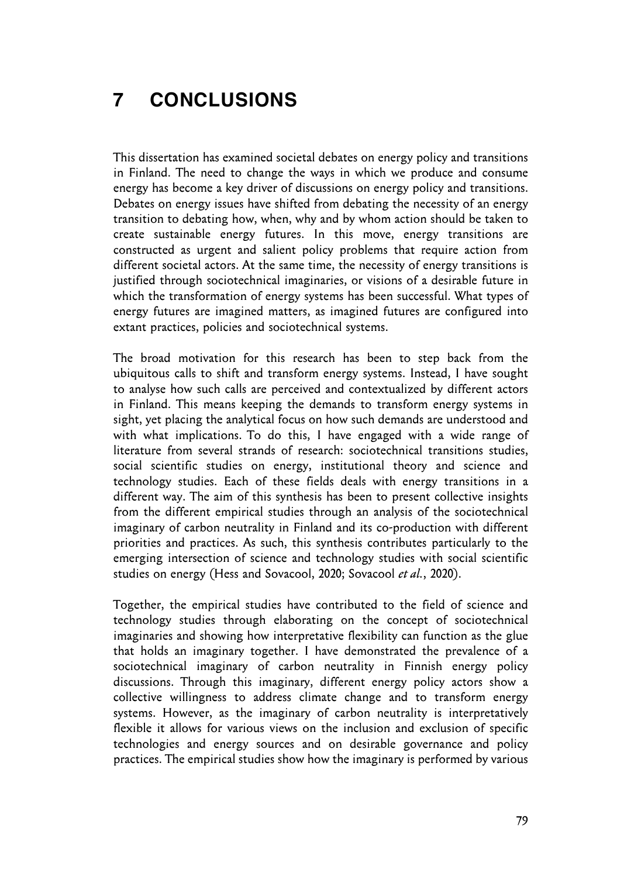# 7 CONCLUSIONS

This dissertation has examined societal debates on energy policy and transitions in Finland. The need to change the ways in which we produce and consume energy has become a key driver of discussions on energy policy and transitions. Debates on energy issues have shifted from debating the necessity of an energy transition to debating how, when, why and by whom action should be taken to create sustainable energy futures. In this move, energy transitions are constructed as urgent and salient policy problems that require action from different societal actors. At the same time, the necessity of energy transitions is justified through sociotechnical imaginaries, or visions of a desirable future in which the transformation of energy systems has been successful. What types of energy futures are imagined matters, as imagined futures are configured into extant practices, policies and sociotechnical systems.

The broad motivation for this research has been to step back from the ubiquitous calls to shift and transform energy systems. Instead, I have sought to analyse how such calls are perceived and contextualized by different actors in Finland. This means keeping the demands to transform energy systems in sight, yet placing the analytical focus on how such demands are understood and with what implications. To do this, I have engaged with a wide range of literature from several strands of research: sociotechnical transitions studies, social scientific studies on energy, institutional theory and science and technology studies. Each of these fields deals with energy transitions in a different way. The aim of this synthesis has been to present collective insights from the different empirical studies through an analysis of the sociotechnical imaginary of carbon neutrality in Finland and its co-production with different priorities and practices. As such, this synthesis contributes particularly to the emerging intersection of science and technology studies with social scientific studies on energy (Hess and Sovacool, 2020; Sovacool *et al.*, 2020).

Together, the empirical studies have contributed to the field of science and technology studies through elaborating on the concept of sociotechnical imaginaries and showing how interpretative flexibility can function as the glue that holds an imaginary together. I have demonstrated the prevalence of a sociotechnical imaginary of carbon neutrality in Finnish energy policy discussions. Through this imaginary, different energy policy actors show a collective willingness to address climate change and to transform energy systems. However, as the imaginary of carbon neutrality is interpretatively flexible it allows for various views on the inclusion and exclusion of specific technologies and energy sources and on desirable governance and policy practices. The empirical studies show how the imaginary is performed by various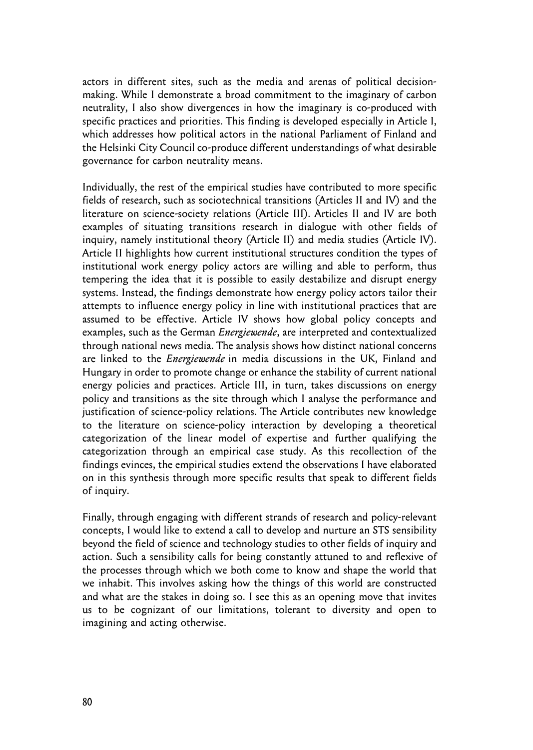actors in different sites, such as the media and arenas of political decision-making. While I demonstrate a broad commitment to the imaginary of carbon neutrality, I also show divergences in how the imaginary is co-produced with specific practices and priorities. This finding is developed especially in Article I, which addresses how political actors in the national Parliament of Finland and the Helsinki City Council co-produce different understandings of what desirable governance for carbon neutrality means.

Individually, the rest of the empirical studies have contributed to more specific fields of research, such as sociotechnical transitions (Articles II and IV) and the literature on science-society relations (Article III). Articles II and IV are both examples of situating transitions research in dialogue with other fields of inquiry, namely institutional theory (Article II) and media studies (Article IV). Article II highlights how current institutional structures condition the types of institutional work energy policy actors are willing and able to perform, thus tempering the idea that it is possible to easily destabilize and disrupt energy systems. Instead, the findings demonstrate how energy policy actors tailor their attempts to influence energy policy in line with institutional practices that are assumed to be effective. Article IV shows how global policy concepts and examples, such as the German *Energiewende*, are interpreted and contextualized through national news media. The analysis shows how distinct national concerns are linked to the *Energiewende* in media discussions in the UK, Finland and Hungary in order to promote change or enhance the stability of current national energy policies and practices. Article III, in turn, takes discussions on energy policy and transitions as the site through which I analyse the performance and justification of science-policy relations. The Article contributes new knowledge to the literature on science-policy interaction by developing a theoretical categorization of the linear model of expertise and further qualifying the categorization through an empirical case study. As this recollection of the findings evinces, the empirical studies extend the observations I have elaborated on in this synthesis through more specific results that speak to different fields of inquiry.

Finally, through engaging with different strands of research and policy-relevant concepts, I would like to extend a call to develop and nurture an STS sensibility beyond the field of science and technology studies to other fields of inquiry and action. Such a sensibility calls for being constantly attuned to and reflexive of the processes through which we both come to know and shape the world that we inhabit. This involves asking how the things of this world are constructed and what are the stakes in doing so. I see this as an opening move that invites us to be cognizant of our limitations, tolerant to diversity and open to imagining and acting otherwise.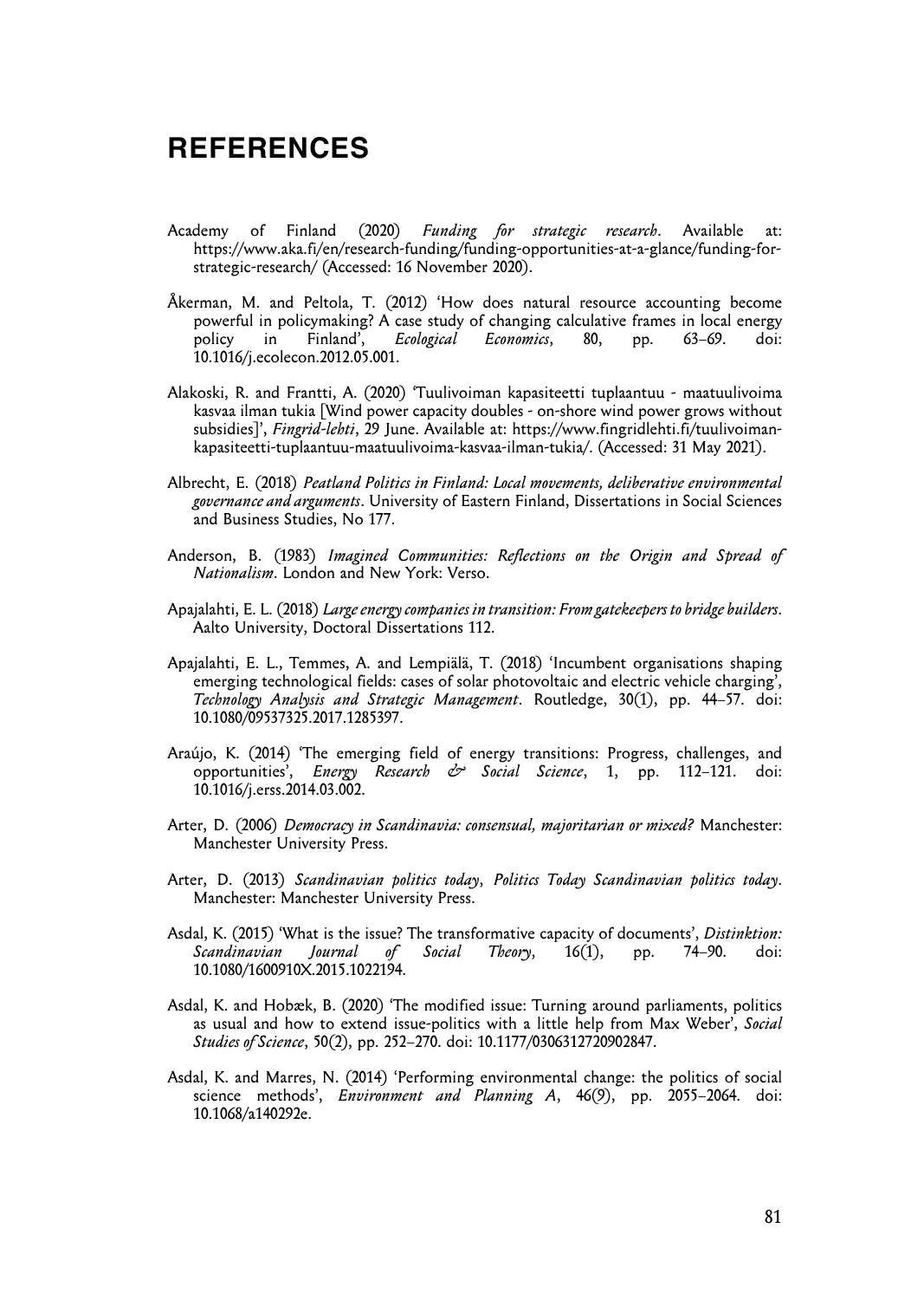# REFERENCES

Academy of Finland (2020) *Funding for strategic research*. Available at: https://www.aka.fi/en/research-funding/funding-opportunities-at-a-glance/funding-for-strategic-research/ (Accessed: 16 November 2020).

Åkerman, M. and Peltola, T. (2012) 'How does natural resource accounting become powerful in policymaking? A case study of changing calculative frames in local energy policy in Finland', *Ecological Economics*, 80, pp. 63–69. doi: 10.1016/j.ecolecon.2012.05.001.

Alakoski, R. and Frantti, A. (2020) 'Tuulivoiman kapasiteetti tuplaantuu - maatuulivoima kasvaa ilman tukia [Wind power capacity doubles - on-shore wind power grows without subsidies]', *Fingrid-lehti*, 29 June. Available at: https://www.fingridlehti.fi/tuulivoiman-kapasiteetti-tuplaantuu-maatuulivoima-kasvaa-ilman-tukia/. (Accessed: 31 May 2021).

Albrecht, E. (2018) *Peatland Politics in Finland: Local movements, deliberative environmental governance and arguments*. University of Eastern Finland, Dissertations in Social Sciences and Business Studies, No 177.

Anderson, B. (1983) *Imagined Communities: Reflections on the Origin and Spread of Nationalism*. London and New York: Verso.

Apajalahti, E. L. (2018) *Large energy companies in transition: From gatekeepers to bridge builders*. Aalto University, Doctoral Dissertations 112.

Apajalahti, E. L., Temmes, A. and Lempiälä, T. (2018) 'Incumbent organisations shaping emerging technological fields: cases of solar photovoltaic and electric vehicle charging', *Technology Analysis and Strategic Management*. Routledge, 30(1), pp. 44–57. doi: 10.1080/09537325.2017.1285397.

Araújo, K. (2014) 'The emerging field of energy transitions: Progress, challenges, and opportunities', *Energy Research & Social Science*, 1, pp. 112–121. doi: 10.1016/j.erss.2014.03.002.

Arter, D. (2006) *Democracy in Scandinavia: consensual, majoritarian or mixed?* Manchester: Manchester University Press.

Arter, D. (2013) *Scandinavian politics today*, *Politics Today Scandinavian politics today*. Manchester: Manchester University Press.

Asdal, K. (2015) 'What is the issue? The transformative capacity of documents', *Distinktion: Scandinavian Journal of Social Theory*, 16(1), pp. 74–90. doi: 10.1080/1600910X.2015.1022194.

Asdal, K. and Hobæk, B. (2020) 'The modified issue: Turning around parliaments, politics as usual and how to extend issue-politics with a little help from Max Weber', *Social Studies of Science*, 50(2), pp. 252–270. doi: 10.1177/0306312720902847.

Asdal, K. and Marres, N. (2014) 'Performing environmental change: the politics of social science methods', *Environment and Planning A*, 46(9), pp. 2055–2064. doi: 10.1068/a140292e.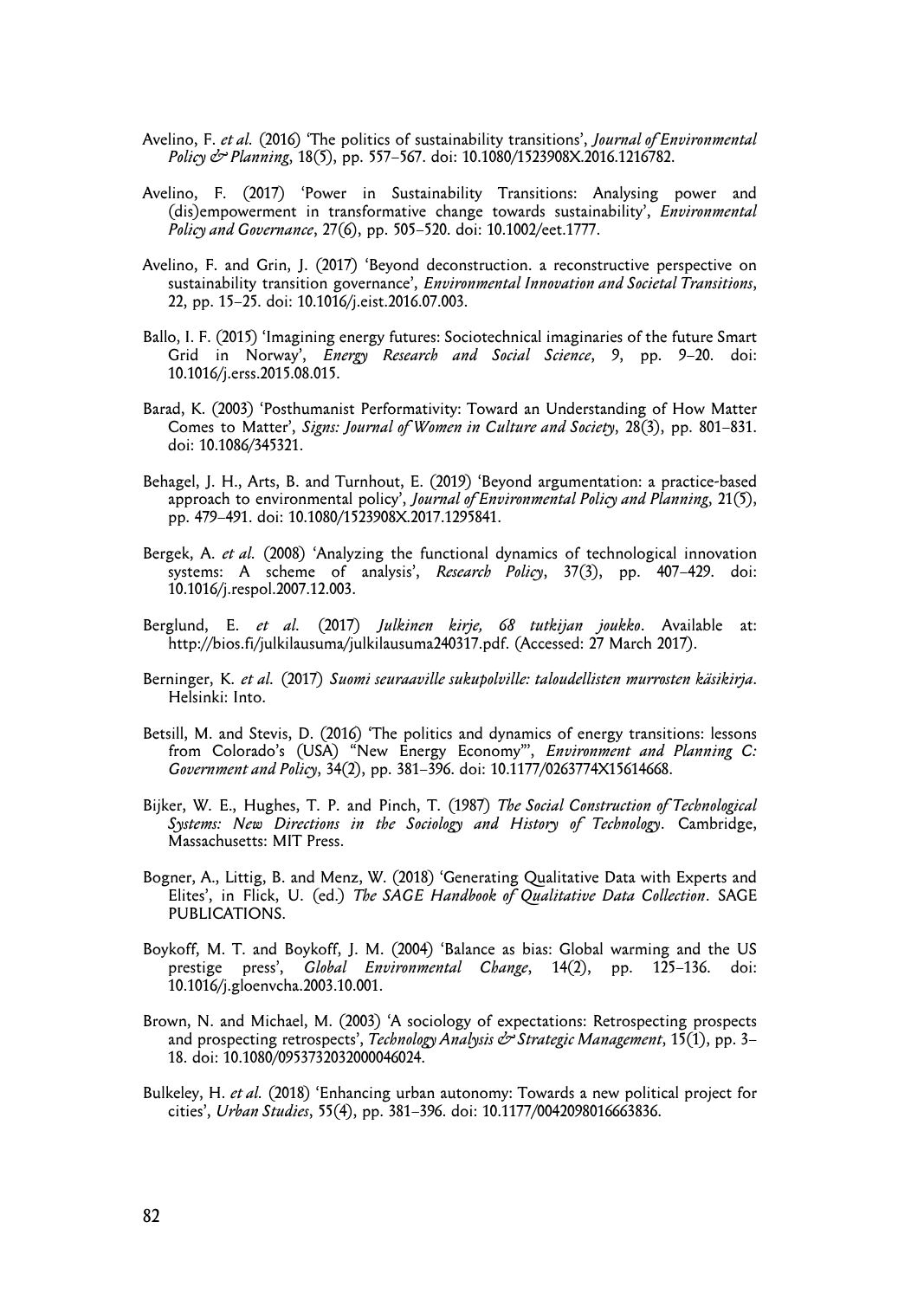Avelino, F. *et al.* (2016) 'The politics of sustainability transitions', *Journal of Environmental Policy & Planning*, 18(5), pp. 557–567. doi: 10.1080/1523908X.2016.1216782.

Avelino, F. (2017) 'Power in Sustainability Transitions: Analysing power and (dis)empowerment in transformative change towards sustainability', *Environmental Policy and Governance*, 27(6), pp. 505–520. doi: 10.1002/eet.1777.

Avelino, F. and Grin, J. (2017) 'Beyond deconstruction. a reconstructive perspective on sustainability transition governance', *Environmental Innovation and Societal Transitions*, 22, pp. 15–25. doi: 10.1016/j.eist.2016.07.003.

Ballo, I. F. (2015) 'Imagining energy futures: Sociotechnical imaginaries of the future Smart Grid in Norway', *Energy Research and Social Science*, 9, pp. 9–20. doi: 10.1016/j.erss.2015.08.015.

Barad, K. (2003) 'Posthumanist Performativity: Toward an Understanding of How Matter Comes to Matter', *Signs: Journal of Women in Culture and Society*, 28(3), pp. 801–831. doi: 10.1086/345321.

Behagel, J. H., Arts, B. and Turnhout, E. (2019) 'Beyond argumentation: a practice-based approach to environmental policy', *Journal of Environmental Policy and Planning*, 21(5), pp. 479–491. doi: 10.1080/1523908X.2017.1295841.

Bergek, A. *et al.* (2008) 'Analyzing the functional dynamics of technological innovation systems: A scheme of analysis', *Research Policy*, 37(3), pp. 407–429. doi: 10.1016/j.respol.2007.12.003.

Berglund, E. *et al.* (2017) *Julkinen kirje, 68 tutkijan joukko*. Available at: http://bios.fi/julkilausuma/julkilausuma240317.pdf. (Accessed: 27 March 2017).

Berninger, K. *et al.* (2017) *Suomi seuraaville sukupolville: taloudellisten murrosten käsikirja*. Helsinki: Into.

Betsill, M. and Stevis, D. (2016) 'The politics and dynamics of energy transitions: lessons from Colorado's (USA) "New Energy Economy"', *Environment and Planning C: Government and Policy*, 34(2), pp. 381–396. doi: 10.1177/0263774X15614668.

Bijker, W. E., Hughes, T. P. and Pinch, T. (1987) *The Social Construction of Technological Systems: New Directions in the Sociology and History of Technology*. Cambridge, Massachusetts: MIT Press.

Bogner, A., Littig, B. and Menz, W. (2018) 'Generating Qualitative Data with Experts and Elites', in Flick, U. (ed.) *The SAGE Handbook of Qualitative Data Collection*. SAGE PUBLICATIONS.

Boykoff, M. T. and Boykoff, J. M. (2004) 'Balance as bias: Global warming and the US prestige press', *Global Environmental Change*, 14(2), pp. 125–136. doi: 10.1016/j.gloenvcha.2003.10.001.

Brown, N. and Michael, M. (2003) 'A sociology of expectations: Retrospecting prospects and prospecting retrospects', *Technology Analysis & Strategic Management*, 15(1), pp. 3–18. doi: 10.1080/0953732032000046024.

Bulkeley, H. *et al.* (2018) 'Enhancing urban autonomy: Towards a new political project for cities', *Urban Studies*, 55(4), pp. 381–396. doi: 10.1177/0042098016663836.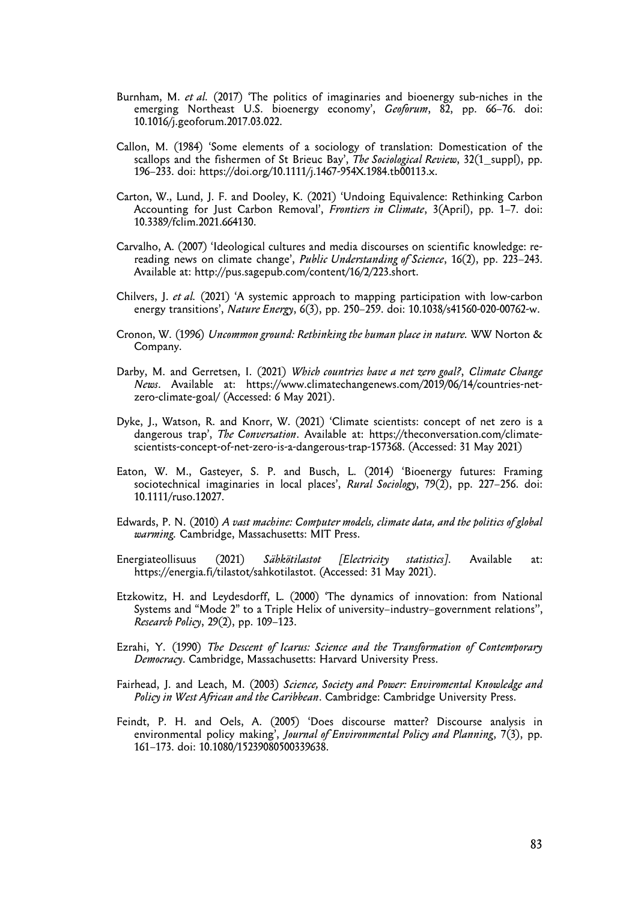Burnham, M. *et al.* (2017) 'The politics of imaginaries and bioenergy sub-niches in the emerging Northeast U.S. bioenergy economy', *Geoforum*, 82, pp. 66–76. doi: 10.1016/j.geoforum.2017.03.022.

Callon, M. (1984) 'Some elements of a sociology of translation: Domestication of the scallops and the fishermen of St Brieuc Bay', *The Sociological Review*, 32(1_suppl), pp. 196–233. doi: https://doi.org/10.1111/j.1467-954X.1984.tb00113.x.

Carton, W., Lund, J. F. and Dooley, K. (2021) 'Undoing Equivalence: Rethinking Carbon Accounting for Just Carbon Removal', *Frontiers in Climate*, 3(April), pp. 1–7. doi: 10.3389/fclim.2021.664130.

Carvalho, A. (2007) 'Ideological cultures and media discourses on scientific knowledge: re-reading news on climate change', *Public Understanding of Science*, 16(2), pp. 223–243. Available at: http://pus.sagepub.com/content/16/2/223.short.

Chilvers, J. *et al.* (2021) 'A systemic approach to mapping participation with low-carbon energy transitions', *Nature Energy*, 6(3), pp. 250–259. doi: 10.1038/s41560-020-00762-w.

Cronon, W. (1996) *Uncommon ground: Rethinking the human place in nature.* WW Norton & Company.

Darby, M. and Gerretsen, I. (2021) *Which countries have a net zero goal?*, *Climate Change News*. Available at: https://www.climatechangenews.com/2019/06/14/countries-net-zero-climate-goal/ (Accessed: 6 May 2021).

Dyke, J., Watson, R. and Knorr, W. (2021) 'Climate scientists: concept of net zero is a dangerous trap', *The Conversation*. Available at: https://theconversation.com/climate-scientists-concept-of-net-zero-is-a-dangerous-trap-157368. (Accessed: 31 May 2021)

Eaton, W. M., Gasteyer, S. P. and Busch, L. (2014) 'Bioenergy futures: Framing sociotechnical imaginaries in local places', *Rural Sociology*, 79(2), pp. 227–256. doi: 10.1111/ruso.12027.

Edwards, P. N. (2010) *A vast machine: Computer models, climate data, and the politics of global warming.* Cambridge, Massachusetts: MIT Press.

Energiateollisuus (2021) *Sähkötilastot [Electricity statistics]*. Available at: https://energia.fi/tilastot/sahkotilastot. (Accessed: 31 May 2021).

Etzkowitz, H. and Leydesdorff, L. (2000) 'The dynamics of innovation: from National Systems and "Mode 2" to a Triple Helix of university–industry–government relations'', *Research Policy*, 29(2), pp. 109–123.

Ezrahi, Y. (1990) *The Descent of Icarus: Science and the Transformation of Contemporary Democracy*. Cambridge, Massachusetts: Harvard University Press.

Fairhead, J. and Leach, M. (2003) *Science, Society and Power: Enviromental Knowledge and Policy in West African and the Caribbean*. Cambridge: Cambridge University Press.

Feindt, P. H. and Oels, A. (2005) 'Does discourse matter? Discourse analysis in environmental policy making', *Journal of Environmental Policy and Planning*, 7(3), pp. 161–173. doi: 10.1080/15239080500339638.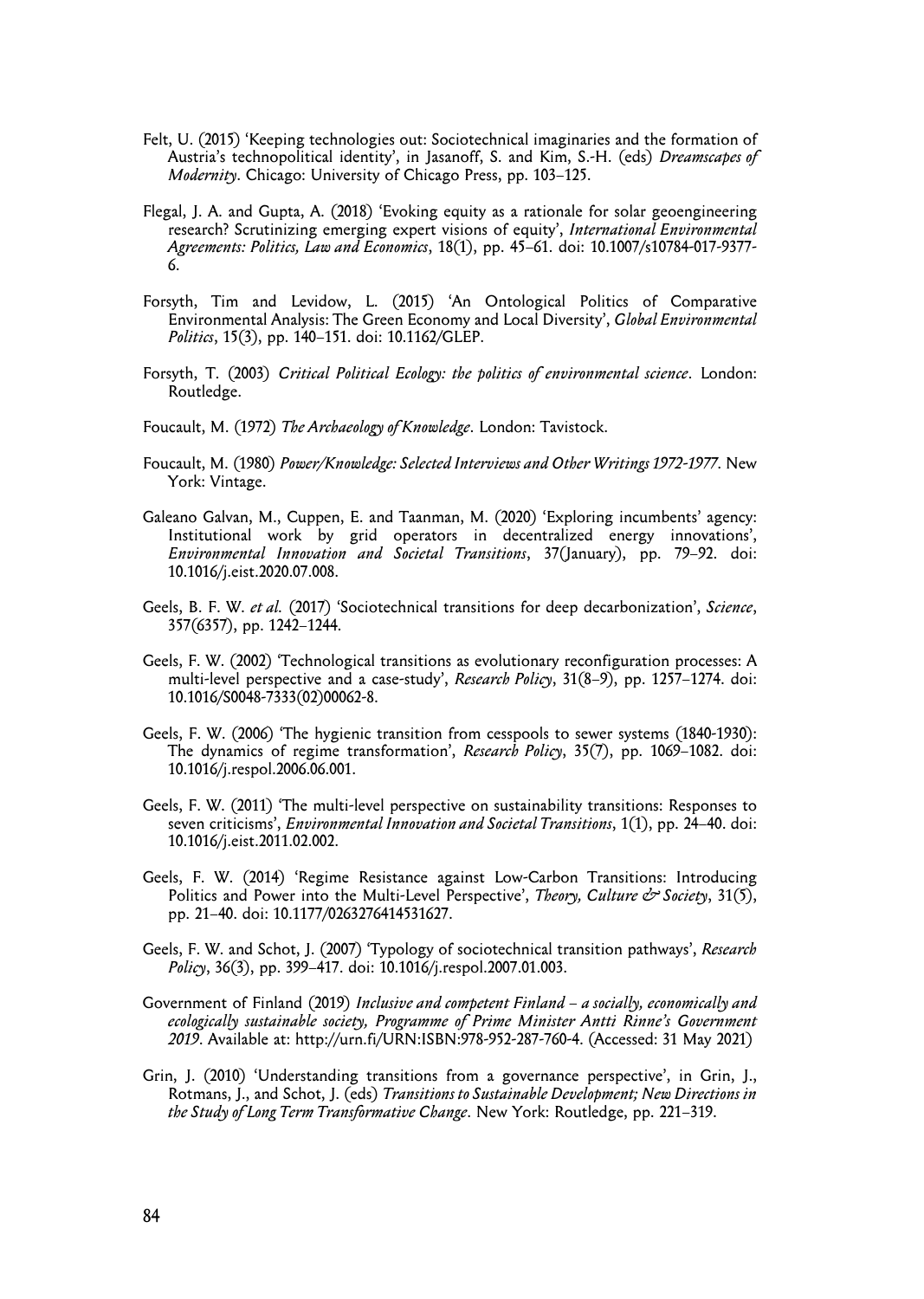Felt, U. (2015) 'Keeping technologies out: Sociotechnical imaginaries and the formation of Austria's technopolitical identity', in Jasanoff, S. and Kim, S.-H. (eds) *Dreamscapes of Modernity*. Chicago: University of Chicago Press, pp. 103–125.

Flegal, J. A. and Gupta, A. (2018) 'Evoking equity as a rationale for solar geoengineering research? Scrutinizing emerging expert visions of equity', *International Environmental Agreements: Politics, Law and Economics*, 18(1), pp. 45–61. doi: 10.1007/s10784-017-9377-6.

Forsyth, Tim and Levidow, L. (2015) 'An Ontological Politics of Comparative Environmental Analysis: The Green Economy and Local Diversity', *Global Environmental Politics*, 15(3), pp. 140–151. doi: 10.1162/GLEP.

Forsyth, T. (2003) *Critical Political Ecology: the politics of environmental science*. London: Routledge.

Foucault, M. (1972) *The Archaeology of Knowledge*. London: Tavistock.

Foucault, M. (1980) *Power/Knowledge: Selected Interviews and Other Writings 1972-1977*. New York: Vintage.

Galeano Galvan, M., Cuppen, E. and Taanman, M. (2020) 'Exploring incumbents' agency: Institutional work by grid operators in decentralized energy innovations', *Environmental Innovation and Societal Transitions*, 37(January), pp. 79–92. doi: 10.1016/j.eist.2020.07.008.

Geels, B. F. W. *et al.* (2017) 'Sociotechnical transitions for deep decarbonization', *Science*, 357(6357), pp. 1242–1244.

Geels, F. W. (2002) 'Technological transitions as evolutionary reconfiguration processes: A multi-level perspective and a case-study', *Research Policy*, 31(8–9), pp. 1257–1274. doi: 10.1016/S0048-7333(02)00062-8.

Geels, F. W. (2006) 'The hygienic transition from cesspools to sewer systems (1840-1930): The dynamics of regime transformation', *Research Policy*, 35(7), pp. 1069–1082. doi: 10.1016/j.respol.2006.06.001.

Geels, F. W. (2011) 'The multi-level perspective on sustainability transitions: Responses to seven criticisms', *Environmental Innovation and Societal Transitions*, 1(1), pp. 24–40. doi: 10.1016/j.eist.2011.02.002.

Geels, F. W. (2014) 'Regime Resistance against Low-Carbon Transitions: Introducing Politics and Power into the Multi-Level Perspective', *Theory, Culture & Society*, 31(5), pp. 21–40. doi: 10.1177/0263276414531627.

Geels, F. W. and Schot, J. (2007) 'Typology of sociotechnical transition pathways', *Research Policy*, 36(3), pp. 399–417. doi: 10.1016/j.respol.2007.01.003.

Government of Finland (2019) *Inclusive and competent Finland – a socially, economically and ecologically sustainable society, Programme of Prime Minister Antti Rinne's Government 2019*. Available at: http://urn.fi/URN:ISBN:978-952-287-760-4. (Accessed: 31 May 2021)

Grin, J. (2010) 'Understanding transitions from a governance perspective', in Grin, J., Rotmans, J., and Schot, J. (eds) *Transitions to Sustainable Development; New Directions in the Study of Long Term Transformative Change*. New York: Routledge, pp. 221–319.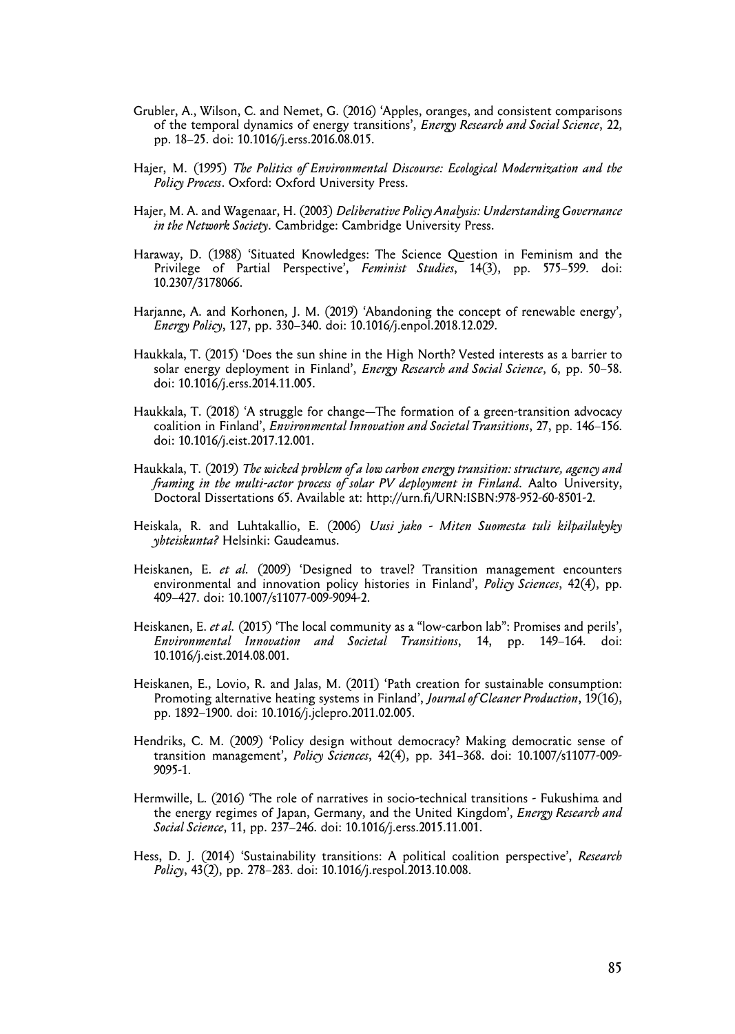Grubler, A., Wilson, C. and Nemet, G. (2016) 'Apples, oranges, and consistent comparisons of the temporal dynamics of energy transitions', *Energy Research and Social Science*, 22, pp. 18–25. doi: 10.1016/j.erss.2016.08.015.

Hajer, M. (1995) *The Politics of Environmental Discourse: Ecological Modernization and the Policy Process*. Oxford: Oxford University Press.

Hajer, M. A. and Wagenaar, H. (2003) *Deliberative Policy Analysis: Understanding Governance in the Network Society*. Cambridge: Cambridge University Press.

Haraway, D. (1988) 'Situated Knowledges: The Science Question in Feminism and the Privilege of Partial Perspective', *Feminist Studies*, 14(3), pp. 575–599. doi: 10.2307/3178066.

Harjanne, A. and Korhonen, J. M. (2019) 'Abandoning the concept of renewable energy', *Energy Policy*, 127, pp. 330–340. doi: 10.1016/j.enpol.2018.12.029.

Haukkala, T. (2015) 'Does the sun shine in the High North? Vested interests as a barrier to solar energy deployment in Finland', *Energy Research and Social Science*, 6, pp. 50–58. doi: 10.1016/j.erss.2014.11.005.

Haukkala, T. (2018) 'A struggle for change—The formation of a green-transition advocacy coalition in Finland', *Environmental Innovation and Societal Transitions*, 27, pp. 146–156. doi: 10.1016/j.eist.2017.12.001.

Haukkala, T. (2019) *The wicked problem of a low carbon energy transition: structure, agency and framing in the multi-actor process of solar PV deployment in Finland*. Aalto University, Doctoral Dissertations 65. Available at: http://urn.fi/URN:ISBN:978-952-60-8501-2.

Heiskala, R. and Luhtakallio, E. (2006) *Uusi jako - Miten Suomesta tuli kilpailukyky yhteiskunta?* Helsinki: Gaudeamus.

Heiskanen, E. *et al.* (2009) 'Designed to travel? Transition management encounters environmental and innovation policy histories in Finland', *Policy Sciences*, 42(4), pp. 409–427. doi: 10.1007/s11077-009-9094-2.

Heiskanen, E. *et al.* (2015) 'The local community as a "low-carbon lab": Promises and perils', *Environmental Innovation and Societal Transitions*, 14, pp. 149–164. doi: 10.1016/j.eist.2014.08.001.

Heiskanen, E., Lovio, R. and Jalas, M. (2011) 'Path creation for sustainable consumption: Promoting alternative heating systems in Finland', *Journal of Cleaner Production*, 19(16), pp. 1892–1900. doi: 10.1016/j.jclepro.2011.02.005.

Hendriks, C. M. (2009) 'Policy design without democracy? Making democratic sense of transition management', *Policy Sciences*, 42(4), pp. 341–368. doi: 10.1007/s11077-009-9095-1.

Hermwille, L. (2016) 'The role of narratives in socio-technical transitions - Fukushima and the energy regimes of Japan, Germany, and the United Kingdom', *Energy Research and Social Science*, 11, pp. 237–246. doi: 10.1016/j.erss.2015.11.001.

Hess, D. J. (2014) 'Sustainability transitions: A political coalition perspective', *Research Policy*, 43(2), pp. 278–283. doi: 10.1016/j.respol.2013.10.008.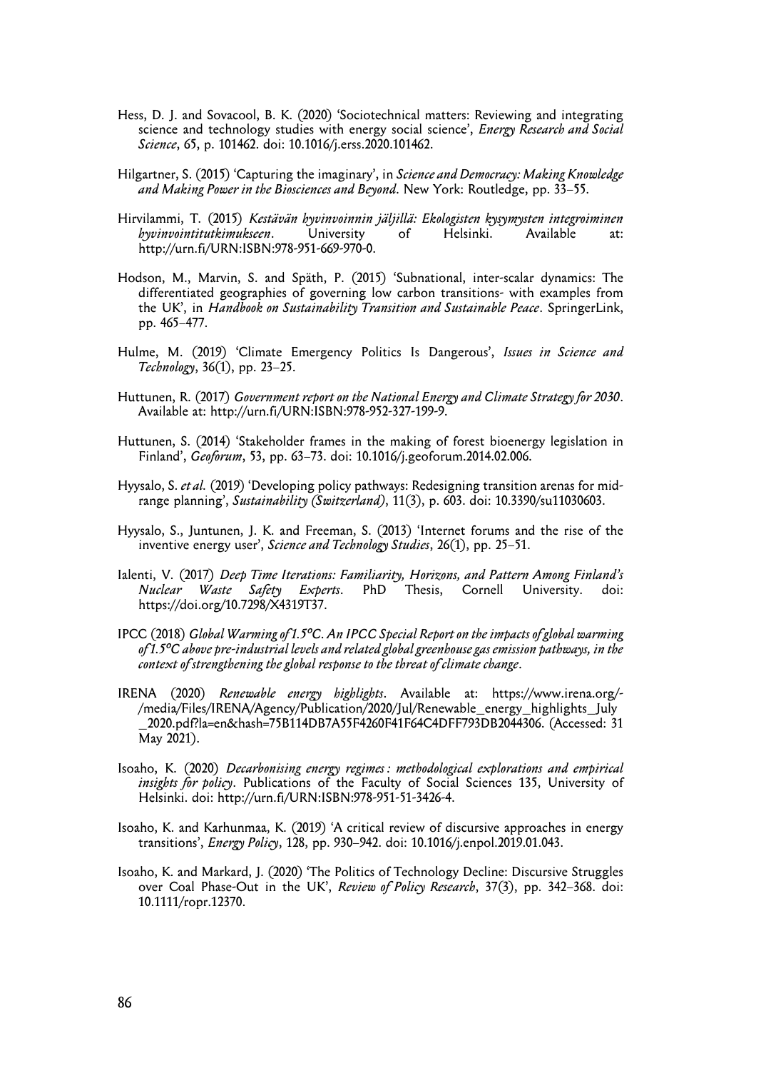Hess, D. J. and Sovacool, B. K. (2020) 'Sociotechnical matters: Reviewing and integrating science and technology studies with energy social science', *Energy Research and Social Science*, 65, p. 101462. doi: 10.1016/j.erss.2020.101462.

Hilgartner, S. (2015) 'Capturing the imaginary', in *Science and Democracy: Making Knowledge and Making Power in the Biosciences and Beyond*. New York: Routledge, pp. 33–55.

Hirvilammi, T. (2015) *Kestävän hyvinvoinnin jäljillä: Ekologisten kysymysten integroiminen hyvinvointitutkimukseen*. University of Helsinki. Available at: http://urn.fi/URN:ISBN:978-951-669-970-0.

Hodson, M., Marvin, S. and Späth, P. (2015) 'Subnational, inter-scalar dynamics: The differentiated geographies of governing low carbon transitions- with examples from the UK', in *Handbook on Sustainability Transition and Sustainable Peace*. SpringerLink, pp. 465–477.

Hulme, M. (2019) 'Climate Emergency Politics Is Dangerous', *Issues in Science and Technology*, 36(1), pp. 23–25.

Huttunen, R. (2017) *Government report on the National Energy and Climate Strategy for 2030*. Available at: http://urn.fi/URN:ISBN:978-952-327-199-9.

Huttunen, S. (2014) 'Stakeholder frames in the making of forest bioenergy legislation in Finland', *Geoforum*, 53, pp. 63–73. doi: 10.1016/j.geoforum.2014.02.006.

Hyysalo, S. *et al.* (2019) 'Developing policy pathways: Redesigning transition arenas for mid-range planning', *Sustainability (Switzerland)*, 11(3), p. 603. doi: 10.3390/su11030603.

Hyysalo, S., Juntunen, J. K. and Freeman, S. (2013) 'Internet forums and the rise of the inventive energy user', *Science and Technology Studies*, 26(1), pp. 25–51.

Ialenti, V. (2017) *Deep Time Iterations: Familiarity, Horizons, and Pattern Among Finland's Nuclear Waste Safety Experts*. PhD Thesis, Cornell University. doi: https://doi.org/10.7298/X4319T37.

IPCC (2018) *Global Warming of 1.5°C. An IPCC Special Report on the impacts of global warming of 1.5°C above pre-industrial levels and related global greenhouse gas emission pathways, in the context of strengthening the global response to the threat of climate change*.

IRENA (2020) *Renewable energy highlights*. Available at: https://www.irena.org/-/media/Files/IRENA/Agency/Publication/2020/Jul/Renewable_energy_highlights_July_2020.pdf?la=en&hash=75B114DB7A55F4260F41F64C4DFF793DB2044306. (Accessed: 31 May 2021).

Isoaho, K. (2020) *Decarbonising energy regimes : methodological explorations and empirical insights for policy*. Publications of the Faculty of Social Sciences 135, University of Helsinki. doi: http://urn.fi/URN:ISBN:978-951-51-3426-4.

Isoaho, K. and Karhunmaa, K. (2019) 'A critical review of discursive approaches in energy transitions', *Energy Policy*, 128, pp. 930–942. doi: 10.1016/j.enpol.2019.01.043.

Isoaho, K. and Markard, J. (2020) 'The Politics of Technology Decline: Discursive Struggles over Coal Phase-Out in the UK', *Review of Policy Research*, 37(3), pp. 342–368. doi: 10.1111/ropr.12370.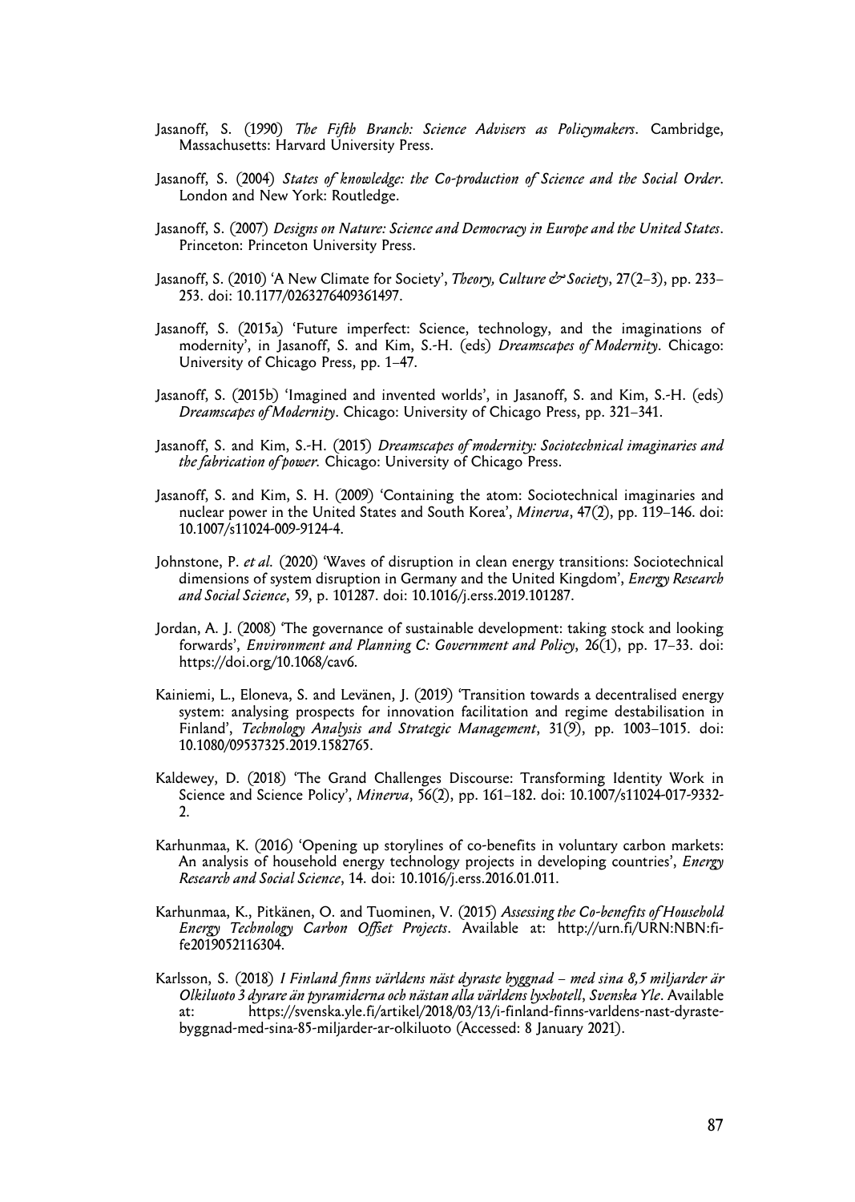Jasanoff, S. (1990) *The Fifth Branch: Science Advisers as Policymakers*. Cambridge, Massachusetts: Harvard University Press.

Jasanoff, S. (2004) *States of knowledge: the Co-production of Science and the Social Order*. London and New York: Routledge.

Jasanoff, S. (2007) *Designs on Nature: Science and Democracy in Europe and the United States*. Princeton: Princeton University Press.

Jasanoff, S. (2010) 'A New Climate for Society', *Theory, Culture & Society*, 27(2–3), pp. 233–253. doi: 10.1177/0263276409361497.

Jasanoff, S. (2015a) 'Future imperfect: Science, technology, and the imaginations of modernity', in Jasanoff, S. and Kim, S.-H. (eds) *Dreamscapes of Modernity*. Chicago: University of Chicago Press, pp. 1–47.

Jasanoff, S. (2015b) 'Imagined and invented worlds', in Jasanoff, S. and Kim, S.-H. (eds) *Dreamscapes of Modernity*. Chicago: University of Chicago Press, pp. 321–341.

Jasanoff, S. and Kim, S.-H. (2015) *Dreamscapes of modernity: Sociotechnical imaginaries and the fabrication of power*. Chicago: University of Chicago Press.

Jasanoff, S. and Kim, S. H. (2009) 'Containing the atom: Sociotechnical imaginaries and nuclear power in the United States and South Korea', *Minerva*, 47(2), pp. 119–146. doi: 10.1007/s11024-009-9124-4.

Johnstone, P. *et al.* (2020) 'Waves of disruption in clean energy transitions: Sociotechnical dimensions of system disruption in Germany and the United Kingdom', *Energy Research and Social Science*, 59, p. 101287. doi: 10.1016/j.erss.2019.101287.

Jordan, A. J. (2008) 'The governance of sustainable development: taking stock and looking forwards', *Environment and Planning C: Government and Policy*, 26(1), pp. 17–33. doi: https://doi.org/10.1068/cav6.

Kainiemi, L., Eloneva, S. and Levänen, J. (2019) 'Transition towards a decentralised energy system: analysing prospects for innovation facilitation and regime destabilisation in Finland', *Technology Analysis and Strategic Management*, 31(9), pp. 1003–1015. doi: 10.1080/09537325.2019.1582765.

Kaldewey, D. (2018) 'The Grand Challenges Discourse: Transforming Identity Work in Science and Science Policy', *Minerva*, 56(2), pp. 161–182. doi: 10.1007/s11024-017-9332-2.

Karhunmaa, K. (2016) 'Opening up storylines of co-benefits in voluntary carbon markets: An analysis of household energy technology projects in developing countries', *Energy Research and Social Science*, 14. doi: 10.1016/j.erss.2016.01.011.

Karhunmaa, K., Pitkänen, O. and Tuominen, V. (2015) *Assessing the Co-benefits of Household Energy Technology Carbon Offset Projects*. Available at: http://urn.fi/URN:NBN:fi-fe2019052116304.

Karlsson, S. (2018) *I Finland finns världens näst dyraste byggnad – med sina 8,5 miljarder är Olkiluoto 3 dyrare än pyramiderna och nästan alla världens lyxhotell*, *Svenska Yle*. Available at: https://svenska.yle.fi/artikel/2018/03/13/i-finland-finns-varldens-nast-dyraste-byggnad-med-sina-85-miljarder-ar-olkiluoto (Accessed: 8 January 2021).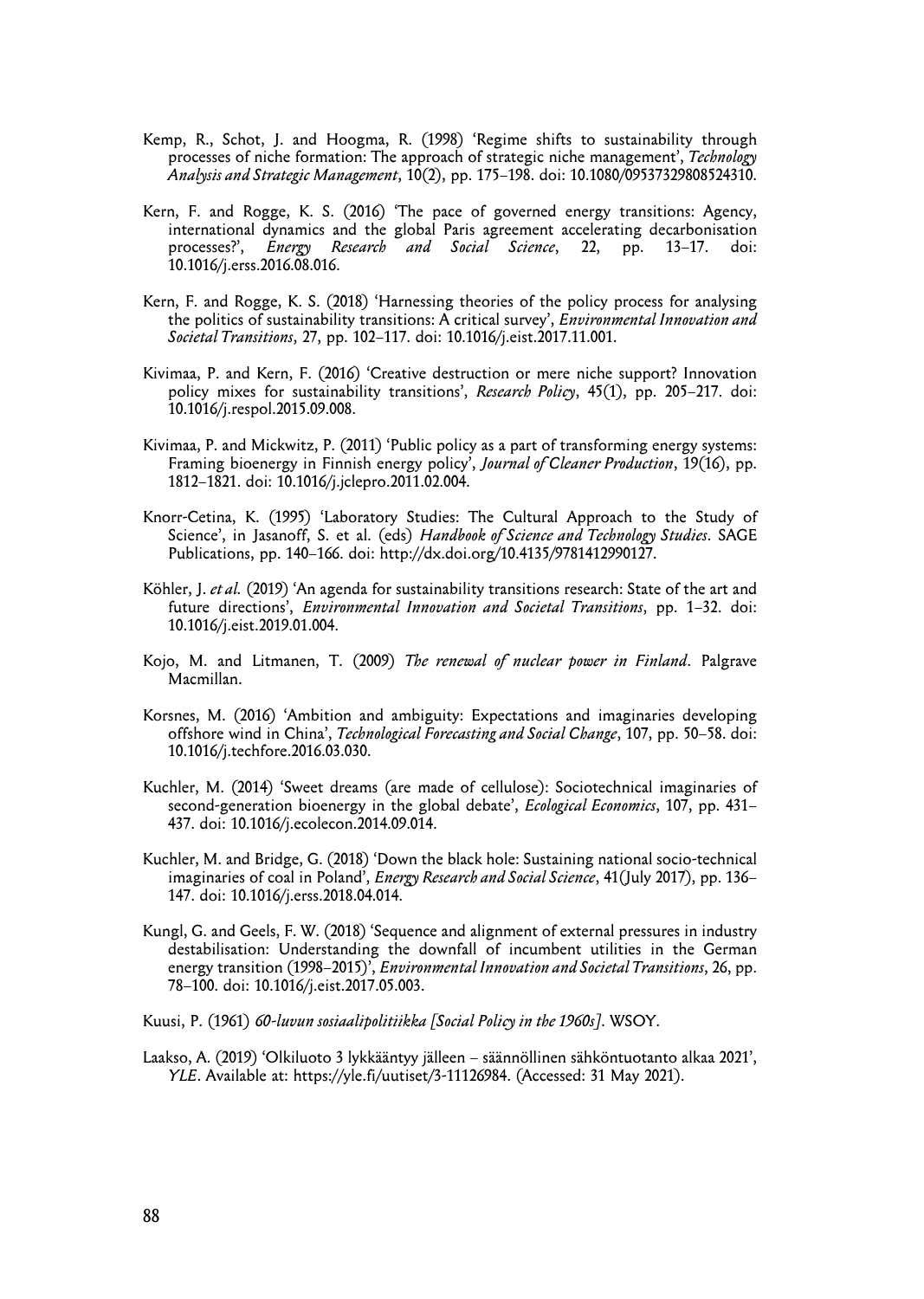Kemp, R., Schot, J. and Hoogma, R. (1998) 'Regime shifts to sustainability through processes of niche formation: The approach of strategic niche management', *Technology Analysis and Strategic Management*, 10(2), pp. 175–198. doi: 10.1080/09537329808524310.

Kern, F. and Rogge, K. S. (2016) 'The pace of governed energy transitions: Agency, international dynamics and the global Paris agreement accelerating decarbonisation processes?', *Energy Research and Social Science*, 22, pp. 13–17. doi: 10.1016/j.erss.2016.08.016.

Kern, F. and Rogge, K. S. (2018) 'Harnessing theories of the policy process for analysing the politics of sustainability transitions: A critical survey', *Environmental Innovation and Societal Transitions*, 27, pp. 102–117. doi: 10.1016/j.eist.2017.11.001.

Kivimaa, P. and Kern, F. (2016) 'Creative destruction or mere niche support? Innovation policy mixes for sustainability transitions', *Research Policy*, 45(1), pp. 205–217. doi: 10.1016/j.respol.2015.09.008.

Kivimaa, P. and Mickwitz, P. (2011) 'Public policy as a part of transforming energy systems: Framing bioenergy in Finnish energy policy', *Journal of Cleaner Production*, 19(16), pp. 1812–1821. doi: 10.1016/j.jclepro.2011.02.004.

Knorr-Cetina, K. (1995) 'Laboratory Studies: The Cultural Approach to the Study of Science', in Jasanoff, S. et al. (eds) *Handbook of Science and Technology Studies*. SAGE Publications, pp. 140–166. doi: http://dx.doi.org/10.4135/9781412990127.

Köhler, J. *et al.* (2019) 'An agenda for sustainability transitions research: State of the art and future directions', *Environmental Innovation and Societal Transitions*, pp. 1–32. doi: 10.1016/j.eist.2019.01.004.

Kojo, M. and Litmanen, T. (2009) *The renewal of nuclear power in Finland*. Palgrave Macmillan.

Korsnes, M. (2016) 'Ambition and ambiguity: Expectations and imaginaries developing offshore wind in China', *Technological Forecasting and Social Change*, 107, pp. 50–58. doi: 10.1016/j.techfore.2016.03.030.

Kuchler, M. (2014) 'Sweet dreams (are made of cellulose): Sociotechnical imaginaries of second-generation bioenergy in the global debate', *Ecological Economics*, 107, pp. 431–437. doi: 10.1016/j.ecolecon.2014.09.014.

Kuchler, M. and Bridge, G. (2018) 'Down the black hole: Sustaining national socio-technical imaginaries of coal in Poland', *Energy Research and Social Science*, 41(July 2017), pp. 136–147. doi: 10.1016/j.erss.2018.04.014.

Kungl, G. and Geels, F. W. (2018) 'Sequence and alignment of external pressures in industry destabilisation: Understanding the downfall of incumbent utilities in the German energy transition (1998–2015)', *Environmental Innovation and Societal Transitions*, 26, pp. 78–100. doi: 10.1016/j.eist.2017.05.003.

Kuusi, P. (1961) *60-luvun sosiaalipolitiikka [Social Policy in the 1960s]*. WSOY.

Laakso, A. (2019) 'Olkiluoto 3 lykkääntyy jälleen – säännöllinen sähköntuotanto alkaa 2021', *YLE*. Available at: https://yle.fi/uutiset/3-11126984. (Accessed: 31 May 2021).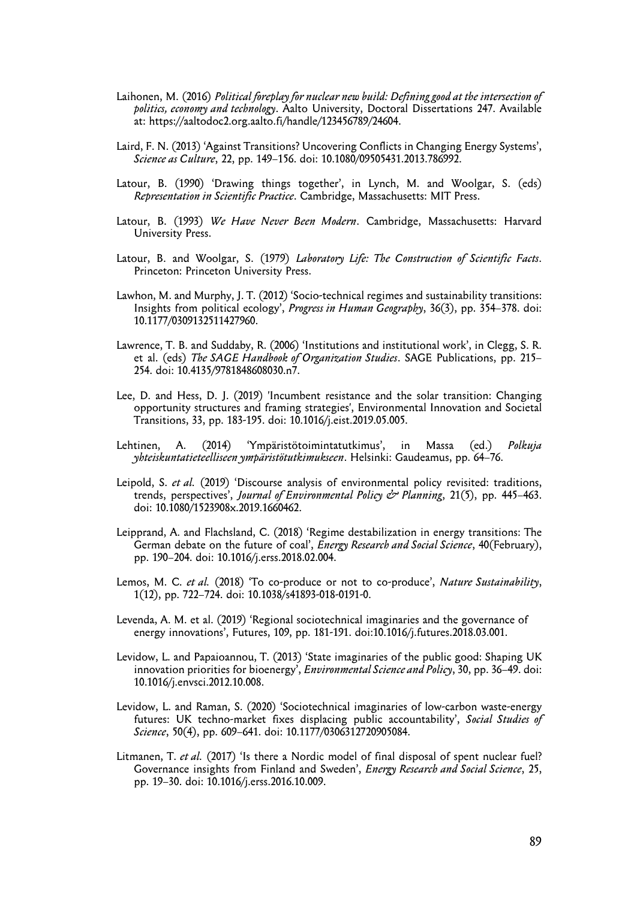Laihonen, M. (2016) *Political foreplay for nuclear new build: Defining good at the intersection of politics, economy and technology*. Aalto University, Doctoral Dissertations 247. Available at: https://aaltodoc2.org.aalto.fi/handle/123456789/24604.

Laird, F. N. (2013) 'Against Transitions? Uncovering Conflicts in Changing Energy Systems', *Science as Culture*, 22, pp. 149–156. doi: 10.1080/09505431.2013.786992.

Latour, B. (1990) 'Drawing things together', in Lynch, M. and Woolgar, S. (eds) *Representation in Scientific Practice*. Cambridge, Massachusetts: MIT Press.

Latour, B. (1993) *We Have Never Been Modern*. Cambridge, Massachusetts: Harvard University Press.

Latour, B. and Woolgar, S. (1979) *Laboratory Life: The Construction of Scientific Facts*. Princeton: Princeton University Press.

Lawhon, M. and Murphy, J. T. (2012) 'Socio-technical regimes and sustainability transitions: Insights from political ecology', *Progress in Human Geography*, 36(3), pp. 354–378. doi: 10.1177/0309132511427960.

Lawrence, T. B. and Suddaby, R. (2006) 'Institutions and institutional work', in Clegg, S. R. et al. (eds) *The SAGE Handbook of Organization Studies*. SAGE Publications, pp. 215–254. doi: 10.4135/9781848608030.n7.

Lee, D. and Hess, D. J. (2019) 'Incumbent resistance and the solar transition: Changing opportunity structures and framing strategies', Environmental Innovation and Societal Transitions, 33, pp. 183-195. doi: 10.1016/j.eist.2019.05.005.

Lehtinen, A. (2014) 'Ympäristötoimintatutkimus', in Massa (ed.) *Polkuja yhteiskuntatieteelliseen ympäristötutkimukseen*. Helsinki: Gaudeamus, pp. 64–76.

Leipold, S. *et al.* (2019) 'Discourse analysis of environmental policy revisited: traditions, trends, perspectives', *Journal of Environmental Policy & Planning*, 21(5), pp. 445–463. doi: 10.1080/1523908x.2019.1660462.

Leipprand, A. and Flachsland, C. (2018) 'Regime destabilization in energy transitions: The German debate on the future of coal', *Energy Research and Social Science*, 40(February), pp. 190–204. doi: 10.1016/j.erss.2018.02.004.

Lemos, M. C. *et al.* (2018) 'To co-produce or not to co-produce', *Nature Sustainability*, 1(12), pp. 722–724. doi: 10.1038/s41893-018-0191-0.

Levenda, A. M. et al. (2019) 'Regional sociotechnical imaginaries and the governance of energy innovations', Futures, 109, pp. 181-191. doi:10.1016/j.futures.2018.03.001.

Levidow, L. and Papaioannou, T. (2013) 'State imaginaries of the public good: Shaping UK innovation priorities for bioenergy', *Environmental Science and Policy*, 30, pp. 36–49. doi: 10.1016/j.envsci.2012.10.008.

Levidow, L. and Raman, S. (2020) 'Sociotechnical imaginaries of low-carbon waste-energy futures: UK techno-market fixes displacing public accountability', *Social Studies of Science*, 50(4), pp. 609–641. doi: 10.1177/0306312720905084.

Litmanen, T. *et al.* (2017) 'Is there a Nordic model of final disposal of spent nuclear fuel? Governance insights from Finland and Sweden', *Energy Research and Social Science*, 25, pp. 19–30. doi: 10.1016/j.erss.2016.10.009.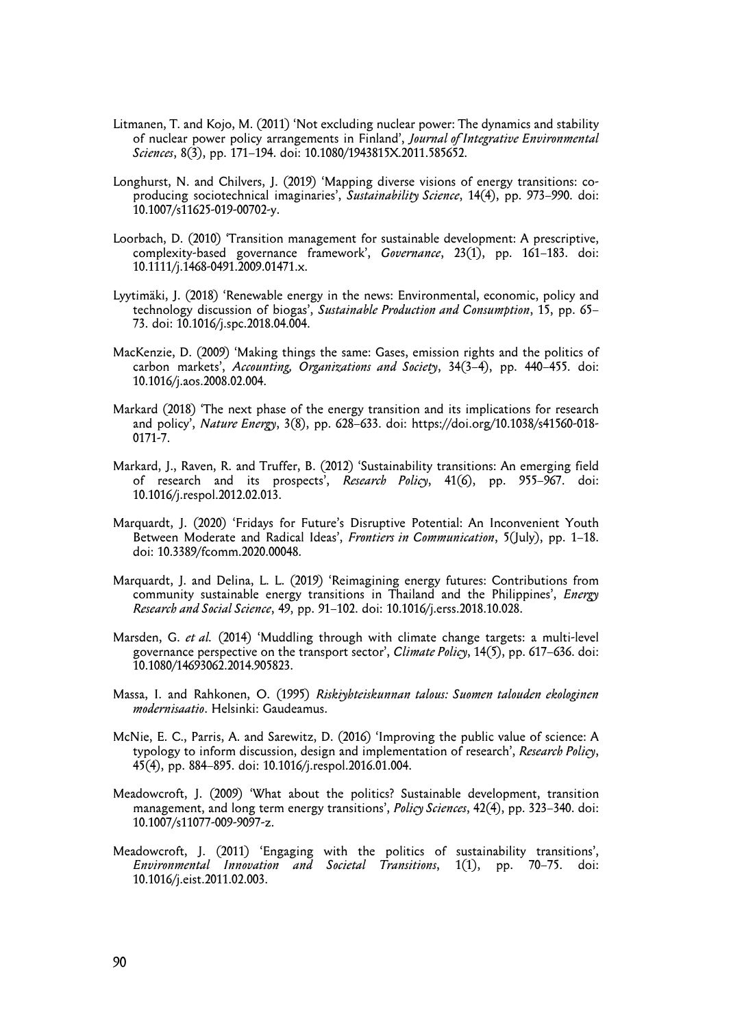Litmanen, T. and Kojo, M. (2011) 'Not excluding nuclear power: The dynamics and stability of nuclear power policy arrangements in Finland', *Journal of Integrative Environmental Sciences*, 8(3), pp. 171–194. doi: 10.1080/1943815X.2011.585652.

Longhurst, N. and Chilvers, J. (2019) 'Mapping diverse visions of energy transitions: co-producing sociotechnical imaginaries', *Sustainability Science*, 14(4), pp. 973–990. doi: 10.1007/s11625-019-00702-y.

Loorbach, D. (2010) 'Transition management for sustainable development: A prescriptive, complexity-based governance framework', *Governance*, 23(1), pp. 161–183. doi: 10.1111/j.1468-0491.2009.01471.x.

Lyytimäki, J. (2018) 'Renewable energy in the news: Environmental, economic, policy and technology discussion of biogas', *Sustainable Production and Consumption*, 15, pp. 65–73. doi: 10.1016/j.spc.2018.04.004.

MacKenzie, D. (2009) 'Making things the same: Gases, emission rights and the politics of carbon markets', *Accounting, Organizations and Society*, 34(3–4), pp. 440–455. doi: 10.1016/j.aos.2008.02.004.

Markard (2018) 'The next phase of the energy transition and its implications for research and policy', *Nature Energy*, 3(8), pp. 628–633. doi: https://doi.org/10.1038/s41560-018-0171-7.

Markard, J., Raven, R. and Truffer, B. (2012) 'Sustainability transitions: An emerging field of research and its prospects', *Research Policy*, 41(6), pp. 955–967. doi: 10.1016/j.respol.2012.02.013.

Marquardt, J. (2020) 'Fridays for Future's Disruptive Potential: An Inconvenient Youth Between Moderate and Radical Ideas', *Frontiers in Communication*, 5(July), pp. 1–18. doi: 10.3389/fcomm.2020.00048.

Marquardt, J. and Delina, L. L. (2019) 'Reimagining energy futures: Contributions from community sustainable energy transitions in Thailand and the Philippines', *Energy Research and Social Science*, 49, pp. 91–102. doi: 10.1016/j.erss.2018.10.028.

Marsden, G. *et al.* (2014) 'Muddling through with climate change targets: a multi-level governance perspective on the transport sector', *Climate Policy*, 14(5), pp. 617–636. doi: 10.1080/14693062.2014.905823.

Massa, I. and Rahkonen, O. (1995) *Riskiyhteiskunnan talous: Suomen talouden ekologinen modernisaatio*. Helsinki: Gaudeamus.

McNie, E. C., Parris, A. and Sarewitz, D. (2016) 'Improving the public value of science: A typology to inform discussion, design and implementation of research', *Research Policy*, 45(4), pp. 884–895. doi: 10.1016/j.respol.2016.01.004.

Meadowcroft, J. (2009) 'What about the politics? Sustainable development, transition management, and long term energy transitions', *Policy Sciences*, 42(4), pp. 323–340. doi: 10.1007/s11077-009-9097-z.

Meadowcroft, J. (2011) 'Engaging with the politics of sustainability transitions', *Environmental Innovation and Societal Transitions*, 1(1), pp. 70–75. doi: 10.1016/j.eist.2011.02.003.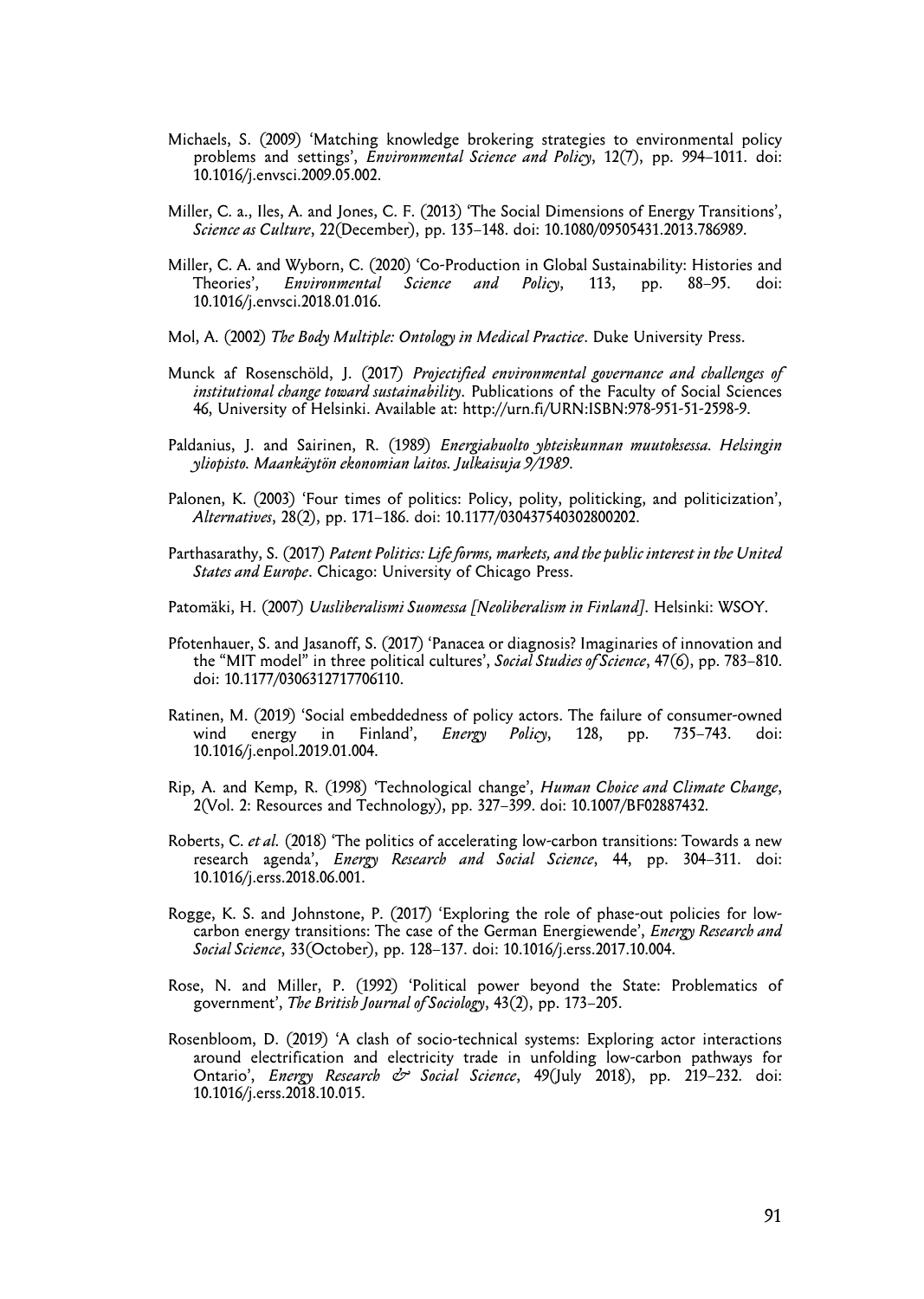Michaels, S. (2009) 'Matching knowledge brokering strategies to environmental policy problems and settings', *Environmental Science and Policy*, 12(7), pp. 994–1011. doi: 10.1016/j.envsci.2009.05.002.

Miller, C. a., Iles, A. and Jones, C. F. (2013) 'The Social Dimensions of Energy Transitions', *Science as Culture*, 22(December), pp. 135–148. doi: 10.1080/09505431.2013.786989.

Miller, C. A. and Wyborn, C. (2020) 'Co-Production in Global Sustainability: Histories and Theories', *Environmental Science and Policy*, 113, pp. 88–95. doi: 10.1016/j.envsci.2018.01.016.

Mol, A. (2002) *The Body Multiple: Ontology in Medical Practice*. Duke University Press.

Munck af Rosenschöld, J. (2017) *Projectified environmental governance and challenges of institutional change toward sustainability*. Publications of the Faculty of Social Sciences 46, University of Helsinki. Available at: http://urn.fi/URN:ISBN:978-951-51-2598-9.

Paldanius, J. and Sairinen, R. (1989) *Energiahuolto yhteiskunnan muutoksessa. Helsingin yliopisto. Maankäytön ekonomian laitos. Julkaisuja 9/1989*.

Palonen, K. (2003) 'Four times of politics: Policy, polity, politicking, and politicization', *Alternatives*, 28(2), pp. 171–186. doi: 10.1177/030437540302800202.

Parthasarathy, S. (2017) *Patent Politics: Life forms, markets, and the public interest in the United States and Europe*. Chicago: University of Chicago Press.

Patomäki, H. (2007) *Uusliberalismi Suomessa [Neoliberalism in Finland]*. Helsinki: WSOY.

Pfotenhauer, S. and Jasanoff, S. (2017) 'Panacea or diagnosis? Imaginaries of innovation and the "MIT model" in three political cultures', *Social Studies of Science*, 47(6), pp. 783–810. doi: 10.1177/0306312717706110.

Ratinen, M. (2019) 'Social embeddedness of policy actors. The failure of consumer-owned wind energy in Finland', *Energy Policy*, 128, pp. 735–743. doi: 10.1016/j.enpol.2019.01.004.

Rip, A. and Kemp, R. (1998) 'Technological change', *Human Choice and Climate Change*, 2(Vol. 2: Resources and Technology), pp. 327–399. doi: 10.1007/BF02887432.

Roberts, C. *et al.* (2018) 'The politics of accelerating low-carbon transitions: Towards a new research agenda', *Energy Research and Social Science*, 44, pp. 304–311. doi: 10.1016/j.erss.2018.06.001.

Rogge, K. S. and Johnstone, P. (2017) 'Exploring the role of phase-out policies for low-carbon energy transitions: The case of the German Energiewende', *Energy Research and Social Science*, 33(October), pp. 128–137. doi: 10.1016/j.erss.2017.10.004.

Rose, N. and Miller, P. (1992) 'Political power beyond the State: Problematics of government', *The British Journal of Sociology*, 43(2), pp. 173–205.

Rosenbloom, D. (2019) 'A clash of socio-technical systems: Exploring actor interactions around electrification and electricity trade in unfolding low-carbon pathways for Ontario', *Energy Research & Social Science*, 49(July 2018), pp. 219–232. doi: 10.1016/j.erss.2018.10.015.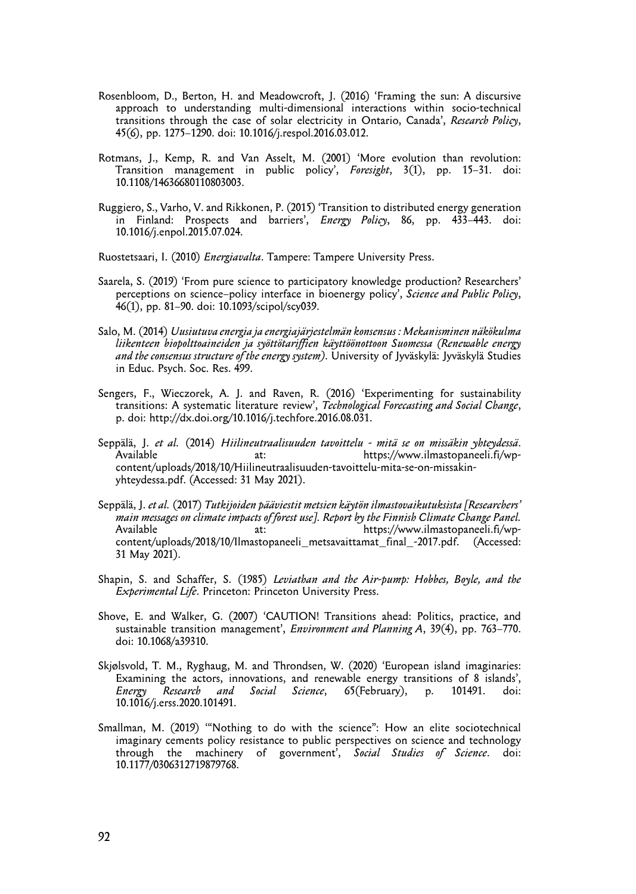Rosenbloom, D., Berton, H. and Meadowcroft, J. (2016) 'Framing the sun: A discursive approach to understanding multi-dimensional interactions within socio-technical transitions through the case of solar electricity in Ontario, Canada', *Research Policy*, 45(6), pp. 1275–1290. doi: 10.1016/j.respol.2016.03.012.

Rotmans, J., Kemp, R. and Van Asselt, M. (2001) 'More evolution than revolution: Transition management in public policy', *Foresight*, 3(1), pp. 15–31. doi: 10.1108/14636680110803003.

Ruggiero, S., Varho, V. and Rikkonen, P. (2015) 'Transition to distributed energy generation in Finland: Prospects and barriers', *Energy Policy*, 86, pp. 433–443. doi: 10.1016/j.enpol.2015.07.024.

Ruostetsaari, I. (2010) *Energiavalta*. Tampere: Tampere University Press.

Saarela, S. (2019) 'From pure science to participatory knowledge production? Researchers' perceptions on science–policy interface in bioenergy policy', *Science and Public Policy*, 46(1), pp. 81–90. doi: 10.1093/scipol/scy039.

Salo, M. (2014) *Uusiutuva energia ja energiajärjestelmän konsensus : Mekanisminen näkökulma liikenteen biopolttoaineiden ja syöttötariffien käyttöönottoon Suomessa (Renewable energy and the consensus structure of the energy system)*. University of Jyväskylä: Jyväskylä Studies in Educ. Psych. Soc. Res. 499.

Sengers, F., Wieczorek, A. J. and Raven, R. (2016) 'Experimenting for sustainability transitions: A systematic literature review', *Technological Forecasting and Social Change*, p. doi: http://dx.doi.org/10.1016/j.techfore.2016.08.031.

Seppälä, J. *et al.* (2014) *Hiilineutraalisuuden tavoittelu - mitä se on missäkin yhteydessä*. Available at: https://www.ilmastopaneeli.fi/wp-content/uploads/2018/10/Hiilineutraalisuuden-tavoittelu-mita-se-on-missakin-yhteydessa.pdf. (Accessed: 31 May 2021).

Seppälä, J. *et al.* (2017) *Tutkijoiden pääviestit metsien käytön ilmastovaikutuksista [Researchers' main messages on climate impacts of forest use]. Report by the Finnish Climate Change Panel*. Available at: https://www.ilmastopaneeli.fi/wp-content/uploads/2018/10/Ilmastopaneeli_metsavaittamat_final_-2017.pdf. (Accessed: 31 May 2021).

Shapin, S. and Schaffer, S. (1985) *Leviathan and the Air-pump: Hobbes, Boyle, and the Experimental Life*. Princeton: Princeton University Press.

Shove, E. and Walker, G. (2007) 'CAUTION! Transitions ahead: Politics, practice, and sustainable transition management', *Environment and Planning A*, 39(4), pp. 763–770. doi: 10.1068/a39310.

Skjølsvold, T. M., Ryghaug, M. and Throndsen, W. (2020) 'European island imaginaries: Examining the actors, innovations, and renewable energy transitions of 8 islands', *Energy Research and Social Science*, 65(February), p. 101491. doi: 10.1016/j.erss.2020.101491.

Smallman, M. (2019) '"Nothing to do with the science": How an elite sociotechnical imaginary cements policy resistance to public perspectives on science and technology through the machinery of government', *Social Studies of Science*. doi: 10.1177/0306312719879768.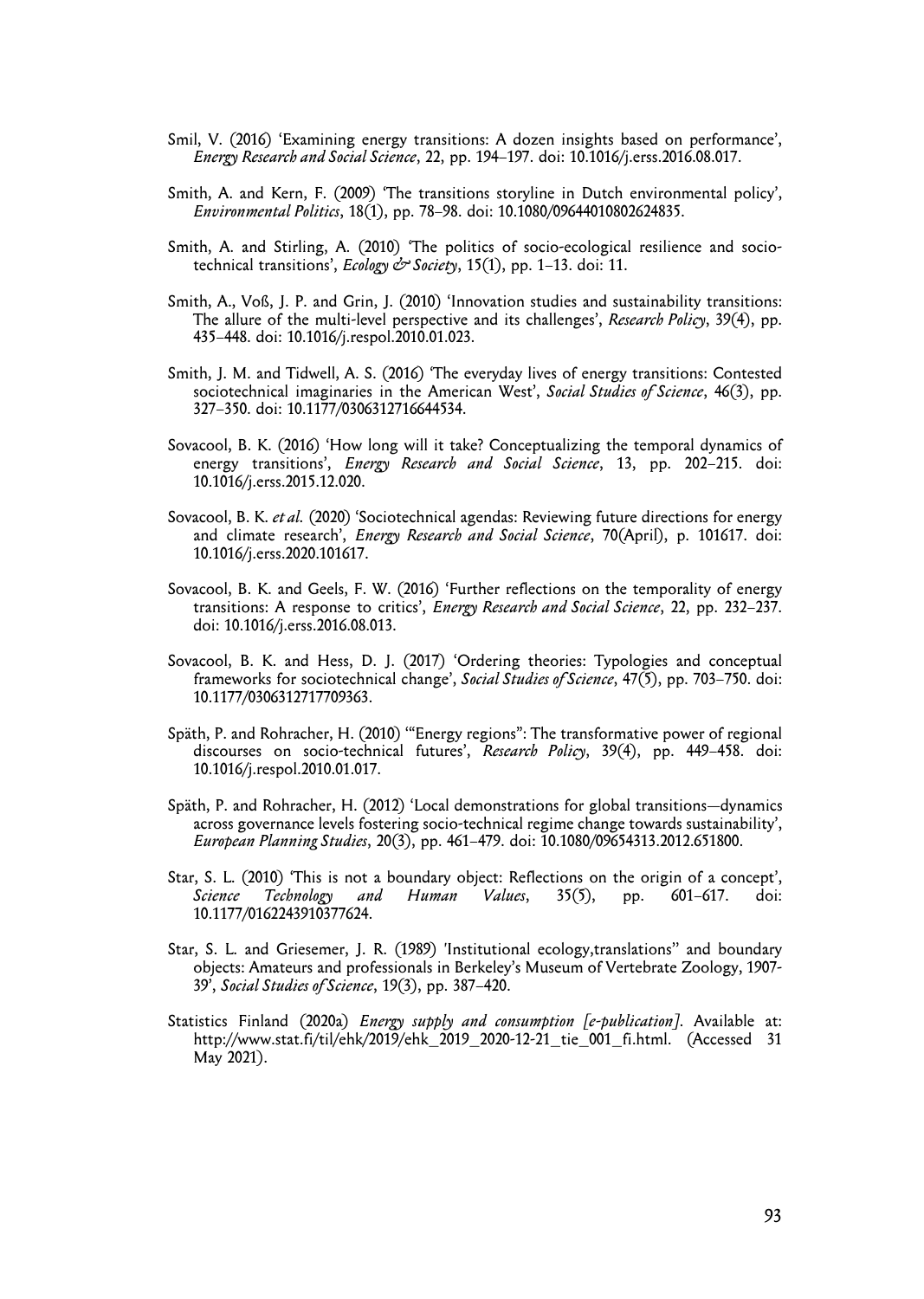Smil, V. (2016) 'Examining energy transitions: A dozen insights based on performance', *Energy Research and Social Science*, 22, pp. 194–197. doi: 10.1016/j.erss.2016.08.017.

Smith, A. and Kern, F. (2009) 'The transitions storyline in Dutch environmental policy', *Environmental Politics*, 18(1), pp. 78–98. doi: 10.1080/09644010802624835.

Smith, A. and Stirling, A. (2010) 'The politics of socio-ecological resilience and socio-technical transitions', *Ecology & Society*, 15(1), pp. 1–13. doi: 11.

Smith, A., Voß, J. P. and Grin, J. (2010) 'Innovation studies and sustainability transitions: The allure of the multi-level perspective and its challenges', *Research Policy*, 39(4), pp. 435–448. doi: 10.1016/j.respol.2010.01.023.

Smith, J. M. and Tidwell, A. S. (2016) 'The everyday lives of energy transitions: Contested sociotechnical imaginaries in the American West', *Social Studies of Science*, 46(3), pp. 327–350. doi: 10.1177/0306312716644534.

Sovacool, B. K. (2016) 'How long will it take? Conceptualizing the temporal dynamics of energy transitions', *Energy Research and Social Science*, 13, pp. 202–215. doi: 10.1016/j.erss.2015.12.020.

Sovacool, B. K. *et al.* (2020) 'Sociotechnical agendas: Reviewing future directions for energy and climate research', *Energy Research and Social Science*, 70(April), p. 101617. doi: 10.1016/j.erss.2020.101617.

Sovacool, B. K. and Geels, F. W. (2016) 'Further reflections on the temporality of energy transitions: A response to critics', *Energy Research and Social Science*, 22, pp. 232–237. doi: 10.1016/j.erss.2016.08.013.

Sovacool, B. K. and Hess, D. J. (2017) 'Ordering theories: Typologies and conceptual frameworks for sociotechnical change', *Social Studies of Science*, 47(5), pp. 703–750. doi: 10.1177/0306312717709363.

Späth, P. and Rohracher, H. (2010) '"Energy regions": The transformative power of regional discourses on socio-technical futures', *Research Policy*, 39(4), pp. 449–458. doi: 10.1016/j.respol.2010.01.017.

Späth, P. and Rohracher, H. (2012) 'Local demonstrations for global transitions—dynamics across governance levels fostering socio-technical regime change towards sustainability', *European Planning Studies*, 20(3), pp. 461–479. doi: 10.1080/09654313.2012.651800.

Star, S. L. (2010) 'This is not a boundary object: Reflections on the origin of a concept', *Science Technology and Human Values*, 35(5), pp. 601–617. doi: 10.1177/0162243910377624.

Star, S. L. and Griesemer, J. R. (1989) 'Institutional ecology,translations" and boundary objects: Amateurs and professionals in Berkeley's Museum of Vertebrate Zoology, 1907-39', *Social Studies of Science*, 19(3), pp. 387–420.

Statistics Finland (2020a) *Energy supply and consumption [e-publication]*. Available at: http://www.stat.fi/til/ehk/2019/ehk_2019_2020-12-21_tie_001_fi.html. (Accessed 31 May 2021).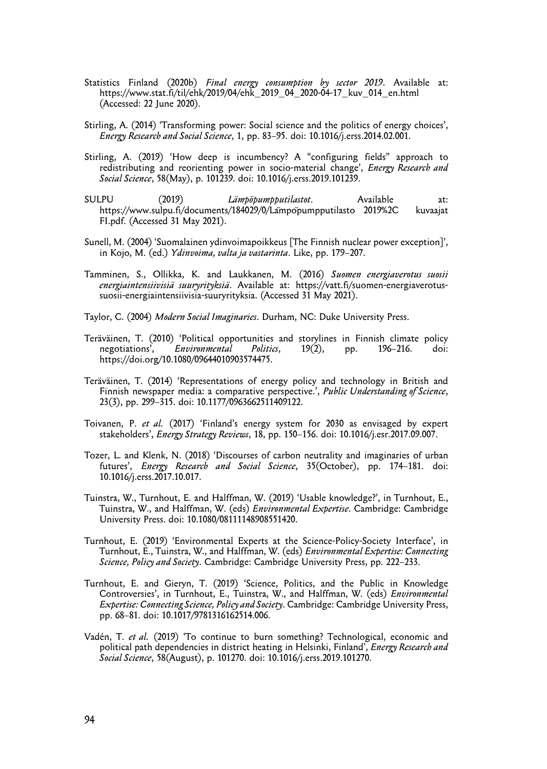Statistics Finland (2020b) *Final energy consumption by sector 2019*. Available at: https://www.stat.fi/til/ehk/2019/04/ehk_2019_04_2020-04-17_kuv_014_en.html (Accessed: 22 June 2020).

Stirling, A. (2014) 'Transforming power: Social science and the politics of energy choices', *Energy Research and Social Science*, 1, pp. 83–95. doi: 10.1016/j.erss.2014.02.001.

Stirling, A. (2019) 'How deep is incumbency? A "configuring fields" approach to redistributing and reorienting power in socio-material change', *Energy Research and Social Science*, 58(May), p. 101239. doi: 10.1016/j.erss.2019.101239.

SULPU (2019) *Lämpöpumpputilastot*. Available at: https://www.sulpu.fi/documents/184029/0/Lämpöpumpputilasto 2019%2C kuvaajat FI.pdf. (Accessed 31 May 2021).

Sunell, M. (2004) 'Suomalainen ydinvoimapoikkeus [The Finnish nuclear power exception]', in Kojo, M. (ed.) *Ydinvoima, valta ja vastarinta*. Like, pp. 179–207.

Tamminen, S., Ollikka, K. and Laukkanen, M. (2016) *Suomen energiaverotus suosii energiaintensiivisiä suuryrityksiä*. Available at: https://vatt.fi/suomen-energiaverotus-suosii-energiaintensiivisia-suuryrityksia. (Accessed 31 May 2021).

Taylor, C. (2004) *Modern Social Imaginaries*. Durham, NC: Duke University Press.

Teräväinen, T. (2010) 'Political opportunities and storylines in Finnish climate policy negotiations', *Environmental Politics*, 19(2), pp. 196–216. doi: https://doi.org/10.1080/09644010903574475.

Teräväinen, T. (2014) 'Representations of energy policy and technology in British and Finnish newspaper media: a comparative perspective.', *Public Understanding of Science*, 23(3), pp. 299–315. doi: 10.1177/0963662511409122.

Toivanen, P. *et al.* (2017) 'Finland's energy system for 2030 as envisaged by expert stakeholders', *Energy Strategy Reviews*, 18, pp. 150–156. doi: 10.1016/j.esr.2017.09.007.

Tozer, L. and Klenk, N. (2018) 'Discourses of carbon neutrality and imaginaries of urban futures', *Energy Research and Social Science*, 35(October), pp. 174–181. doi: 10.1016/j.erss.2017.10.017.

Tuinstra, W., Turnhout, E. and Halffman, W. (2019) 'Usable knowledge?', in Turnhout, E., Tuinstra, W., and Halffman, W. (eds) *Environmental Expertise*. Cambridge: Cambridge University Press. doi: 10.1080/08111148908551420.

Turnhout, E. (2019) 'Environmental Experts at the Science-Policy-Society Interface', in Turnhout, E., Tuinstra, W., and Halffman, W. (eds) *Environmental Expertise: Connecting Science, Policy and Society*. Cambridge: Cambridge University Press, pp. 222–233.

Turnhout, E. and Gieryn, T. (2019) 'Science, Politics, and the Public in Knowledge Controversies', in Turnhout, E., Tuinstra, W., and Halffman, W. (eds) *Environmental Expertise: Connecting Science, Policy and Society*. Cambridge: Cambridge University Press, pp. 68–81. doi: 10.1017/9781316162514.006.

Vadén, T. *et al.* (2019) 'To continue to burn something? Technological, economic and political path dependencies in district heating in Helsinki, Finland', *Energy Research and Social Science*, 58(August), p. 101270. doi: 10.1016/j.erss.2019.101270.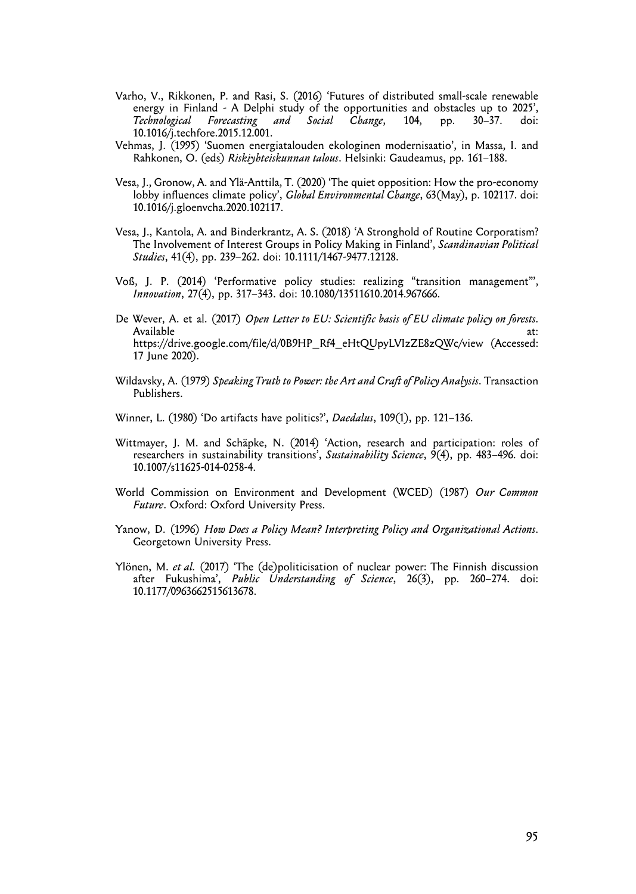Varho, V., Rikkonen, P. and Rasi, S. (2016) 'Futures of distributed small-scale renewable energy in Finland - A Delphi study of the opportunities and obstacles up to 2025', *Technological Forecasting and Social Change*, 104, pp. 30–37. doi: 10.1016/j.techfore.2015.12.001.

Vehmas, J. (1995) 'Suomen energiatalouden ekologinen modernisaatio', in Massa, I. and Rahkonen, O. (eds) *Riskiyhteiskunnan talous*. Helsinki: Gaudeamus, pp. 161–188.

Vesa, J., Gronow, A. and Ylä-Anttila, T. (2020) 'The quiet opposition: How the pro-economy lobby influences climate policy', *Global Environmental Change*, 63(May), p. 102117. doi: 10.1016/j.gloenvcha.2020.102117.

Vesa, J., Kantola, A. and Binderkrantz, A. S. (2018) 'A Stronghold of Routine Corporatism? The Involvement of Interest Groups in Policy Making in Finland', *Scandinavian Political Studies*, 41(4), pp. 239–262. doi: 10.1111/1467-9477.12128.

Voß, J. P. (2014) 'Performative policy studies: realizing "transition management"', *Innovation*, 27(4), pp. 317–343. doi: 10.1080/13511610.2014.967666.

De Wever, A. et al. (2017) *Open Letter to EU: Scientific basis of EU climate policy on forests*. Available at: https://drive.google.com/file/d/0B9HP_Rf4_eHtQUpyLVIzZE8zQWc/view (Accessed: 17 June 2020).

Wildavsky, A. (1979) *Speaking Truth to Power: the Art and Craft of Policy Analysis*. Transaction Publishers.

Winner, L. (1980) 'Do artifacts have politics?', *Daedalus*, 109(1), pp. 121–136.

Wittmayer, J. M. and Schäpke, N. (2014) 'Action, research and participation: roles of researchers in sustainability transitions', *Sustainability Science*, 9(4), pp. 483–496. doi: 10.1007/s11625-014-0258-4.

World Commission on Environment and Development (WCED) (1987) *Our Common Future*. Oxford: Oxford University Press.

Yanow, D. (1996) *How Does a Policy Mean? Interpreting Policy and Organizational Actions*. Georgetown University Press.

Ylönen, M. *et al.* (2017) 'The (de)politicisation of nuclear power: The Finnish discussion after Fukushima', *Public Understanding of Science*, 26(3), pp. 260–274. doi: 10.1177/0963662515613678.